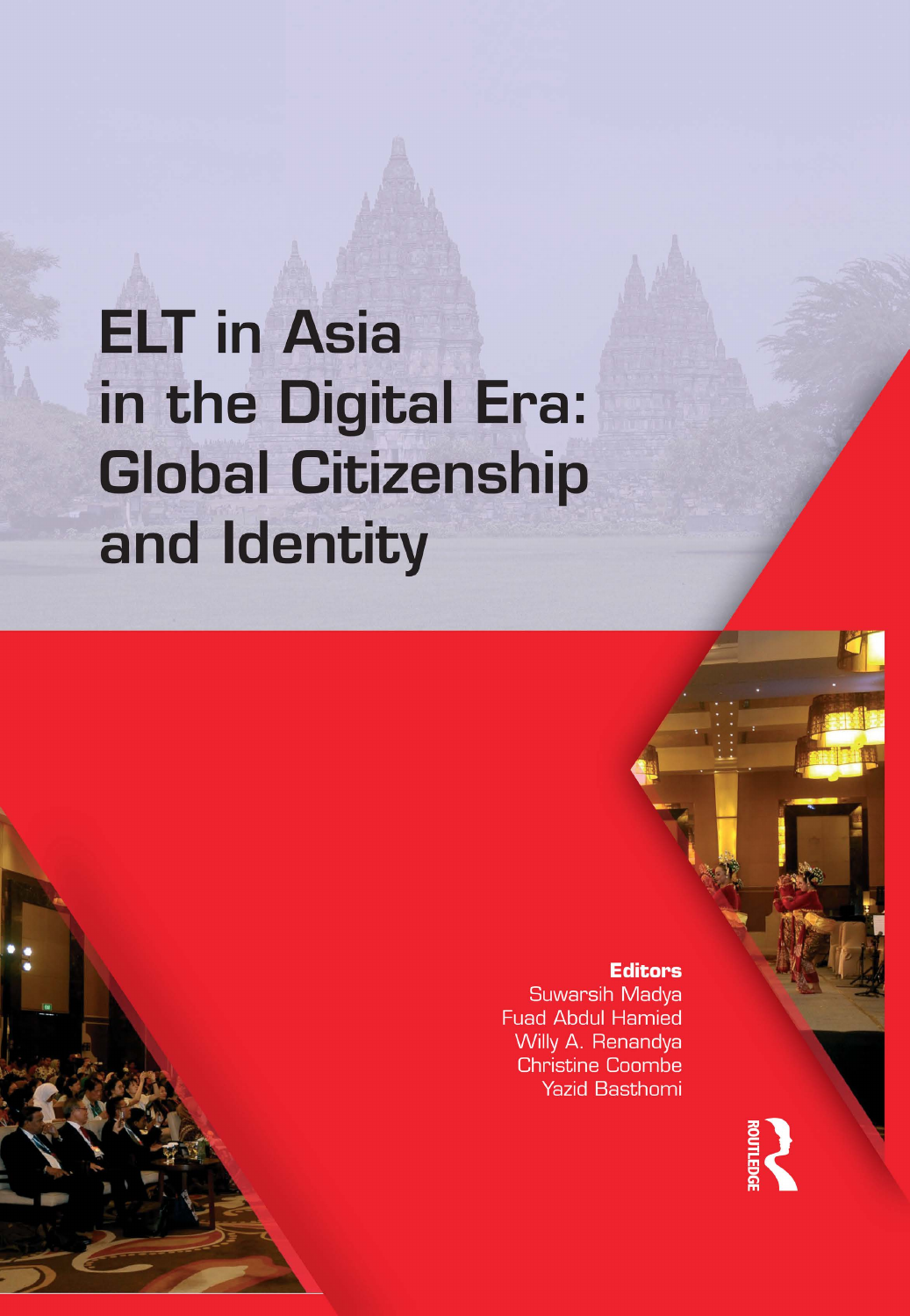# ELT in Asia in the Digital Era: Global Citizenship and Identity

**Editors**

Suwarsih Madya
Fuad Abdul Hamied
Willy A. Renandya
Christine Coombe
Yazid Basthomi

ROUTLEDGE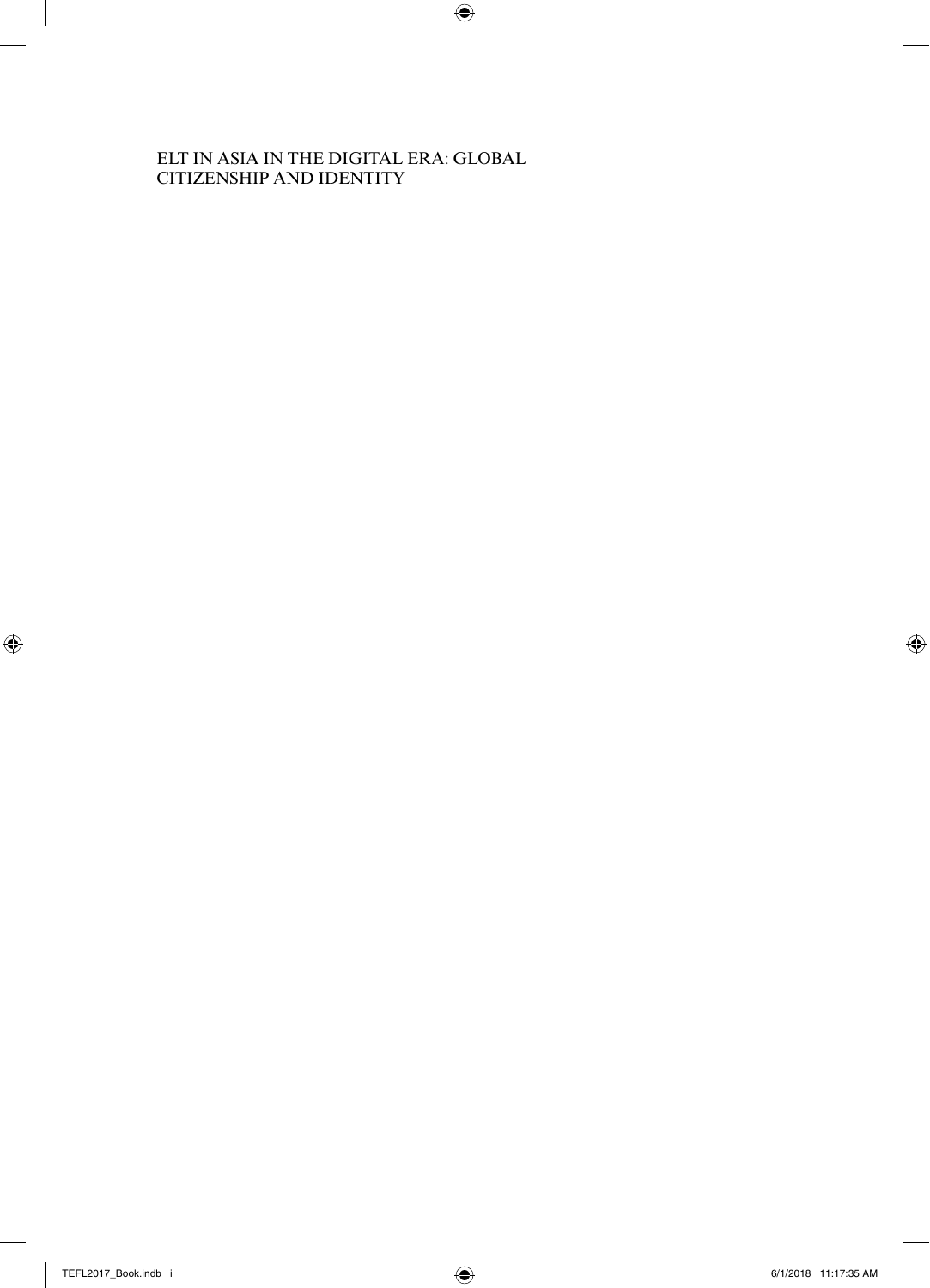# ELT IN ASIA IN THE DIGITAL ERA: GLOBAL CITIZENSHIP AND IDENTITY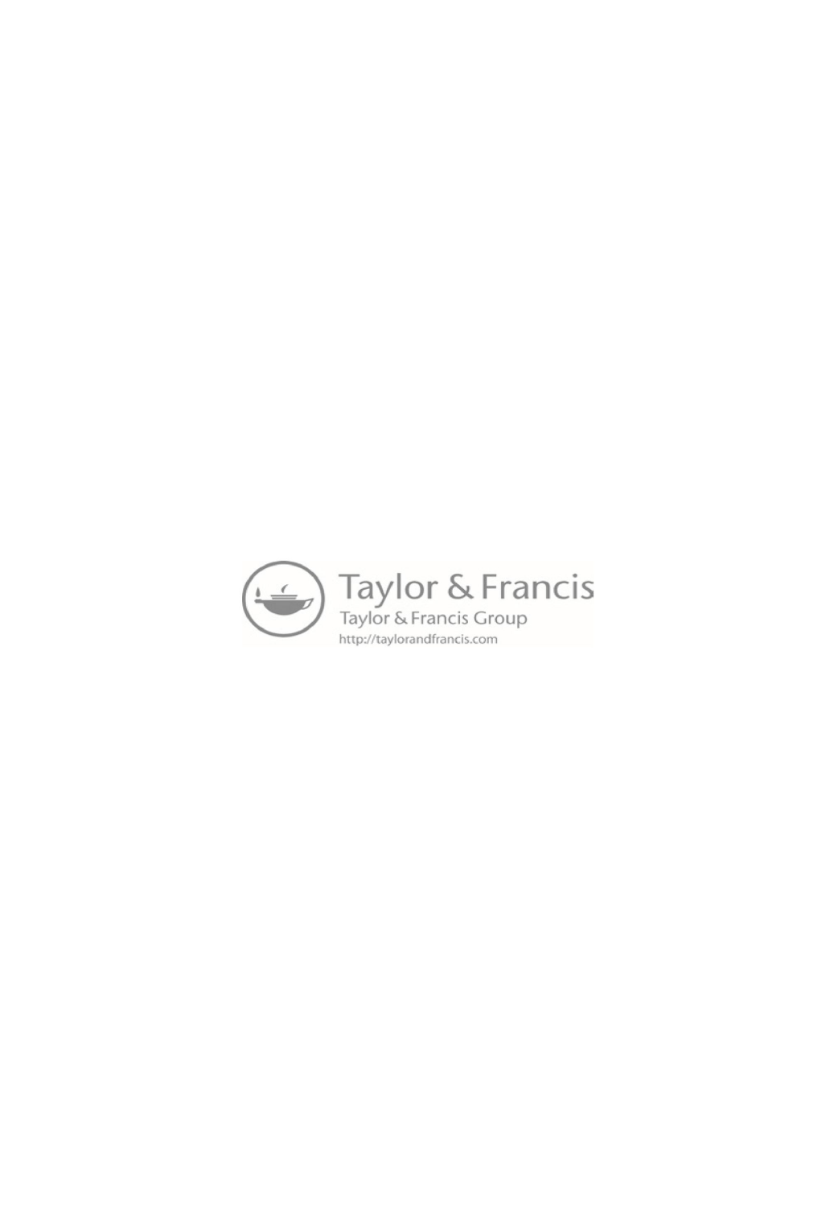Taylor & Francis

Taylor & Francis Group

http://taylorandfrancis.com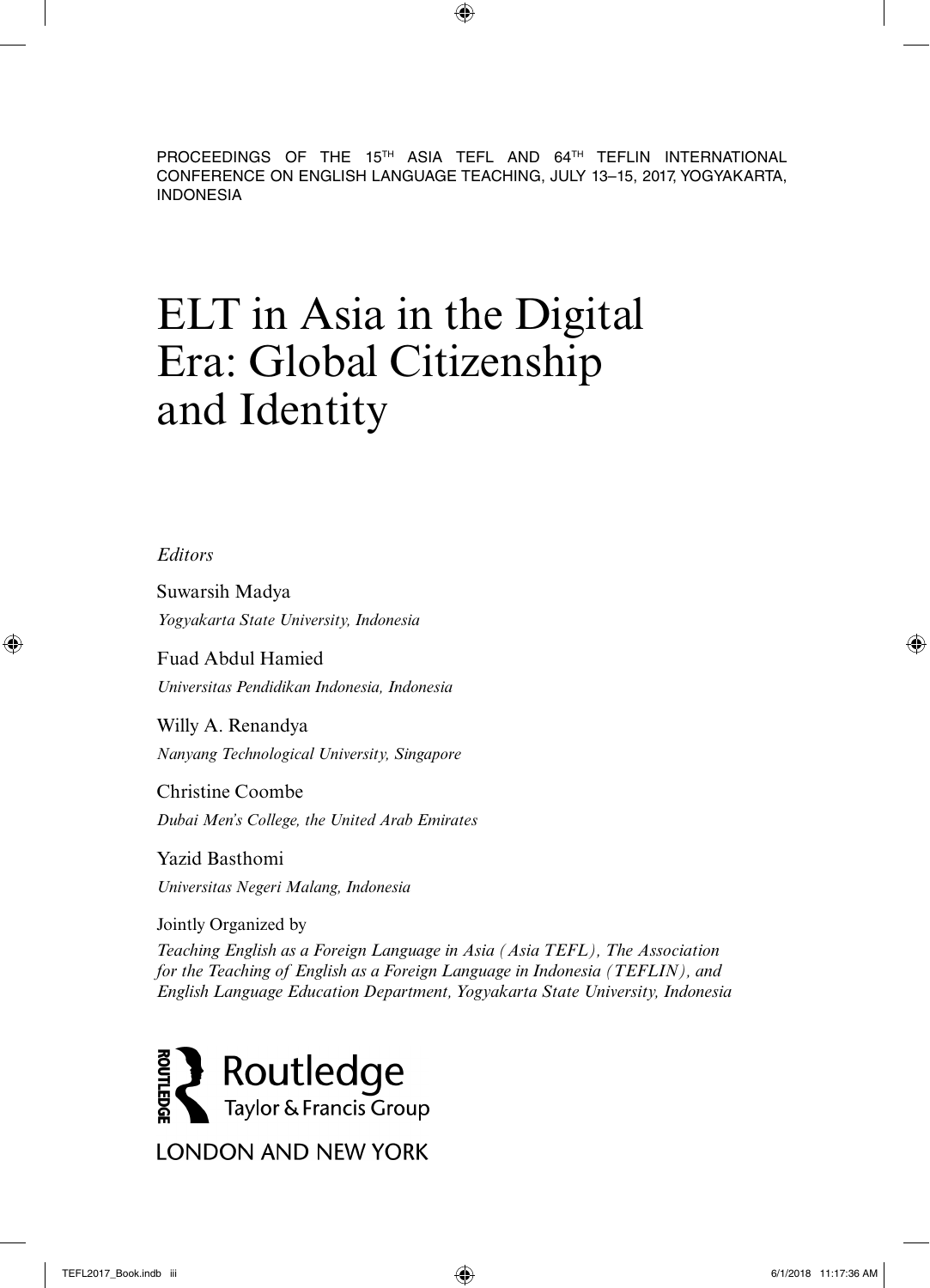PROCEEDINGS OF THE 15TH ASIA TEFL AND 64TH TEFLIN INTERNATIONAL CONFERENCE ON ENGLISH LANGUAGE TEACHING, JULY 13–15, 2017, YOGYAKARTA, INDONESIA

# ELT in Asia in the Digital Era: Global Citizenship and Identity

*Editors*

Suwarsih Madya
*Yogyakarta State University, Indonesia*

Fuad Abdul Hamied
*Universitas Pendidikan Indonesia, Indonesia*

Willy A. Renandya
*Nanyang Technological University, Singapore*

Christine Coombe
*Dubai Men's College, the United Arab Emirates*

Yazid Basthomi
*Universitas Negeri Malang, Indonesia*

Jointly Organized by

*Teaching English as a Foreign Language in Asia (Asia TEFL), The Association for the Teaching of English as a Foreign Language in Indonesia (TEFLIN), and English Language Education Department, Yogyakarta State University, Indonesia*

Routledge
Taylor & Francis Group

LONDON AND NEW YORK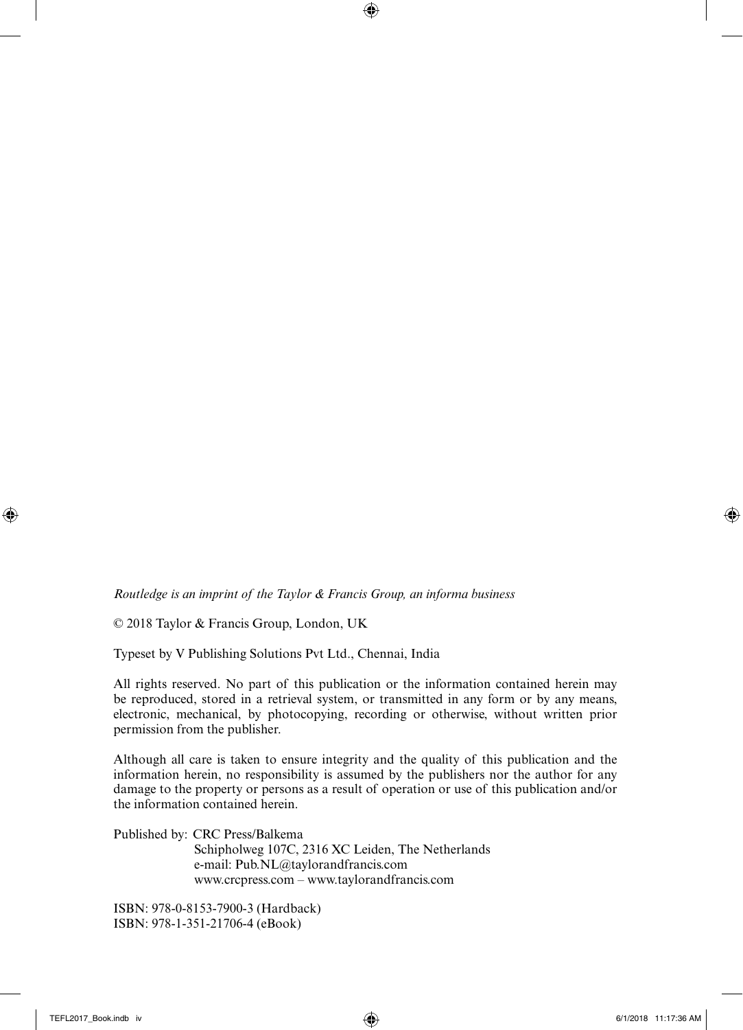*Routledge is an imprint of the Taylor & Francis Group, an informa business*

© 2018 Taylor & Francis Group, London, UK

Typeset by V Publishing Solutions Pvt Ltd., Chennai, India

All rights reserved. No part of this publication or the information contained herein may be reproduced, stored in a retrieval system, or transmitted in any form or by any means, electronic, mechanical, by photocopying, recording or otherwise, without written prior permission from the publisher.

Although all care is taken to ensure integrity and the quality of this publication and the information herein, no responsibility is assumed by the publishers nor the author for any damage to the property or persons as a result of operation or use of this publication and/or the information contained herein.

Published by: CRC Press/Balkema
Schipholweg 107C, 2316 XC Leiden, The Netherlands
e-mail: Pub.NL@taylorandfrancis.com
www.crcpress.com – www.taylorandfrancis.com

ISBN: 978-0-8153-7900-3 (Hardback)
ISBN: 978-1-351-21706-4 (eBook)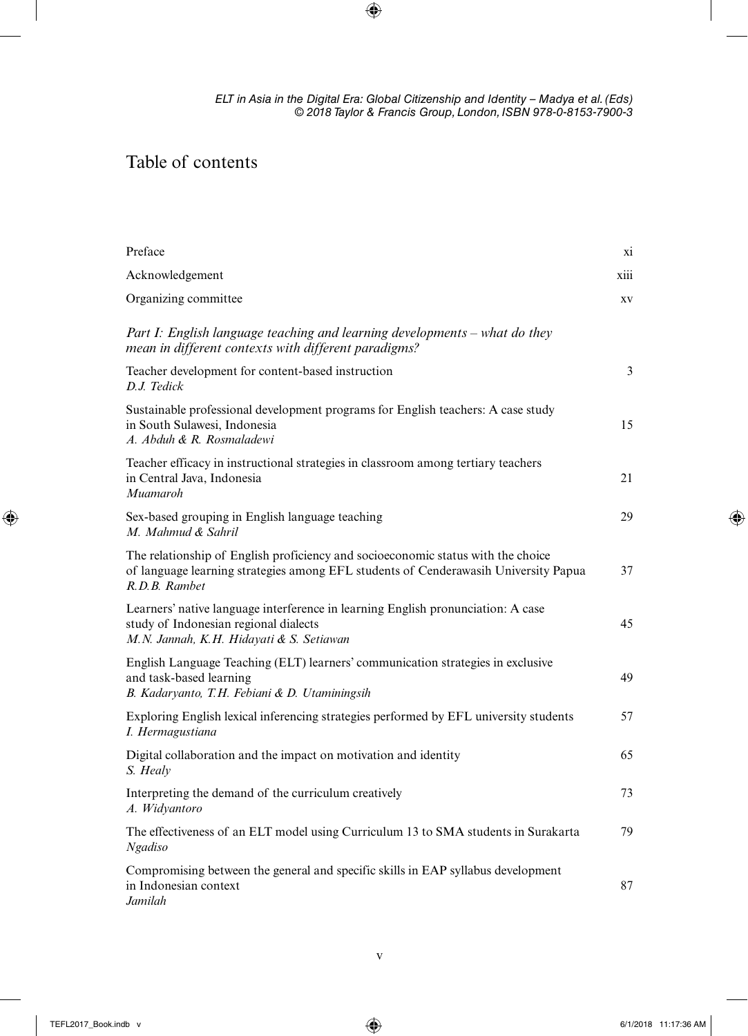*ELT in Asia in the Digital Era: Global Citizenship and Identity – Madya et al. (Eds)*
*© 2018 Taylor & Francis Group, London, ISBN 978-0-8153-7900-3*

# Table of contents

| | |
|---|---|
| Preface | xi |
| Acknowledgement | xiii |
| Organizing committee | xv |
| *Part I: English language teaching and learning developments – what do they mean in different contexts with different paradigms?* | |
| Teacher development for content-based instruction<br>*D.J. Tedick* | 3 |
| Sustainable professional development programs for English teachers: A case study in South Sulawesi, Indonesia<br>*A. Abduh & R. Rosmaladewi* | 15 |
| Teacher efficacy in instructional strategies in classroom among tertiary teachers in Central Java, Indonesia<br>*Muamaroh* | 21 |
| Sex-based grouping in English language teaching<br>*M. Mahmud & Sahril* | 29 |
| The relationship of English proficiency and socioeconomic status with the choice of language learning strategies among EFL students of Cenderawasih University Papua<br>*R.D.B. Rambet* | 37 |
| Learners' native language interference in learning English pronunciation: A case study of Indonesian regional dialects<br>*M.N. Jannah, K.H. Hidayati & S. Setiawan* | 45 |
| English Language Teaching (ELT) learners' communication strategies in exclusive and task-based learning<br>*B. Kadaryanto, T.H. Febiani & D. Utaminingsih* | 49 |
| Exploring English lexical inferencing strategies performed by EFL university students<br>*I. Hermagustiana* | 57 |
| Digital collaboration and the impact on motivation and identity<br>*S. Healy* | 65 |
| Interpreting the demand of the curriculum creatively<br>*A. Widyantoro* | 73 |
| The effectiveness of an ELT model using Curriculum 13 to SMA students in Surakarta<br>*Ngadiso* | 79 |
| Compromising between the general and specific skills in EAP syllabus development in Indonesian context<br>*Jamilah* | 87 |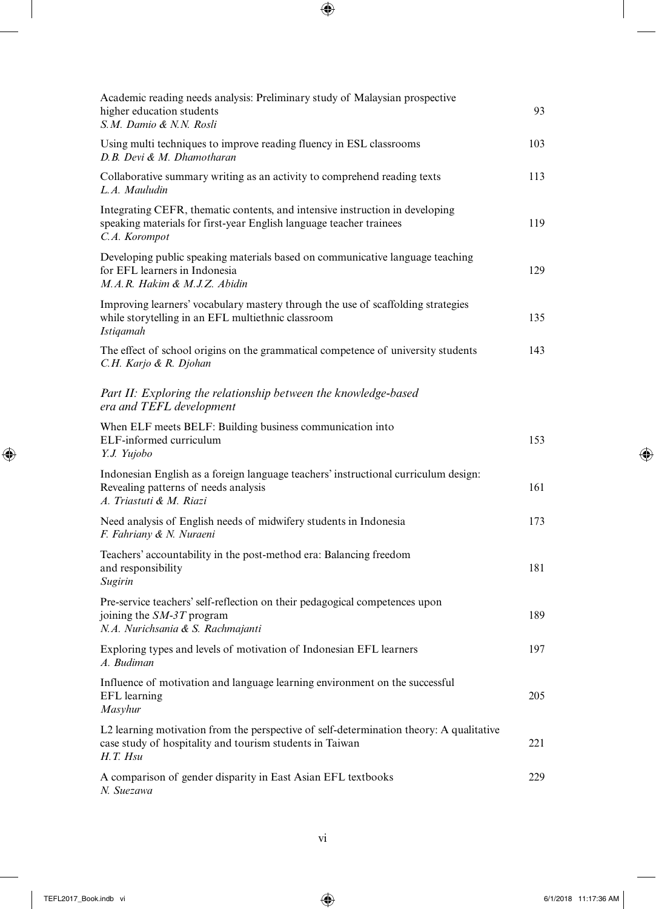Academic reading needs analysis: Preliminary study of Malaysian prospective higher education students 93
*S.M. Damio & N.N. Rosli*

Using multi techniques to improve reading fluency in ESL classrooms 103
*D.B. Devi & M. Dhamotharan*

Collaborative summary writing as an activity to comprehend reading texts 113
*L.A. Mauludin*

Integrating CEFR, thematic contents, and intensive instruction in developing speaking materials for first-year English language teacher trainees 119
*C.A. Korompot*

Developing public speaking materials based on communicative language teaching for EFL learners in Indonesia 129
*M.A.R. Hakim & M.J.Z. Abidin*

Improving learners' vocabulary mastery through the use of scaffolding strategies while storytelling in an EFL multiethnic classroom 135
*Istiqamah*

The effect of school origins on the grammatical competence of university students 143
*C.H. Karjo & R. Djohan*

## *Part II: Exploring the relationship between the knowledge-based era and TEFL development*

When ELF meets BELF: Building business communication into ELF-informed curriculum 153
*Y.J. Yujobo*

Indonesian English as a foreign language teachers' instructional curriculum design: Revealing patterns of needs analysis 161
*A. Triastuti & M. Riazi*

Need analysis of English needs of midwifery students in Indonesia 173
*F. Fahriany & N. Nuraeni*

Teachers' accountability in the post-method era: Balancing freedom and responsibility 181
*Sugirin*

Pre-service teachers' self-reflection on their pedagogical competences upon joining the *SM-3T* program 189
*N.A. Nurichsania & S. Rachmajanti*

Exploring types and levels of motivation of Indonesian EFL learners 197
*A. Budiman*

Influence of motivation and language learning environment on the successful EFL learning 205
*Masyhur*

L2 learning motivation from the perspective of self-determination theory: A qualitative case study of hospitality and tourism students in Taiwan 221
*H.T. Hsu*

A comparison of gender disparity in East Asian EFL textbooks 229
*N. Suezawa*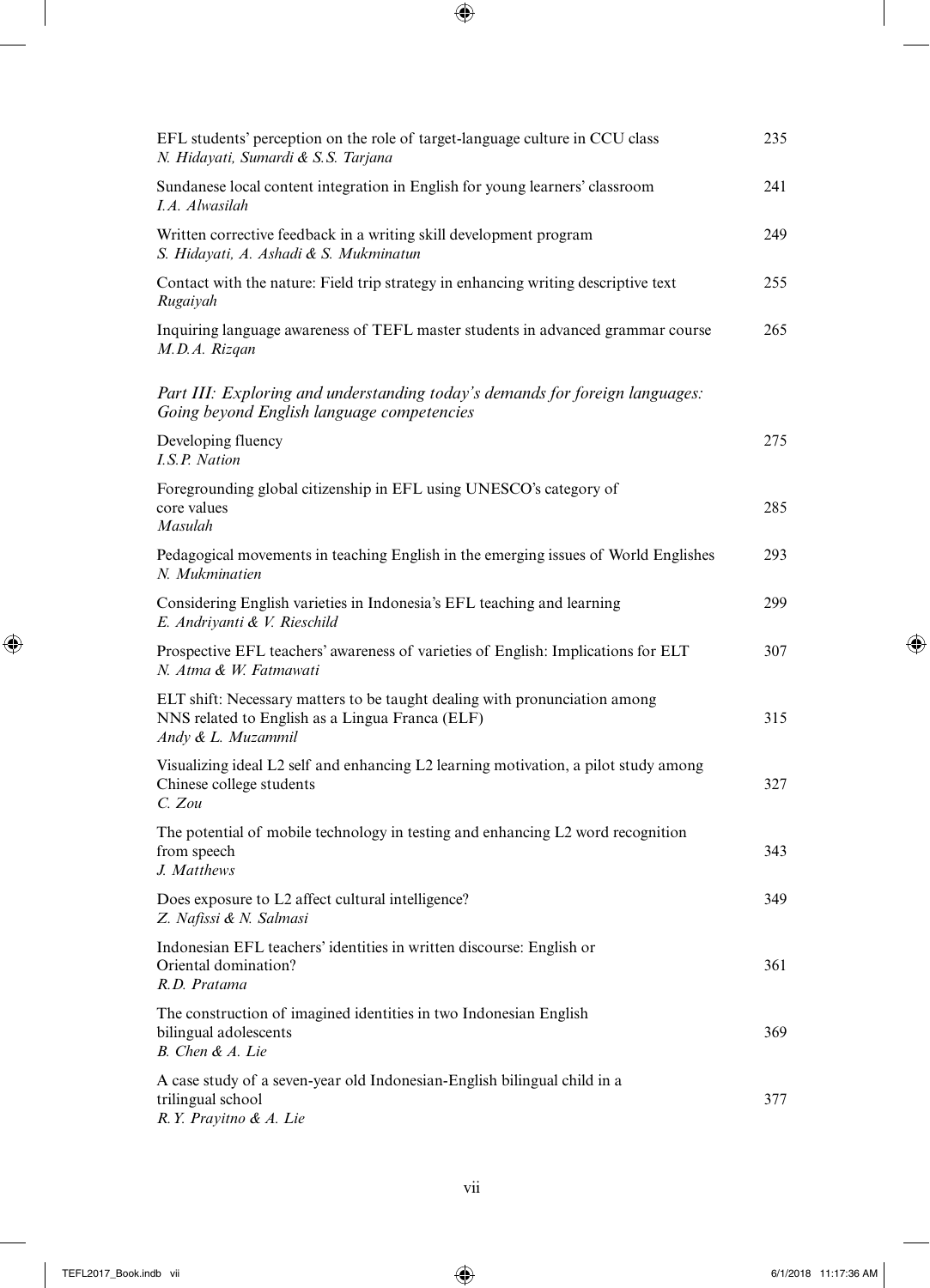EFL students' perception on the role of target-language culture in CCU class 235
*N. Hidayati, Sumardi & S.S. Tarjana*

Sundanese local content integration in English for young learners' classroom 241
*I.A. Alwasilah*

Written corrective feedback in a writing skill development program 249
*S. Hidayati, A. Ashadi & S. Mukminatun*

Contact with the nature: Field trip strategy in enhancing writing descriptive text 255
*Rugaiyah*

Inquiring language awareness of TEFL master students in advanced grammar course 265
*M.D.A. Rizqan*

*Part III: Exploring and understanding today's demands for foreign languages: Going beyond English language competencies*

Developing fluency 275
*I.S.P. Nation*

Foregrounding global citizenship in EFL using UNESCO's category of core values 285
*Masulah*

Pedagogical movements in teaching English in the emerging issues of World Englishes 293
*N. Mukminatien*

Considering English varieties in Indonesia's EFL teaching and learning 299
*E. Andriyanti & V. Rieschild*

Prospective EFL teachers' awareness of varieties of English: Implications for ELT 307
*N. Atma & W. Fatmawati*

ELT shift: Necessary matters to be taught dealing with pronunciation among NNS related to English as a Lingua Franca (ELF) 315
*Andy & L. Muzammil*

Visualizing ideal L2 self and enhancing L2 learning motivation, a pilot study among Chinese college students 327
*C. Zou*

The potential of mobile technology in testing and enhancing L2 word recognition from speech 343
*J. Matthews*

Does exposure to L2 affect cultural intelligence? 349
*Z. Nafissi & N. Salmasi*

Indonesian EFL teachers' identities in written discourse: English or Oriental domination? 361
*R.D. Pratama*

The construction of imagined identities in two Indonesian English bilingual adolescents 369
*B. Chen & A. Lie*

A case study of a seven-year old Indonesian-English bilingual child in a trilingual school 377
*R.Y. Prayitno & A. Lie*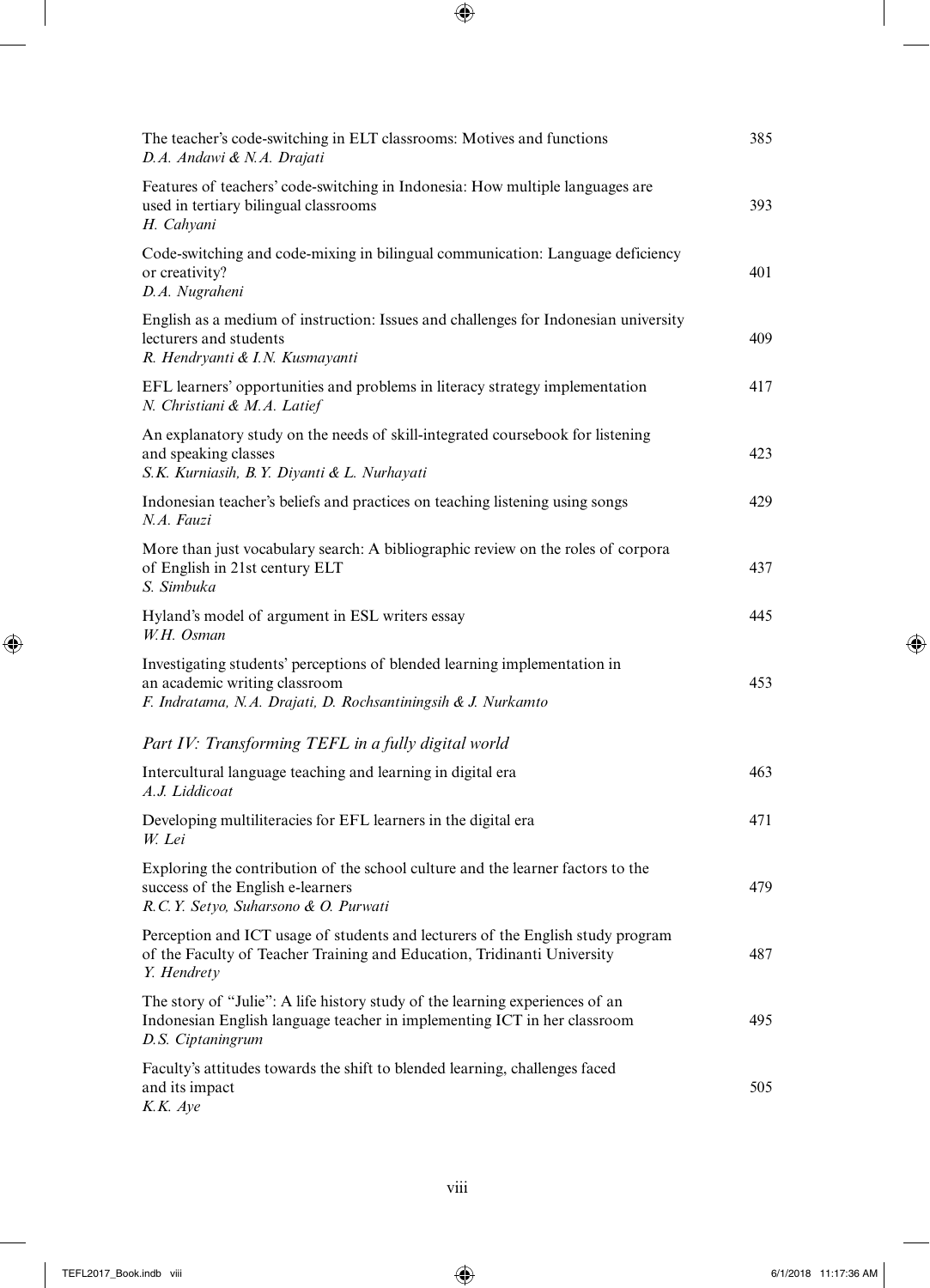| | |
|---|---|
| The teacher's code-switching in ELT classrooms: Motives and functions<br>*D.A. Andawi & N.A. Drajati* | 385 |
| Features of teachers' code-switching in Indonesia: How multiple languages are used in tertiary bilingual classrooms<br>*H. Cahyani* | 393 |
| Code-switching and code-mixing in bilingual communication: Language deficiency or creativity?<br>*D.A. Nugraheni* | 401 |
| English as a medium of instruction: Issues and challenges for Indonesian university lecturers and students<br>*R. Hendryanti & I.N. Kusmayanti* | 409 |
| EFL learners' opportunities and problems in literacy strategy implementation<br>*N. Christiani & M.A. Latief* | 417 |
| An explanatory study on the needs of skill-integrated coursebook for listening and speaking classes<br>*S.K. Kurniasih, B.Y. Diyanti & L. Nurhayati* | 423 |
| Indonesian teacher's beliefs and practices on teaching listening using songs<br>*N.A. Fauzi* | 429 |
| More than just vocabulary search: A bibliographic review on the roles of corpora of English in 21st century ELT<br>*S. Simbuka* | 437 |
| Hyland's model of argument in ESL writers essay<br>*W.H. Osman* | 445 |
| Investigating students' perceptions of blended learning implementation in an academic writing classroom<br>*F. Indratama, N.A. Drajati, D. Rochsantiningsih & J. Nurkamto* | 453 |

*Part IV: Transforming TEFL in a fully digital world*

| | |
|---|---|
| Intercultural language teaching and learning in digital era<br>*A.J. Liddicoat* | 463 |
| Developing multiliteracies for EFL learners in the digital era<br>*W. Lei* | 471 |
| Exploring the contribution of the school culture and the learner factors to the success of the English e-learners<br>*R.C.Y. Setyo, Suharsono & O. Purwati* | 479 |
| Perception and ICT usage of students and lecturers of the English study program of the Faculty of Teacher Training and Education, Tridinanti University<br>*Y. Hendrety* | 487 |
| The story of "Julie": A life history study of the learning experiences of an Indonesian English language teacher in implementing ICT in her classroom<br>*D.S. Ciptaningrum* | 495 |
| Faculty's attitudes towards the shift to blended learning, challenges faced and its impact<br>*K.K. Aye* | 505 |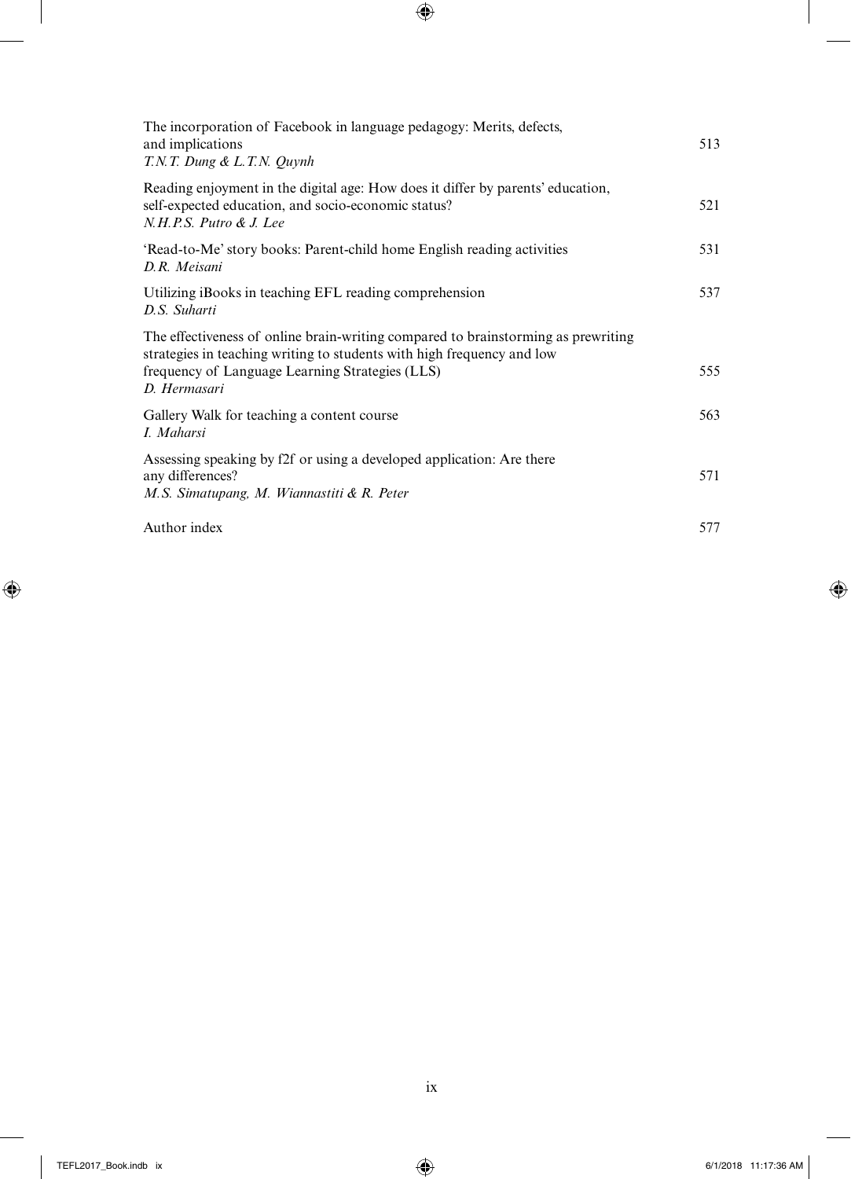The incorporation of Facebook in language pedagogy: Merits, defects, and implications 513
*T.N.T. Dung & L.T.N. Quynh*

Reading enjoyment in the digital age: How does it differ by parents' education, self-expected education, and socio-economic status? 521
*N.H.P.S. Putro & J. Lee*

'Read-to-Me' story books: Parent-child home English reading activities 531
*D.R. Meisani*

Utilizing iBooks in teaching EFL reading comprehension 537
*D.S. Suharti*

The effectiveness of online brain-writing compared to brainstorming as prewriting strategies in teaching writing to students with high frequency and low frequency of Language Learning Strategies (LLS) 555
*D. Hermasari*

Gallery Walk for teaching a content course 563
*I. Maharsi*

Assessing speaking by f2f or using a developed application: Are there any differences? 571
*M.S. Simatupang, M. Wiannastiti & R. Peter*

Author index 577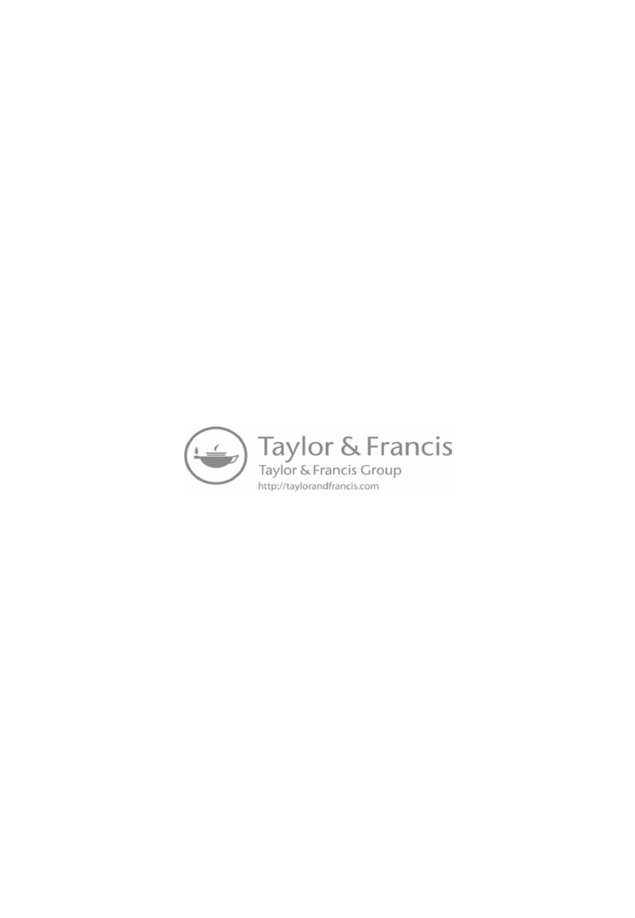Taylor & Francis

Taylor & Francis Group

http://taylorandfrancis.com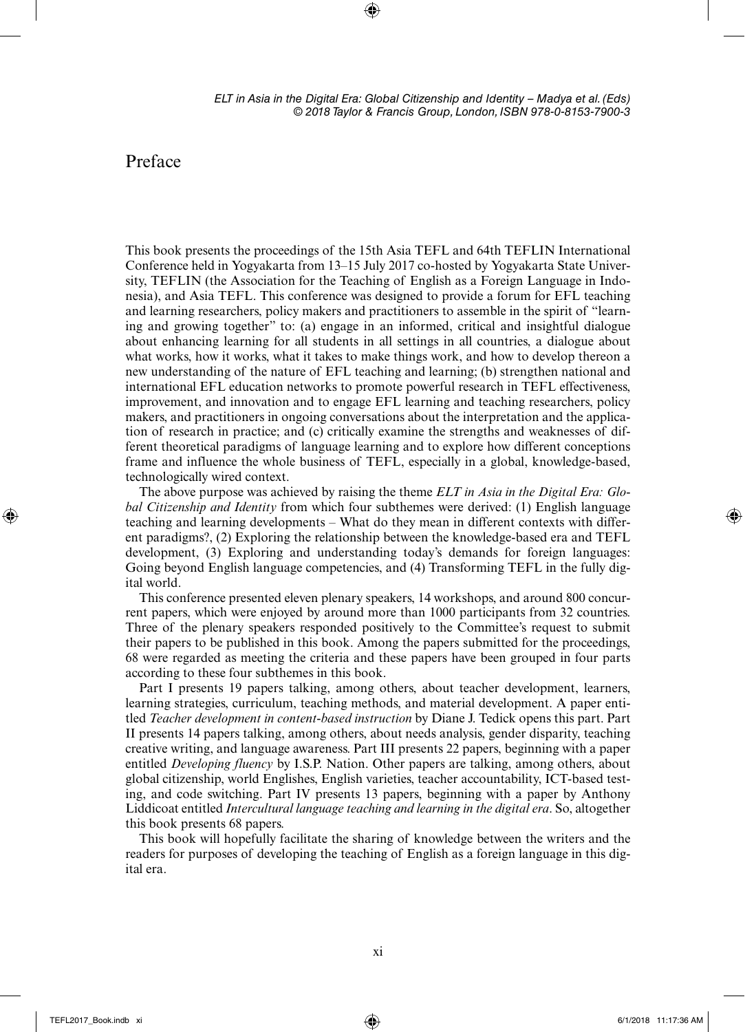# Preface

This book presents the proceedings of the 15th Asia TEFL and 64th TEFLIN International Conference held in Yogyakarta from 13–15 July 2017 co-hosted by Yogyakarta State University, TEFLIN (the Association for the Teaching of English as a Foreign Language in Indonesia), and Asia TEFL. This conference was designed to provide a forum for EFL teaching and learning researchers, policy makers and practitioners to assemble in the spirit of "learning and growing together" to: (a) engage in an informed, critical and insightful dialogue about enhancing learning for all students in all settings in all countries, a dialogue about what works, how it works, what it takes to make things work, and how to develop thereon a new understanding of the nature of EFL teaching and learning; (b) strengthen national and international EFL education networks to promote powerful research in TEFL effectiveness, improvement, and innovation and to engage EFL learning and teaching researchers, policy makers, and practitioners in ongoing conversations about the interpretation and the application of research in practice; and (c) critically examine the strengths and weaknesses of different theoretical paradigms of language learning and to explore how different conceptions frame and influence the whole business of TEFL, especially in a global, knowledge-based, technologically wired context.

The above purpose was achieved by raising the theme *ELT in Asia in the Digital Era: Global Citizenship and Identity* from which four subthemes were derived: (1) English language teaching and learning developments – What do they mean in different contexts with different paradigms?, (2) Exploring the relationship between the knowledge-based era and TEFL development, (3) Exploring and understanding today's demands for foreign languages: Going beyond English language competencies, and (4) Transforming TEFL in the fully digital world.

This conference presented eleven plenary speakers, 14 workshops, and around 800 concurrent papers, which were enjoyed by around more than 1000 participants from 32 countries. Three of the plenary speakers responded positively to the Committee's request to submit their papers to be published in this book. Among the papers submitted for the proceedings, 68 were regarded as meeting the criteria and these papers have been grouped in four parts according to these four subthemes in this book.

Part I presents 19 papers talking, among others, about teacher development, learners, learning strategies, curriculum, teaching methods, and material development. A paper entitled *Teacher development in content-based instruction* by Diane J. Tedick opens this part. Part II presents 14 papers talking, among others, about needs analysis, gender disparity, teaching creative writing, and language awareness. Part III presents 22 papers, beginning with a paper entitled *Developing fluency* by I.S.P. Nation. Other papers are talking, among others, about global citizenship, world Englishes, English varieties, teacher accountability, ICT-based testing, and code switching. Part IV presents 13 papers, beginning with a paper by Anthony Liddicoat entitled *Intercultural language teaching and learning in the digital era*. So, altogether this book presents 68 papers.

This book will hopefully facilitate the sharing of knowledge between the writers and the readers for purposes of developing the teaching of English as a foreign language in this digital era.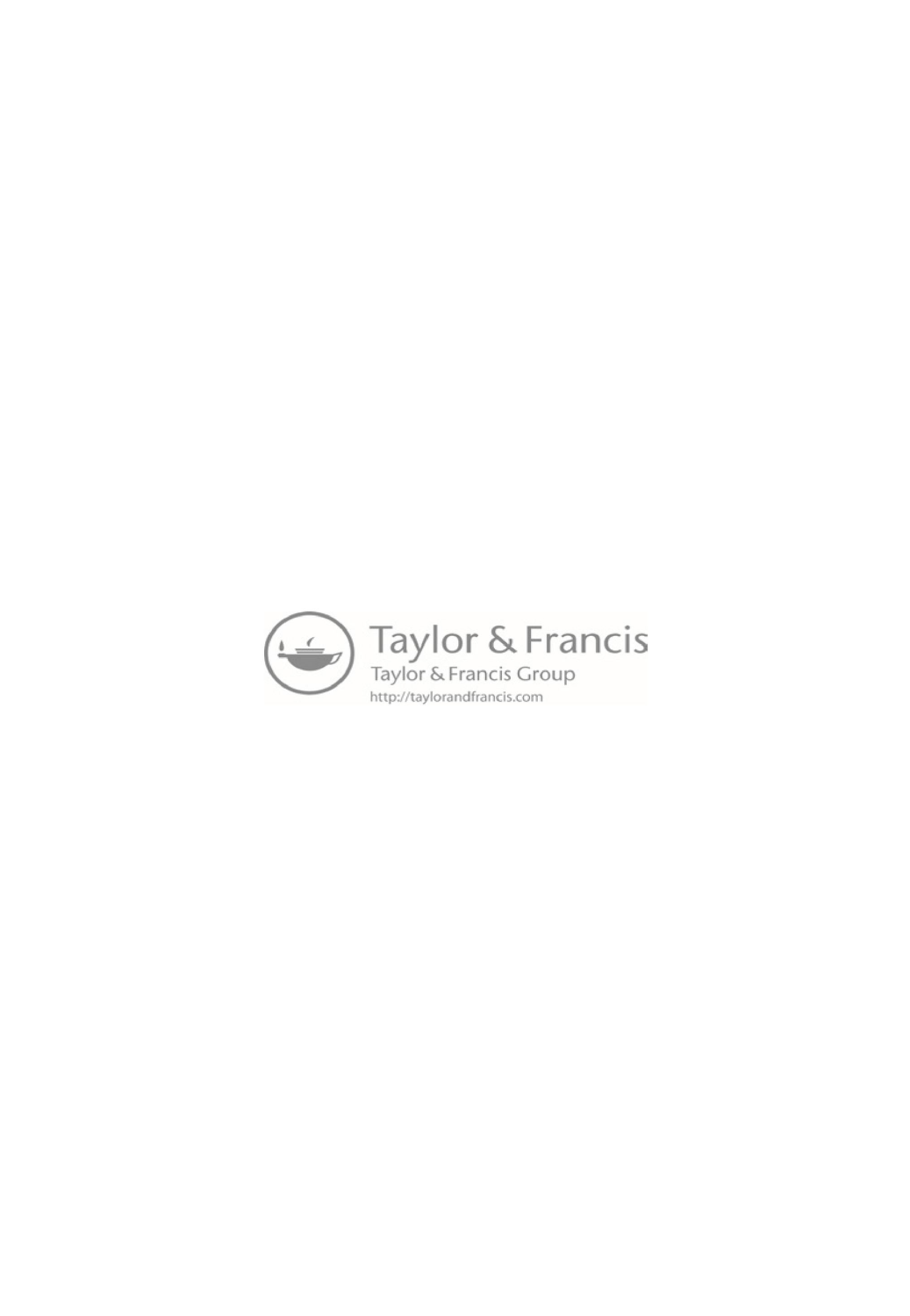Taylor & Francis

Taylor & Francis Group

http://taylorandfrancis.com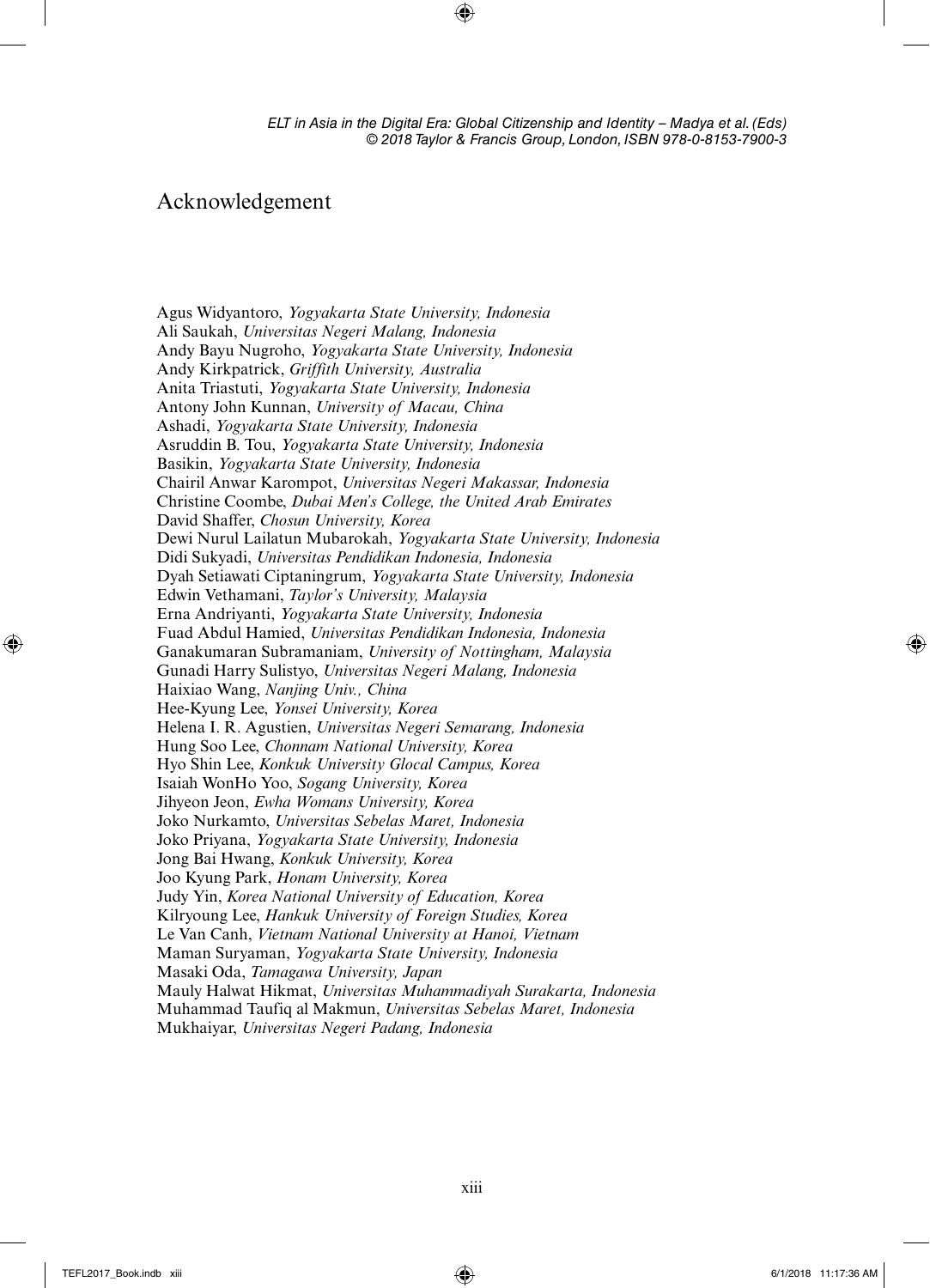# Acknowledgement

Agus Widyantoro, *Yogyakarta State University, Indonesia*
Ali Saukah, *Universitas Negeri Malang, Indonesia*
Andy Bayu Nugroho, *Yogyakarta State University, Indonesia*
Andy Kirkpatrick, *Griffith University, Australia*
Anita Triastuti, *Yogyakarta State University, Indonesia*
Antony John Kunnan, *University of Macau, China*
Ashadi, *Yogyakarta State University, Indonesia*
Asruddin B. Tou, *Yogyakarta State University, Indonesia*
Basikin, *Yogyakarta State University, Indonesia*
Chairil Anwar Karompot, *Universitas Negeri Makassar, Indonesia*
Christine Coombe, *Dubai Men's College, the United Arab Emirates*
David Shaffer, *Chosun University, Korea*
Dewi Nurul Lailatun Mubarokah, *Yogyakarta State University, Indonesia*
Didi Sukyadi, *Universitas Pendidikan Indonesia, Indonesia*
Dyah Setiawati Ciptaningrum, *Yogyakarta State University, Indonesia*
Edwin Vethamani, *Taylor's University, Malaysia*
Erna Andriyanti, *Yogyakarta State University, Indonesia*
Fuad Abdul Hamied, *Universitas Pendidikan Indonesia, Indonesia*
Ganakumaran Subramaniam, *University of Nottingham, Malaysia*
Gunadi Harry Sulistyo, *Universitas Negeri Malang, Indonesia*
Haixiao Wang, *Nanjing Univ., China*
Hee-Kyung Lee, *Yonsei University, Korea*
Helena I. R. Agustien, *Universitas Negeri Semarang, Indonesia*
Hung Soo Lee, *Chonnam National University, Korea*
Hyo Shin Lee, *Konkuk University Glocal Campus, Korea*
Isaiah WonHo Yoo, *Sogang University, Korea*
Jihyeon Jeon, *Ewha Womans University, Korea*
Joko Nurkamto, *Universitas Sebelas Maret, Indonesia*
Joko Priyana, *Yogyakarta State University, Indonesia*
Jong Bai Hwang, *Konkuk University, Korea*
Joo Kyung Park, *Honam University, Korea*
Judy Yin, *Korea National University of Education, Korea*
Kilryoung Lee, *Hankuk University of Foreign Studies, Korea*
Le Van Canh, *Vietnam National University at Hanoi, Vietnam*
Maman Suryaman, *Yogyakarta State University, Indonesia*
Masaki Oda, *Tamagawa University, Japan*
Mauly Halwat Hikmat, *Universitas Muhammadiyah Surakarta, Indonesia*
Muhammad Taufiq al Makmun, *Universitas Sebelas Maret, Indonesia*
Mukhaiyar, *Universitas Negeri Padang, Indonesia*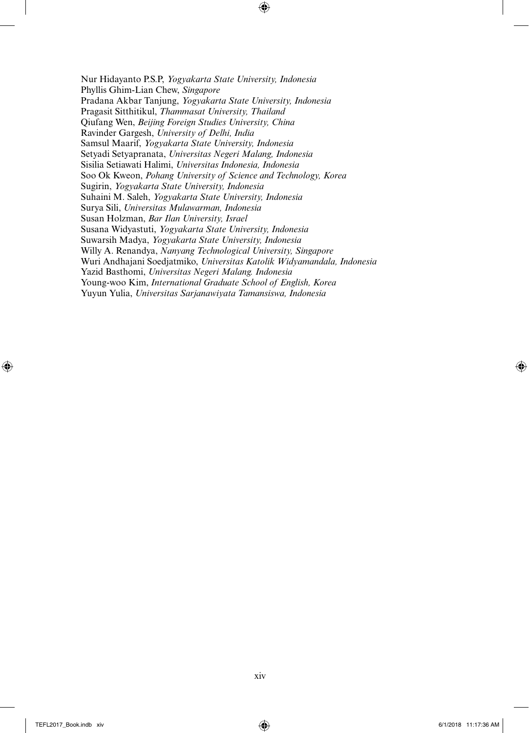Nur Hidayanto P.S.P, *Yogyakarta State University, Indonesia*
Phyllis Ghim-Lian Chew, *Singapore*
Pradana Akbar Tanjung, *Yogyakarta State University, Indonesia*
Pragasit Sitthitikul, *Thammasat University, Thailand*
Qiufang Wen, *Beijing Foreign Studies University, China*
Ravinder Gargesh, *University of Delhi, India*
Samsul Maarif, *Yogyakarta State University, Indonesia*
Setyadi Setyapranata, *Universitas Negeri Malang, Indonesia*
Sisilia Setiawati Halimi, *Universitas Indonesia, Indonesia*
Soo Ok Kweon, *Pohang University of Science and Technology, Korea*
Sugirin, *Yogyakarta State University, Indonesia*
Suhaini M. Saleh, *Yogyakarta State University, Indonesia*
Surya Sili, *Universitas Mulawarman, Indonesia*
Susan Holzman, *Bar Ilan University, Israel*
Susana Widyastuti, *Yogyakarta State University, Indonesia*
Suwarsih Madya, *Yogyakarta State University, Indonesia*
Willy A. Renandya, *Nanyang Technological University, Singapore*
Wuri Andhajani Soedjatmiko, *Universitas Katolik Widyamandala, Indonesia*
Yazid Basthomi, *Universitas Negeri Malang. Indonesia*
Young-woo Kim, *International Graduate School of English, Korea*
Yuyun Yulia, *Universitas Sarjanawiyata Tamansiswa, Indonesia*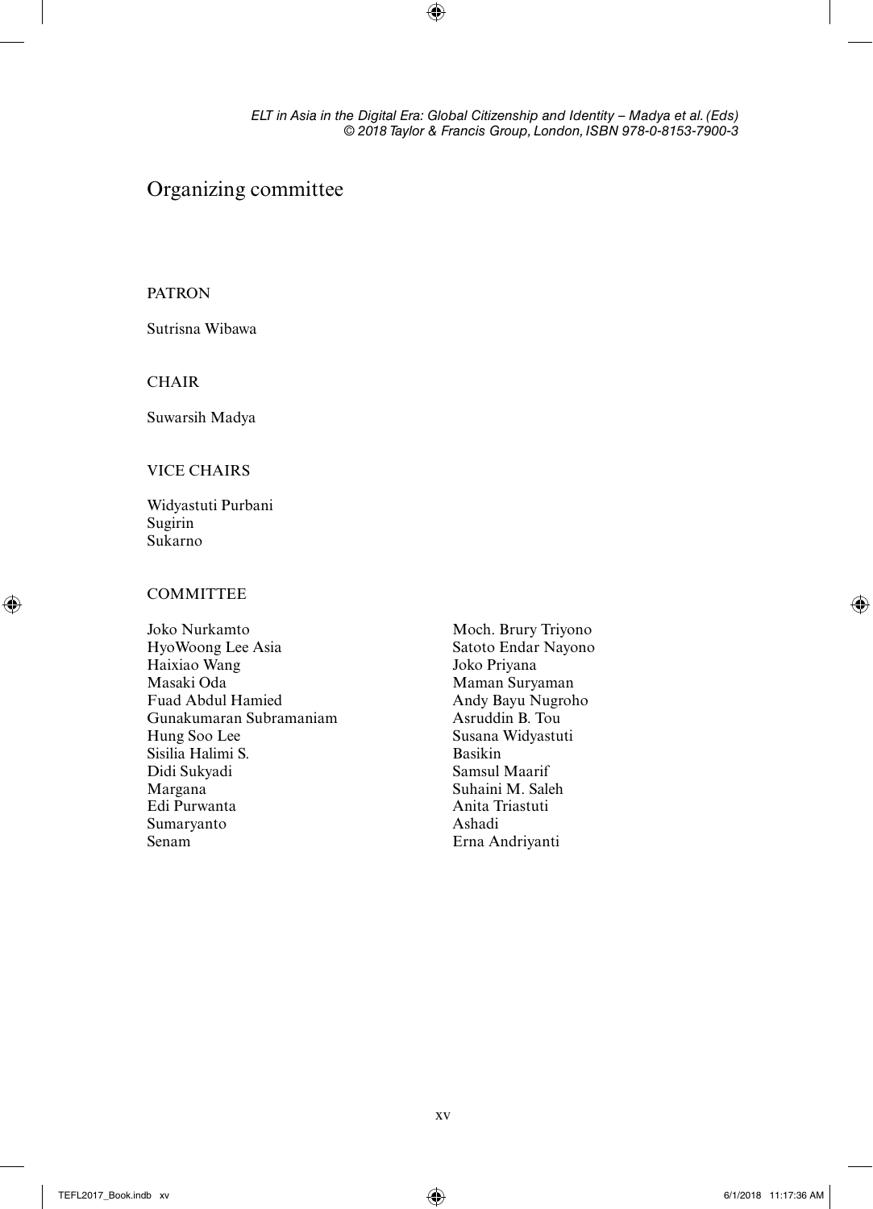# Organizing committee

PATRON

Sutrisna Wibawa

CHAIR

Suwarsih Madya

VICE CHAIRS

Widyastuti Purbani
Sugirin
Sukarno

COMMITTEE

Joko Nurkamto
HyoWoong Lee Asia
Haixiao Wang
Masaki Oda
Fuad Abdul Hamied
Gunakumaran Subramaniam
Hung Soo Lee
Sisilia Halimi S.
Didi Sukyadi
Margana
Edi Purwanta
Sumaryanto
Senam
Moch. Brury Triyono
Satoto Endar Nayono
Joko Priyana
Maman Suryaman
Andy Bayu Nugroho
Asruddin B. Tou
Susana Widyastuti
Basikin
Samsul Maarif
Suhaini M. Saleh
Anita Triastuti
Ashadi
Erna Andriyanti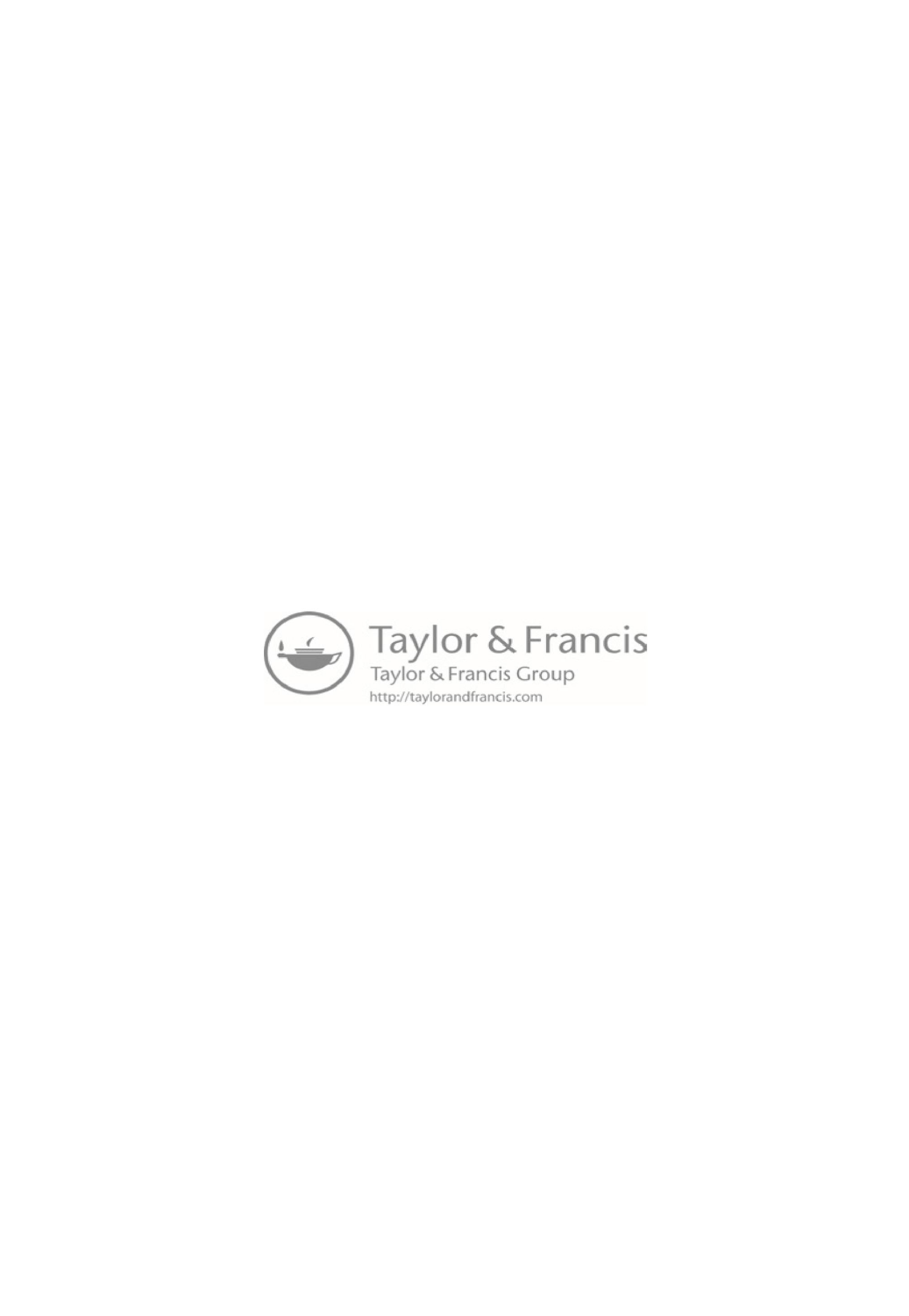Taylor & Francis
Taylor & Francis Group
http://taylorandfrancis.com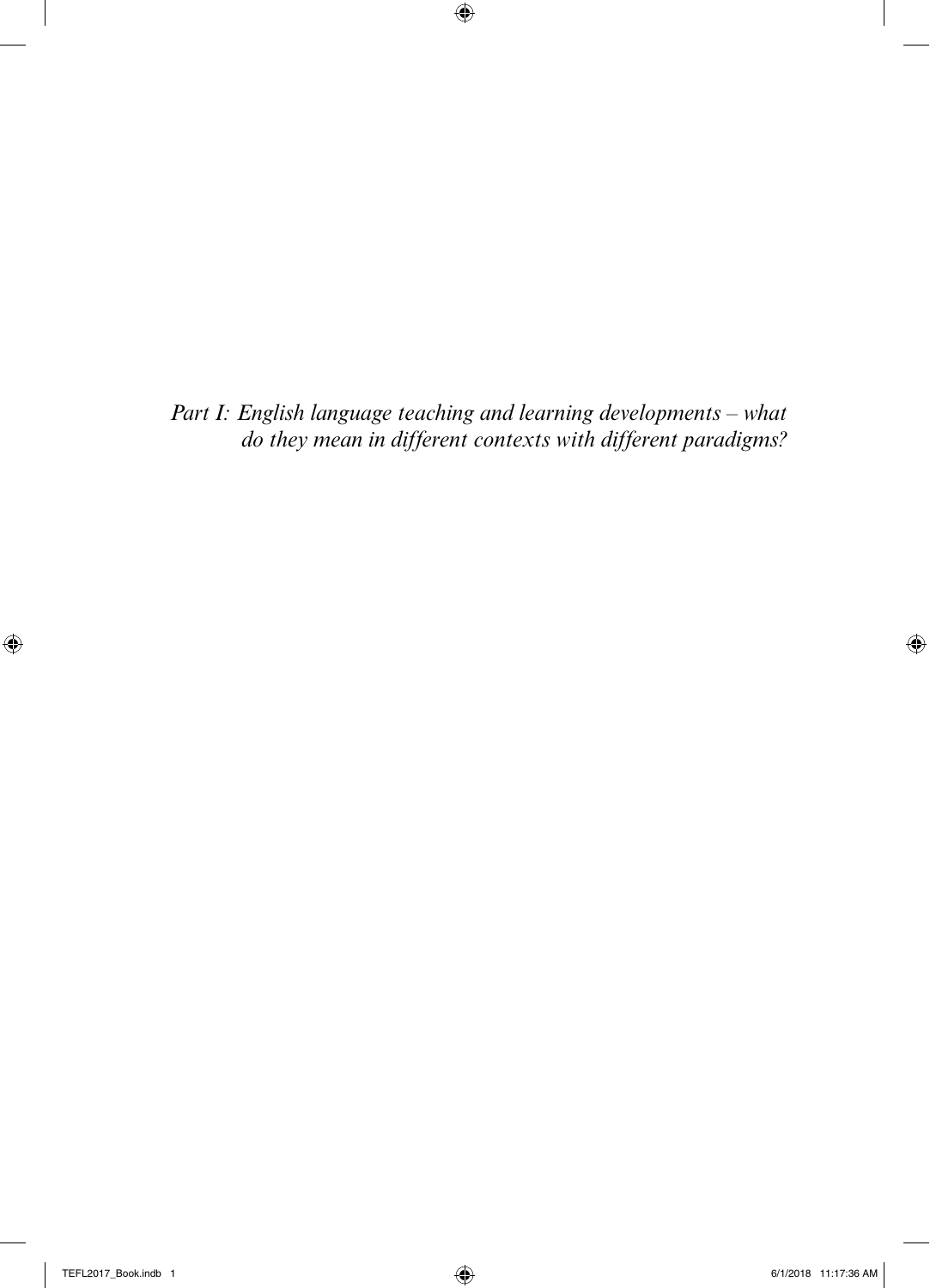# *Part I: English language teaching and learning developments – what do they mean in different contexts with different paradigms?*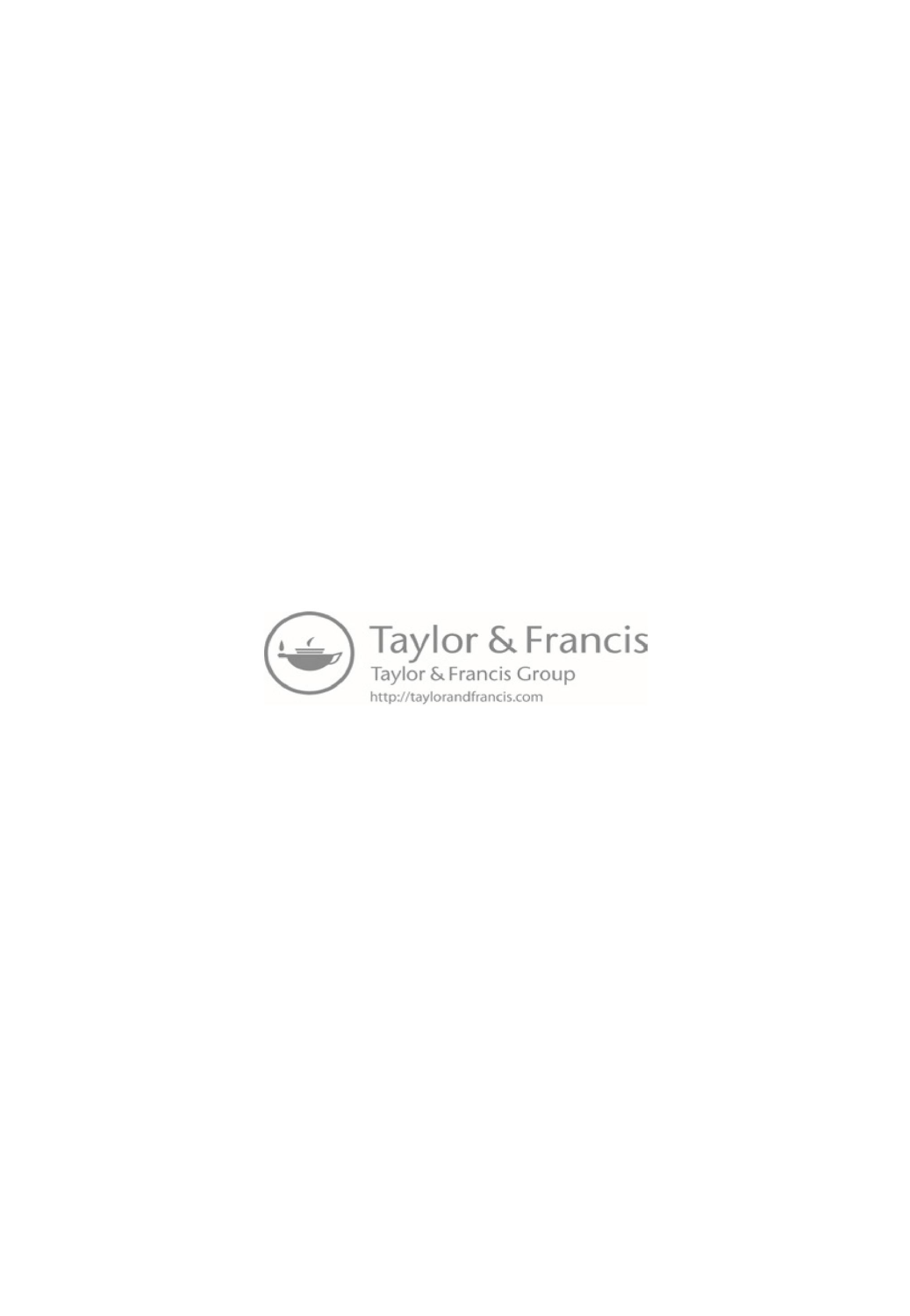Taylor & Francis

Taylor & Francis Group

http://taylorandfrancis.com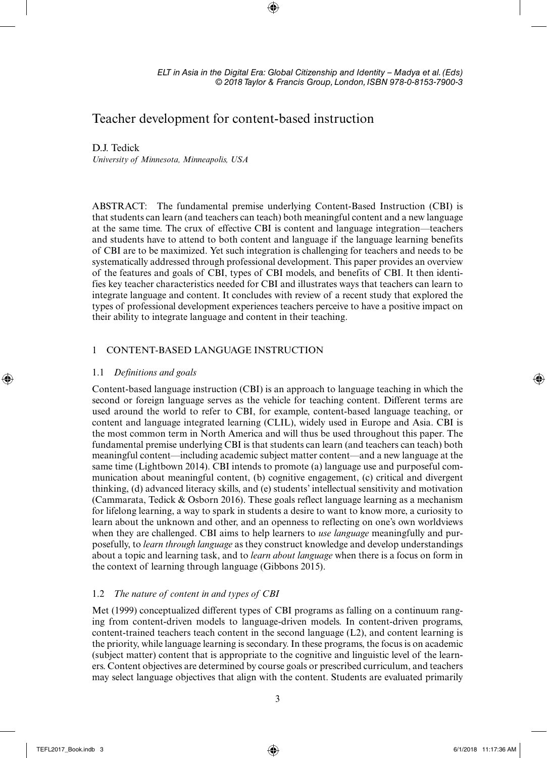# Teacher development for content-based instruction

D.J. Tedick

*University of Minnesota, Minneapolis, USA*

ABSTRACT: The fundamental premise underlying Content-Based Instruction (CBI) is that students can learn (and teachers can teach) both meaningful content and a new language at the same time. The crux of effective CBI is content and language integration—teachers and students have to attend to both content and language if the language learning benefits of CBI are to be maximized. Yet such integration is challenging for teachers and needs to be systematically addressed through professional development. This paper provides an overview of the features and goals of CBI, types of CBI models, and benefits of CBI. It then identifies key teacher characteristics needed for CBI and illustrates ways that teachers can learn to integrate language and content. It concludes with review of a recent study that explored the types of professional development experiences teachers perceive to have a positive impact on their ability to integrate language and content in their teaching.

## 1 CONTENT-BASED LANGUAGE INSTRUCTION

### 1.1 *Definitions and goals*

Content-based language instruction (CBI) is an approach to language teaching in which the second or foreign language serves as the vehicle for teaching content. Different terms are used around the world to refer to CBI, for example, content-based language teaching, or content and language integrated learning (CLIL), widely used in Europe and Asia. CBI is the most common term in North America and will thus be used throughout this paper. The fundamental premise underlying CBI is that students can learn (and teachers can teach) both meaningful content—including academic subject matter content—and a new language at the same time (Lightbown 2014). CBI intends to promote (a) language use and purposeful communication about meaningful content, (b) cognitive engagement, (c) critical and divergent thinking, (d) advanced literacy skills, and (e) students' intellectual sensitivity and motivation (Cammarata, Tedick & Osborn 2016). These goals reflect language learning as a mechanism for lifelong learning, a way to spark in students a desire to want to know more, a curiosity to learn about the unknown and other, and an openness to reflecting on one's own worldviews when they are challenged. CBI aims to help learners to *use language* meaningfully and purposefully, to *learn through language* as they construct knowledge and develop understandings about a topic and learning task, and to *learn about language* when there is a focus on form in the context of learning through language (Gibbons 2015).

### 1.2 *The nature of content in and types of CBI*

Met (1999) conceptualized different types of CBI programs as falling on a continuum ranging from content-driven models to language-driven models. In content-driven programs, content-trained teachers teach content in the second language (L2), and content learning is the priority, while language learning is secondary. In these programs, the focus is on academic (subject matter) content that is appropriate to the cognitive and linguistic level of the learners. Content objectives are determined by course goals or prescribed curriculum, and teachers may select language objectives that align with the content. Students are evaluated primarily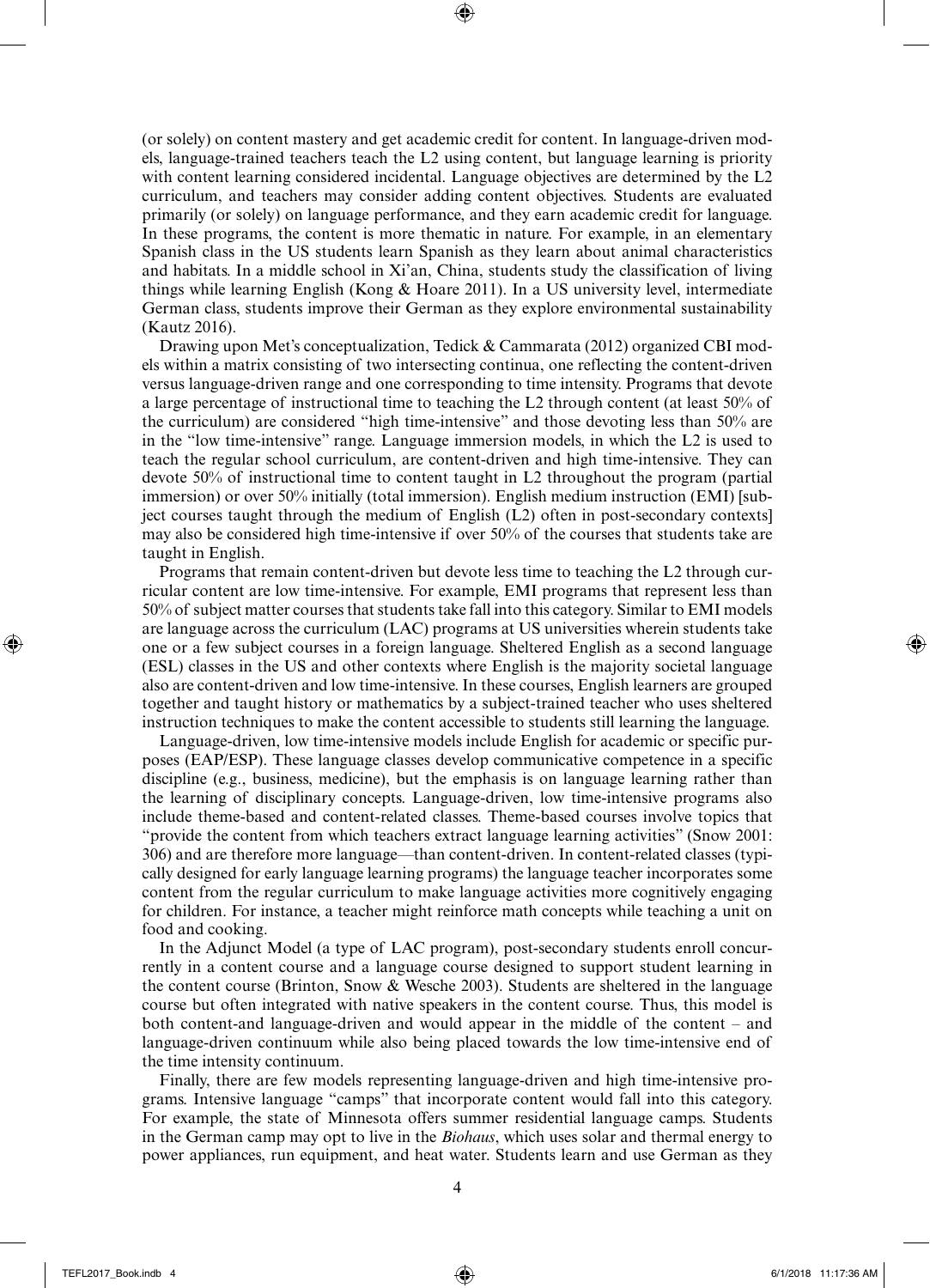(or solely) on content mastery and get academic credit for content. In language-driven models, language-trained teachers teach the L2 using content, but language learning is priority with content learning considered incidental. Language objectives are determined by the L2 curriculum, and teachers may consider adding content objectives. Students are evaluated primarily (or solely) on language performance, and they earn academic credit for language. In these programs, the content is more thematic in nature. For example, in an elementary Spanish class in the US students learn Spanish as they learn about animal characteristics and habitats. In a middle school in Xi'an, China, students study the classification of living things while learning English (Kong & Hoare 2011). In a US university level, intermediate German class, students improve their German as they explore environmental sustainability (Kautz 2016).

Drawing upon Met's conceptualization, Tedick & Cammarata (2012) organized CBI models within a matrix consisting of two intersecting continua, one reflecting the content-driven versus language-driven range and one corresponding to time intensity. Programs that devote a large percentage of instructional time to teaching the L2 through content (at least 50% of the curriculum) are considered "high time-intensive" and those devoting less than 50% are in the "low time-intensive" range. Language immersion models, in which the L2 is used to teach the regular school curriculum, are content-driven and high time-intensive. They can devote 50% of instructional time to content taught in L2 throughout the program (partial immersion) or over 50% initially (total immersion). English medium instruction (EMI) [subject courses taught through the medium of English (L2) often in post-secondary contexts] may also be considered high time-intensive if over 50% of the courses that students take are taught in English.

Programs that remain content-driven but devote less time to teaching the L2 through curricular content are low time-intensive. For example, EMI programs that represent less than 50% of subject matter courses that students take fall into this category. Similar to EMI models are language across the curriculum (LAC) programs at US universities wherein students take one or a few subject courses in a foreign language. Sheltered English as a second language (ESL) classes in the US and other contexts where English is the majority societal language also are content-driven and low time-intensive. In these courses, English learners are grouped together and taught history or mathematics by a subject-trained teacher who uses sheltered instruction techniques to make the content accessible to students still learning the language.

Language-driven, low time-intensive models include English for academic or specific purposes (EAP/ESP). These language classes develop communicative competence in a specific discipline (e.g., business, medicine), but the emphasis is on language learning rather than the learning of disciplinary concepts. Language-driven, low time-intensive programs also include theme-based and content-related classes. Theme-based courses involve topics that "provide the content from which teachers extract language learning activities" (Snow 2001: 306) and are therefore more language—than content-driven. In content-related classes (typically designed for early language learning programs) the language teacher incorporates some content from the regular curriculum to make language activities more cognitively engaging for children. For instance, a teacher might reinforce math concepts while teaching a unit on food and cooking.

In the Adjunct Model (a type of LAC program), post-secondary students enroll concurrently in a content course and a language course designed to support student learning in the content course (Brinton, Snow & Wesche 2003). Students are sheltered in the language course but often integrated with native speakers in the content course. Thus, this model is both content-and language-driven and would appear in the middle of the content – and language-driven continuum while also being placed towards the low time-intensive end of the time intensity continuum.

Finally, there are few models representing language-driven and high time-intensive programs. Intensive language "camps" that incorporate content would fall into this category. For example, the state of Minnesota offers summer residential language camps. Students in the German camp may opt to live in the *Biohaus*, which uses solar and thermal energy to power appliances, run equipment, and heat water. Students learn and use German as they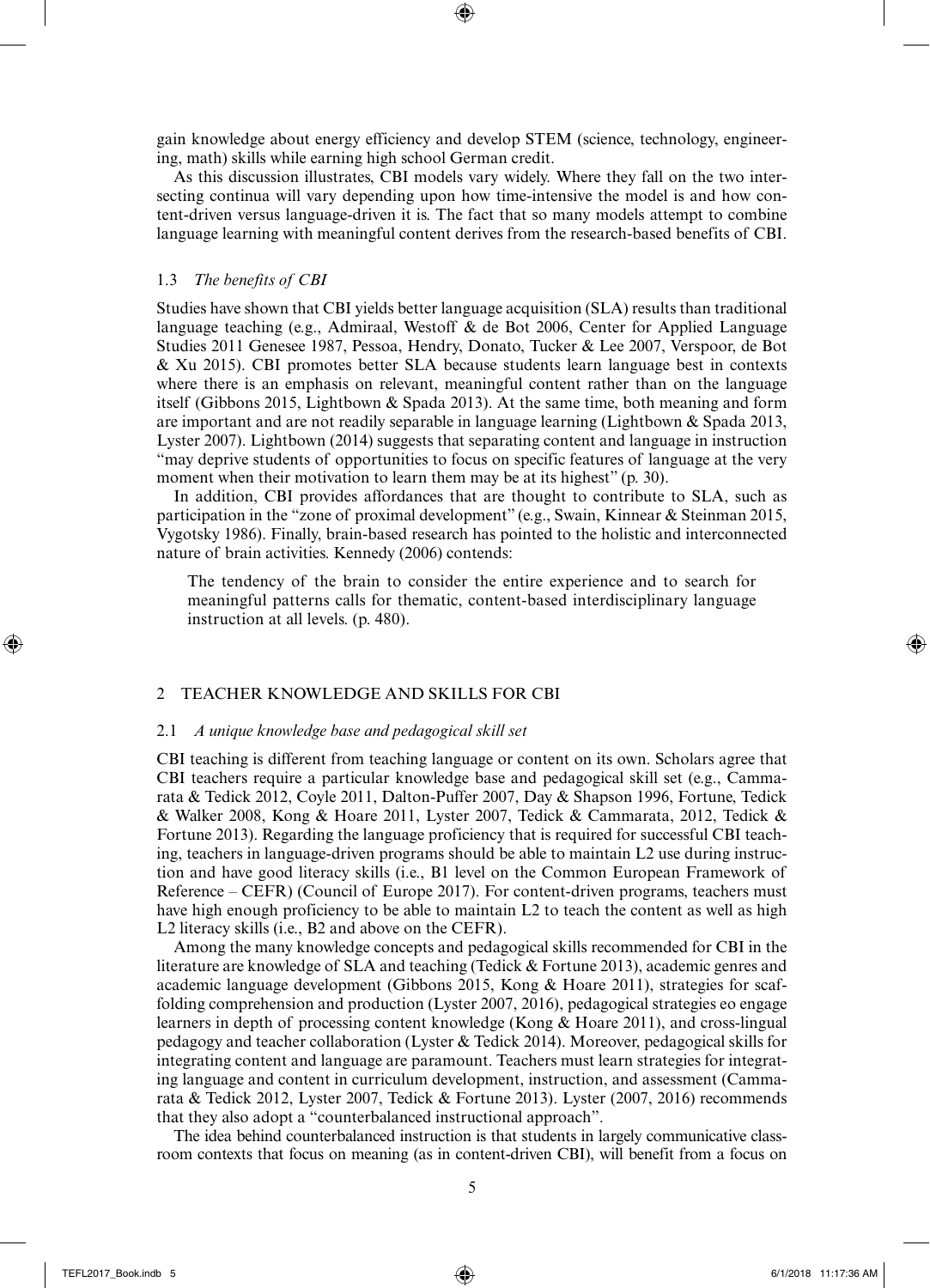gain knowledge about energy efficiency and develop STEM (science, technology, engineering, math) skills while earning high school German credit.

As this discussion illustrates, CBI models vary widely. Where they fall on the two intersecting continua will vary depending upon how time-intensive the model is and how content-driven versus language-driven it is. The fact that so many models attempt to combine language learning with meaningful content derives from the research-based benefits of CBI.

### 1.3 *The benefits of CBI*

Studies have shown that CBI yields better language acquisition (SLA) results than traditional language teaching (e.g., Admiraal, Westoff & de Bot 2006, Center for Applied Language Studies 2011 Genesee 1987, Pessoa, Hendry, Donato, Tucker & Lee 2007, Verspoor, de Bot & Xu 2015). CBI promotes better SLA because students learn language best in contexts where there is an emphasis on relevant, meaningful content rather than on the language itself (Gibbons 2015, Lightbown & Spada 2013). At the same time, both meaning and form are important and are not readily separable in language learning (Lightbown & Spada 2013, Lyster 2007). Lightbown (2014) suggests that separating content and language in instruction "may deprive students of opportunities to focus on specific features of language at the very moment when their motivation to learn them may be at its highest" (p. 30).

In addition, CBI provides affordances that are thought to contribute to SLA, such as participation in the "zone of proximal development" (e.g., Swain, Kinnear & Steinman 2015, Vygotsky 1986). Finally, brain-based research has pointed to the holistic and interconnected nature of brain activities. Kennedy (2006) contends:

> The tendency of the brain to consider the entire experience and to search for meaningful patterns calls for thematic, content-based interdisciplinary language instruction at all levels. (p. 480).

## 2 TEACHER KNOWLEDGE AND SKILLS FOR CBI

### 2.1 *A unique knowledge base and pedagogical skill set*

CBI teaching is different from teaching language or content on its own. Scholars agree that CBI teachers require a particular knowledge base and pedagogical skill set (e.g., Cammarata & Tedick 2012, Coyle 2011, Dalton-Puffer 2007, Day & Shapson 1996, Fortune, Tedick & Walker 2008, Kong & Hoare 2011, Lyster 2007, Tedick & Cammarata, 2012, Tedick & Fortune 2013). Regarding the language proficiency that is required for successful CBI teaching, teachers in language-driven programs should be able to maintain L2 use during instruction and have good literacy skills (i.e., B1 level on the Common European Framework of Reference – CEFR) (Council of Europe 2017). For content-driven programs, teachers must have high enough proficiency to be able to maintain L2 to teach the content as well as high L2 literacy skills (i.e., B2 and above on the CEFR).

Among the many knowledge concepts and pedagogical skills recommended for CBI in the literature are knowledge of SLA and teaching (Tedick & Fortune 2013), academic genres and academic language development (Gibbons 2015, Kong & Hoare 2011), strategies for scaffolding comprehension and production (Lyster 2007, 2016), pedagogical strategies eo engage learners in depth of processing content knowledge (Kong & Hoare 2011), and cross-lingual pedagogy and teacher collaboration (Lyster & Tedick 2014). Moreover, pedagogical skills for integrating content and language are paramount. Teachers must learn strategies for integrating language and content in curriculum development, instruction, and assessment (Cammarata & Tedick 2012, Lyster 2007, Tedick & Fortune 2013). Lyster (2007, 2016) recommends that they also adopt a "counterbalanced instructional approach".

The idea behind counterbalanced instruction is that students in largely communicative classroom contexts that focus on meaning (as in content-driven CBI), will benefit from a focus on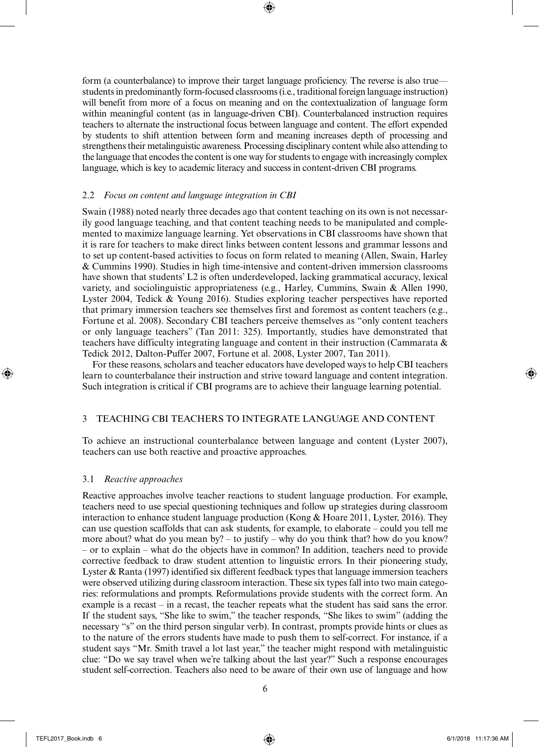form (a counterbalance) to improve their target language proficiency. The reverse is also true—students in predominantly form-focused classrooms (i.e., traditional foreign language instruction) will benefit from more of a focus on meaning and on the contextualization of language form within meaningful content (as in language-driven CBI). Counterbalanced instruction requires teachers to alternate the instructional focus between language and content. The effort expended by students to shift attention between form and meaning increases depth of processing and strengthens their metalinguistic awareness. Processing disciplinary content while also attending to the language that encodes the content is one way for students to engage with increasingly complex language, which is key to academic literacy and success in content-driven CBI programs.

### 2.2 *Focus on content and language integration in CBI*

Swain (1988) noted nearly three decades ago that content teaching on its own is not necessarily good language teaching, and that content teaching needs to be manipulated and complemented to maximize language learning. Yet observations in CBI classrooms have shown that it is rare for teachers to make direct links between content lessons and grammar lessons and to set up content-based activities to focus on form related to meaning (Allen, Swain, Harley & Cummins 1990). Studies in high time-intensive and content-driven immersion classrooms have shown that students' L2 is often underdeveloped, lacking grammatical accuracy, lexical variety, and sociolinguistic appropriateness (e.g., Harley, Cummins, Swain & Allen 1990, Lyster 2004, Tedick & Young 2016). Studies exploring teacher perspectives have reported that primary immersion teachers see themselves first and foremost as content teachers (e.g., Fortune et al. 2008). Secondary CBI teachers perceive themselves as "only content teachers or only language teachers" (Tan 2011: 325). Importantly, studies have demonstrated that teachers have difficulty integrating language and content in their instruction (Cammarata & Tedick 2012, Dalton-Puffer 2007, Fortune et al. 2008, Lyster 2007, Tan 2011).

For these reasons, scholars and teacher educators have developed ways to help CBI teachers learn to counterbalance their instruction and strive toward language and content integration. Such integration is critical if CBI programs are to achieve their language learning potential.

## 3 TEACHING CBI TEACHERS TO INTEGRATE LANGUAGE AND CONTENT

To achieve an instructional counterbalance between language and content (Lyster 2007), teachers can use both reactive and proactive approaches.

### 3.1 *Reactive approaches*

Reactive approaches involve teacher reactions to student language production. For example, teachers need to use special questioning techniques and follow up strategies during classroom interaction to enhance student language production (Kong & Hoare 2011, Lyster, 2016). They can use question scaffolds that can ask students, for example, to elaborate – could you tell me more about? what do you mean by? – to justify – why do you think that? how do you know? – or to explain – what do the objects have in common? In addition, teachers need to provide corrective feedback to draw student attention to linguistic errors. In their pioneering study, Lyster & Ranta (1997) identified six different feedback types that language immersion teachers were observed utilizing during classroom interaction. These six types fall into two main categories: reformulations and prompts. Reformulations provide students with the correct form. An example is a recast – in a recast, the teacher repeats what the student has said sans the error. If the student says, "She like to swim," the teacher responds, "She likes to swim" (adding the necessary "s" on the third person singular verb). In contrast, prompts provide hints or clues as to the nature of the errors students have made to push them to self-correct. For instance, if a student says "Mr. Smith travel a lot last year," the teacher might respond with metalinguistic clue: "Do we say travel when we're talking about the last year?" Such a response encourages student self-correction. Teachers also need to be aware of their own use of language and how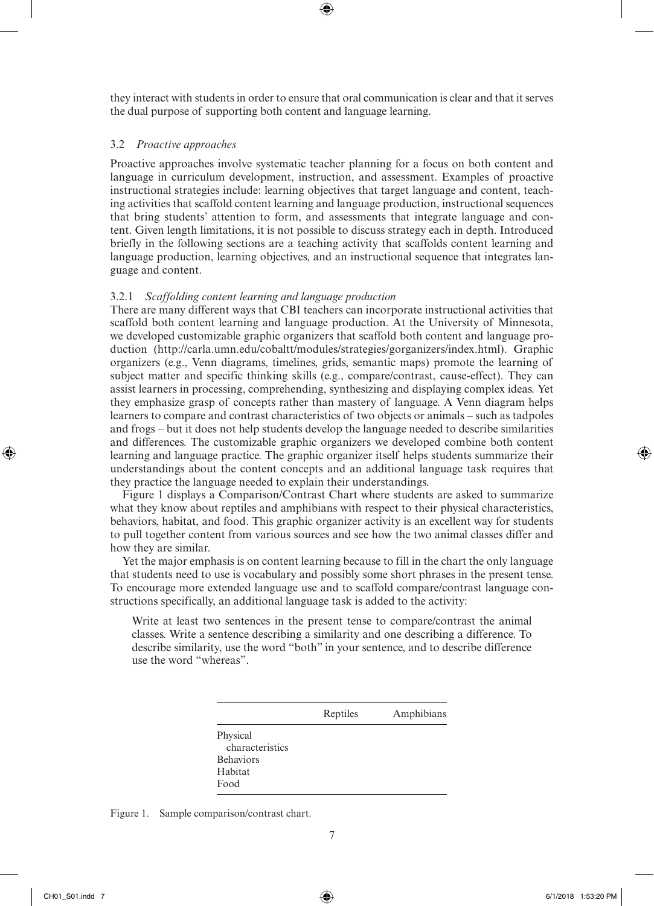they interact with students in order to ensure that oral communication is clear and that it serves the dual purpose of supporting both content and language learning.

### 3.2 *Proactive approaches*

Proactive approaches involve systematic teacher planning for a focus on both content and language in curriculum development, instruction, and assessment. Examples of proactive instructional strategies include: learning objectives that target language and content, teaching activities that scaffold content learning and language production, instructional sequences that bring students' attention to form, and assessments that integrate language and content. Given length limitations, it is not possible to discuss strategy each in depth. Introduced briefly in the following sections are a teaching activity that scaffolds content learning and language production, learning objectives, and an instructional sequence that integrates language and content.

#### 3.2.1 *Scaffolding content learning and language production*

There are many different ways that CBI teachers can incorporate instructional activities that scaffold both content learning and language production. At the University of Minnesota, we developed customizable graphic organizers that scaffold both content and language production (http://carla.umn.edu/cobaltt/modules/strategies/gorganizers/index.html). Graphic organizers (e.g., Venn diagrams, timelines, grids, semantic maps) promote the learning of subject matter and specific thinking skills (e.g., compare/contrast, cause-effect). They can assist learners in processing, comprehending, synthesizing and displaying complex ideas. Yet they emphasize grasp of concepts rather than mastery of language. A Venn diagram helps learners to compare and contrast characteristics of two objects or animals – such as tadpoles and frogs – but it does not help students develop the language needed to describe similarities and differences. The customizable graphic organizers we developed combine both content learning and language practice. The graphic organizer itself helps students summarize their understandings about the content concepts and an additional language task requires that they practice the language needed to explain their understandings.

Figure 1 displays a Comparison/Contrast Chart where students are asked to summarize what they know about reptiles and amphibians with respect to their physical characteristics, behaviors, habitat, and food. This graphic organizer activity is an excellent way for students to pull together content from various sources and see how the two animal classes differ and how they are similar.

Yet the major emphasis is on content learning because to fill in the chart the only language that students need to use is vocabulary and possibly some short phrases in the present tense. To encourage more extended language use and to scaffold compare/contrast language constructions specifically, an additional language task is added to the activity:

> Write at least two sentences in the present tense to compare/contrast the animal classes. Write a sentence describing a similarity and one describing a difference. To describe similarity, use the word "both" in your sentence, and to describe difference use the word "whereas".

| | Reptiles | Amphibians |
|---|---|---|
| Physical characteristics | | |
| Behaviors | | |
| Habitat | | |
| Food | | |

Figure 1. Sample comparison/contrast chart.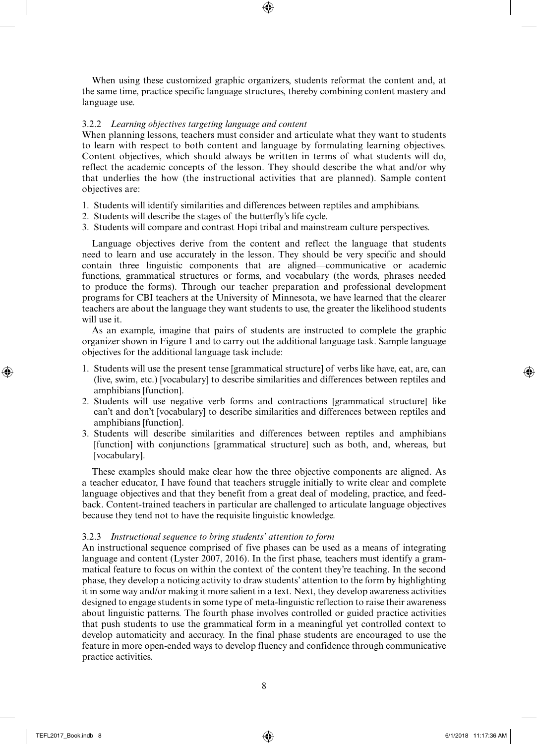When using these customized graphic organizers, students reformat the content and, at the same time, practice specific language structures, thereby combining content mastery and language use.

### 3.2.2 *Learning objectives targeting language and content*

When planning lessons, teachers must consider and articulate what they want to students to learn with respect to both content and language by formulating learning objectives. Content objectives, which should always be written in terms of what students will do, reflect the academic concepts of the lesson. They should describe the what and/or why that underlies the how (the instructional activities that are planned). Sample content objectives are:

1. Students will identify similarities and differences between reptiles and amphibians.
2. Students will describe the stages of the butterfly's life cycle.
3. Students will compare and contrast Hopi tribal and mainstream culture perspectives.

Language objectives derive from the content and reflect the language that students need to learn and use accurately in the lesson. They should be very specific and should contain three linguistic components that are aligned—communicative or academic functions, grammatical structures or forms, and vocabulary (the words, phrases needed to produce the forms). Through our teacher preparation and professional development programs for CBI teachers at the University of Minnesota, we have learned that the clearer teachers are about the language they want students to use, the greater the likelihood students will use it.

As an example, imagine that pairs of students are instructed to complete the graphic organizer shown in Figure 1 and to carry out the additional language task. Sample language objectives for the additional language task include:

1. Students will use the present tense [grammatical structure] of verbs like have, eat, are, can (live, swim, etc.) [vocabulary] to describe similarities and differences between reptiles and amphibians [function].
2. Students will use negative verb forms and contractions [grammatical structure] like can't and don't [vocabulary] to describe similarities and differences between reptiles and amphibians [function].
3. Students will describe similarities and differences between reptiles and amphibians [function] with conjunctions [grammatical structure] such as both, and, whereas, but [vocabulary].

These examples should make clear how the three objective components are aligned. As a teacher educator, I have found that teachers struggle initially to write clear and complete language objectives and that they benefit from a great deal of modeling, practice, and feedback. Content-trained teachers in particular are challenged to articulate language objectives because they tend not to have the requisite linguistic knowledge.

### 3.2.3 *Instructional sequence to bring students' attention to form*

An instructional sequence comprised of five phases can be used as a means of integrating language and content (Lyster 2007, 2016). In the first phase, teachers must identify a grammatical feature to focus on within the context of the content they're teaching. In the second phase, they develop a noticing activity to draw students' attention to the form by highlighting it in some way and/or making it more salient in a text. Next, they develop awareness activities designed to engage students in some type of meta-linguistic reflection to raise their awareness about linguistic patterns. The fourth phase involves controlled or guided practice activities that push students to use the grammatical form in a meaningful yet controlled context to develop automaticity and accuracy. In the final phase students are encouraged to use the feature in more open-ended ways to develop fluency and confidence through communicative practice activities.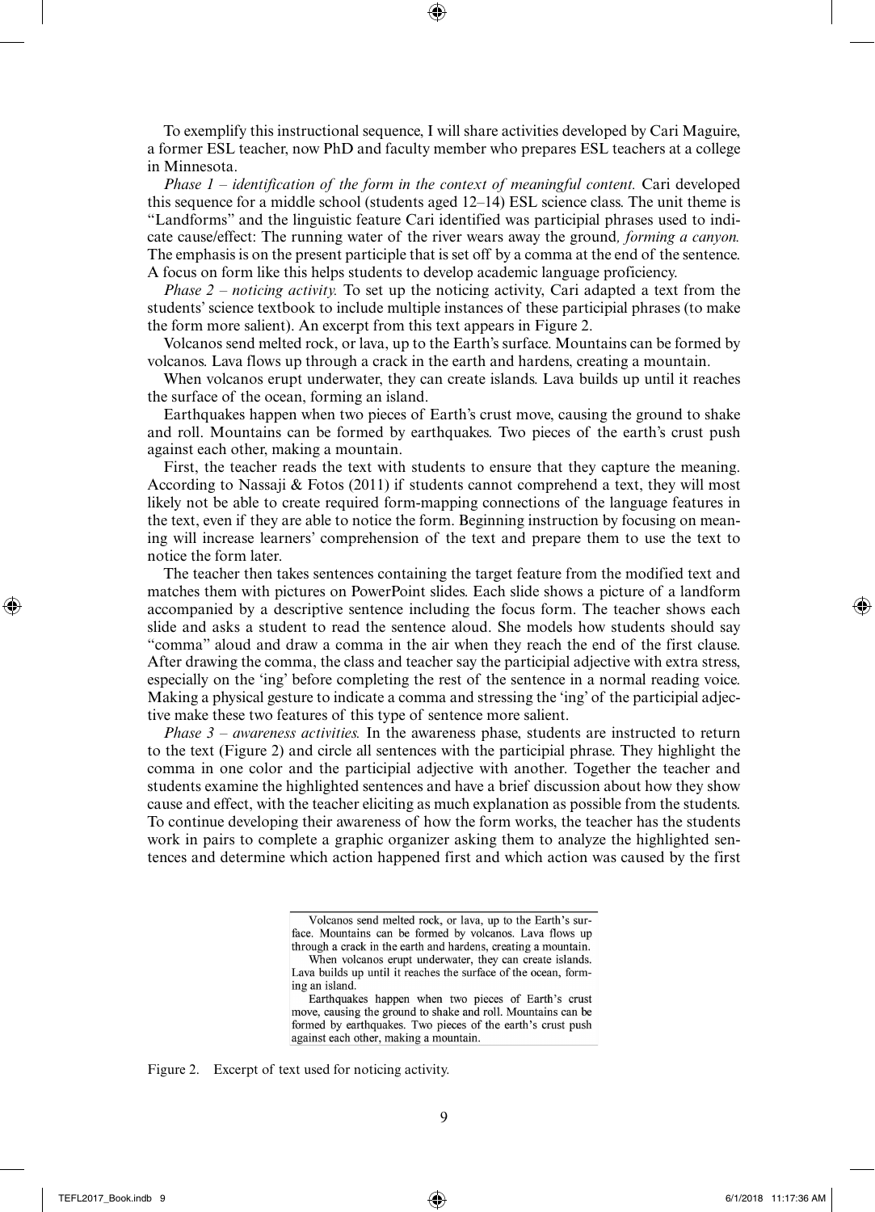To exemplify this instructional sequence, I will share activities developed by Cari Maguire, a former ESL teacher, now PhD and faculty member who prepares ESL teachers at a college in Minnesota.

*Phase 1 – identification of the form in the context of meaningful content.* Cari developed this sequence for a middle school (students aged 12–14) ESL science class. The unit theme is "Landforms" and the linguistic feature Cari identified was participial phrases used to indicate cause/effect: The running water of the river wears away the ground*, forming a canyon.* The emphasis is on the present participle that is set off by a comma at the end of the sentence. A focus on form like this helps students to develop academic language proficiency.

*Phase 2 – noticing activity.* To set up the noticing activity, Cari adapted a text from the students' science textbook to include multiple instances of these participial phrases (to make the form more salient). An excerpt from this text appears in Figure 2.

Volcanos send melted rock, or lava, up to the Earth's surface. Mountains can be formed by volcanos. Lava flows up through a crack in the earth and hardens, creating a mountain.

When volcanos erupt underwater, they can create islands. Lava builds up until it reaches the surface of the ocean, forming an island.

Earthquakes happen when two pieces of Earth's crust move, causing the ground to shake and roll. Mountains can be formed by earthquakes. Two pieces of the earth's crust push against each other, making a mountain.

First, the teacher reads the text with students to ensure that they capture the meaning. According to Nassaji & Fotos (2011) if students cannot comprehend a text, they will most likely not be able to create required form-mapping connections of the language features in the text, even if they are able to notice the form. Beginning instruction by focusing on meaning will increase learners' comprehension of the text and prepare them to use the text to notice the form later.

The teacher then takes sentences containing the target feature from the modified text and matches them with pictures on PowerPoint slides. Each slide shows a picture of a landform accompanied by a descriptive sentence including the focus form. The teacher shows each slide and asks a student to read the sentence aloud. She models how students should say "comma" aloud and draw a comma in the air when they reach the end of the first clause. After drawing the comma, the class and teacher say the participial adjective with extra stress, especially on the 'ing' before completing the rest of the sentence in a normal reading voice. Making a physical gesture to indicate a comma and stressing the 'ing' of the participial adjective make these two features of this type of sentence more salient.

*Phase 3 – awareness activities.* In the awareness phase, students are instructed to return to the text (Figure 2) and circle all sentences with the participial phrase. They highlight the comma in one color and the participial adjective with another. Together the teacher and students examine the highlighted sentences and have a brief discussion about how they show cause and effect, with the teacher eliciting as much explanation as possible from the students. To continue developing their awareness of how the form works, the teacher has the students work in pairs to complete a graphic organizer asking them to analyze the highlighted sentences and determine which action happened first and which action was caused by the first

> Volcanos send melted rock, or lava, up to the Earth's surface. Mountains can be formed by volcanos. Lava flows up through a crack in the earth and hardens, creating a mountain.
>
> When volcanos erupt underwater, they can create islands. Lava builds up until it reaches the surface of the ocean, forming an island.
>
> Earthquakes happen when two pieces of Earth's crust move, causing the ground to shake and roll. Mountains can be formed by earthquakes. Two pieces of the earth's crust push against each other, making a mountain.

Figure 2. Excerpt of text used for noticing activity.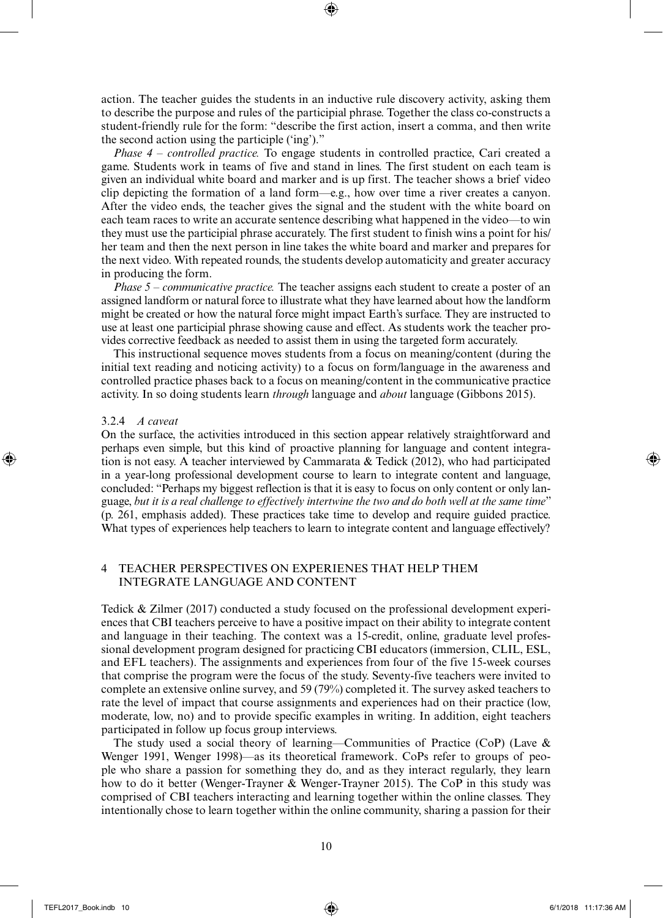action. The teacher guides the students in an inductive rule discovery activity, asking them to describe the purpose and rules of the participial phrase. Together the class co-constructs a student-friendly rule for the form: "describe the first action, insert a comma, and then write the second action using the participle ('ing')."

*Phase 4 – controlled practice.* To engage students in controlled practice, Cari created a game. Students work in teams of five and stand in lines. The first student on each team is given an individual white board and marker and is up first. The teacher shows a brief video clip depicting the formation of a land form—e.g., how over time a river creates a canyon. After the video ends, the teacher gives the signal and the student with the white board on each team races to write an accurate sentence describing what happened in the video—to win they must use the participial phrase accurately. The first student to finish wins a point for his/her team and then the next person in line takes the white board and marker and prepares for the next video. With repeated rounds, the students develop automaticity and greater accuracy in producing the form.

*Phase 5 – communicative practice.* The teacher assigns each student to create a poster of an assigned landform or natural force to illustrate what they have learned about how the landform might be created or how the natural force might impact Earth's surface. They are instructed to use at least one participial phrase showing cause and effect. As students work the teacher provides corrective feedback as needed to assist them in using the targeted form accurately.

This instructional sequence moves students from a focus on meaning/content (during the initial text reading and noticing activity) to a focus on form/language in the awareness and controlled practice phases back to a focus on meaning/content in the communicative practice activity. In so doing students learn *through* language and *about* language (Gibbons 2015).

### 3.2.4 *A caveat*

On the surface, the activities introduced in this section appear relatively straightforward and perhaps even simple, but this kind of proactive planning for language and content integration is not easy. A teacher interviewed by Cammarata & Tedick (2012), who had participated in a year-long professional development course to learn to integrate content and language, concluded: "Perhaps my biggest reflection is that it is easy to focus on only content or only language, *but it is a real challenge to effectively intertwine the two and do both well at the same time*" (p. 261, emphasis added). These practices take time to develop and require guided practice. What types of experiences help teachers to learn to integrate content and language effectively?

## 4 TEACHER PERSPECTIVES ON EXPERIENES THAT HELP THEM INTEGRATE LANGUAGE AND CONTENT

Tedick & Zilmer (2017) conducted a study focused on the professional development experiences that CBI teachers perceive to have a positive impact on their ability to integrate content and language in their teaching. The context was a 15-credit, online, graduate level professional development program designed for practicing CBI educators (immersion, CLIL, ESL, and EFL teachers). The assignments and experiences from four of the five 15-week courses that comprise the program were the focus of the study. Seventy-five teachers were invited to complete an extensive online survey, and 59 (79%) completed it. The survey asked teachers to rate the level of impact that course assignments and experiences had on their practice (low, moderate, low, no) and to provide specific examples in writing. In addition, eight teachers participated in follow up focus group interviews.

The study used a social theory of learning—Communities of Practice (CoP) (Lave & Wenger 1991, Wenger 1998)—as its theoretical framework. CoPs refer to groups of people who share a passion for something they do, and as they interact regularly, they learn how to do it better (Wenger-Trayner & Wenger-Trayner 2015). The CoP in this study was comprised of CBI teachers interacting and learning together within the online classes. They intentionally chose to learn together within the online community, sharing a passion for their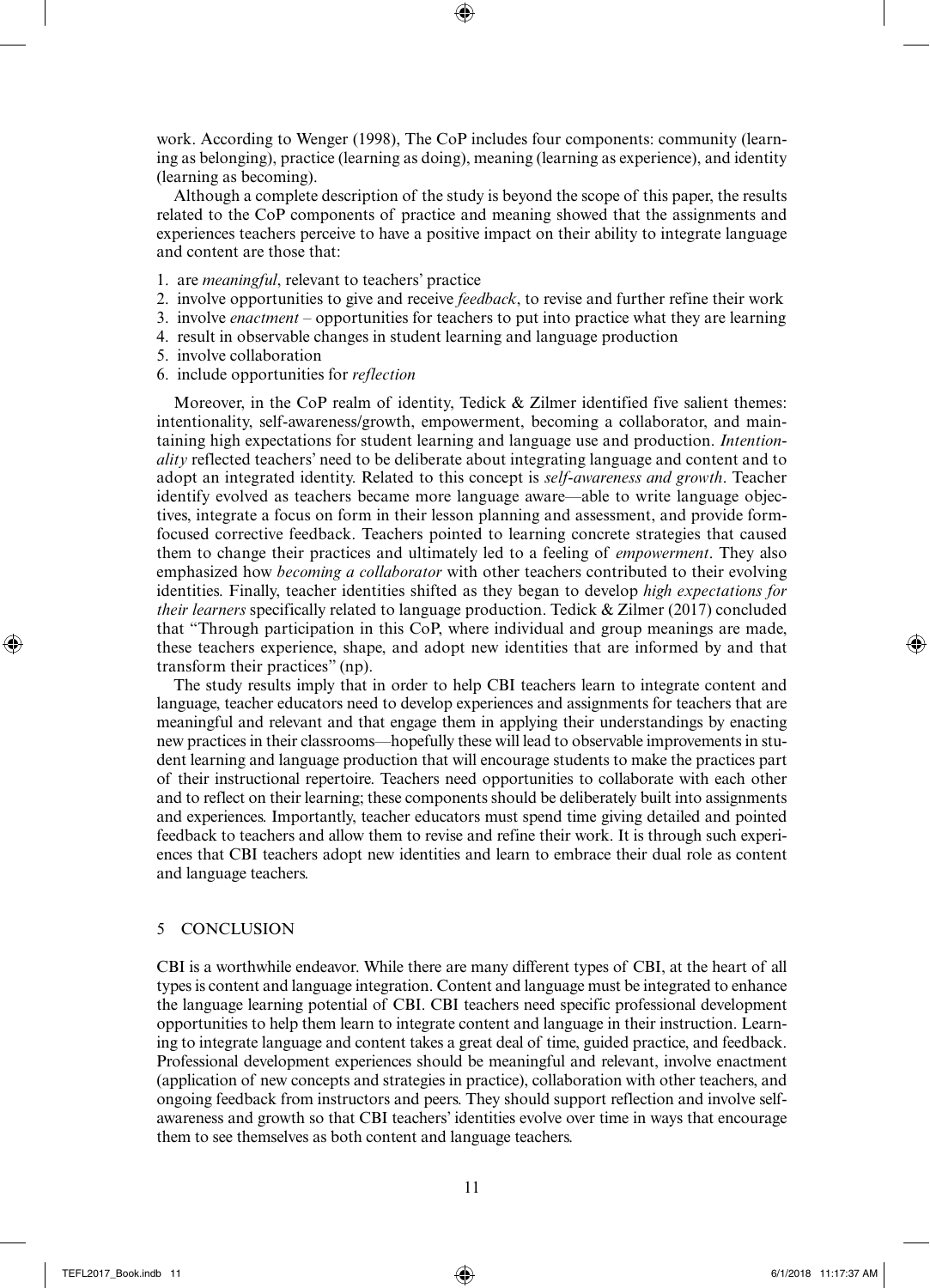work. According to Wenger (1998), The CoP includes four components: community (learning as belonging), practice (learning as doing), meaning (learning as experience), and identity (learning as becoming).

Although a complete description of the study is beyond the scope of this paper, the results related to the CoP components of practice and meaning showed that the assignments and experiences teachers perceive to have a positive impact on their ability to integrate language and content are those that:

1. are *meaningful*, relevant to teachers' practice
2. involve opportunities to give and receive *feedback*, to revise and further refine their work
3. involve *enactment* – opportunities for teachers to put into practice what they are learning
4. result in observable changes in student learning and language production
5. involve collaboration
6. include opportunities for *reflection*

Moreover, in the CoP realm of identity, Tedick & Zilmer identified five salient themes: intentionality, self-awareness/growth, empowerment, becoming a collaborator, and maintaining high expectations for student learning and language use and production. *Intentionality* reflected teachers' need to be deliberate about integrating language and content and to adopt an integrated identity. Related to this concept is *self-awareness and growth*. Teacher identify evolved as teachers became more language aware—able to write language objectives, integrate a focus on form in their lesson planning and assessment, and provide form-focused corrective feedback. Teachers pointed to learning concrete strategies that caused them to change their practices and ultimately led to a feeling of *empowerment*. They also emphasized how *becoming a collaborator* with other teachers contributed to their evolving identities. Finally, teacher identities shifted as they began to develop *high expectations for their learners* specifically related to language production. Tedick & Zilmer (2017) concluded that "Through participation in this CoP, where individual and group meanings are made, these teachers experience, shape, and adopt new identities that are informed by and that transform their practices" (np).

The study results imply that in order to help CBI teachers learn to integrate content and language, teacher educators need to develop experiences and assignments for teachers that are meaningful and relevant and that engage them in applying their understandings by enacting new practices in their classrooms—hopefully these will lead to observable improvements in student learning and language production that will encourage students to make the practices part of their instructional repertoire. Teachers need opportunities to collaborate with each other and to reflect on their learning; these components should be deliberately built into assignments and experiences. Importantly, teacher educators must spend time giving detailed and pointed feedback to teachers and allow them to revise and refine their work. It is through such experiences that CBI teachers adopt new identities and learn to embrace their dual role as content and language teachers.

## 5 CONCLUSION

CBI is a worthwhile endeavor. While there are many different types of CBI, at the heart of all types is content and language integration. Content and language must be integrated to enhance the language learning potential of CBI. CBI teachers need specific professional development opportunities to help them learn to integrate content and language in their instruction. Learning to integrate language and content takes a great deal of time, guided practice, and feedback. Professional development experiences should be meaningful and relevant, involve enactment (application of new concepts and strategies in practice), collaboration with other teachers, and ongoing feedback from instructors and peers. They should support reflection and involve self-awareness and growth so that CBI teachers' identities evolve over time in ways that encourage them to see themselves as both content and language teachers.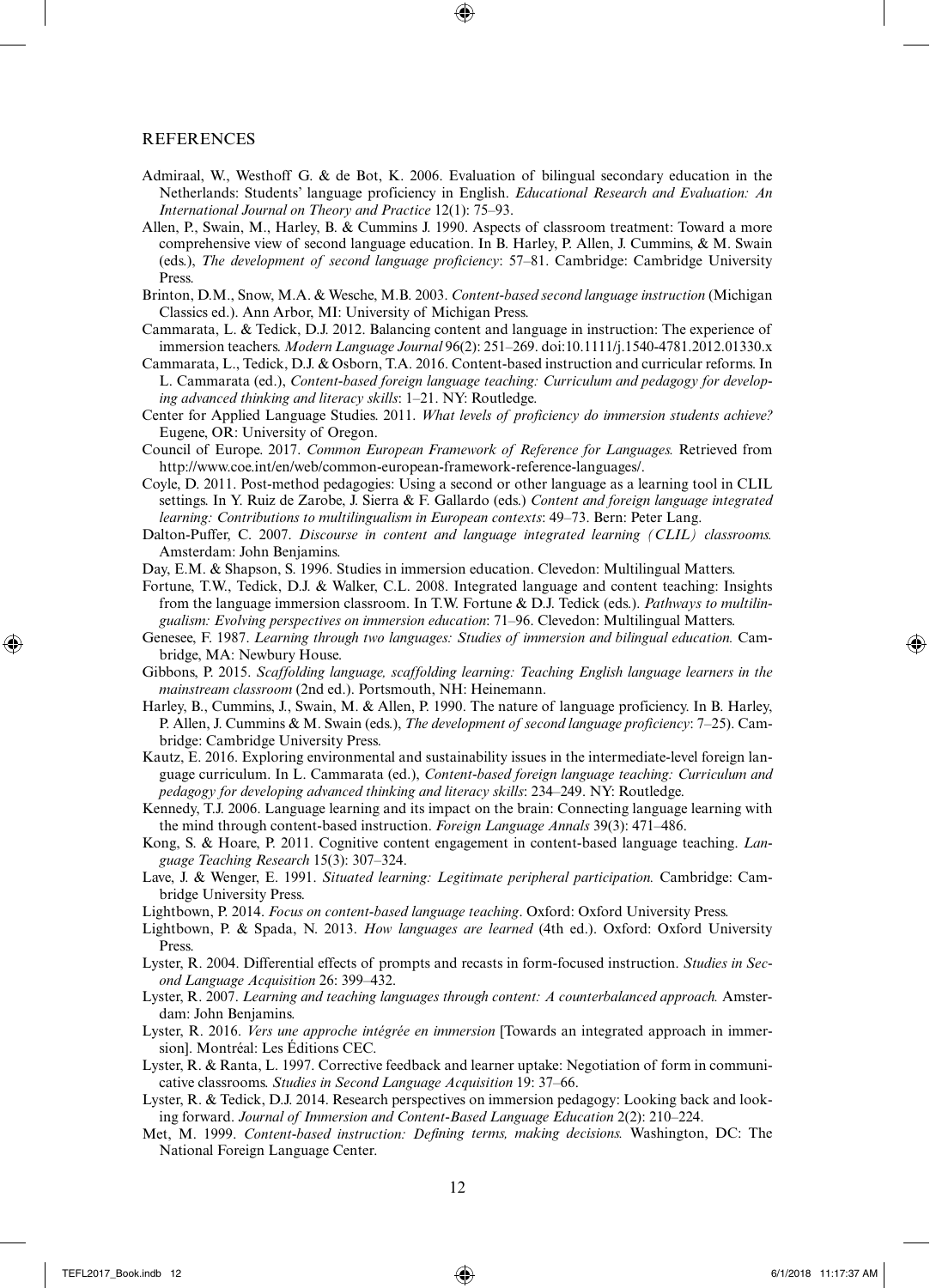## REFERENCES

Admiraal, W., Westhoff G. & de Bot, K. 2006. Evaluation of bilingual secondary education in the Netherlands: Students' language proficiency in English. *Educational Research and Evaluation: An International Journal on Theory and Practice* 12(1): 75–93.

Allen, P., Swain, M., Harley, B. & Cummins J. 1990. Aspects of classroom treatment: Toward a more comprehensive view of second language education. In B. Harley, P. Allen, J. Cummins, & M. Swain (eds.), *The development of second language proficiency*: 57–81. Cambridge: Cambridge University Press.

Brinton, D.M., Snow, M.A. & Wesche, M.B. 2003. *Content-based second language instruction* (Michigan Classics ed.). Ann Arbor, MI: University of Michigan Press.

Cammarata, L. & Tedick, D.J. 2012. Balancing content and language in instruction: The experience of immersion teachers. *Modern Language Journal* 96(2): 251–269. doi:10.1111/j.1540-4781.2012.01330.x

Cammarata, L., Tedick, D.J. & Osborn, T.A. 2016. Content-based instruction and curricular reforms. In L. Cammarata (ed.), *Content-based foreign language teaching: Curriculum and pedagogy for developing advanced thinking and literacy skills*: 1–21. NY: Routledge.

Center for Applied Language Studies. 2011. *What levels of proficiency do immersion students achieve?* Eugene, OR: University of Oregon.

Council of Europe. 2017. *Common European Framework of Reference for Languages.* Retrieved from http://www.coe.int/en/web/common-european-framework-reference-languages/.

Coyle, D. 2011. Post-method pedagogies: Using a second or other language as a learning tool in CLIL settings. In Y. Ruiz de Zarobe, J. Sierra & F. Gallardo (eds.) *Content and foreign language integrated learning: Contributions to multilingualism in European contexts*: 49–73. Bern: Peter Lang.

Dalton-Puffer, C. 2007. *Discourse in content and language integrated learning (CLIL) classrooms.* Amsterdam: John Benjamins.

Day, E.M. & Shapson, S. 1996. Studies in immersion education. Clevedon: Multilingual Matters.

Fortune, T.W., Tedick, D.J. & Walker, C.L. 2008. Integrated language and content teaching: Insights from the language immersion classroom. In T.W. Fortune & D.J. Tedick (eds.). *Pathways to multilingualism: Evolving perspectives on immersion education*: 71–96. Clevedon: Multilingual Matters.

Genesee, F. 1987. *Learning through two languages: Studies of immersion and bilingual education.* Cambridge, MA: Newbury House.

Gibbons, P. 2015. *Scaffolding language, scaffolding learning: Teaching English language learners in the mainstream classroom* (2nd ed.). Portsmouth, NH: Heinemann.

Harley, B., Cummins, J., Swain, M. & Allen, P. 1990. The nature of language proficiency. In B. Harley, P. Allen, J. Cummins & M. Swain (eds.), *The development of second language proficiency*: 7–25). Cambridge: Cambridge University Press.

Kautz, E. 2016. Exploring environmental and sustainability issues in the intermediate-level foreign language curriculum. In L. Cammarata (ed.), *Content-based foreign language teaching: Curriculum and pedagogy for developing advanced thinking and literacy skills*: 234–249. NY: Routledge.

Kennedy, T.J. 2006. Language learning and its impact on the brain: Connecting language learning with the mind through content-based instruction. *Foreign Language Annals* 39(3): 471–486.

Kong, S. & Hoare, P. 2011. Cognitive content engagement in content-based language teaching. *Language Teaching Research* 15(3): 307–324.

Lave, J. & Wenger, E. 1991. *Situated learning: Legitimate peripheral participation.* Cambridge: Cambridge University Press.

Lightbown, P. 2014. *Focus on content-based language teaching*. Oxford: Oxford University Press.

Lightbown, P. & Spada, N. 2013. *How languages are learned* (4th ed.). Oxford: Oxford University Press.

Lyster, R. 2004. Differential effects of prompts and recasts in form-focused instruction. *Studies in Second Language Acquisition* 26: 399–432.

Lyster, R. 2007. *Learning and teaching languages through content: A counterbalanced approach.* Amsterdam: John Benjamins.

Lyster, R. 2016. *Vers une approche intégrée en immersion* [Towards an integrated approach in immersion]. Montréal: Les Éditions CEC.

Lyster, R. & Ranta, L. 1997. Corrective feedback and learner uptake: Negotiation of form in communicative classrooms. *Studies in Second Language Acquisition* 19: 37–66.

Lyster, R. & Tedick, D.J. 2014. Research perspectives on immersion pedagogy: Looking back and looking forward. *Journal of Immersion and Content-Based Language Education* 2(2): 210–224.

Met, M. 1999. *Content-based instruction: Defining terms, making decisions.* Washington, DC: The National Foreign Language Center.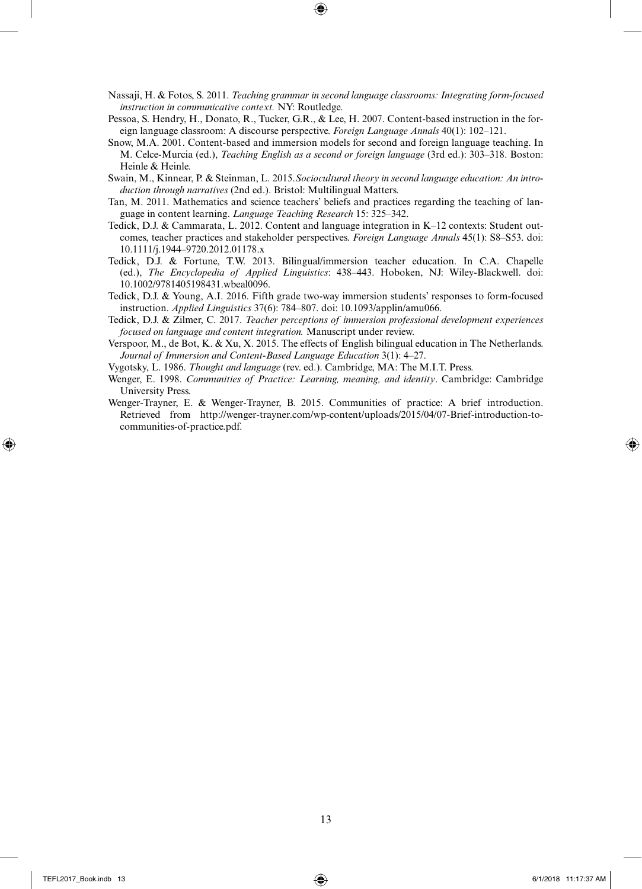Nassaji, H. & Fotos, S. 2011. *Teaching grammar in second language classrooms: Integrating form-focused instruction in communicative context.* NY: Routledge.

Pessoa, S. Hendry, H., Donato, R., Tucker, G.R., & Lee, H. 2007. Content-based instruction in the foreign language classroom: A discourse perspective. *Foreign Language Annals* 40(1): 102–121.

Snow, M.A. 2001. Content-based and immersion models for second and foreign language teaching. In M. Celce-Murcia (ed.), *Teaching English as a second or foreign language* (3rd ed.): 303–318. Boston: Heinle & Heinle.

Swain, M., Kinnear, P. & Steinman, L. 2015.*Sociocultural theory in second language education: An introduction through narratives* (2nd ed.). Bristol: Multilingual Matters.

Tan, M. 2011. Mathematics and science teachers' beliefs and practices regarding the teaching of language in content learning. *Language Teaching Research* 15: 325–342.

Tedick, D.J. & Cammarata, L. 2012. Content and language integration in K–12 contexts: Student outcomes, teacher practices and stakeholder perspectives. *Foreign Language Annals* 45(1): S8–S53. doi: 10.1111/j.1944–9720.2012.01178.x

Tedick, D.J. & Fortune, T.W. 2013. Bilingual/immersion teacher education. In C.A. Chapelle (ed.), *The Encyclopedia of Applied Linguistics*: 438–443. Hoboken, NJ: Wiley-Blackwell. doi: 10.1002/9781405198431.wbeal0096.

Tedick, D.J. & Young, A.I. 2016. Fifth grade two-way immersion students' responses to form-focused instruction. *Applied Linguistics* 37(6): 784–807. doi: 10.1093/applin/amu066.

Tedick, D.J. & Zilmer, C. 2017. *Teacher perceptions of immersion professional development experiences focused on language and content integration.* Manuscript under review.

Verspoor, M., de Bot, K. & Xu, X. 2015. The effects of English bilingual education in The Netherlands. *Journal of Immersion and Content-Based Language Education* 3(1): 4–27.

Vygotsky, L. 1986. *Thought and language* (rev. ed.). Cambridge, MA: The M.I.T. Press.

Wenger, E. 1998. *Communities of Practice: Learning, meaning, and identity*. Cambridge: Cambridge University Press.

Wenger-Trayner, E. & Wenger-Trayner, B. 2015. Communities of practice: A brief introduction. Retrieved from http://wenger-trayner.com/wp-content/uploads/2015/04/07-Brief-introduction-to-communities-of-practice.pdf.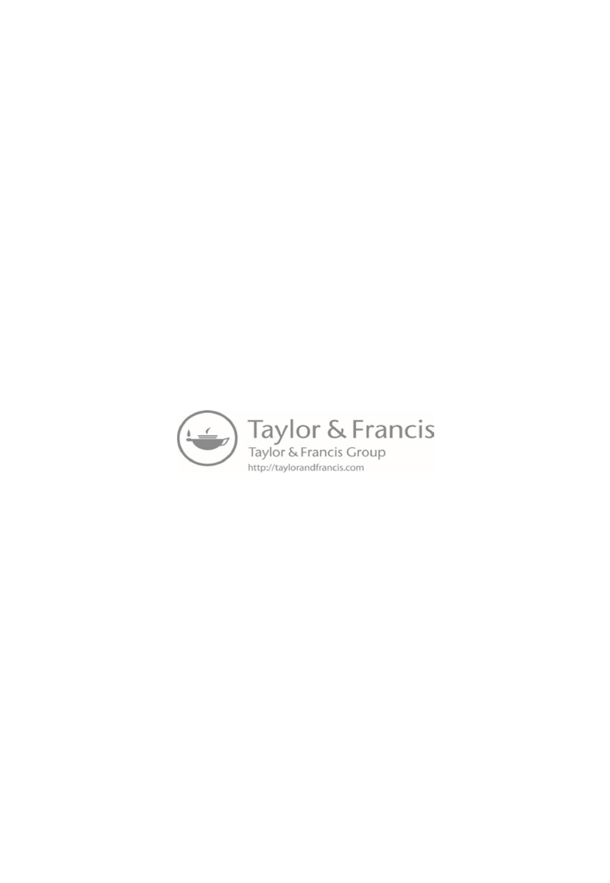Taylor & Francis
Taylor & Francis Group
http://taylorandfrancis.com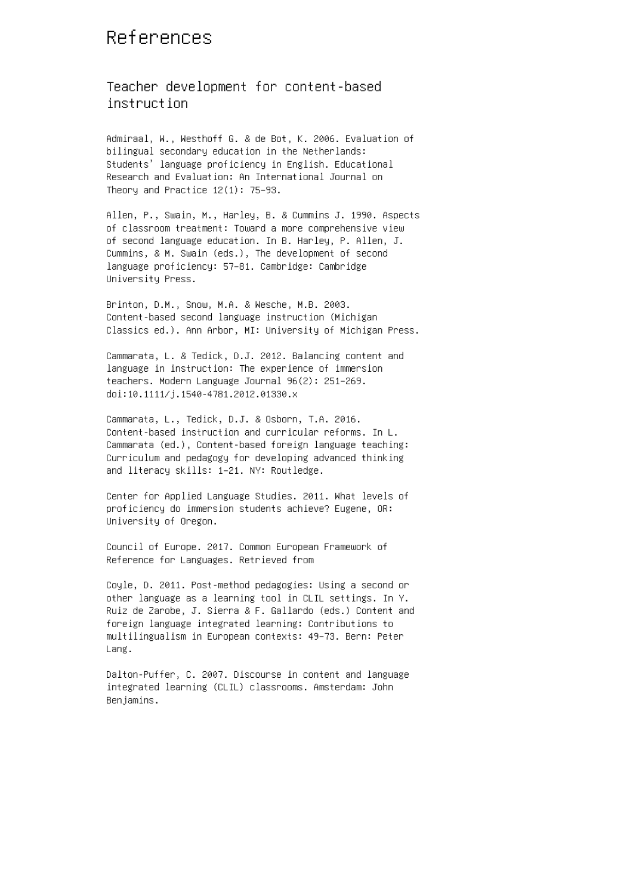# References

## Teacher development for content-based instruction

Admiraal, W., Westhoff G. & de Bot, K. 2006. Evaluation of bilingual secondary education in the Netherlands: Students' language proficiency in English. Educational Research and Evaluation: An International Journal on Theory and Practice 12(1): 75–93.

Allen, P., Swain, M., Harley, B. & Cummins J. 1990. Aspects of classroom treatment: Toward a more comprehensive view of second language education. In B. Harley, P. Allen, J. Cummins, & M. Swain (eds.), The development of second language proficiency: 57–81. Cambridge: Cambridge University Press.

Brinton, D.M., Snow, M.A. & Wesche, M.B. 2003. Content-based second language instruction (Michigan Classics ed.). Ann Arbor, MI: University of Michigan Press.

Cammarata, L. & Tedick, D.J. 2012. Balancing content and language in instruction: The experience of immersion teachers. Modern Language Journal 96(2): 251–269. doi:10.1111/j.1540-4781.2012.01330.x

Cammarata, L., Tedick, D.J. & Osborn, T.A. 2016. Content-based instruction and curricular reforms. In L. Cammarata (ed.), Content-based foreign language teaching: Curriculum and pedagogy for developing advanced thinking and literacy skills: 1–21. NY: Routledge.

Center for Applied Language Studies. 2011. What levels of proficiency do immersion students achieve? Eugene, OR: University of Oregon.

Council of Europe. 2017. Common European Framework of Reference for Languages. Retrieved from

Coyle, D. 2011. Post-method pedagogies: Using a second or other language as a learning tool in CLIL settings. In Y. Ruiz de Zarobe, J. Sierra & F. Gallardo (eds.) Content and foreign language integrated learning: Contributions to multilingualism in European contexts: 49–73. Bern: Peter Lang.

Dalton-Puffer, C. 2007. Discourse in content and language integrated learning (CLIL) classrooms. Amsterdam: John Benjamins.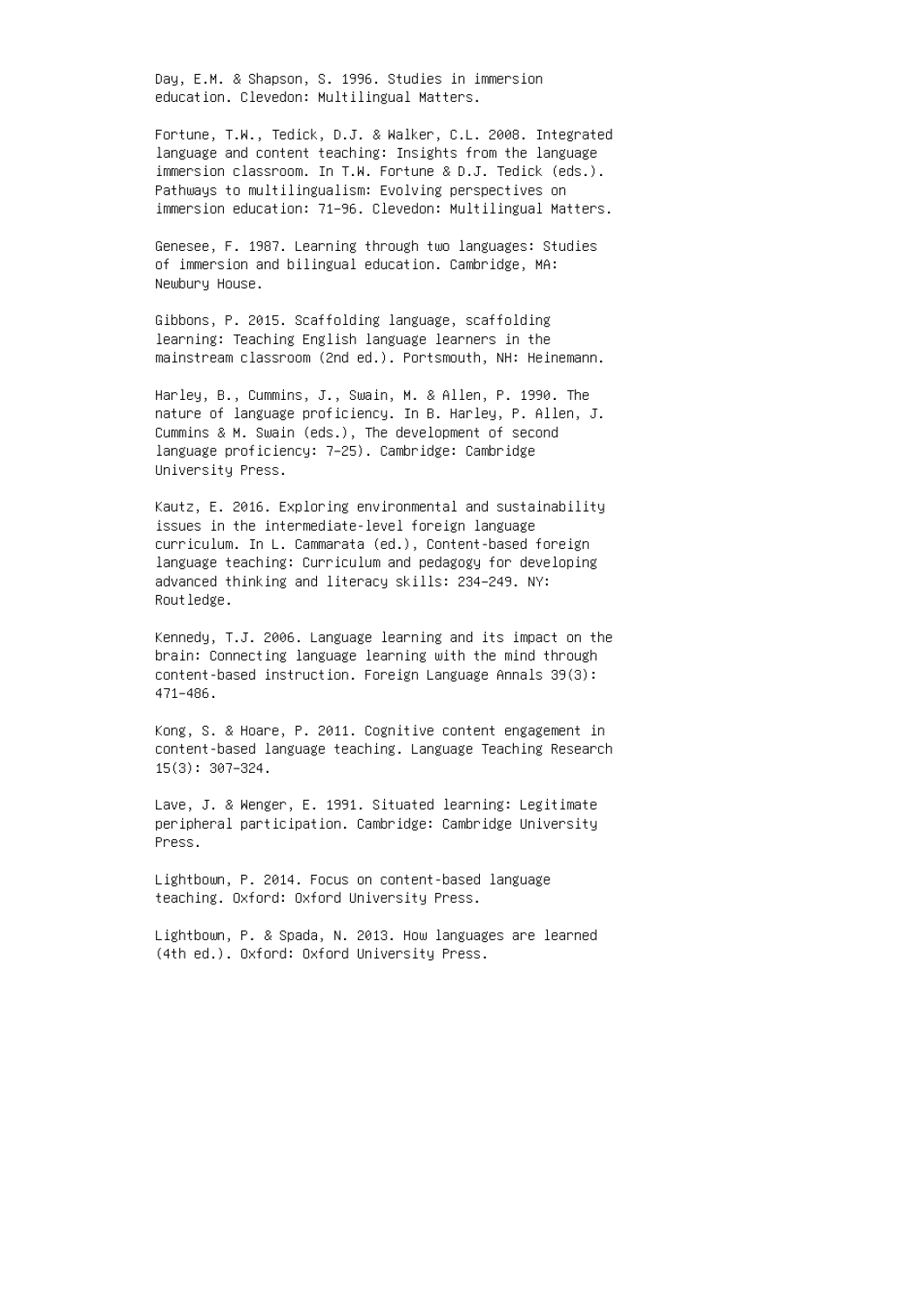Day, E.M. & Shapson, S. 1996. Studies in immersion education. Clevedon: Multilingual Matters.

Fortune, T.W., Tedick, D.J. & Walker, C.L. 2008. Integrated language and content teaching: Insights from the language immersion classroom. In T.W. Fortune & D.J. Tedick (eds.). Pathways to multilingualism: Evolving perspectives on immersion education: 71–96. Clevedon: Multilingual Matters.

Genesee, F. 1987. Learning through two languages: Studies of immersion and bilingual education. Cambridge, MA: Newbury House.

Gibbons, P. 2015. Scaffolding language, scaffolding learning: Teaching English language learners in the mainstream classroom (2nd ed.). Portsmouth, NH: Heinemann.

Harley, B., Cummins, J., Swain, M. & Allen, P. 1990. The nature of language proficiency. In B. Harley, P. Allen, J. Cummins & M. Swain (eds.), The development of second language proficiency: 7–25). Cambridge: Cambridge University Press.

Kautz, E. 2016. Exploring environmental and sustainability issues in the intermediate-level foreign language curriculum. In L. Cammarata (ed.), Content-based foreign language teaching: Curriculum and pedagogy for developing advanced thinking and literacy skills: 234–249. NY: Routledge.

Kennedy, T.J. 2006. Language learning and its impact on the brain: Connecting language learning with the mind through content-based instruction. Foreign Language Annals 39(3): 471–486.

Kong, S. & Hoare, P. 2011. Cognitive content engagement in content-based language teaching. Language Teaching Research 15(3): 307–324.

Lave, J. & Wenger, E. 1991. Situated learning: Legitimate peripheral participation. Cambridge: Cambridge University Press.

Lightbown, P. 2014. Focus on content-based language teaching. Oxford: Oxford University Press.

Lightbown, P. & Spada, N. 2013. How languages are learned (4th ed.). Oxford: Oxford University Press.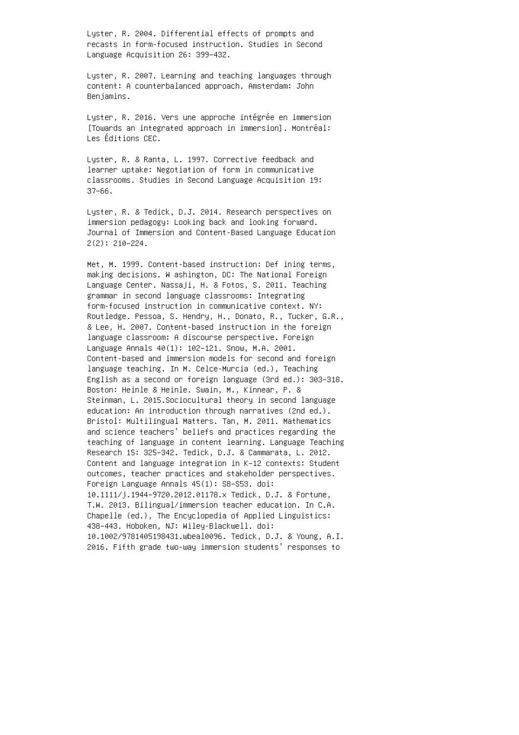Lyster, R. 2004. Differential effects of prompts and recasts in form-focused instruction. Studies in Second Language Acquisition 26: 399–432.

Lyster, R. 2007. Learning and teaching languages through content: A counterbalanced approach. Amsterdam: John Benjamins.

Lyster, R. 2016. Vers une approche intégrée en immersion [Towards an integrated approach in immersion]. Montréal: Les Éditions CEC.

Lyster, R. & Ranta, L. 1997. Corrective feedback and learner uptake: Negotiation of form in communicative classrooms. Studies in Second Language Acquisition 19: 37–66.

Lyster, R. & Tedick, D.J. 2014. Research perspectives on immersion pedagogy: Looking back and looking forward. Journal of Immersion and Content-Based Language Education 2(2): 210–224.

Met, M. 1999. Content-based instruction: Def ining terms, making decisions. W ashington, DC: The National Foreign Language Center. Nassaji, H. & Fotos, S. 2011. Teaching grammar in second language classrooms: Integrating form-focused instruction in communicative context. NY: Routledge. Pessoa, S. Hendry, H., Donato, R., Tucker, G.R., & Lee, H. 2007. Content-based instruction in the foreign language classroom: A discourse perspective. Foreign Language Annals 40(1): 102–121. Snow, M.A. 2001. Content-based and immersion models for second and foreign language teaching. In M. Celce-Murcia (ed.), Teaching English as a second or foreign language (3rd ed.): 303–318. Boston: Heinle & Heinle. Swain, M., Kinnear, P. & Steinman, L. 2015.Sociocultural theory in second language education: An introduction through narratives (2nd ed.). Bristol: Multilingual Matters. Tan, M. 2011. Mathematics and science teachers' beliefs and practices regarding the teaching of language in content learning. Language Teaching Research 15: 325–342. Tedick, D.J. & Cammarata, L. 2012. Content and language integration in K–12 contexts: Student outcomes, teacher practices and stakeholder perspectives. Foreign Language Annals 45(1): S8–S53. doi: 10.1111/j.1944-9720.2012.01178.x Tedick, D.J. & Fortune, T.W. 2013. Bilingual/immersion teacher education. In C.A. Chapelle (ed.), The Encyclopedia of Applied Linguistics: 438–443. Hoboken, NJ: Wiley-Blackwell. doi: 10.1002/9781405198431.wbeal0096. Tedick, D.J. & Young, A.I. 2016. Fifth grade two-way immersion students' responses to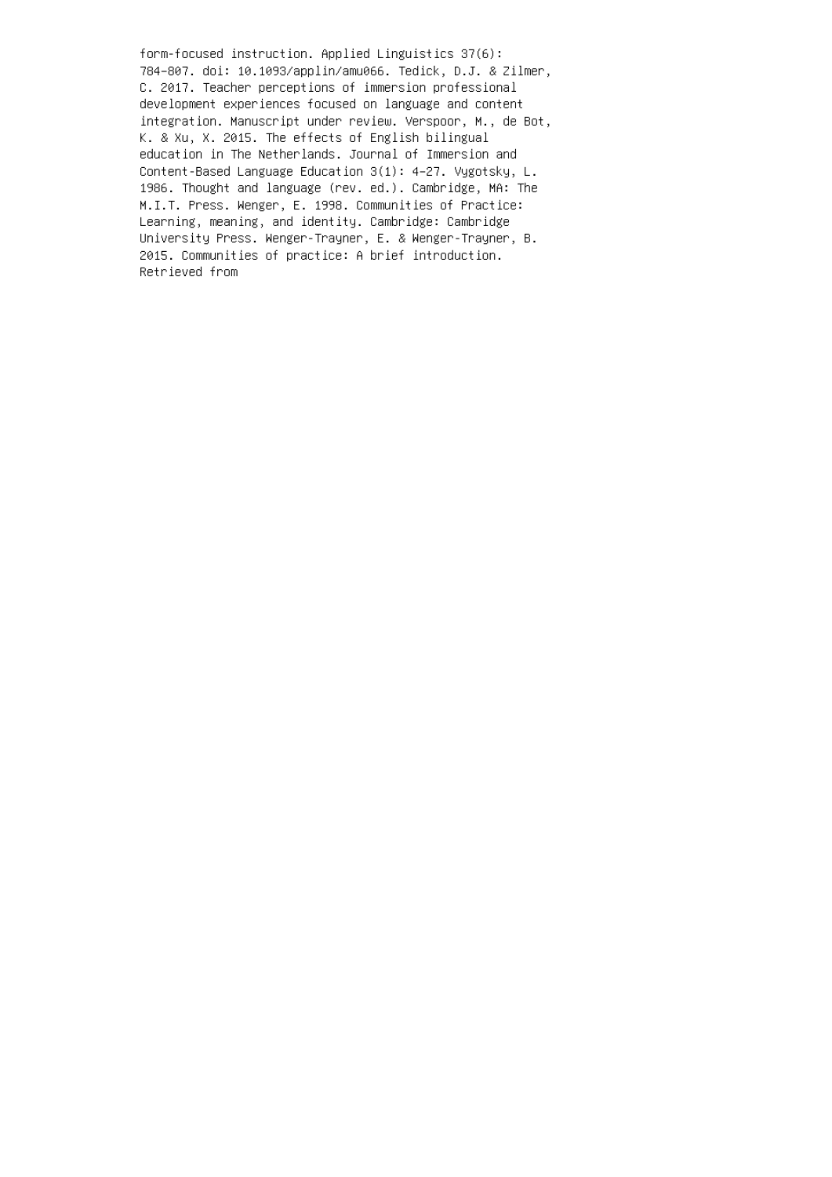form-focused instruction. Applied Linguistics 37(6): 784–807. doi: 10.1093/applin/amu066. Tedick, D.J. & Zilmer, C. 2017. Teacher perceptions of immersion professional development experiences focused on language and content integration. Manuscript under review. Verspoor, M., de Bot, K. & Xu, X. 2015. The effects of English bilingual education in The Netherlands. Journal of Immersion and Content-Based Language Education 3(1): 4–27. Vygotsky, L. 1986. Thought and language (rev. ed.). Cambridge, MA: The M.I.T. Press. Wenger, E. 1998. Communities of Practice: Learning, meaning, and identity. Cambridge: Cambridge University Press. Wenger-Trayner, E. & Wenger-Trayner, B. 2015. Communities of practice: A brief introduction. Retrieved from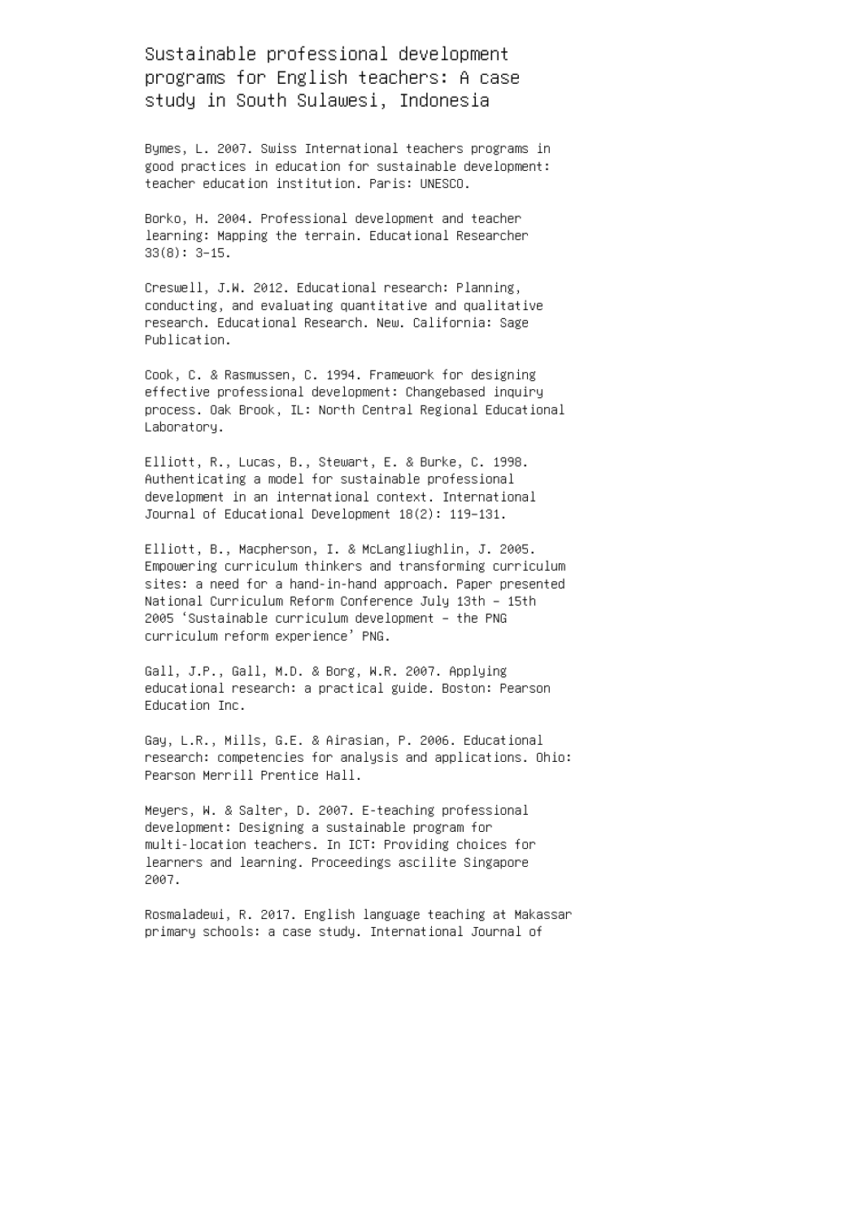# Sustainable professional development programs for English teachers: A case study in South Sulawesi, Indonesia

Bymes, L. 2007. Swiss International teachers programs in good practices in education for sustainable development: teacher education institution. Paris: UNESCO.

Borko, H. 2004. Professional development and teacher learning: Mapping the terrain. Educational Researcher 33(8): 3–15.

Creswell, J.W. 2012. Educational research: Planning, conducting, and evaluating quantitative and qualitative research. Educational Research. New. California: Sage Publication.

Cook, C. & Rasmussen, C. 1994. Framework for designing effective professional development: Changebased inquiry process. Oak Brook, IL: North Central Regional Educational Laboratory.

Elliott, R., Lucas, B., Stewart, E. & Burke, C. 1998. Authenticating a model for sustainable professional development in an international context. International Journal of Educational Development 18(2): 119–131.

Elliott, B., Macpherson, I. & McLangliughlin, J. 2005. Empowering curriculum thinkers and transforming curriculum sites: a need for a hand-in-hand approach. Paper presented National Curriculum Reform Conference July 13th – 15th 2005 'Sustainable curriculum development – the PNG curriculum reform experience' PNG.

Gall, J.P., Gall, M.D. & Borg, W.R. 2007. Applying educational research: a practical guide. Boston: Pearson Education Inc.

Gay, L.R., Mills, G.E. & Airasian, P. 2006. Educational research: competencies for analysis and applications. Ohio: Pearson Merrill Prentice Hall.

Meyers, W. & Salter, D. 2007. E-teaching professional development: Designing a sustainable program for multi-location teachers. In ICT: Providing choices for learners and learning. Proceedings ascilite Singapore 2007.

Rosmaladewi, R. 2017. English language teaching at Makassar primary schools: a case study. International Journal of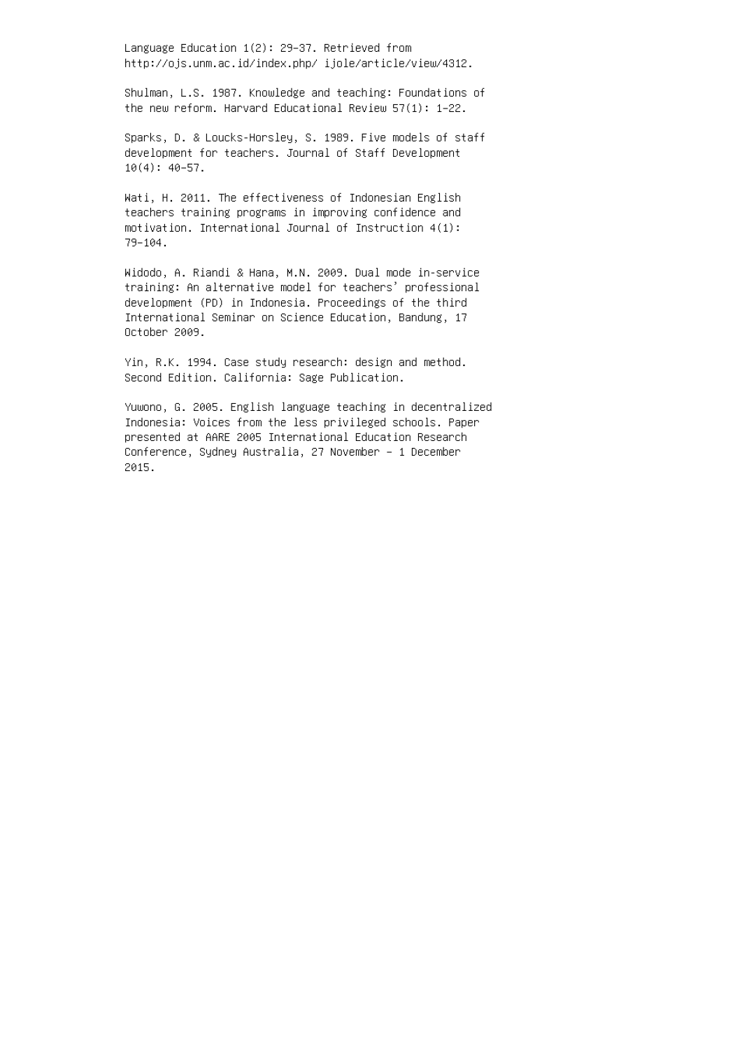Language Education 1(2): 29–37. Retrieved from http://ojs.unm.ac.id/index.php/ ijole/article/view/4312.

Shulman, L.S. 1987. Knowledge and teaching: Foundations of the new reform. Harvard Educational Review 57(1): 1–22.

Sparks, D. & Loucks-Horsley, S. 1989. Five models of staff development for teachers. Journal of Staff Development 10(4): 40–57.

Wati, H. 2011. The effectiveness of Indonesian English teachers training programs in improving confidence and motivation. International Journal of Instruction 4(1): 79–104.

Widodo, A. Riandi & Hana, M.N. 2009. Dual mode in-service training: An alternative model for teachers' professional development (PD) in Indonesia. Proceedings of the third International Seminar on Science Education, Bandung, 17 October 2009.

Yin, R.K. 1994. Case study research: design and method. Second Edition. California: Sage Publication.

Yuwono, G. 2005. English language teaching in decentralized Indonesia: Voices from the less privileged schools. Paper presented at AARE 2005 International Education Research Conference, Sydney Australia, 27 November – 1 December 2015.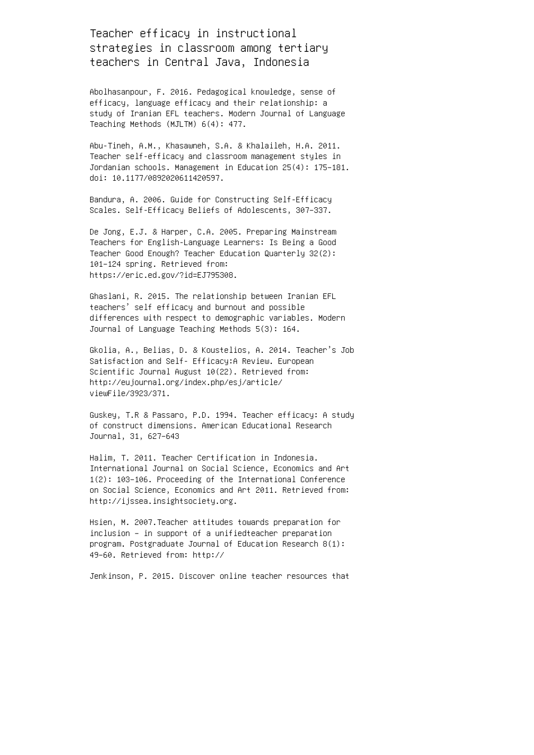# Teacher efficacy in instructional strategies in classroom among tertiary teachers in Central Java, Indonesia

Abolhasanpour, F. 2016. Pedagogical knowledge, sense of efficacy, language efficacy and their relationship: a study of Iranian EFL teachers. Modern Journal of Language Teaching Methods (MJLTM) 6(4): 477.

Abu-Tineh, A.M., Khasawneh, S.A. & Khalaileh, H.A. 2011. Teacher self-efficacy and classroom management styles in Jordanian schools. Management in Education 25(4): 175–181. doi: 10.1177/0892020611420597.

Bandura, A. 2006. Guide for Constructing Self-Efficacy Scales. Self-Efficacy Beliefs of Adolescents, 307–337.

De Jong, E.J. & Harper, C.A. 2005. Preparing Mainstream Teachers for English-Language Learners: Is Being a Good Teacher Good Enough? Teacher Education Quarterly 32(2): 101–124 spring. Retrieved from: https://eric.ed.gov/?id=EJ795308.

Ghaslani, R. 2015. The relationship between Iranian EFL teachers' self efficacy and burnout and possible differences with respect to demographic variables. Modern Journal of Language Teaching Methods 5(3): 164.

Gkolia, A., Belias, D. & Koustelios, A. 2014. Teacher's Job Satisfaction and Self- Efficacy:A Review. European Scientific Journal August 10(22). Retrieved from: http://eujournal.org/index.php/esj/article/viewFile/3923/371.

Guskey, T.R & Passaro, P.D. 1994. Teacher efficacy: A study of construct dimensions. American Educational Research Journal, 31, 627–643

Halim, T. 2011. Teacher Certification in Indonesia. International Journal on Social Science, Economics and Art 1(2): 103–106. Proceeding of the International Conference on Social Science, Economics and Art 2011. Retrieved from: http://ijssea.insightsociety.org.

Hsien, M. 2007.Teacher attitudes towards preparation for inclusion – in support of a unifiedteacher preparation program. Postgraduate Journal of Education Research 8(1): 49–60. Retrieved from: http://

Jenkinson, P. 2015. Discover online teacher resources that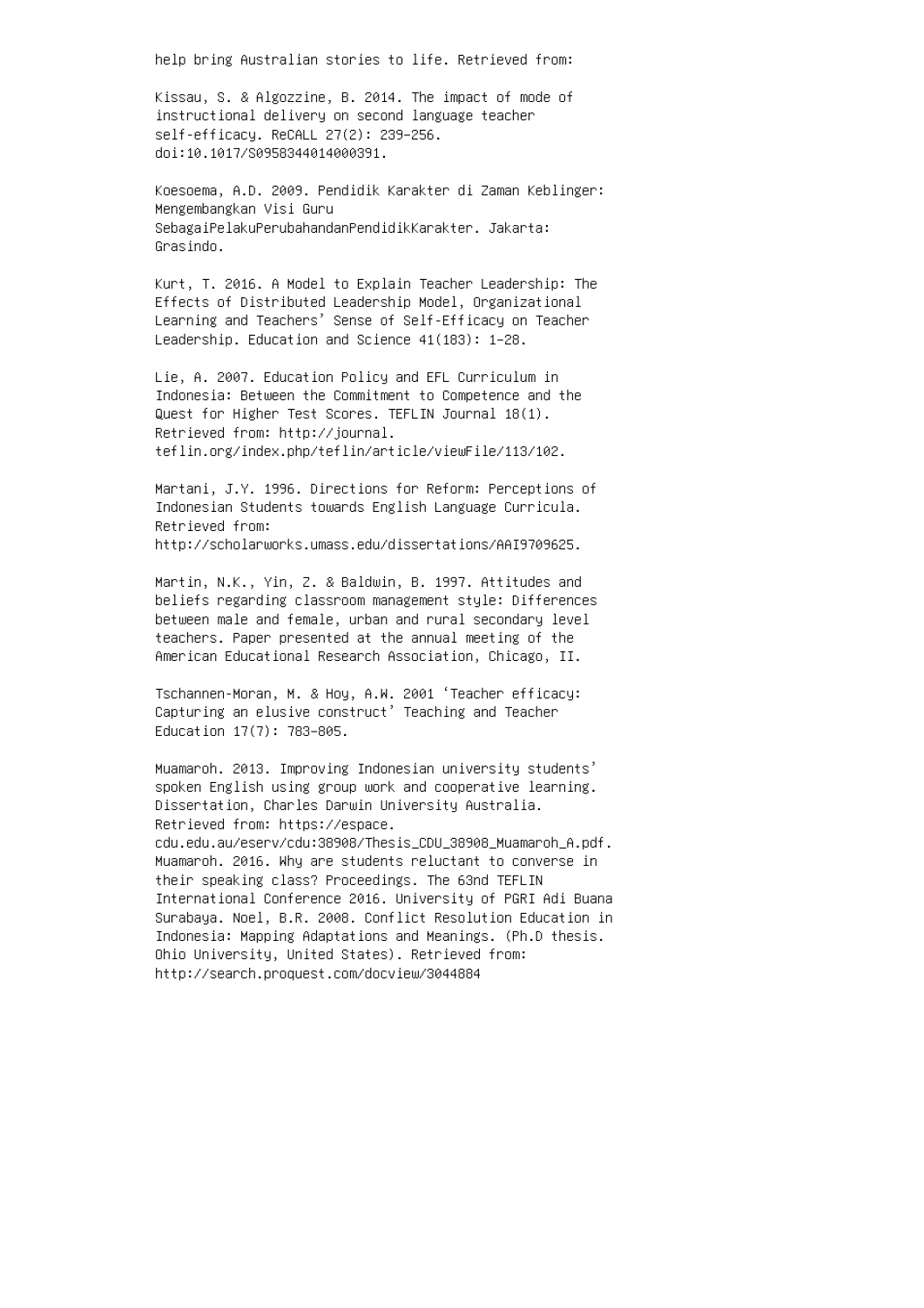help bring Australian stories to life. Retrieved from:

Kissau, S. & Algozzine, B. 2014. The impact of mode of instructional delivery on second language teacher self-efficacy. ReCALL 27(2): 239–256. doi:10.1017/S0958344014000391.

Koesoema, A.D. 2009. Pendidik Karakter di Zaman Keblinger: Mengembangkan Visi Guru SebagaiPelakuPerubahandanPendidikKarakter. Jakarta: Grasindo.

Kurt, T. 2016. A Model to Explain Teacher Leadership: The Effects of Distributed Leadership Model, Organizational Learning and Teachers' Sense of Self-Efficacy on Teacher Leadership. Education and Science 41(183): 1–28.

Lie, A. 2007. Education Policy and EFL Curriculum in Indonesia: Between the Commitment to Competence and the Quest for Higher Test Scores. TEFLIN Journal 18(1). Retrieved from: http://journal.teflin.org/index.php/teflin/article/viewFile/113/102.

Martani, J.Y. 1996. Directions for Reform: Perceptions of Indonesian Students towards English Language Curricula. Retrieved from: http://scholarworks.umass.edu/dissertations/AAI9709625.

Martin, N.K., Yin, Z. & Baldwin, B. 1997. Attitudes and beliefs regarding classroom management style: Differences between male and female, urban and rural secondary level teachers. Paper presented at the annual meeting of the American Educational Research Association, Chicago, II.

Tschannen-Moran, M. & Hoy, A.W. 2001 'Teacher efficacy: Capturing an elusive construct' Teaching and Teacher Education 17(7): 783–805.

Muamaroh. 2013. Improving Indonesian university students' spoken English using group work and cooperative learning. Dissertation, Charles Darwin University Australia. Retrieved from: https://espace.cdu.edu.au/eserv/cdu:38908/Thesis_CDU_38908_Muamaroh_A.pdf. Muamaroh. 2016. Why are students reluctant to converse in their speaking class? Proceedings. The 63nd TEFLIN International Conference 2016. University of PGRI Adi Buana Surabaya. Noel, B.R. 2008. Conflict Resolution Education in Indonesia: Mapping Adaptations and Meanings. (Ph.D thesis. Ohio University, United States). Retrieved from: http://search.proquest.com/docview/3044884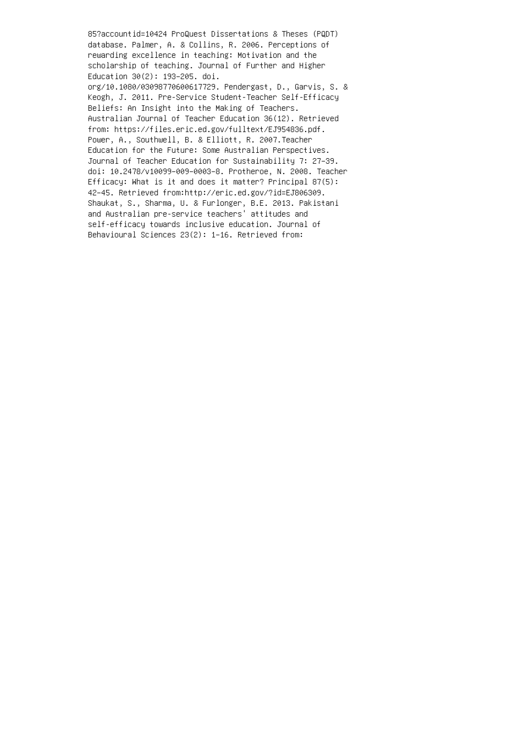85?accountid=10424 ProQuest Dissertations & Theses (PQDT) database. Palmer, A. & Collins, R. 2006. Perceptions of rewarding excellence in teaching: Motivation and the scholarship of teaching. Journal of Further and Higher Education 30(2): 193-205. doi. org/10.1080/03098770600617729. Pendergast, D., Garvis, S. & Keogh, J. 2011. Pre-Service Student-Teacher Self-Efficacy Beliefs: An Insight into the Making of Teachers. Australian Journal of Teacher Education 36(12). Retrieved from: https://files.eric.ed.gov/fulltext/EJ954836.pdf. Power, A., Southwell, B. & Elliott, R. 2007.Teacher Education for the Future: Some Australian Perspectives. Journal of Teacher Education for Sustainability 7: 27-39. doi: 10.2478/v10099-009-0003-8. Protheroe, N. 2008. Teacher Efficacy: What is it and does it matter? Principal 87(5): 42-45. Retrieved from:http://eric.ed.gov/?id=EJ806309. Shaukat, S., Sharma, U. & Furlonger, B.E. 2013. Pakistani and Australian pre-service teachers' attitudes and self-efficacy towards inclusive education. Journal of Behavioural Sciences 23(2): 1-16. Retrieved from: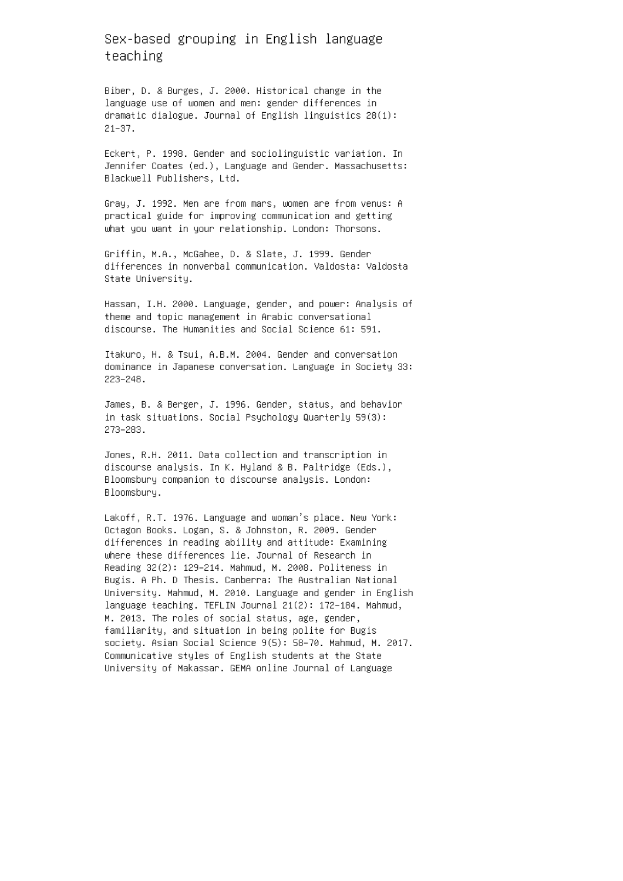# Sex-based grouping in English language teaching

Biber, D. & Burges, J. 2000. Historical change in the language use of women and men: gender differences in dramatic dialogue. Journal of English linguistics 28(1): 21–37.

Eckert, P. 1998. Gender and sociolinguistic variation. In Jennifer Coates (ed.), Language and Gender. Massachusetts: Blackwell Publishers, Ltd.

Gray, J. 1992. Men are from mars, women are from venus: A practical guide for improving communication and getting what you want in your relationship. London: Thorsons.

Griffin, M.A., McGahee, D. & Slate, J. 1999. Gender differences in nonverbal communication. Valdosta: Valdosta State University.

Hassan, I.H. 2000. Language, gender, and power: Analysis of theme and topic management in Arabic conversational discourse. The Humanities and Social Science 61: 591.

Itakuro, H. & Tsui, A.B.M. 2004. Gender and conversation dominance in Japanese conversation. Language in Society 33: 223–248.

James, B. & Berger, J. 1996. Gender, status, and behavior in task situations. Social Psychology Quarterly 59(3): 273–283.

Jones, R.H. 2011. Data collection and transcription in discourse analysis. In K. Hyland & B. Paltridge (Eds.), Bloomsbury companion to discourse analysis. London: Bloomsbury.

Lakoff, R.T. 1976. Language and woman's place. New York: Octagon Books. Logan, S. & Johnston, R. 2009. Gender differences in reading ability and attitude: Examining where these differences lie. Journal of Research in Reading 32(2): 129–214. Mahmud, M. 2008. Politeness in Bugis. A Ph. D Thesis. Canberra: The Australian National University. Mahmud, M. 2010. Language and gender in English language teaching. TEFLIN Journal 21(2): 172–184. Mahmud, M. 2013. The roles of social status, age, gender, familiarity, and situation in being polite for Bugis society. Asian Social Science 9(5): 58–70. Mahmud, M. 2017. Communicative styles of English students at the State University of Makassar. GEMA online Journal of Language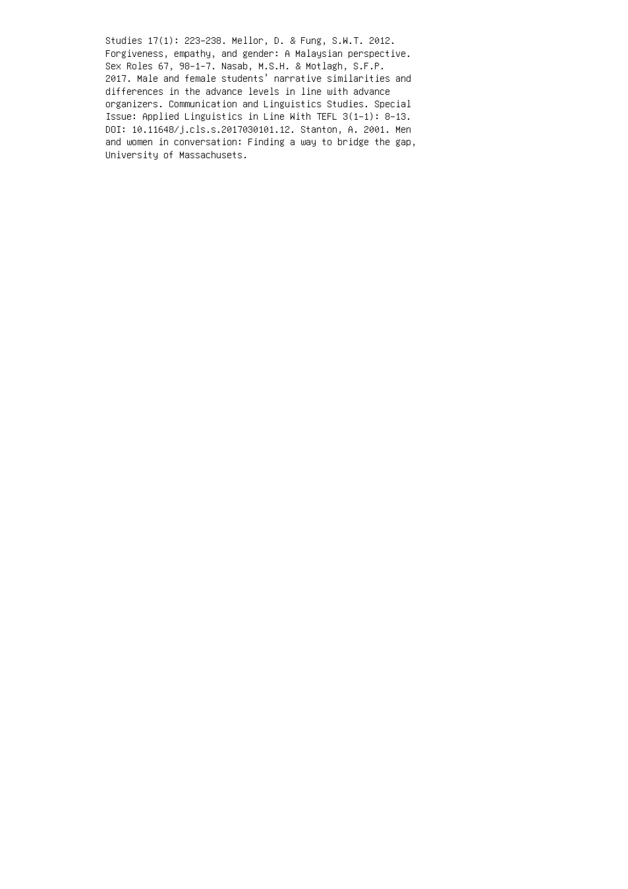Studies 17(1): 223-238. Mellor, D. & Fung, S.W.T. 2012. Forgiveness, empathy, and gender: A Malaysian perspective. Sex Roles 67, 98-1-7. Nasab, M.S.H. & Motlagh, S.F.P. 2017. Male and female students' narrative similarities and differences in the advance levels in line with advance organizers. Communication and Linguistics Studies. Special Issue: Applied Linguistics in Line With TEFL 3(1-1): 8-13. DOI: 10.11648/j.cls.s.2017030101.12. Stanton, A. 2001. Men and women in conversation: Finding a way to bridge the gap, University of Massachusets.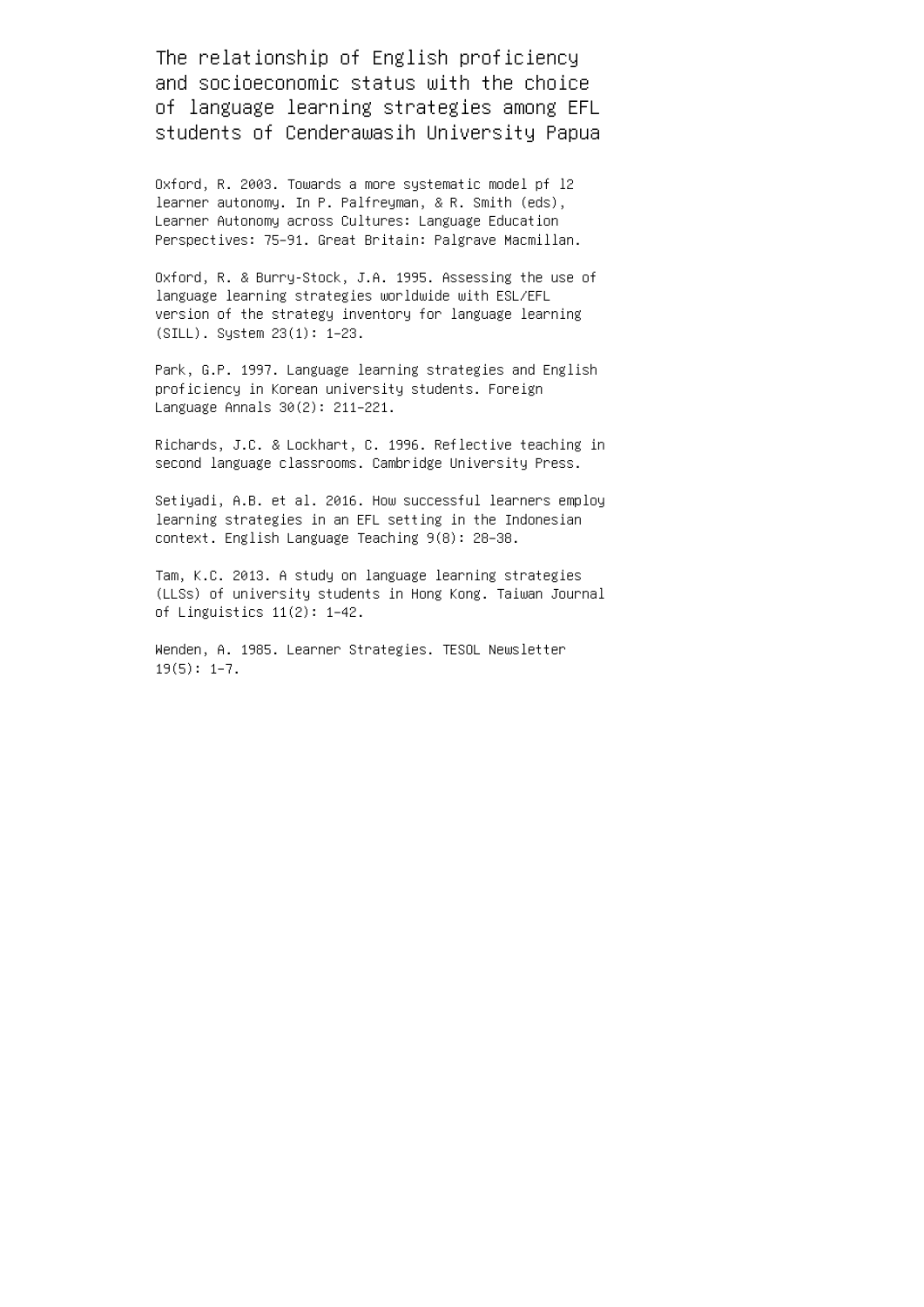Oxford, R. 2003. Towards a more systematic model pf l2 learner autonomy. In P. Palfreyman, & R. Smith (eds), Learner Autonomy across Cultures: Language Education Perspectives: 75-91. Great Britain: Palgrave Macmillan.

Oxford, R. & Burry-Stock, J.A. 1995. Assessing the use of language learning strategies worldwide with ESL/EFL version of the strategy inventory for language learning (SILL). System 23(1): 1-23.

Park, G.P. 1997. Language learning strategies and English proficiency in Korean university students. Foreign Language Annals 30(2): 211-221.

Richards, J.C. & Lockhart, C. 1996. Reflective teaching in second language classrooms. Cambridge University Press.

Setiyadi, A.B. et al. 2016. How successful learners employ learning strategies in an EFL setting in the Indonesian context. English Language Teaching 9(8): 28-38.

Tam, K.C. 2013. A study on language learning strategies (LLSs) of university students in Hong Kong. Taiwan Journal of Linguistics 11(2): 1-42.

Wenden, A. 1985. Learner Strategies. TESOL Newsletter 19(5): 1-7.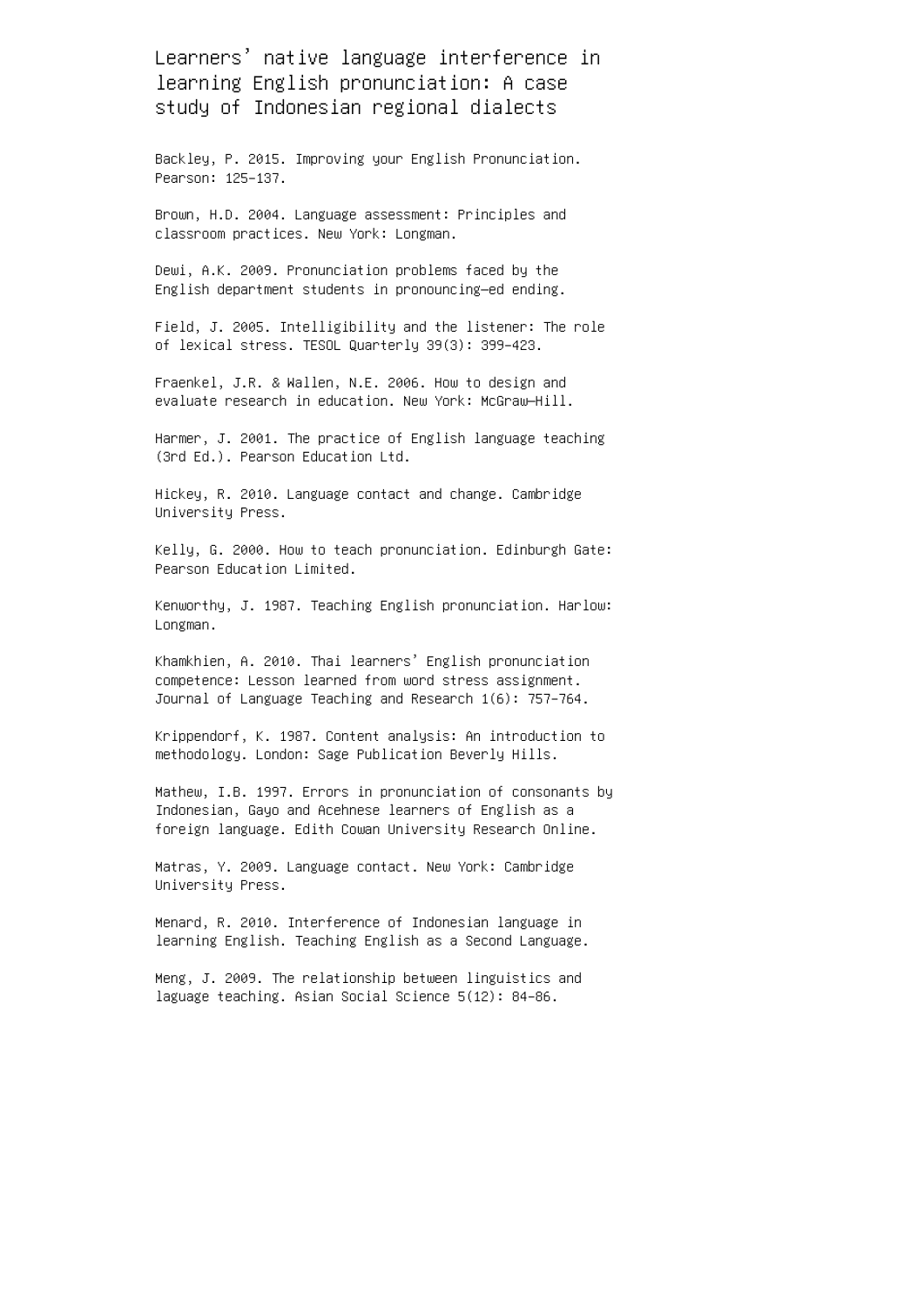# Learners' native language interference in learning English pronunciation: A case study of Indonesian regional dialects

Backley, P. 2015. Improving your English Pronunciation. Pearson: 125-137.

Brown, H.D. 2004. Language assessment: Principles and classroom practices. New York: Longman.

Dewi, A.K. 2009. Pronunciation problems faced by the English department students in pronouncing—ed ending.

Field, J. 2005. Intelligibility and the listener: The role of lexical stress. TESOL Quarterly 39(3): 399-423.

Fraenkel, J.R. & Wallen, N.E. 2006. How to design and evaluate research in education. New York: McGraw—Hill.

Harmer, J. 2001. The practice of English language teaching (3rd Ed.). Pearson Education Ltd.

Hickey, R. 2010. Language contact and change. Cambridge University Press.

Kelly, G. 2000. How to teach pronunciation. Edinburgh Gate: Pearson Education Limited.

Kenworthy, J. 1987. Teaching English pronunciation. Harlow: Longman.

Khamkhien, A. 2010. Thai learners' English pronunciation competence: Lesson learned from word stress assignment. Journal of Language Teaching and Research 1(6): 757-764.

Krippendorf, K. 1987. Content analysis: An introduction to methodology. London: Sage Publication Beverly Hills.

Mathew, I.B. 1997. Errors in pronunciation of consonants by Indonesian, Gayo and Acehnese learners of English as a foreign language. Edith Cowan University Research Online.

Matras, Y. 2009. Language contact. New York: Cambridge University Press.

Menard, R. 2010. Interference of Indonesian language in learning English. Teaching English as a Second Language.

Meng, J. 2009. The relationship between linguistics and laguage teaching. Asian Social Science 5(12): 84-86.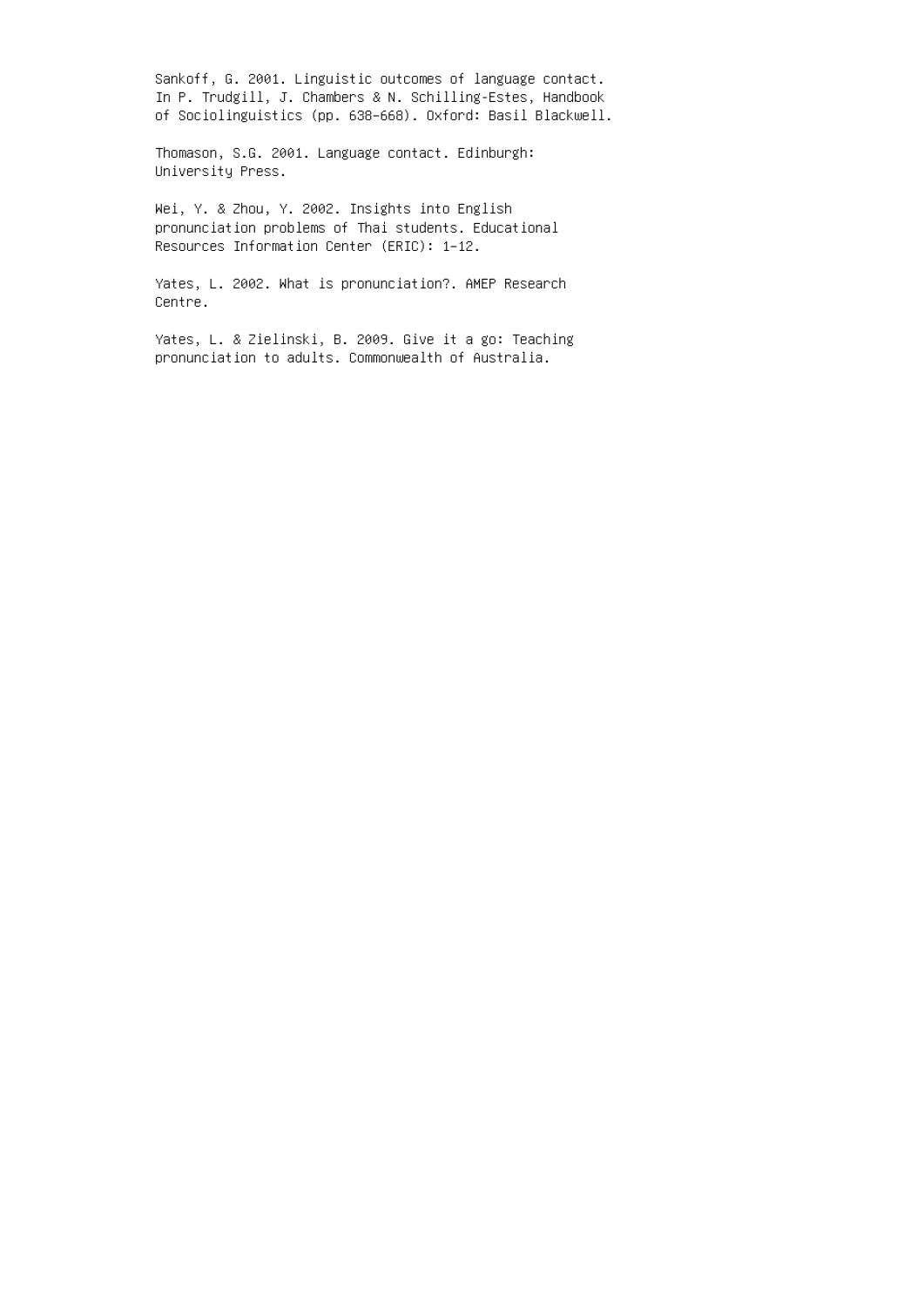Sankoff, G. 2001. Linguistic outcomes of language contact. In P. Trudgill, J. Chambers & N. Schilling-Estes, Handbook of Sociolinguistics (pp. 638-668). Oxford: Basil Blackwell.

Thomason, S.G. 2001. Language contact. Edinburgh: University Press.

Wei, Y. & Zhou, Y. 2002. Insights into English pronunciation problems of Thai students. Educational Resources Information Center (ERIC): 1-12.

Yates, L. 2002. What is pronunciation?. AMEP Research Centre.

Yates, L. & Zielinski, B. 2009. Give it a go: Teaching pronunciation to adults. Commonwealth of Australia.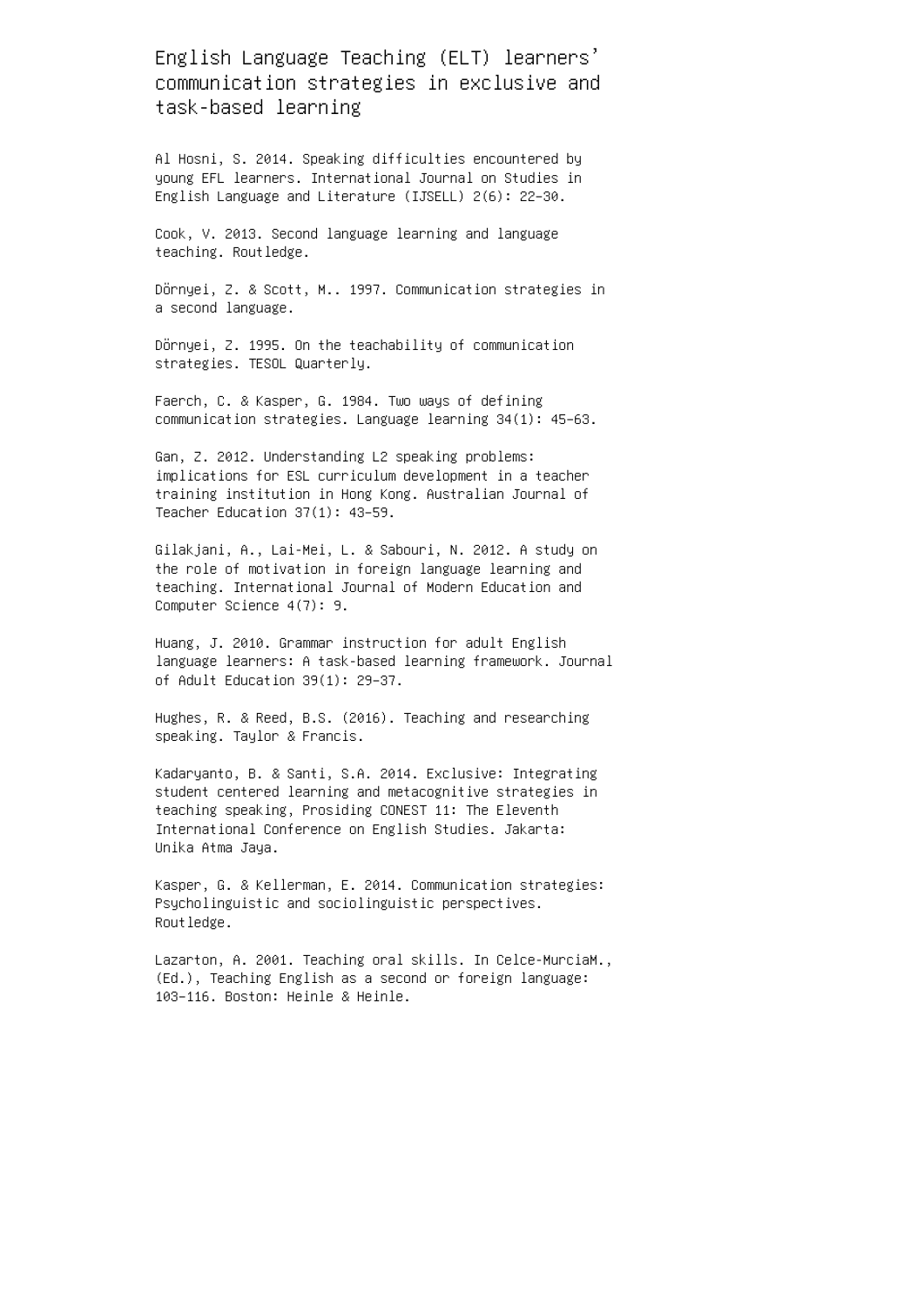# English Language Teaching (ELT) learners' communication strategies in exclusive and task-based learning

Al Hosni, S. 2014. Speaking difficulties encountered by young EFL learners. International Journal on Studies in English Language and Literature (IJSELL) 2(6): 22–30.

Cook, V. 2013. Second language learning and language teaching. Routledge.

Dörnyei, Z. & Scott, M.. 1997. Communication strategies in a second language.

Dörnyei, Z. 1995. On the teachability of communication strategies. TESOL Quarterly.

Faerch, C. & Kasper, G. 1984. Two ways of defining communication strategies. Language learning 34(1): 45–63.

Gan, Z. 2012. Understanding L2 speaking problems: implications for ESL curriculum development in a teacher training institution in Hong Kong. Australian Journal of Teacher Education 37(1): 43–59.

Gilakjani, A., Lai-Mei, L. & Sabouri, N. 2012. A study on the role of motivation in foreign language learning and teaching. International Journal of Modern Education and Computer Science 4(7): 9.

Huang, J. 2010. Grammar instruction for adult English language learners: A task-based learning framework. Journal of Adult Education 39(1): 29–37.

Hughes, R. & Reed, B.S. (2016). Teaching and researching speaking. Taylor & Francis.

Kadaryanto, B. & Santi, S.A. 2014. Exclusive: Integrating student centered learning and metacognitive strategies in teaching speaking, Prosiding CONEST 11: The Eleventh International Conference on English Studies. Jakarta: Unika Atma Jaya.

Kasper, G. & Kellerman, E. 2014. Communication strategies: Psycholinguistic and sociolinguistic perspectives. Routledge.

Lazarton, A. 2001. Teaching oral skills. In Celce-MurciaM., (Ed.), Teaching English as a second or foreign language: 103–116. Boston: Heinle & Heinle.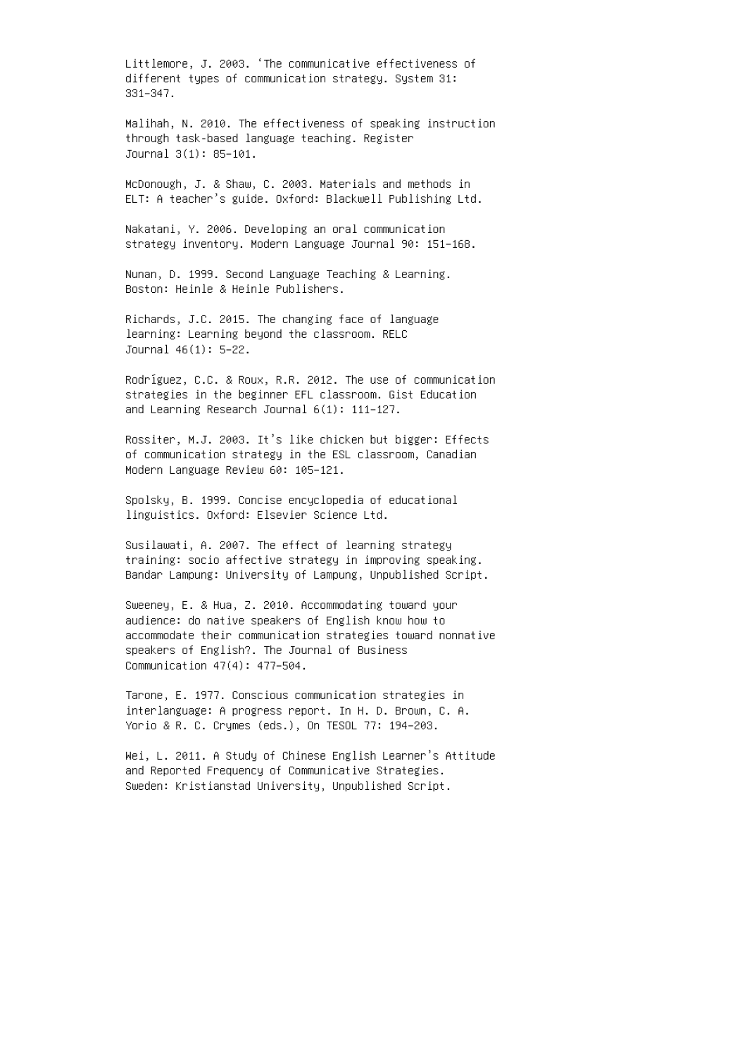Littlemore, J. 2003. ‘The communicative effectiveness of different types of communication strategy. System 31: 331–347.

Malihah, N. 2010. The effectiveness of speaking instruction through task-based language teaching. Register Journal 3(1): 85–101.

McDonough, J. & Shaw, C. 2003. Materials and methods in ELT: A teacher’s guide. Oxford: Blackwell Publishing Ltd.

Nakatani, Y. 2006. Developing an oral communication strategy inventory. Modern Language Journal 90: 151–168.

Nunan, D. 1999. Second Language Teaching & Learning. Boston: Heinle & Heinle Publishers.

Richards, J.C. 2015. The changing face of language learning: Learning beyond the classroom. RELC Journal 46(1): 5–22.

Rodríguez, C.C. & Roux, R.R. 2012. The use of communication strategies in the beginner EFL classroom. Gist Education and Learning Research Journal 6(1): 111–127.

Rossiter, M.J. 2003. It’s like chicken but bigger: Effects of communication strategy in the ESL classroom, Canadian Modern Language Review 60: 105–121.

Spolsky, B. 1999. Concise encyclopedia of educational linguistics. Oxford: Elsevier Science Ltd.

Susilawati, A. 2007. The effect of learning strategy training: socio affective strategy in improving speaking. Bandar Lampung: University of Lampung, Unpublished Script.

Sweeney, E. & Hua, Z. 2010. Accommodating toward your audience: do native speakers of English know how to accommodate their communication strategies toward nonnative speakers of English?. The Journal of Business Communication 47(4): 477–504.

Tarone, E. 1977. Conscious communication strategies in interlanguage: A progress report. In H. D. Brown, C. A. Yorio & R. C. Crymes (eds.), On TESOL 77: 194–203.

Wei, L. 2011. A Study of Chinese English Learner’s Attitude and Reported Frequency of Communicative Strategies. Sweden: Kristianstad University, Unpublished Script.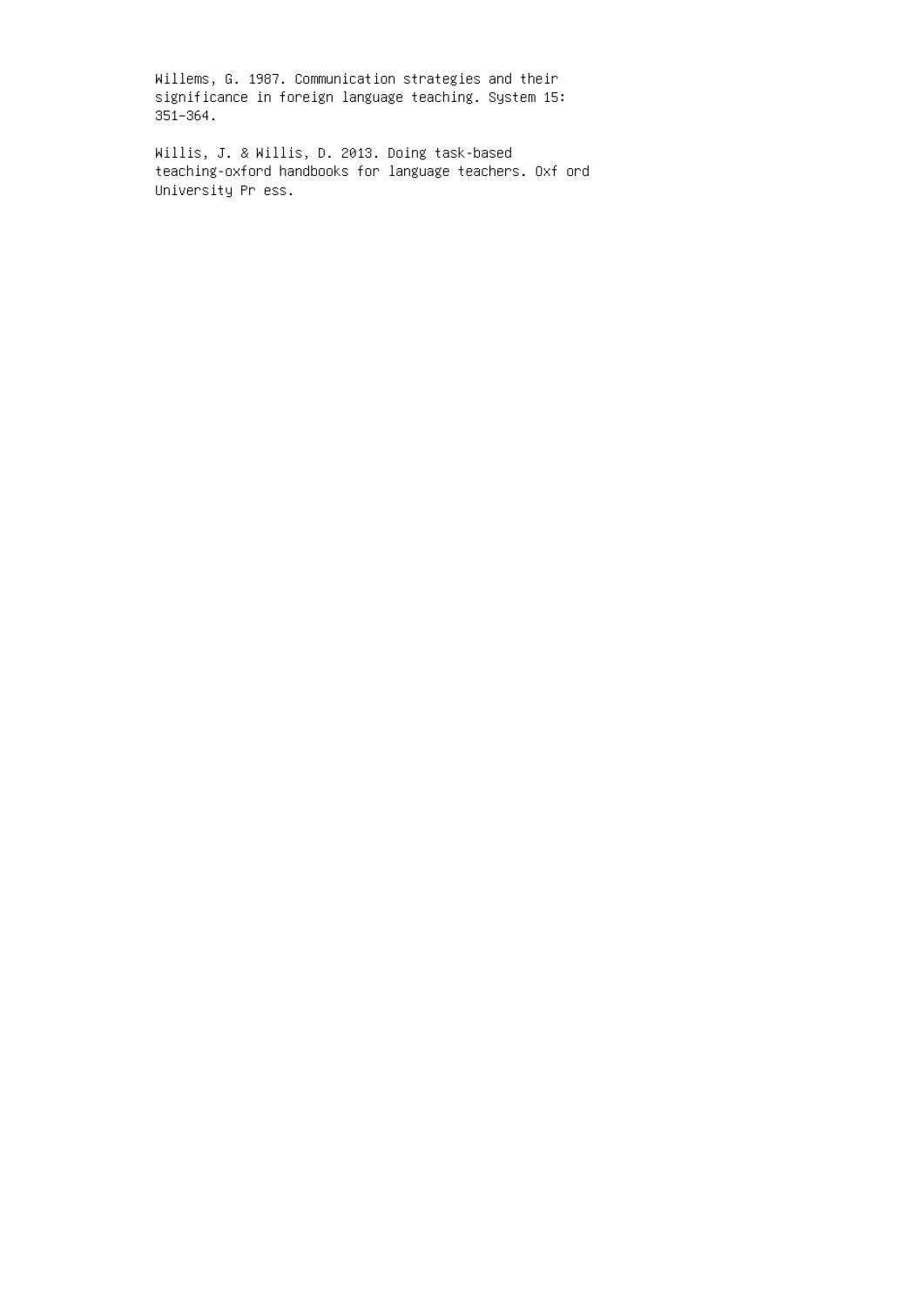Willems, G. 1987. Communication strategies and their significance in foreign language teaching. System 15: 351-364.

Willis, J. & Willis, D. 2013. Doing task-based teaching-oxford handbooks for language teachers. Oxf ord University Pr ess.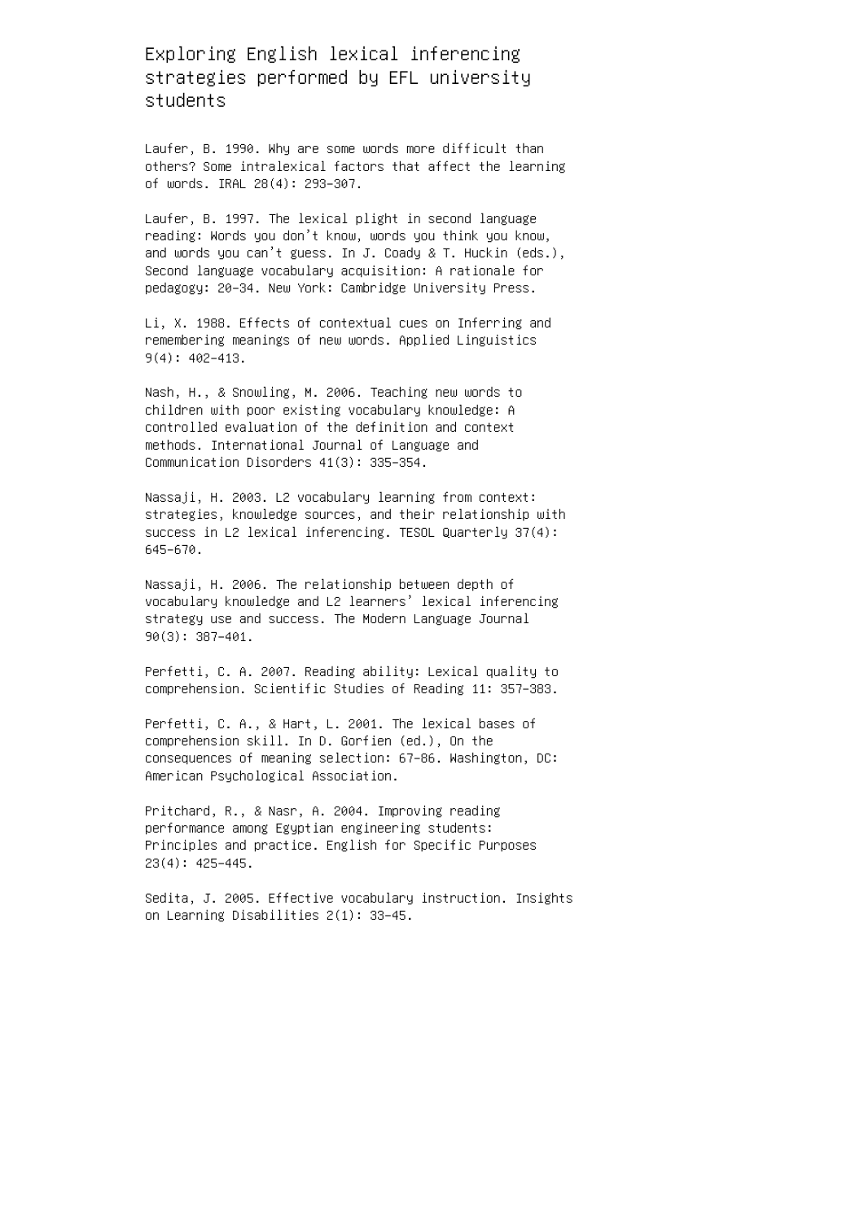Laufer, B. 1990. Why are some words more difficult than others? Some intralexical factors that affect the learning of words. IRAL 28(4): 293–307.

Laufer, B. 1997. The lexical plight in second language reading: Words you don't know, words you think you know, and words you can't guess. In J. Coady & T. Huckin (eds.), Second language vocabulary acquisition: A rationale for pedagogy: 20–34. New York: Cambridge University Press.

Li, X. 1988. Effects of contextual cues on Inferring and remembering meanings of new words. Applied Linguistics 9(4): 402–413.

Nash, H., & Snowling, M. 2006. Teaching new words to children with poor existing vocabulary knowledge: A controlled evaluation of the definition and context methods. International Journal of Language and Communication Disorders 41(3): 335–354.

Nassaji, H. 2003. L2 vocabulary learning from context: strategies, knowledge sources, and their relationship with success in L2 lexical inferencing. TESOL Quarterly 37(4): 645–670.

Nassaji, H. 2006. The relationship between depth of vocabulary knowledge and L2 learners' lexical inferencing strategy use and success. The Modern Language Journal 90(3): 387–401.

Perfetti, C. A. 2007. Reading ability: Lexical quality to comprehension. Scientific Studies of Reading 11: 357–383.

Perfetti, C. A., & Hart, L. 2001. The lexical bases of comprehension skill. In D. Gorfien (ed.), On the consequences of meaning selection: 67–86. Washington, DC: American Psychological Association.

Pritchard, R., & Nasr, A. 2004. Improving reading performance among Egyptian engineering students: Principles and practice. English for Specific Purposes 23(4): 425–445.

Sedita, J. 2005. Effective vocabulary instruction. Insights on Learning Disabilities 2(1): 33–45.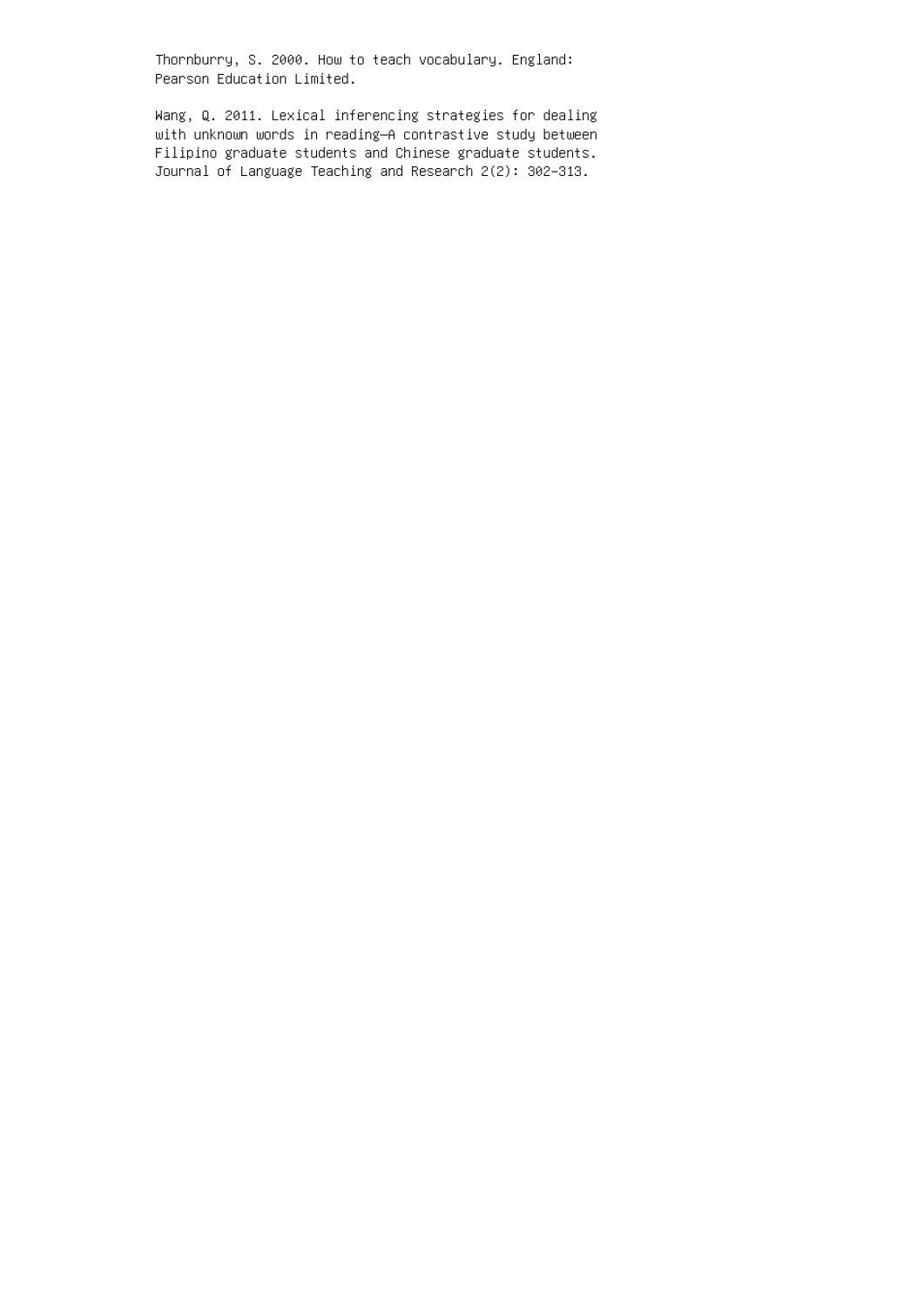Thornburry, S. 2000. How to teach vocabulary. England: Pearson Education Limited.

Wang, Q. 2011. Lexical inferencing strategies for dealing with unknown words in reading—A contrastive study between Filipino graduate students and Chinese graduate students. Journal of Language Teaching and Research 2(2): 302-313.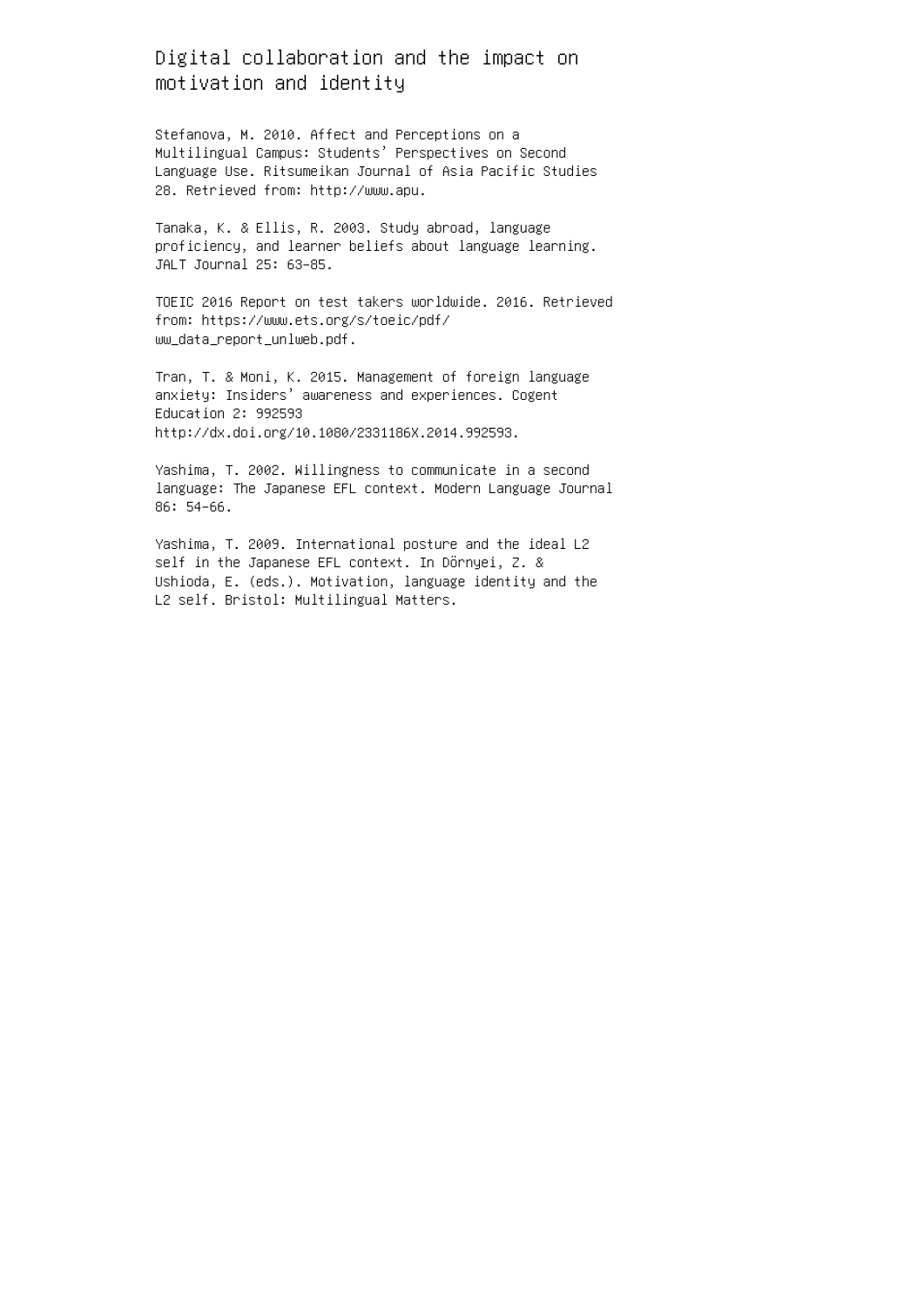Stefanova, M. 2010. Affect and Perceptions on a Multilingual Campus: Students' Perspectives on Second Language Use. Ritsumeikan Journal of Asia Pacific Studies 28. Retrieved from: http://www.apu.

Tanaka, K. & Ellis, R. 2003. Study abroad, language proficiency, and learner beliefs about language learning. JALT Journal 25: 63–85.

TOEIC 2016 Report on test takers worldwide. 2016. Retrieved from: https://www.ets.org/s/toeic/pdf/ww_data_report_unlweb.pdf.

Tran, T. & Moni, K. 2015. Management of foreign language anxiety: Insiders' awareness and experiences. Cogent Education 2: 992593 http://dx.doi.org/10.1080/2331186X.2014.992593.

Yashima, T. 2002. Willingness to communicate in a second language: The Japanese EFL context. Modern Language Journal 86: 54–66.

Yashima, T. 2009. International posture and the ideal L2 self in the Japanese EFL context. In Dörnyei, Z. & Ushioda, E. (eds.). Motivation, language identity and the L2 self. Bristol: Multilingual Matters.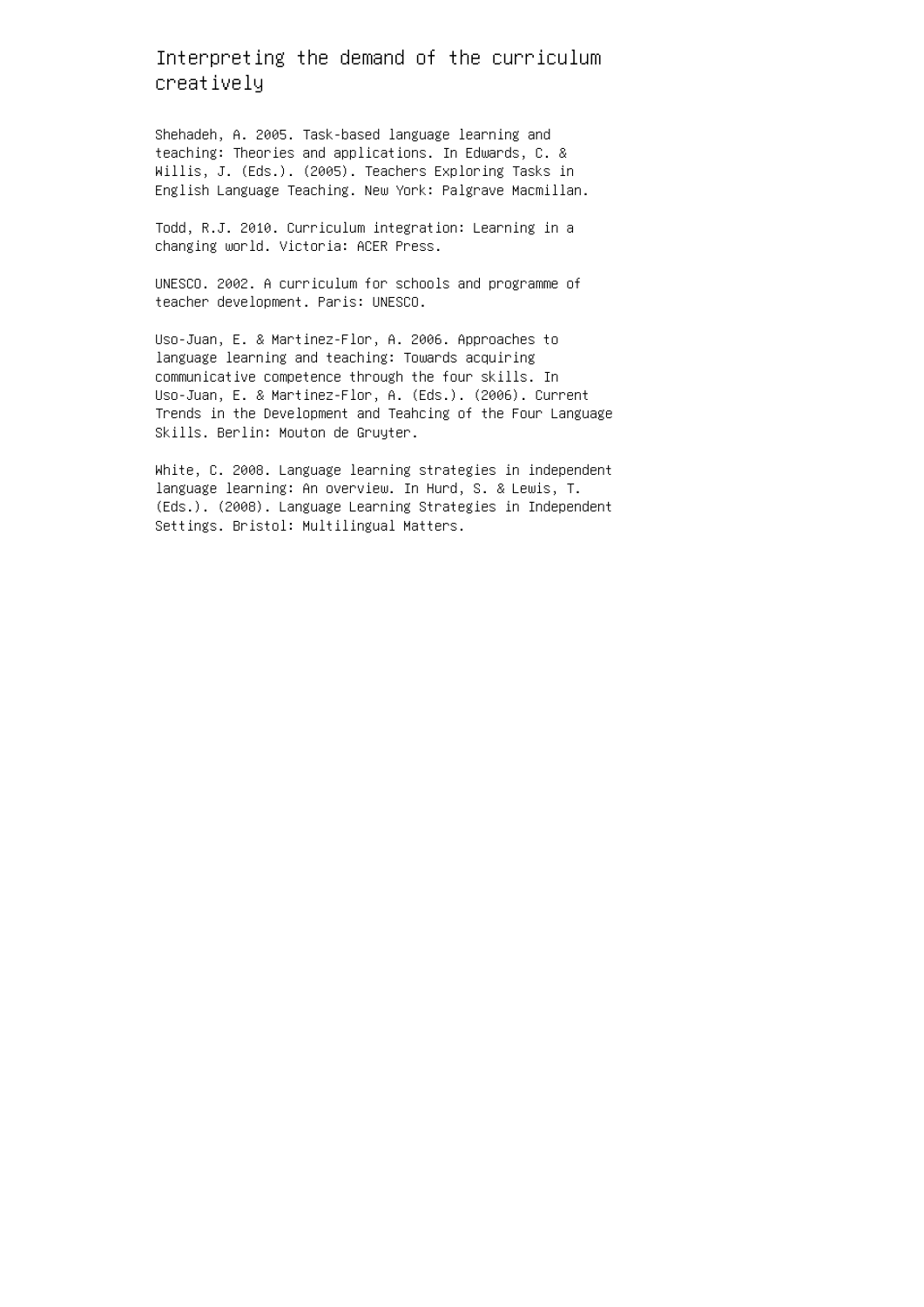Shehadeh, A. 2005. Task-based language learning and teaching: Theories and applications. In Edwards, C. & Willis, J. (Eds.). (2005). Teachers Exploring Tasks in English Language Teaching. New York: Palgrave Macmillan.

Todd, R.J. 2010. Curriculum integration: Learning in a changing world. Victoria: ACER Press.

UNESCO. 2002. A curriculum for schools and programme of teacher development. Paris: UNESCO.

Uso-Juan, E. & Martinez-Flor, A. 2006. Approaches to language learning and teaching: Towards acquiring communicative competence through the four skills. In Uso-Juan, E. & Martinez-Flor, A. (Eds.). (2006). Current Trends in the Development and Teahcing of the Four Language Skills. Berlin: Mouton de Gruyter.

White, C. 2008. Language learning strategies in independent language learning: An overview. In Hurd, S. & Lewis, T. (Eds.). (2008). Language Learning Strategies in Independent Settings. Bristol: Multilingual Matters.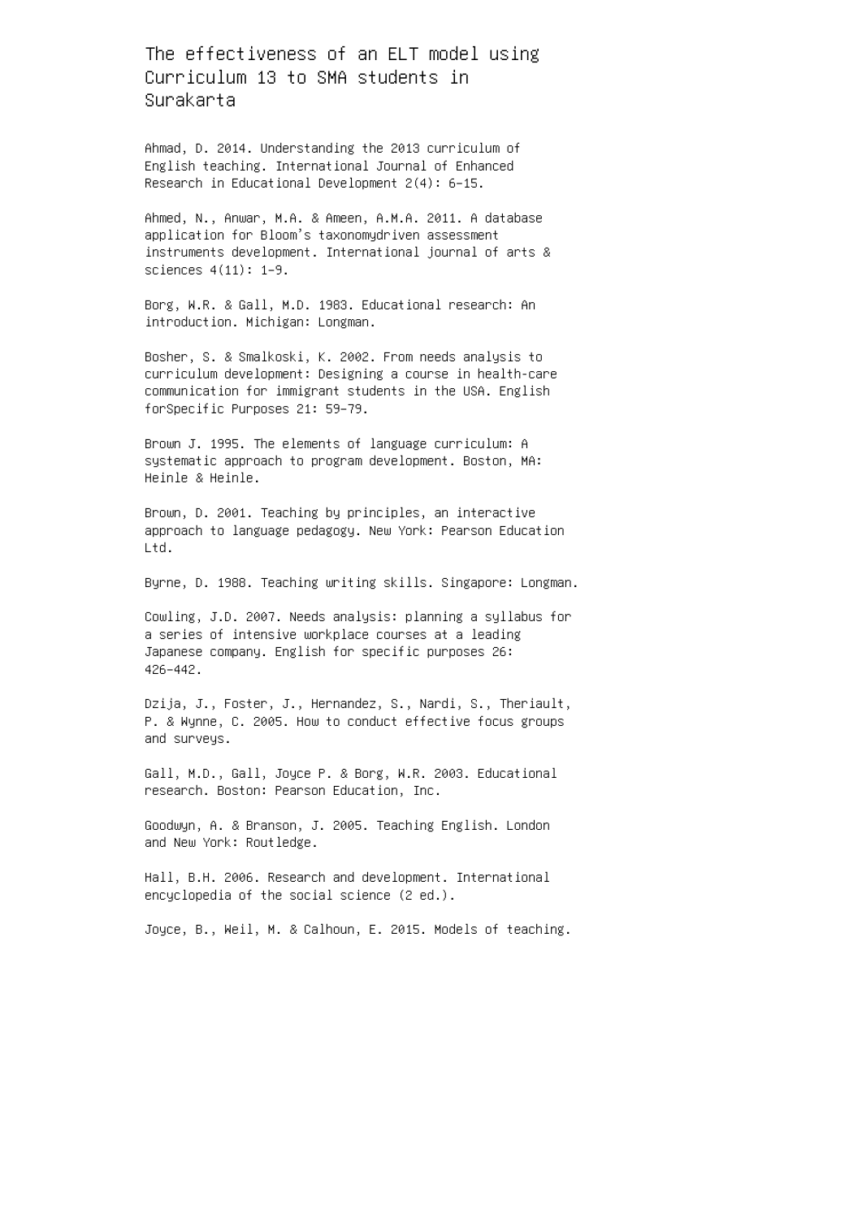# The effectiveness of an ELT model using Curriculum 13 to SMA students in Surakarta

Ahmad, D. 2014. Understanding the 2013 curriculum of English teaching. International Journal of Enhanced Research in Educational Development 2(4): 6–15.

Ahmed, N., Anwar, M.A. & Ameen, A.M.A. 2011. A database application for Bloom's taxonomydriven assessment instruments development. International journal of arts & sciences 4(11): 1–9.

Borg, W.R. & Gall, M.D. 1983. Educational research: An introduction. Michigan: Longman.

Bosher, S. & Smalkoski, K. 2002. From needs analysis to curriculum development: Designing a course in health-care communication for immigrant students in the USA. English forSpecific Purposes 21: 59–79.

Brown J. 1995. The elements of language curriculum: A systematic approach to program development. Boston, MA: Heinle & Heinle.

Brown, D. 2001. Teaching by principles, an interactive approach to language pedagogy. New York: Pearson Education Ltd.

Byrne, D. 1988. Teaching writing skills. Singapore: Longman.

Cowling, J.D. 2007. Needs analysis: planning a syllabus for a series of intensive workplace courses at a leading Japanese company. English for specific purposes 26: 426–442.

Dzija, J., Foster, J., Hernandez, S., Nardi, S., Theriault, P. & Wynne, C. 2005. How to conduct effective focus groups and surveys.

Gall, M.D., Gall, Joyce P. & Borg, W.R. 2003. Educational research. Boston: Pearson Education, Inc.

Goodwyn, A. & Branson, J. 2005. Teaching English. London and New York: Routledge.

Hall, B.H. 2006. Research and development. International encyclopedia of the social science (2 ed.).

Joyce, B., Weil, M. & Calhoun, E. 2015. Models of teaching.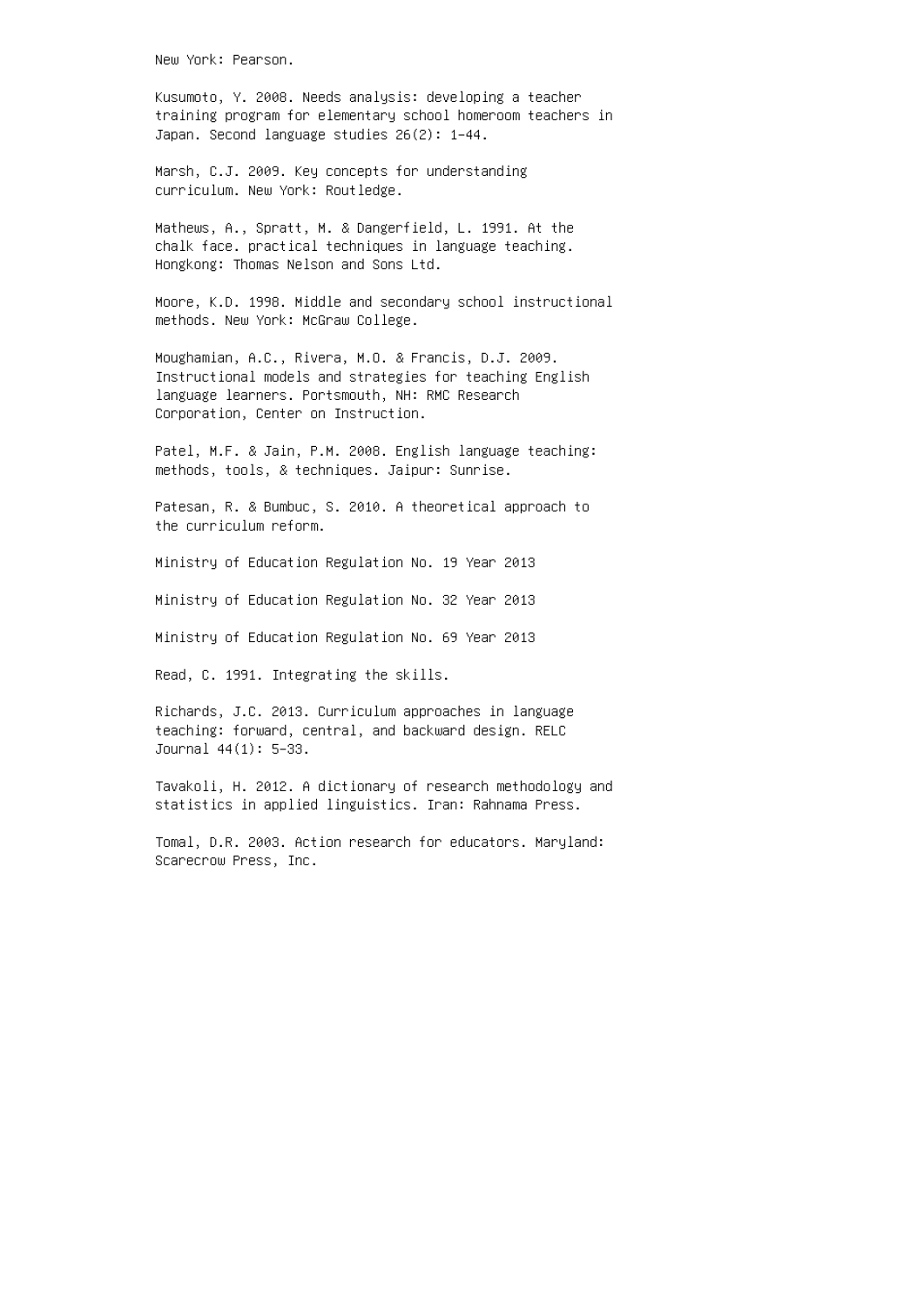New York: Pearson.

Kusumoto, Y. 2008. Needs analysis: developing a teacher training program for elementary school homeroom teachers in Japan. Second language studies 26(2): 1-44.

Marsh, C.J. 2009. Key concepts for understanding curriculum. New York: Routledge.

Mathews, A., Spratt, M. & Dangerfield, L. 1991. At the chalk face. practical techniques in language teaching. Hongkong: Thomas Nelson and Sons Ltd.

Moore, K.D. 1998. Middle and secondary school instructional methods. New York: McGraw College.

Moughamian, A.C., Rivera, M.O. & Francis, D.J. 2009. Instructional models and strategies for teaching English language learners. Portsmouth, NH: RMC Research Corporation, Center on Instruction.

Patel, M.F. & Jain, P.M. 2008. English language teaching: methods, tools, & techniques. Jaipur: Sunrise.

Patesan, R. & Bumbuc, S. 2010. A theoretical approach to the curriculum reform.

Ministry of Education Regulation No. 19 Year 2013

Ministry of Education Regulation No. 32 Year 2013

Ministry of Education Regulation No. 69 Year 2013

Read, C. 1991. Integrating the skills.

Richards, J.C. 2013. Curriculum approaches in language teaching: forward, central, and backward design. RELC Journal 44(1): 5-33.

Tavakoli, H. 2012. A dictionary of research methodology and statistics in applied linguistics. Iran: Rahnama Press.

Tomal, D.R. 2003. Action research for educators. Maryland: Scarecrow Press, Inc.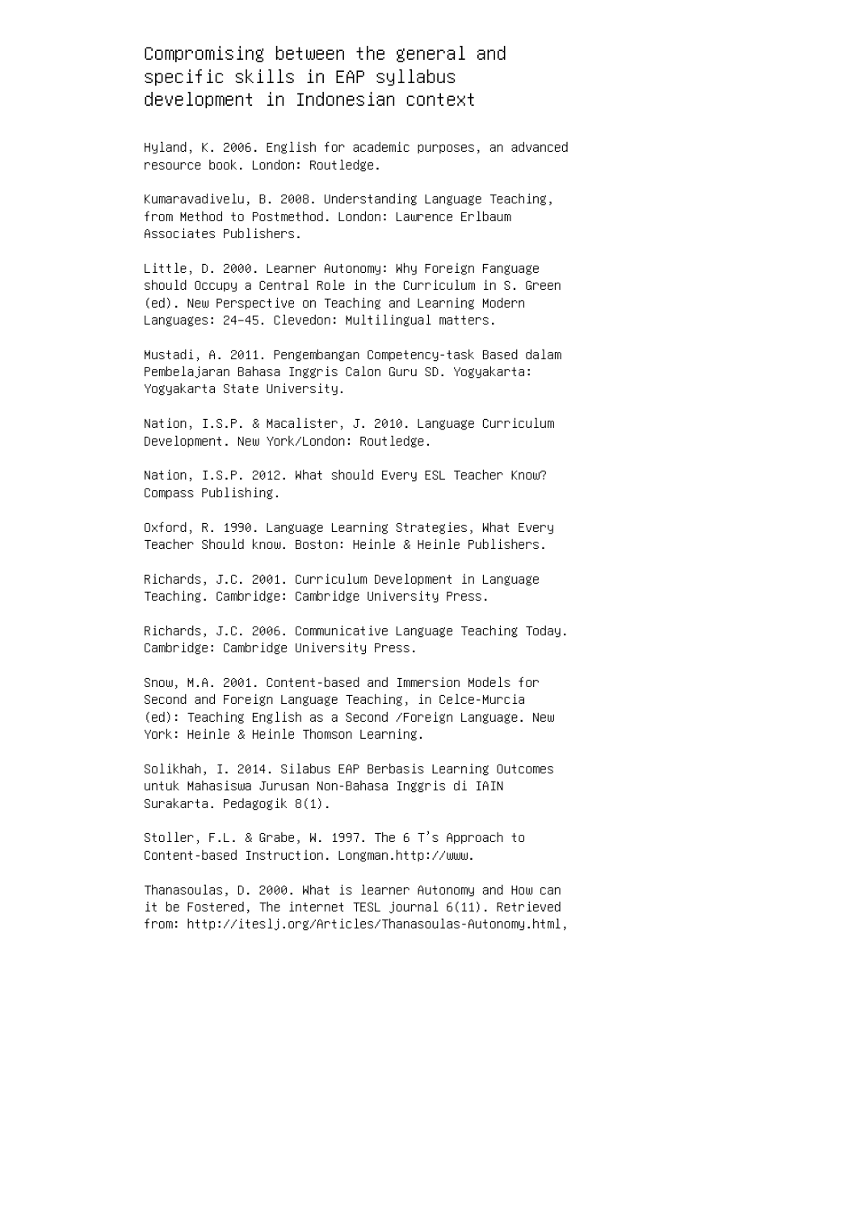Hyland, K. 2006. English for academic purposes, an advanced resource book. London: Routledge.

Kumaravadivelu, B. 2008. Understanding Language Teaching, from Method to Postmethod. London: Lawrence Erlbaum Associates Publishers.

Little, D. 2000. Learner Autonomy: Why Foreign Fanguage should Occupy a Central Role in the Curriculum in S. Green (ed). New Perspective on Teaching and Learning Modern Languages: 24–45. Clevedon: Multilingual matters.

Mustadi, A. 2011. Pengembangan Competency-task Based dalam Pembelajaran Bahasa Inggris Calon Guru SD. Yogyakarta: Yogyakarta State University.

Nation, I.S.P. & Macalister, J. 2010. Language Curriculum Development. New York/London: Routledge.

Nation, I.S.P. 2012. What should Every ESL Teacher Know? Compass Publishing.

Oxford, R. 1990. Language Learning Strategies, What Every Teacher Should know. Boston: Heinle & Heinle Publishers.

Richards, J.C. 2001. Curriculum Development in Language Teaching. Cambridge: Cambridge University Press.

Richards, J.C. 2006. Communicative Language Teaching Today. Cambridge: Cambridge University Press.

Snow, M.A. 2001. Content-based and Immersion Models for Second and Foreign Language Teaching, in Celce-Murcia (ed): Teaching English as a Second /Foreign Language. New York: Heinle & Heinle Thomson Learning.

Solikhah, I. 2014. Silabus EAP Berbasis Learning Outcomes untuk Mahasiswa Jurusan Non-Bahasa Inggris di IAIN Surakarta. Pedagogik 8(1).

Stoller, F.L. & Grabe, W. 1997. The 6 T's Approach to Content-based Instruction. Longman.http://www.

Thanasoulas, D. 2000. What is learner Autonomy and How can it be Fostered, The internet TESL journal 6(11). Retrieved from: http://iteslj.org/Articles/Thanasoulas-Autonomy.html,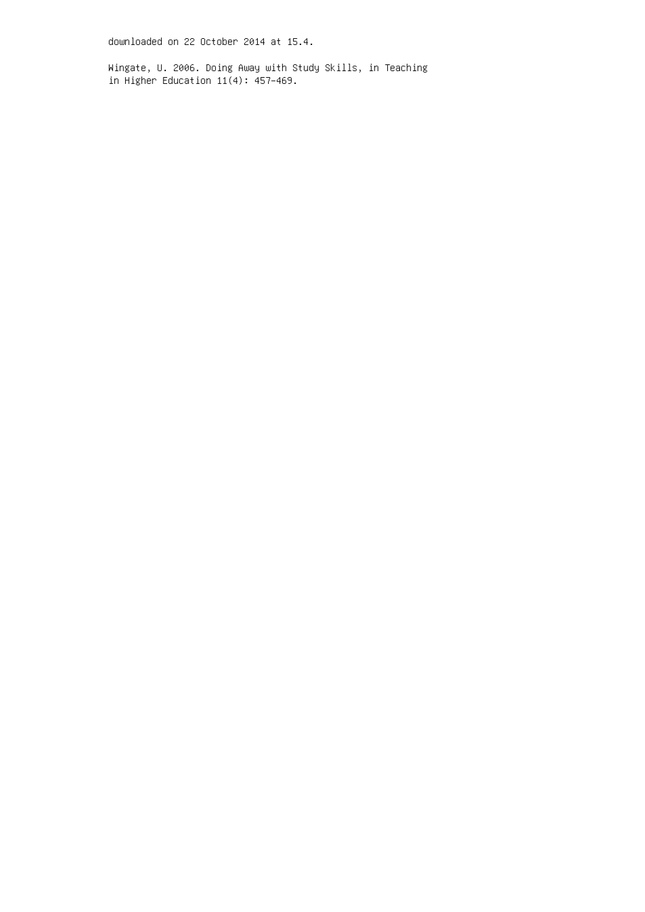downloaded on 22 October 2014 at 15.4.

Wingate, U. 2006. Doing Away with Study Skills, in Teaching in Higher Education 11(4): 457–469.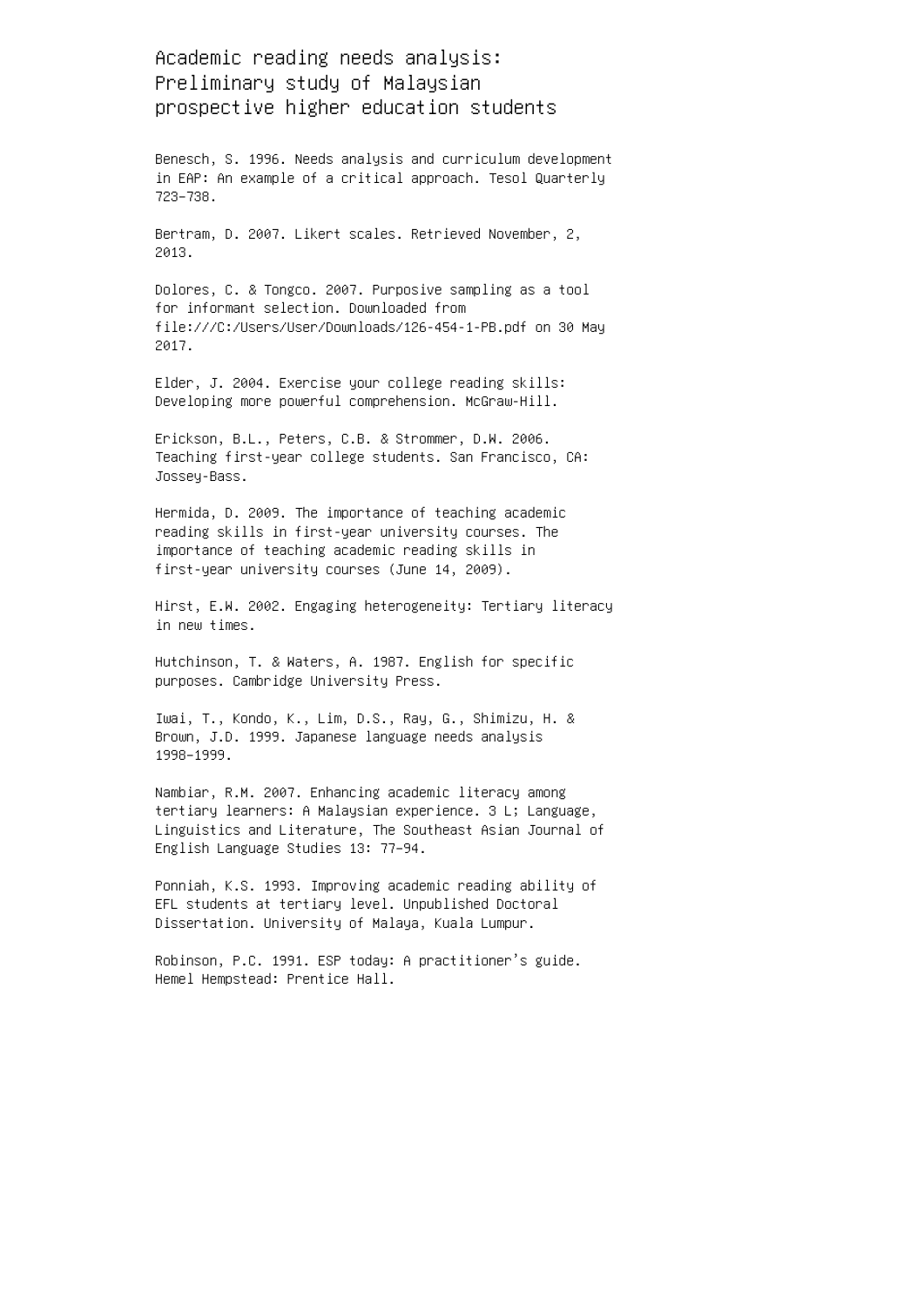# Academic reading needs analysis: Preliminary study of Malaysian prospective higher education students

Benesch, S. 1996. Needs analysis and curriculum development in EAP: An example of a critical approach. Tesol Quarterly 723–738.

Bertram, D. 2007. Likert scales. Retrieved November, 2, 2013.

Dolores, C. & Tongco. 2007. Purposive sampling as a tool for informant selection. Downloaded from file:///C:/Users/User/Downloads/126-454-1-PB.pdf on 30 May 2017.

Elder, J. 2004. Exercise your college reading skills: Developing more powerful comprehension. McGraw-Hill.

Erickson, B.L., Peters, C.B. & Strommer, D.W. 2006. Teaching first-year college students. San Francisco, CA: Jossey-Bass.

Hermida, D. 2009. The importance of teaching academic reading skills in first-year university courses. The importance of teaching academic reading skills in first-year university courses (June 14, 2009).

Hirst, E.W. 2002. Engaging heterogeneity: Tertiary literacy in new times.

Hutchinson, T. & Waters, A. 1987. English for specific purposes. Cambridge University Press.

Iwai, T., Kondo, K., Lim, D.S., Ray, G., Shimizu, H. & Brown, J.D. 1999. Japanese language needs analysis 1998–1999.

Nambiar, R.M. 2007. Enhancing academic literacy among tertiary learners: A Malaysian experience. 3 L; Language, Linguistics and Literature, The Southeast Asian Journal of English Language Studies 13: 77–94.

Ponniah, K.S. 1993. Improving academic reading ability of EFL students at tertiary level. Unpublished Doctoral Dissertation. University of Malaya, Kuala Lumpur.

Robinson, P.C. 1991. ESP today: A practitioner's guide. Hemel Hempstead: Prentice Hall.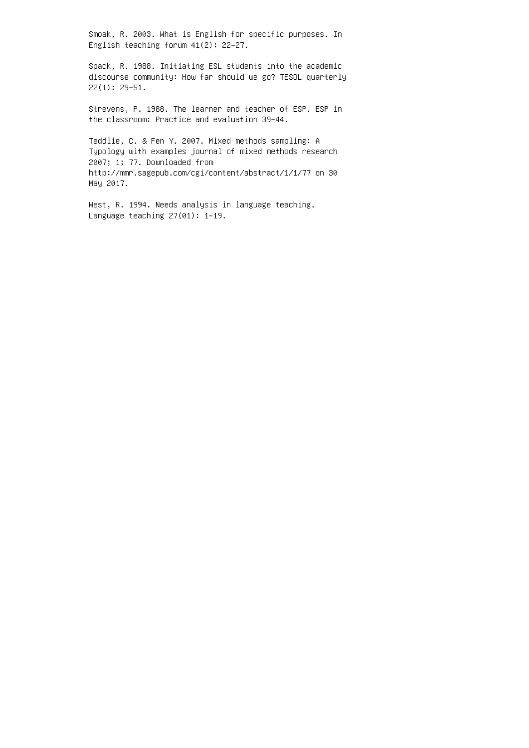Smoak, R. 2003. What is English for specific purposes. In English teaching forum 41(2): 22-27.

Spack, R. 1988. Initiating ESL students into the academic discourse community: How far should we go? TESOL quarterly 22(1): 29-51.

Strevens, P. 1988. The learner and teacher of ESP. ESP in the classroom: Practice and evaluation 39-44.

Teddlie, C. & Fen Y. 2007. Mixed methods sampling: A Typology with examples journal of mixed methods research 2007; 1; 77. Downloaded from http://mmr.sagepub.com/cgi/content/abstract/1/1/77 on 30 May 2017.

West, R. 1994. Needs analysis in language teaching. Language teaching 27(01): 1-19.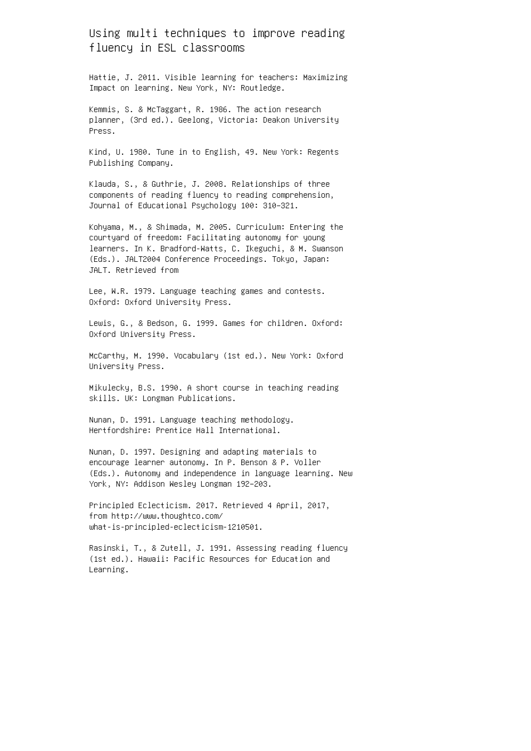Hattie, J. 2011. Visible learning for teachers: Maximizing Impact on learning. New York, NY: Routledge.

Kemmis, S. & McTaggart, R. 1986. The action research planner, (3rd ed.). Geelong, Victoria: Deakon University Press.

Kind, U. 1980. Tune in to English, 49. New York: Regents Publishing Company.

Klauda, S., & Guthrie, J. 2008. Relationships of three components of reading fluency to reading comprehension, Journal of Educational Psychology 100: 310–321.

Kohyama, M., & Shimada, M. 2005. Curriculum: Entering the courtyard of freedom: Facilitating autonomy for young learners. In K. Bradford-Watts, C. Ikeguchi, & M. Swanson (Eds.). JALT2004 Conference Proceedings. Tokyo, Japan: JALT. Retrieved from

Lee, W.R. 1979. Language teaching games and contests. Oxford: Oxford University Press.

Lewis, G., & Bedson, G. 1999. Games for children. Oxford: Oxford University Press.

McCarthy, M. 1990. Vocabulary (1st ed.). New York: Oxford University Press.

Mikulecky, B.S. 1990. A short course in teaching reading skills. UK: Longman Publications.

Nunan, D. 1991. Language teaching methodology. Hertfordshire: Prentice Hall International.

Nunan, D. 1997. Designing and adapting materials to encourage learner autonomy. In P. Benson & P. Voller (Eds.). Autonomy and independence in language learning. New York, NY: Addison Wesley Longman 192–203.

Principled Eclecticism. 2017. Retrieved 4 April, 2017, from http://www.thoughtco.com/what-is-principled-eclecticism-1210501.

Rasinski, T., & Zutell, J. 1991. Assessing reading fluency (1st ed.). Hawaii: Pacific Resources for Education and Learning.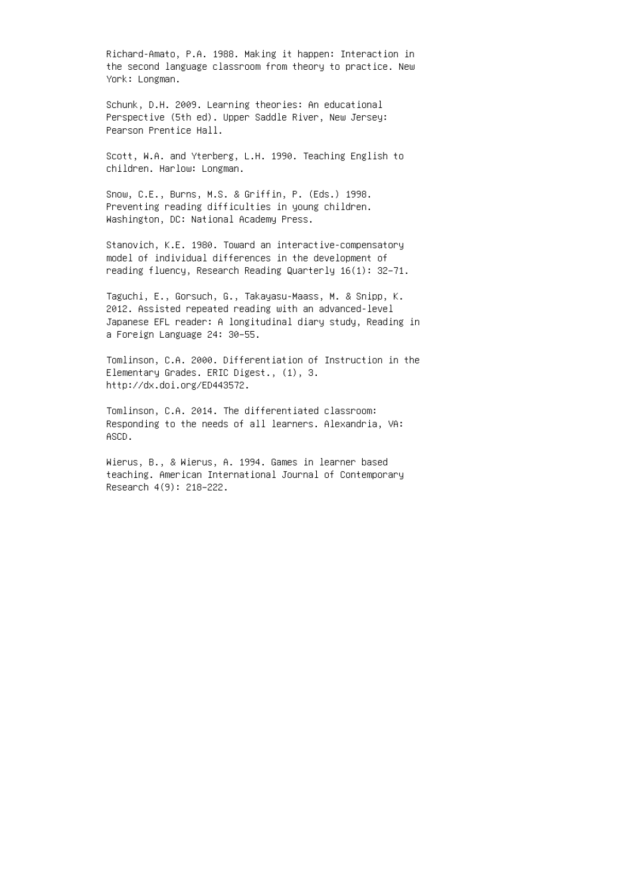Richard-Amato, P.A. 1988. Making it happen: Interaction in the second language classroom from theory to practice. New York: Longman.

Schunk, D.H. 2009. Learning theories: An educational Perspective (5th ed). Upper Saddle River, New Jersey: Pearson Prentice Hall.

Scott, W.A. and Yterberg, L.H. 1990. Teaching English to children. Harlow: Longman.

Snow, C.E., Burns, M.S. & Griffin, P. (Eds.) 1998. Preventing reading difficulties in young children. Washington, DC: National Academy Press.

Stanovich, K.E. 1980. Toward an interactive-compensatory model of individual differences in the development of reading fluency, Research Reading Quarterly 16(1): 32–71.

Taguchi, E., Gorsuch, G., Takayasu-Maass, M. & Snipp, K. 2012. Assisted repeated reading with an advanced-level Japanese EFL reader: A longitudinal diary study, Reading in a Foreign Language 24: 30–55.

Tomlinson, C.A. 2000. Differentiation of Instruction in the Elementary Grades. ERIC Digest., (1), 3. http://dx.doi.org/ED443572.

Tomlinson, C.A. 2014. The differentiated classroom: Responding to the needs of all learners. Alexandria, VA: ASCD.

Wierus, B., & Wierus, A. 1994. Games in learner based teaching. American International Journal of Contemporary Research 4(9): 218–222.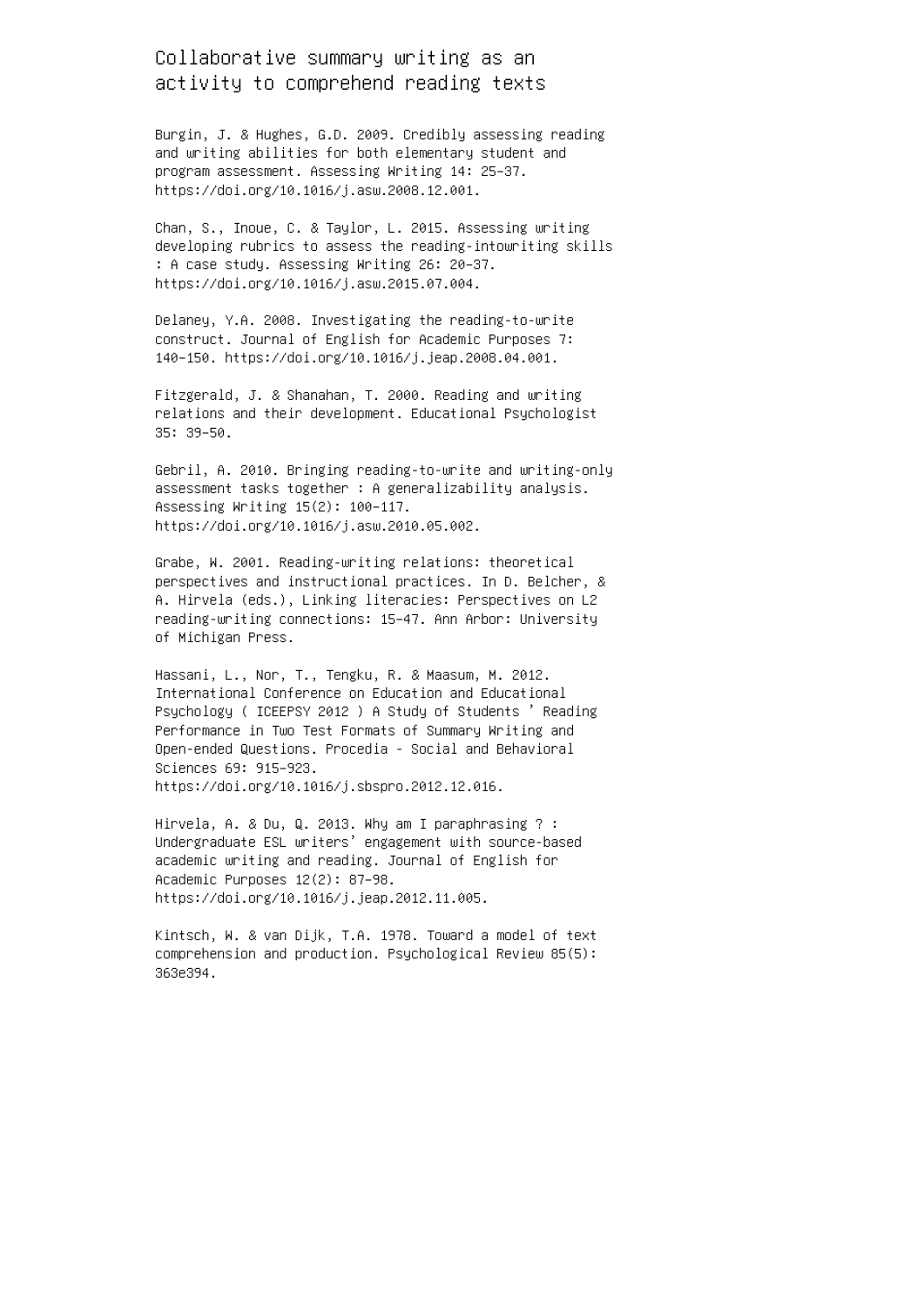Collaborative summary writing as an activity to comprehend reading texts

Burgin, J. & Hughes, G.D. 2009. Credibly assessing reading and writing abilities for both elementary student and program assessment. Assessing Writing 14: 25–37. https://doi.org/10.1016/j.asw.2008.12.001.

Chan, S., Inoue, C. & Taylor, L. 2015. Assessing writing developing rubrics to assess the reading-intowriting skills : A case study. Assessing Writing 26: 20–37. https://doi.org/10.1016/j.asw.2015.07.004.

Delaney, Y.A. 2008. Investigating the reading-to-write construct. Journal of English for Academic Purposes 7: 140–150. https://doi.org/10.1016/j.jeap.2008.04.001.

Fitzgerald, J. & Shanahan, T. 2000. Reading and writing relations and their development. Educational Psychologist 35: 39–50.

Gebril, A. 2010. Bringing reading-to-write and writing-only assessment tasks together : A generalizability analysis. Assessing Writing 15(2): 100–117. https://doi.org/10.1016/j.asw.2010.05.002.

Grabe, W. 2001. Reading-writing relations: theoretical perspectives and instructional practices. In D. Belcher, & A. Hirvela (eds.), Linking literacies: Perspectives on L2 reading-writing connections: 15–47. Ann Arbor: University of Michigan Press.

Hassani, L., Nor, T., Tengku, R. & Maasum, M. 2012. International Conference on Education and Educational Psychology ( ICEEPSY 2012 ) A Study of Students ' Reading Performance in Two Test Formats of Summary Writing and Open-ended Questions. Procedia - Social and Behavioral Sciences 69: 915–923. https://doi.org/10.1016/j.sbspro.2012.12.016.

Hirvela, A. & Du, Q. 2013. Why am I paraphrasing ? : Undergraduate ESL writers' engagement with source-based academic writing and reading. Journal of English for Academic Purposes 12(2): 87–98. https://doi.org/10.1016/j.jeap.2012.11.005.

Kintsch, W. & van Dijk, T.A. 1978. Toward a model of text comprehension and production. Psychological Review 85(5): 363e394.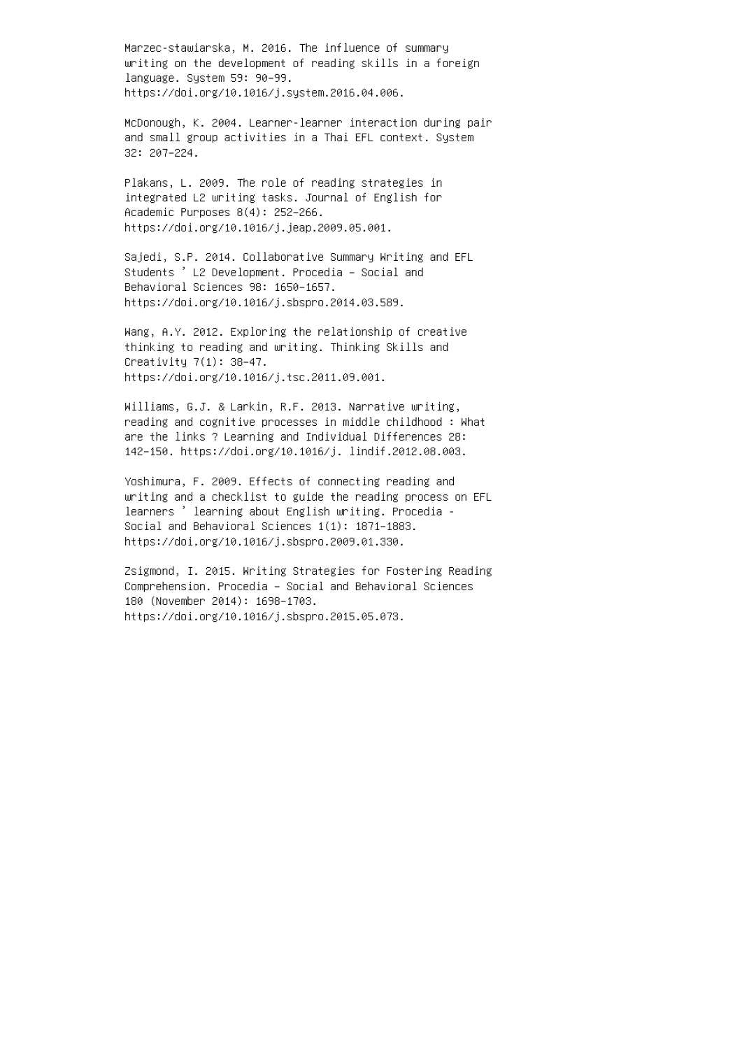Marzec-stawiarska, M. 2016. The influence of summary writing on the development of reading skills in a foreign language. System 59: 90–99. https://doi.org/10.1016/j.system.2016.04.006.

McDonough, K. 2004. Learner-learner interaction during pair and small group activities in a Thai EFL context. System 32: 207–224.

Plakans, L. 2009. The role of reading strategies in integrated L2 writing tasks. Journal of English for Academic Purposes 8(4): 252–266. https://doi.org/10.1016/j.jeap.2009.05.001.

Sajedi, S.P. 2014. Collaborative Summary Writing and EFL Students ' L2 Development. Procedia – Social and Behavioral Sciences 98: 1650–1657. https://doi.org/10.1016/j.sbspro.2014.03.589.

Wang, A.Y. 2012. Exploring the relationship of creative thinking to reading and writing. Thinking Skills and Creativity 7(1): 38–47. https://doi.org/10.1016/j.tsc.2011.09.001.

Williams, G.J. & Larkin, R.F. 2013. Narrative writing, reading and cognitive processes in middle childhood : What are the links ? Learning and Individual Differences 28: 142–150. https://doi.org/10.1016/j. lindif.2012.08.003.

Yoshimura, F. 2009. Effects of connecting reading and writing and a checklist to guide the reading process on EFL learners ' learning about English writing. Procedia - Social and Behavioral Sciences 1(1): 1871–1883. https://doi.org/10.1016/j.sbspro.2009.01.330.

Zsigmond, I. 2015. Writing Strategies for Fostering Reading Comprehension. Procedia – Social and Behavioral Sciences 180 (November 2014): 1698–1703. https://doi.org/10.1016/j.sbspro.2015.05.073.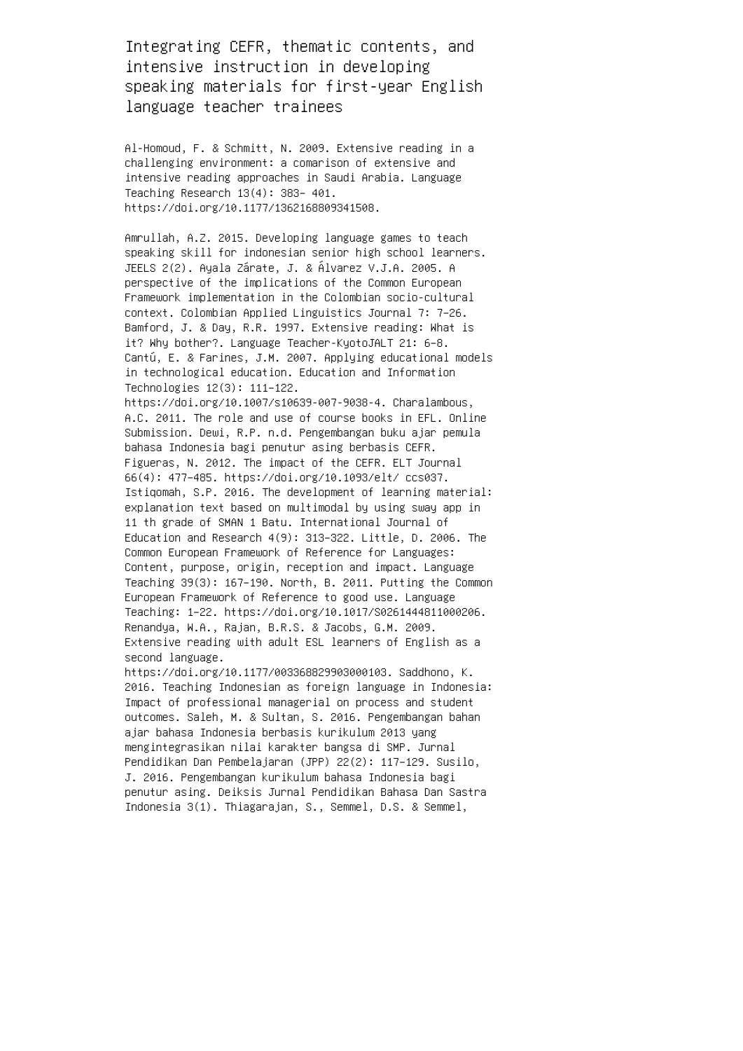# Integrating CEFR, thematic contents, and intensive instruction in developing speaking materials for first-year English language teacher trainees

Al-Homoud, F. & Schmitt, N. 2009. Extensive reading in a challenging environment: a comarison of extensive and intensive reading approaches in Saudi Arabia. Language Teaching Research 13(4): 383– 401. https://doi.org/10.1177/1362168809341508.

Amrullah, A.Z. 2015. Developing language games to teach speaking skill for indonesian senior high school learners. JEELS 2(2). Ayala Zárate, J. & Álvarez V.J.A. 2005. A perspective of the implications of the Common European Framework implementation in the Colombian socio-cultural context. Colombian Applied Linguistics Journal 7: 7–26. Bamford, J. & Day, R.R. 1997. Extensive reading: What is it? Why bother?. Language Teacher-KyotoJALT 21: 6–8. Cantú, E. & Farines, J.M. 2007. Applying educational models in technological education. Education and Information Technologies 12(3): 111–122. https://doi.org/10.1007/s10639-007-9038-4. Charalambous, A.C. 2011. The role and use of course books in EFL. Online Submission. Dewi, R.P. n.d. Pengembangan buku ajar pemula bahasa Indonesia bagi penutur asing berbasis CEFR. Figueras, N. 2012. The impact of the CEFR. ELT Journal 66(4): 477–485. https://doi.org/10.1093/elt/ ccs037. Istiqomah, S.P. 2016. The development of learning material: explanation text based on multimodal by using sway app in 11 th grade of SMAN 1 Batu. International Journal of Education and Research 4(9): 313–322. Little, D. 2006. The Common European Framework of Reference for Languages: Content, purpose, origin, reception and impact. Language Teaching 39(3): 167–190. North, B. 2011. Putting the Common European Framework of Reference to good use. Language Teaching: 1–22. https://doi.org/10.1017/S0261444811000206. Renandya, W.A., Rajan, B.R.S. & Jacobs, G.M. 2009. Extensive reading with adult ESL learners of English as a second language. https://doi.org/10.1177/003368829903000103. Saddhono, K. 2016. Teaching Indonesian as foreign language in Indonesia: Impact of professional managerial on process and student outcomes. Saleh, M. & Sultan, S. 2016. Pengembangan bahan ajar bahasa Indonesia berbasis kurikulum 2013 yang mengintegrasikan nilai karakter bangsa di SMP. Jurnal Pendidikan Dan Pembelajaran (JPP) 22(2): 117–129. Susilo, J. 2016. Pengembangan kurikulum bahasa Indonesia bagi penutur asing. Deiksis Jurnal Pendidikan Bahasa Dan Sastra Indonesia 3(1). Thiagarajan, S., Semmel, D.S. & Semmel,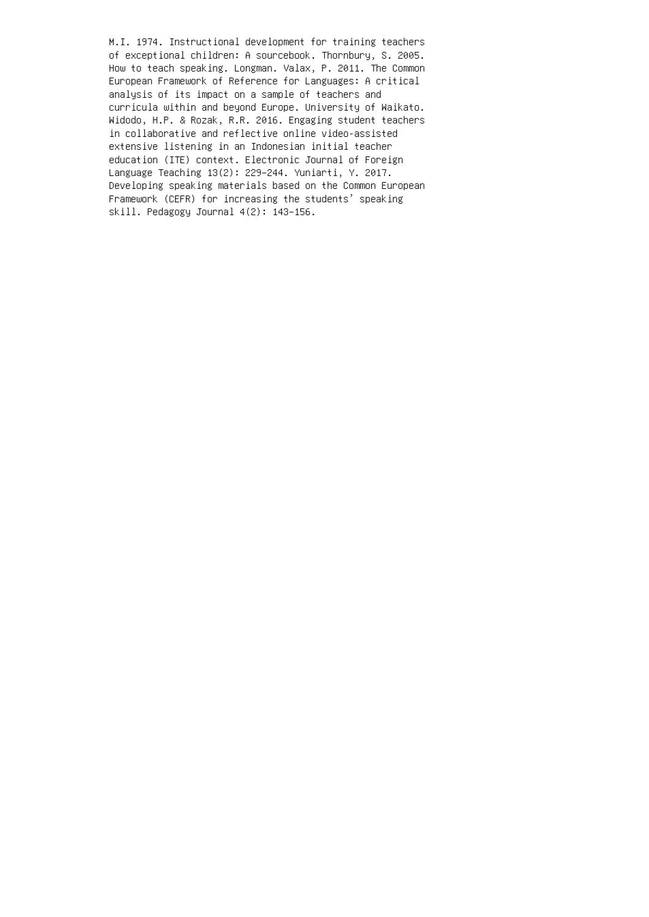M.I. 1974. Instructional development for training teachers of exceptional children: A sourcebook. Thornbury, S. 2005. How to teach speaking. Longman. Valax, P. 2011. The Common European Framework of Reference for Languages: A critical analysis of its impact on a sample of teachers and curricula within and beyond Europe. University of Waikato. Widodo, H.P. & Rozak, R.R. 2016. Engaging student teachers in collaborative and reflective online video-assisted extensive listening in an Indonesian initial teacher education (ITE) context. Electronic Journal of Foreign Language Teaching 13(2): 229–244. Yuniarti, Y. 2017. Developing speaking materials based on the Common European Framework (CEFR) for increasing the students' speaking skill. Pedagogy Journal 4(2): 143–156.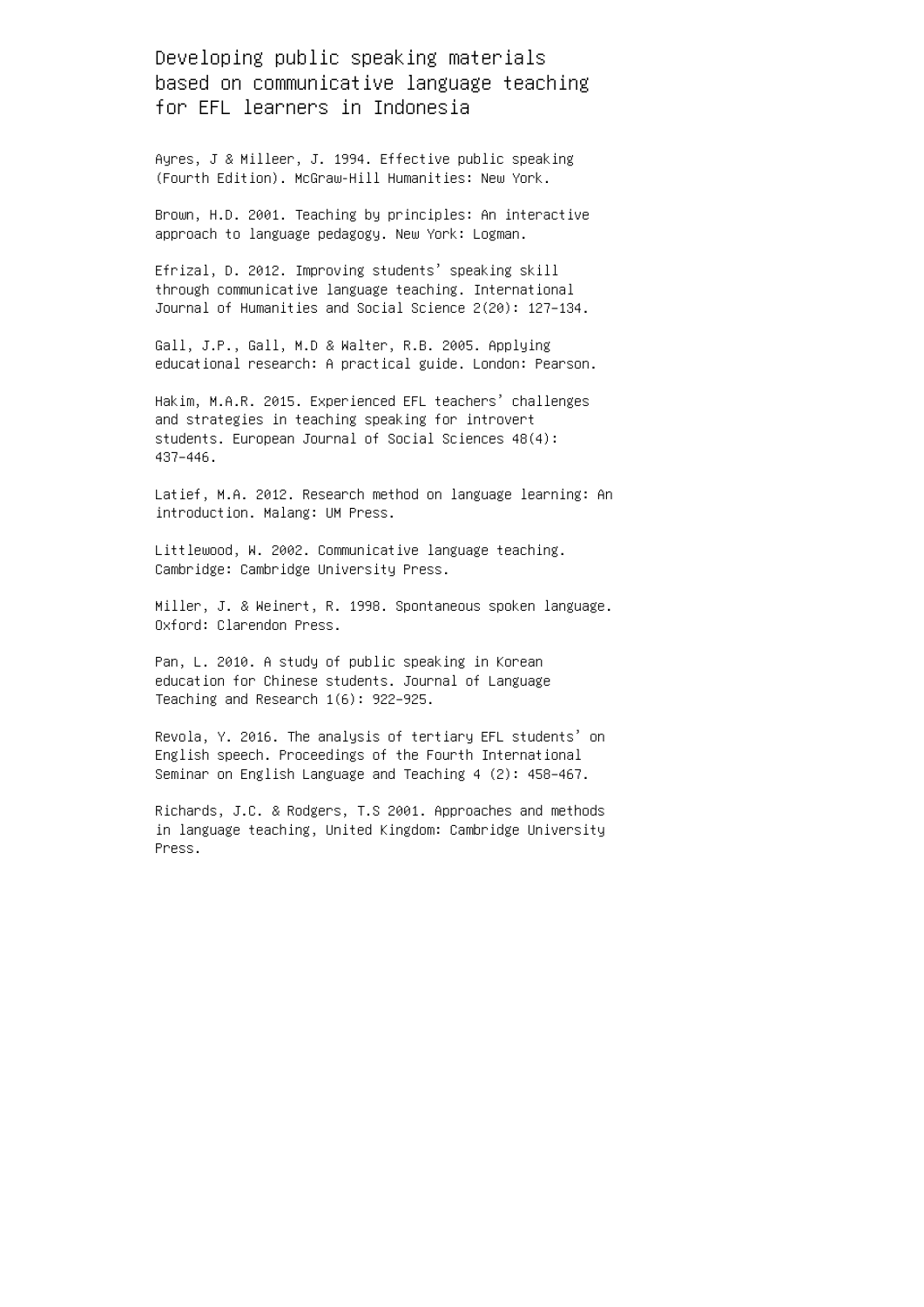Developing public speaking materials based on communicative language teaching for EFL learners in Indonesia

Ayres, J & Milleer, J. 1994. Effective public speaking (Fourth Edition). McGraw-Hill Humanities: New York.

Brown, H.D. 2001. Teaching by principles: An interactive approach to language pedagogy. New York: Logman.

Efrizal, D. 2012. Improving students' speaking skill through communicative language teaching. International Journal of Humanities and Social Science 2(20): 127–134.

Gall, J.P., Gall, M.D & Walter, R.B. 2005. Applying educational research: A practical guide. London: Pearson.

Hakim, M.A.R. 2015. Experienced EFL teachers' challenges and strategies in teaching speaking for introvert students. European Journal of Social Sciences 48(4): 437–446.

Latief, M.A. 2012. Research method on language learning: An introduction. Malang: UM Press.

Littlewood, W. 2002. Communicative language teaching. Cambridge: Cambridge University Press.

Miller, J. & Weinert, R. 1998. Spontaneous spoken language. Oxford: Clarendon Press.

Pan, L. 2010. A study of public speaking in Korean education for Chinese students. Journal of Language Teaching and Research 1(6): 922–925.

Revola, Y. 2016. The analysis of tertiary EFL students' on English speech. Proceedings of the Fourth International Seminar on English Language and Teaching 4 (2): 458–467.

Richards, J.C. & Rodgers, T.S 2001. Approaches and methods in language teaching, United Kingdom: Cambridge University Press.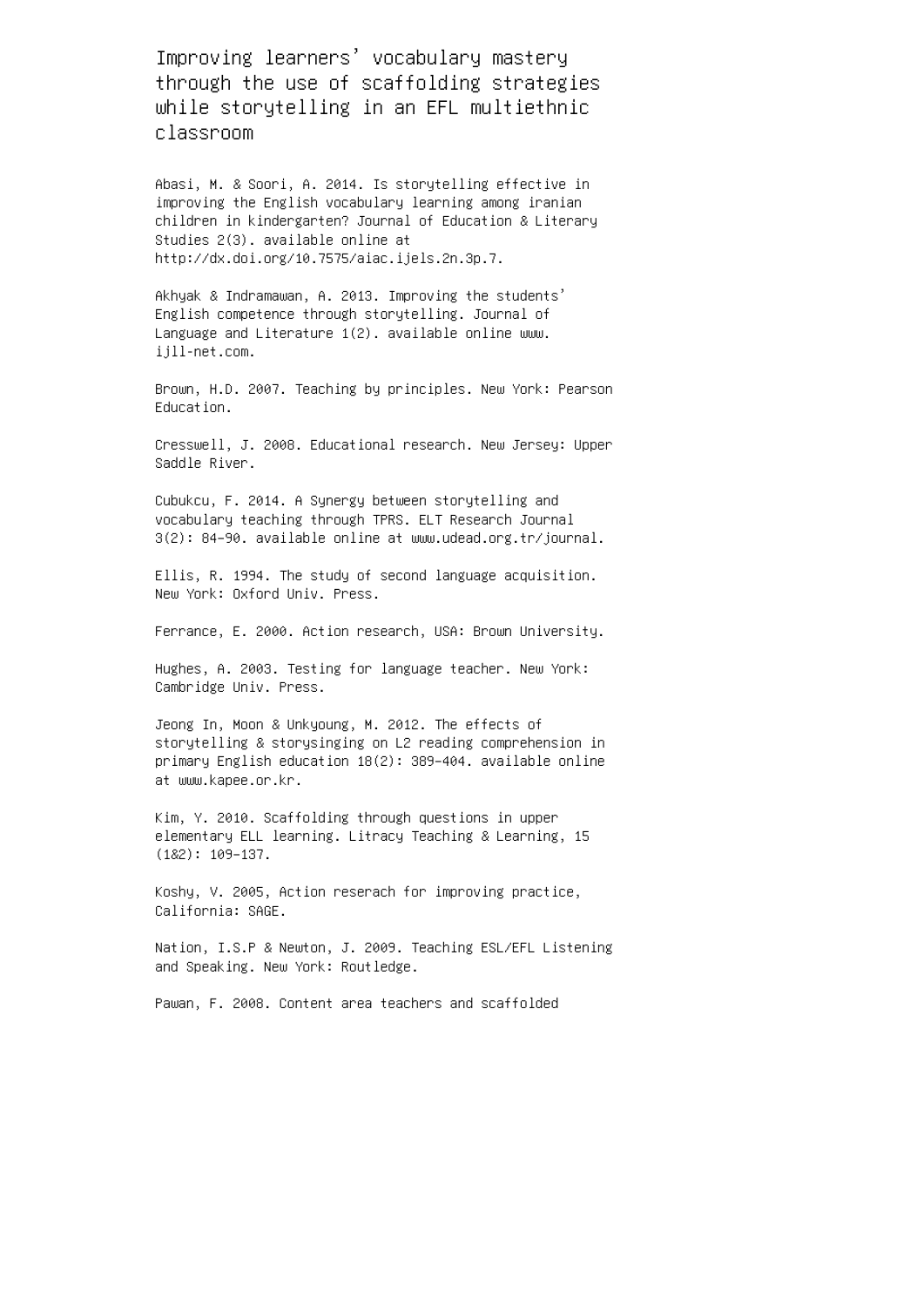# Improving learners' vocabulary mastery through the use of scaffolding strategies while storytelling in an EFL multiethnic classroom

Abasi, M. & Soori, A. 2014. Is storytelling effective in improving the English vocabulary learning among iranian children in kindergarten? Journal of Education & Literary Studies 2(3). available online at http://dx.doi.org/10.7575/aiac.ijels.2n.3p.7.

Akhyak & Indramawan, A. 2013. Improving the students' English competence through storytelling. Journal of Language and Literature 1(2). available online www. ijll-net.com.

Brown, H.D. 2007. Teaching by principles. New York: Pearson Education.

Cresswell, J. 2008. Educational research. New Jersey: Upper Saddle River.

Cubukcu, F. 2014. A Synergy between storytelling and vocabulary teaching through TPRS. ELT Research Journal 3(2): 84-90. available online at www.udead.org.tr/journal.

Ellis, R. 1994. The study of second language acquisition. New York: Oxford Univ. Press.

Ferrance, E. 2000. Action research, USA: Brown University.

Hughes, A. 2003. Testing for language teacher. New York: Cambridge Univ. Press.

Jeong In, Moon & Unkyoung, M. 2012. The effects of storytelling & storysinging on L2 reading comprehension in primary English education 18(2): 389-404. available online at www.kapee.or.kr.

Kim, Y. 2010. Scaffolding through questions in upper elementary ELL learning. Litracy Teaching & Learning, 15 (1&2): 109-137.

Koshy, V. 2005, Action reserach for improving practice, California: SAGE.

Nation, I.S.P & Newton, J. 2009. Teaching ESL/EFL Listening and Speaking. New York: Routledge.

Pawan, F. 2008. Content area teachers and scaffolded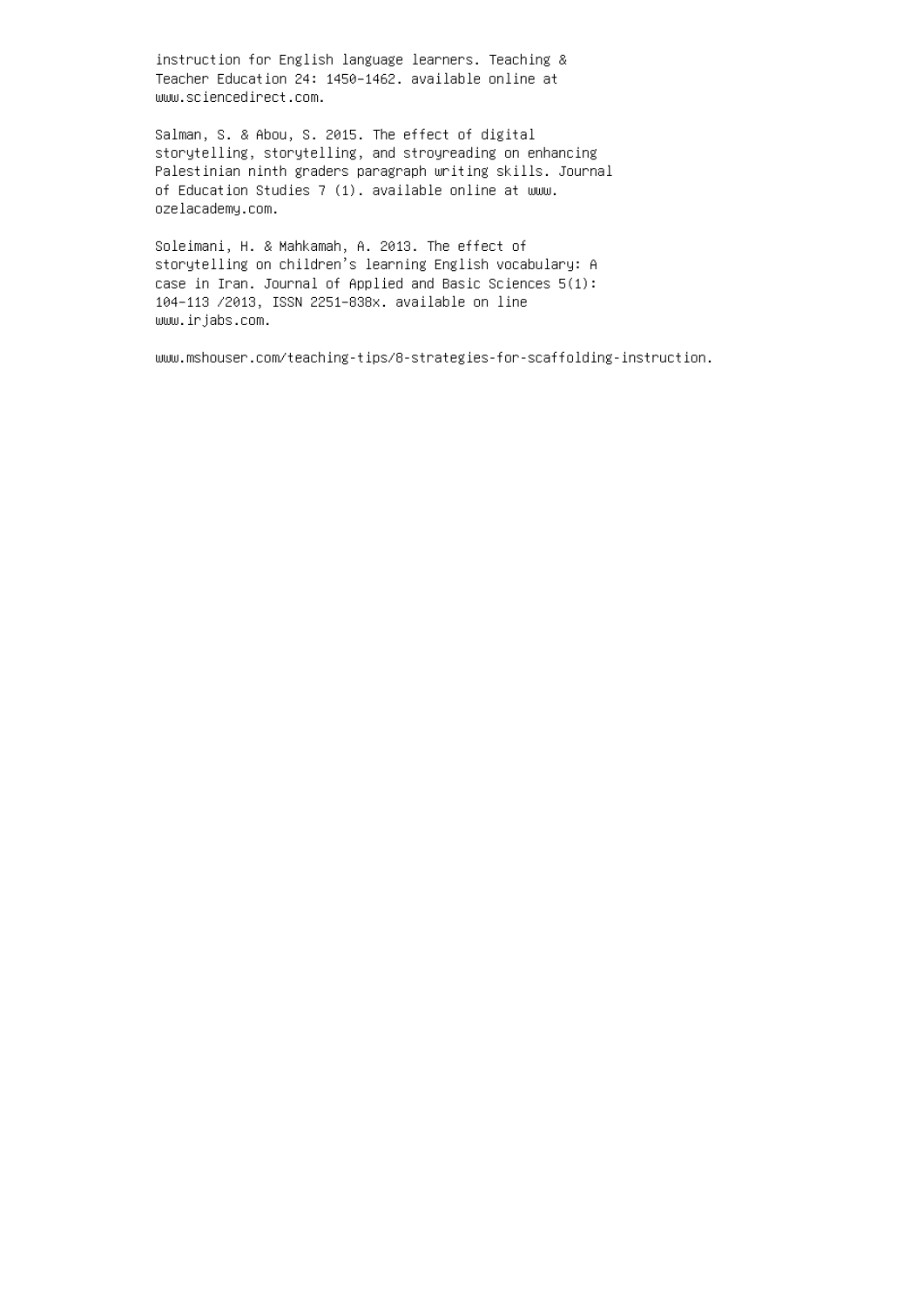instruction for English language learners. Teaching & Teacher Education 24: 1450-1462. available online at www.sciencedirect.com.

Salman, S. & Abou, S. 2015. The effect of digital storytelling, storytelling, and stroyreading on enhancing Palestinian ninth graders paragraph writing skills. Journal of Education Studies 7 (1). available online at www.ozelacademy.com.

Soleimani, H. & Mahkamah, A. 2013. The effect of storytelling on children's learning English vocabulary: A case in Iran. Journal of Applied and Basic Sciences 5(1): 104-113 /2013, ISSN 2251-838x. available on line www.irjabs.com.

www.mshouser.com/teaching-tips/8-strategies-for-scaffolding-instruction.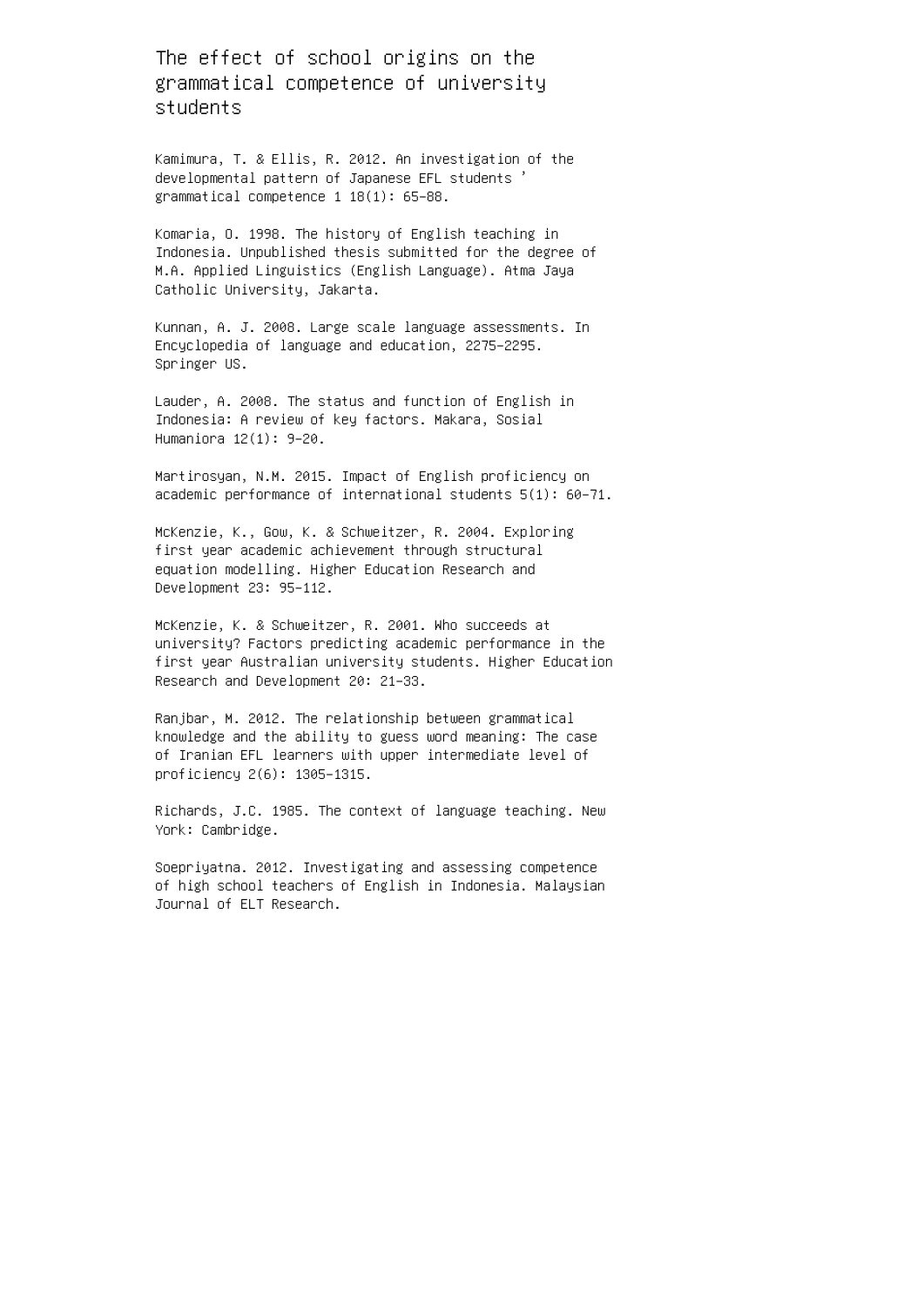# The effect of school origins on the grammatical competence of university students

Kamimura, T. & Ellis, R. 2012. An investigation of the developmental pattern of Japanese EFL students ' grammatical competence 1 18(1): 65–88.

Komaria, O. 1998. The history of English teaching in Indonesia. Unpublished thesis submitted for the degree of M.A. Applied Linguistics (English Language). Atma Jaya Catholic University, Jakarta.

Kunnan, A. J. 2008. Large scale language assessments. In Encyclopedia of language and education, 2275–2295. Springer US.

Lauder, A. 2008. The status and function of English in Indonesia: A review of key factors. Makara, Sosial Humaniora 12(1): 9–20.

Martirosyan, N.M. 2015. Impact of English proficiency on academic performance of international students 5(1): 60–71.

McKenzie, K., Gow, K. & Schweitzer, R. 2004. Exploring first year academic achievement through structural equation modelling. Higher Education Research and Development 23: 95–112.

McKenzie, K. & Schweitzer, R. 2001. Who succeeds at university? Factors predicting academic performance in the first year Australian university students. Higher Education Research and Development 20: 21–33.

Ranjbar, M. 2012. The relationship between grammatical knowledge and the ability to guess word meaning: The case of Iranian EFL learners with upper intermediate level of proficiency 2(6): 1305–1315.

Richards, J.C. 1985. The context of language teaching. New York: Cambridge.

Soepriyatna. 2012. Investigating and assessing competence of high school teachers of English in Indonesia. Malaysian Journal of ELT Research.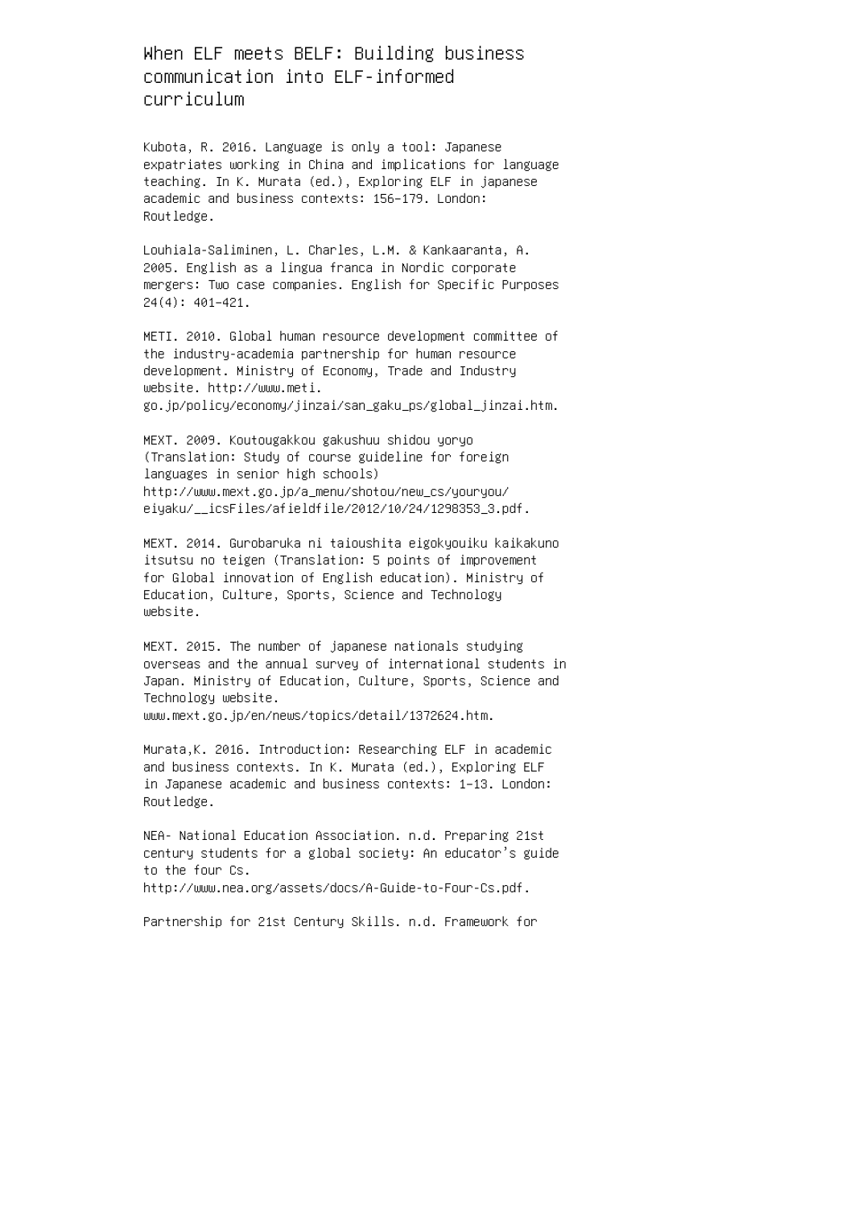Kubota, R. 2016. Language is only a tool: Japanese expatriates working in China and implications for language teaching. In K. Murata (ed.), Exploring ELF in japanese academic and business contexts: 156–179. London: Routledge.

Louhiala-Saliminen, L. Charles, L.M. & Kankaaranta, A. 2005. English as a lingua franca in Nordic corporate mergers: Two case companies. English for Specific Purposes 24(4): 401–421.

METI. 2010. Global human resource development committee of the industry-academia partnership for human resource development. Ministry of Economy, Trade and Industry website. http://www.meti.go.jp/policy/economy/jinzai/san_gaku_ps/global_jinzai.htm.

MEXT. 2009. Koutougakkou gakushuu shidou yoryo (Translation: Study of course guideline for foreign languages in senior high schools) http://www.mext.go.jp/a_menu/shotou/new_cs/youryou/eiyaku/__icsFiles/afieldfile/2012/10/24/1298353_3.pdf.

MEXT. 2014. Gurobaruka ni taioushita eigokyouiku kaikakuno itsutsu no teigen (Translation: 5 points of improvement for Global innovation of English education). Ministry of Education, Culture, Sports, Science and Technology website.

MEXT. 2015. The number of japanese nationals studying overseas and the annual survey of international students in Japan. Ministry of Education, Culture, Sports, Science and Technology website. www.mext.go.jp/en/news/topics/detail/1372624.htm.

Murata,K. 2016. Introduction: Researching ELF in academic and business contexts. In K. Murata (ed.), Exploring ELF in Japanese academic and business contexts: 1–13. London: Routledge.

NEA- National Education Association. n.d. Preparing 21st century students for a global society: An educator's guide to the four Cs. http://www.nea.org/assets/docs/A-Guide-to-Four-Cs.pdf.

Partnership for 21st Century Skills. n.d. Framework for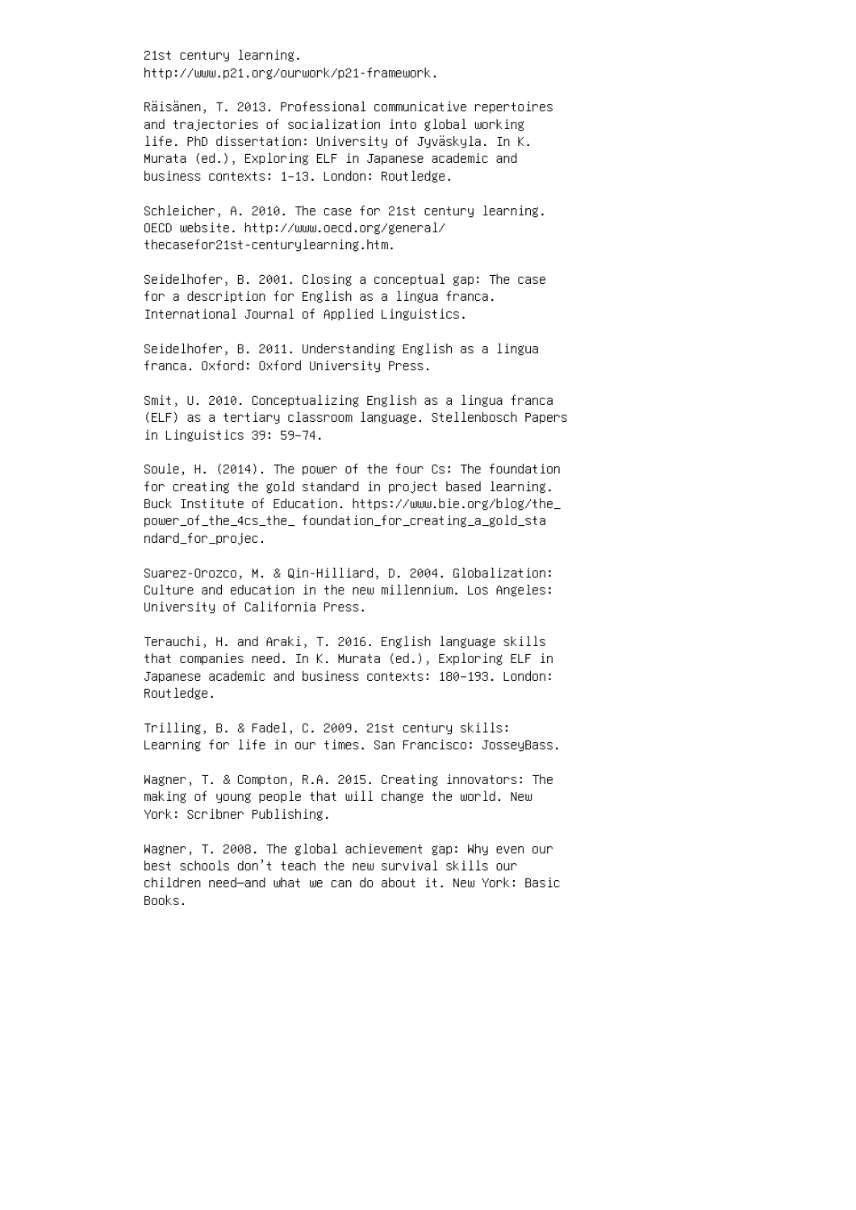21st century learning. http://www.p21.org/ourwork/p21-framework.

Räisänen, T. 2013. Professional communicative repertoires and trajectories of socialization into global working life. PhD dissertation: University of Jyväskyla. In K. Murata (ed.), Exploring ELF in Japanese academic and business contexts: 1–13. London: Routledge.

Schleicher, A. 2010. The case for 21st century learning. OECD website. http://www.oecd.org/general/thecasefor21st-centurylearning.htm.

Seidelhofer, B. 2001. Closing a conceptual gap: The case for a description for English as a lingua franca. International Journal of Applied Linguistics.

Seidelhofer, B. 2011. Understanding English as a lingua franca. Oxford: Oxford University Press.

Smit, U. 2010. Conceptualizing English as a lingua franca (ELF) as a tertiary classroom language. Stellenbosch Papers in Linguistics 39: 59–74.

Soule, H. (2014). The power of the four Cs: The foundation for creating the gold standard in project based learning. Buck Institute of Education. https://www.bie.org/blog/the_power_of_the_4cs_the_ foundation_for_creating_a_gold_standard_for_projec.

Suarez-Orozco, M. & Qin-Hilliard, D. 2004. Globalization: Culture and education in the new millennium. Los Angeles: University of California Press.

Terauchi, H. and Araki, T. 2016. English language skills that companies need. In K. Murata (ed.), Exploring ELF in Japanese academic and business contexts: 180–193. London: Routledge.

Trilling, B. & Fadel, C. 2009. 21st century skills: Learning for life in our times. San Francisco: JosseyBass.

Wagner, T. & Compton, R.A. 2015. Creating innovators: The making of young people that will change the world. New York: Scribner Publishing.

Wagner, T. 2008. The global achievement gap: Why even our best schools don't teach the new survival skills our children need—and what we can do about it. New York: Basic Books.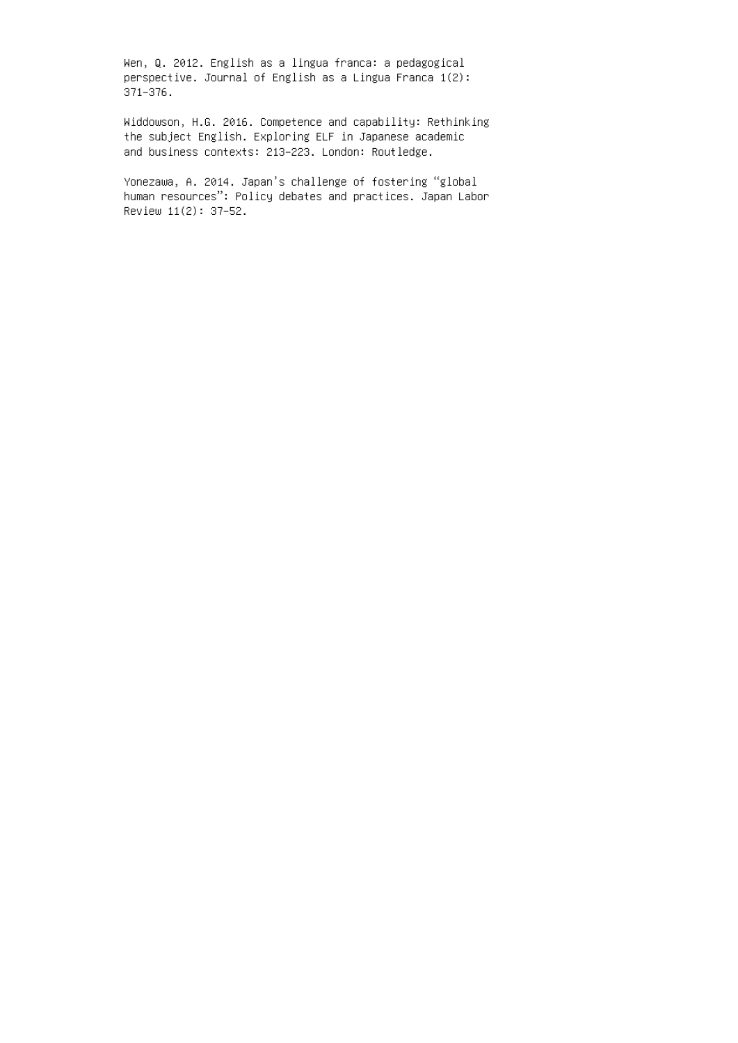Wen, Q. 2012. English as a lingua franca: a pedagogical perspective. Journal of English as a Lingua Franca 1(2): 371–376.

Widdowson, H.G. 2016. Competence and capability: Rethinking the subject English. Exploring ELF in Japanese academic and business contexts: 213–223. London: Routledge.

Yonezawa, A. 2014. Japan's challenge of fostering "global human resources": Policy debates and practices. Japan Labor Review 11(2): 37–52.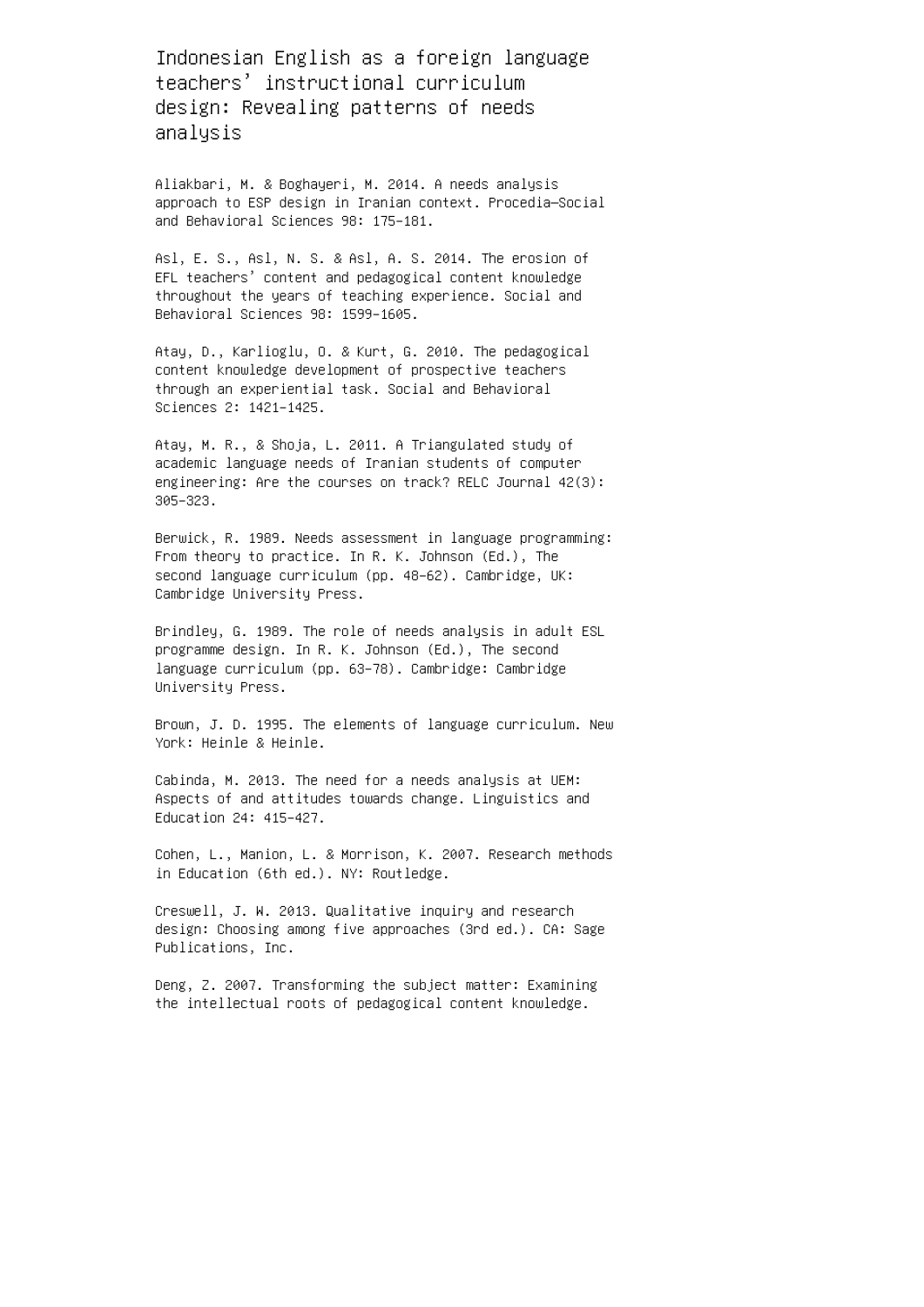# Indonesian English as a foreign language teachers' instructional curriculum design: Revealing patterns of needs analysis

Aliakbari, M. & Boghayeri, M. 2014. A needs analysis approach to ESP design in Iranian context. Procedia—Social and Behavioral Sciences 98: 175–181.

Asl, E. S., Asl, N. S. & Asl, A. S. 2014. The erosion of EFL teachers' content and pedagogical content knowledge throughout the years of teaching experience. Social and Behavioral Sciences 98: 1599–1605.

Atay, D., Karlioglu, O. & Kurt, G. 2010. The pedagogical content knowledge development of prospective teachers through an experiential task. Social and Behavioral Sciences 2: 1421–1425.

Atay, M. R., & Shoja, L. 2011. A Triangulated study of academic language needs of Iranian students of computer engineering: Are the courses on track? RELC Journal 42(3): 305–323.

Berwick, R. 1989. Needs assessment in language programming: From theory to practice. In R. K. Johnson (Ed.), The second language curriculum (pp. 48–62). Cambridge, UK: Cambridge University Press.

Brindley, G. 1989. The role of needs analysis in adult ESL programme design. In R. K. Johnson (Ed.), The second language curriculum (pp. 63–78). Cambridge: Cambridge University Press.

Brown, J. D. 1995. The elements of language curriculum. New York: Heinle & Heinle.

Cabinda, M. 2013. The need for a needs analysis at UEM: Aspects of and attitudes towards change. Linguistics and Education 24: 415–427.

Cohen, L., Manion, L. & Morrison, K. 2007. Research methods in Education (6th ed.). NY: Routledge.

Creswell, J. W. 2013. Qualitative inquiry and research design: Choosing among five approaches (3rd ed.). CA: Sage Publications, Inc.

Deng, Z. 2007. Transforming the subject matter: Examining the intellectual roots of pedagogical content knowledge.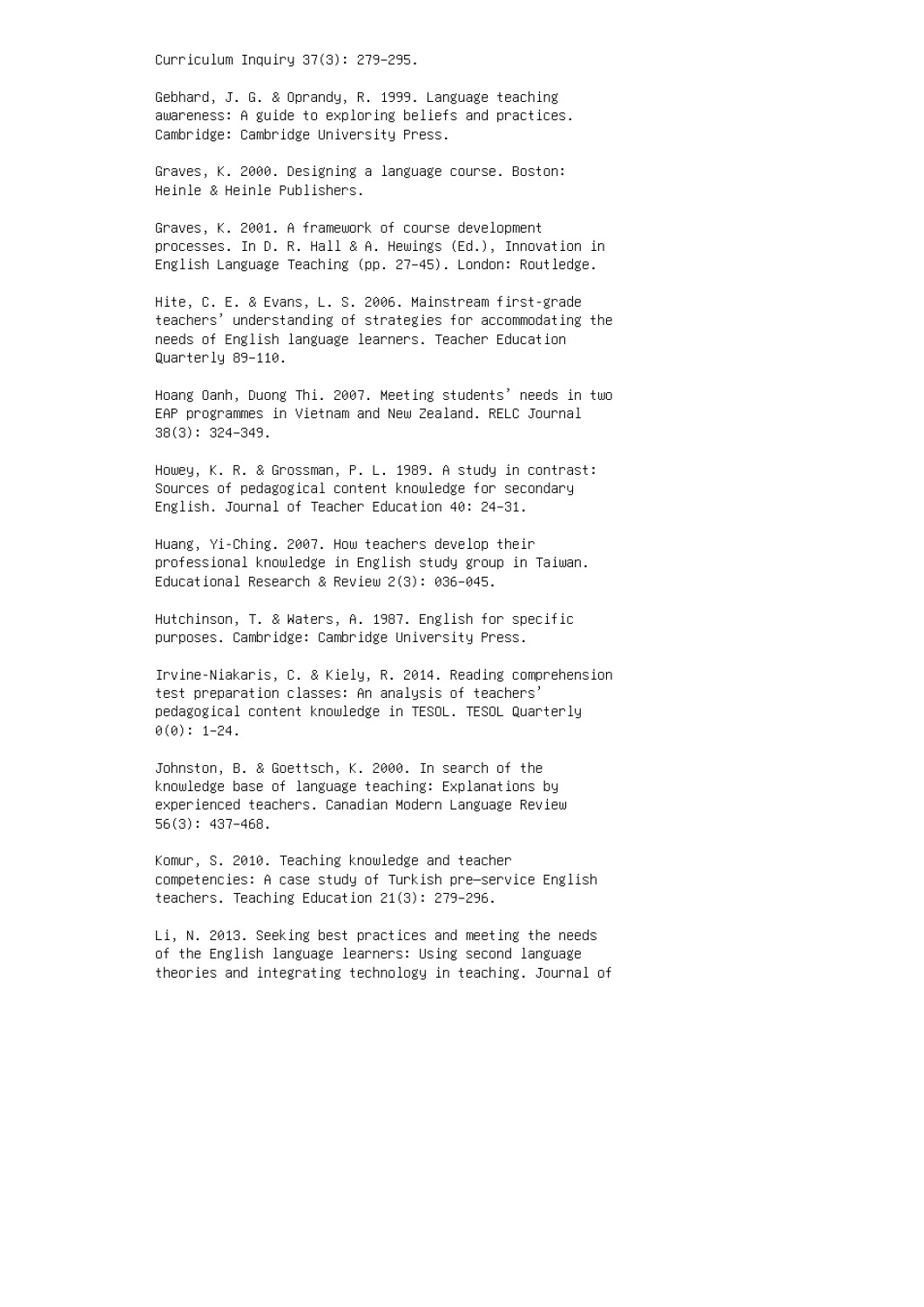Curriculum Inquiry 37(3): 279–295.

Gebhard, J. G. & Oprandy, R. 1999. Language teaching awareness: A guide to exploring beliefs and practices. Cambridge: Cambridge University Press.

Graves, K. 2000. Designing a language course. Boston: Heinle & Heinle Publishers.

Graves, K. 2001. A framework of course development processes. In D. R. Hall & A. Hewings (Ed.), Innovation in English Language Teaching (pp. 27–45). London: Routledge.

Hite, C. E. & Evans, L. S. 2006. Mainstream first-grade teachers' understanding of strategies for accommodating the needs of English language learners. Teacher Education Quarterly 89–110.

Hoang Oanh, Duong Thi. 2007. Meeting students' needs in two EAP programmes in Vietnam and New Zealand. RELC Journal 38(3): 324–349.

Howey, K. R. & Grossman, P. L. 1989. A study in contrast: Sources of pedagogical content knowledge for secondary English. Journal of Teacher Education 40: 24–31.

Huang, Yi-Ching. 2007. How teachers develop their professional knowledge in English study group in Taiwan. Educational Research & Review 2(3): 036–045.

Hutchinson, T. & Waters, A. 1987. English for specific purposes. Cambridge: Cambridge University Press.

Irvine-Niakaris, C. & Kiely, R. 2014. Reading comprehension test preparation classes: An analysis of teachers' pedagogical content knowledge in TESOL. TESOL Quarterly 0(0): 1–24.

Johnston, B. & Goettsch, K. 2000. In search of the knowledge base of language teaching: Explanations by experienced teachers. Canadian Modern Language Review 56(3): 437–468.

Komur, S. 2010. Teaching knowledge and teacher competencies: A case study of Turkish pre-service English teachers. Teaching Education 21(3): 279–296.

Li, N. 2013. Seeking best practices and meeting the needs of the English language learners: Using second language theories and integrating technology in teaching. Journal of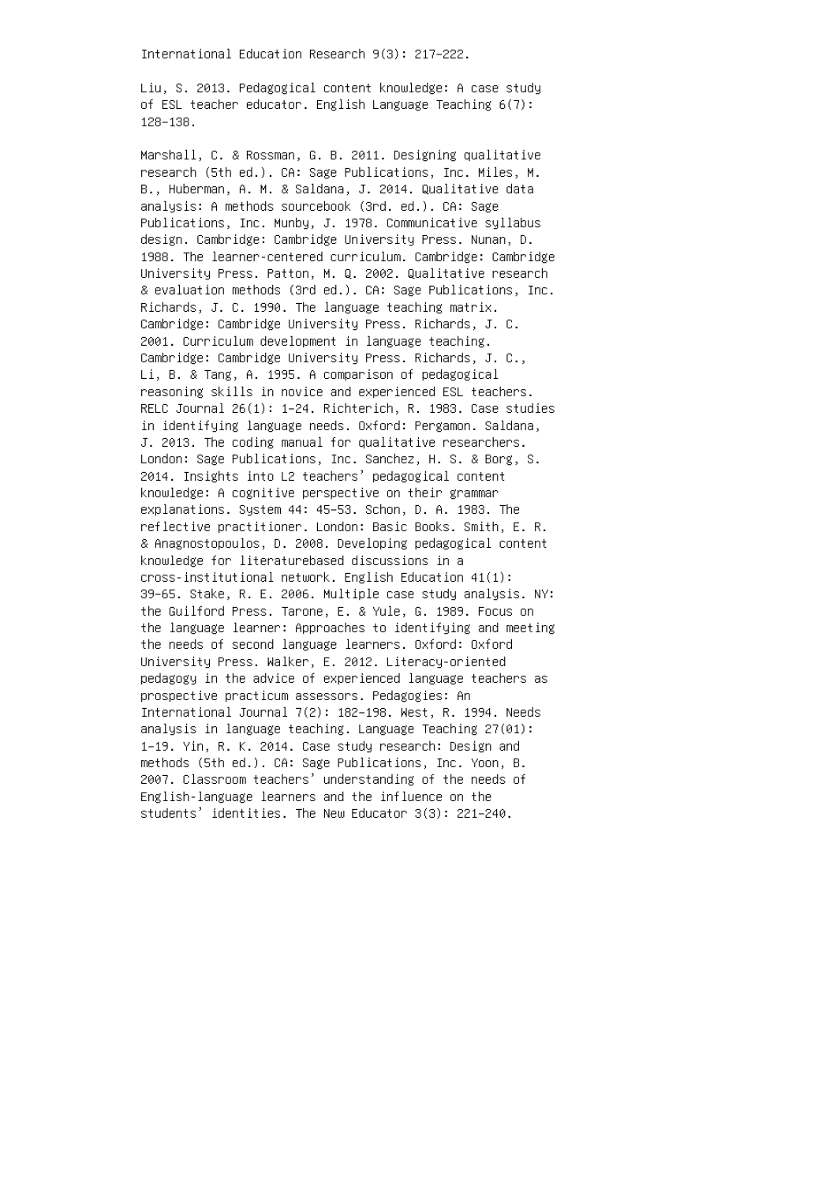International Education Research 9(3): 217–222.

Liu, S. 2013. Pedagogical content knowledge: A case study of ESL teacher educator. English Language Teaching 6(7): 128–138.

Marshall, C. & Rossman, G. B. 2011. Designing qualitative research (5th ed.). CA: Sage Publications, Inc. Miles, M. B., Huberman, A. M. & Saldana, J. 2014. Qualitative data analysis: A methods sourcebook (3rd. ed.). CA: Sage Publications, Inc. Munby, J. 1978. Communicative syllabus design. Cambridge: Cambridge University Press. Nunan, D. 1988. The learner-centered curriculum. Cambridge: Cambridge University Press. Patton, M. Q. 2002. Qualitative research & evaluation methods (3rd ed.). CA: Sage Publications, Inc. Richards, J. C. 1990. The language teaching matrix. Cambridge: Cambridge University Press. Richards, J. C. 2001. Curriculum development in language teaching. Cambridge: Cambridge University Press. Richards, J. C., Li, B. & Tang, A. 1995. A comparison of pedagogical reasoning skills in novice and experienced ESL teachers. RELC Journal 26(1): 1–24. Richterich, R. 1983. Case studies in identifying language needs. Oxford: Pergamon. Saldana, J. 2013. The coding manual for qualitative researchers. London: Sage Publications, Inc. Sanchez, H. S. & Borg, S. 2014. Insights into L2 teachers' pedagogical content knowledge: A cognitive perspective on their grammar explanations. System 44: 45–53. Schon, D. A. 1983. The reflective practitioner. London: Basic Books. Smith, E. R. & Anagnostopoulos, D. 2008. Developing pedagogical content knowledge for literaturebased discussions in a cross-institutional network. English Education 41(1): 39–65. Stake, R. E. 2006. Multiple case study analysis. NY: the Guilford Press. Tarone, E. & Yule, G. 1989. Focus on the language learner: Approaches to identifying and meeting the needs of second language learners. Oxford: Oxford University Press. Walker, E. 2012. Literacy-oriented pedagogy in the advice of experienced language teachers as prospective practicum assessors. Pedagogies: An International Journal 7(2): 182–198. West, R. 1994. Needs analysis in language teaching. Language Teaching 27(01): 1–19. Yin, R. K. 2014. Case study research: Design and methods (5th ed.). CA: Sage Publications, Inc. Yoon, B. 2007. Classroom teachers' understanding of the needs of English-language learners and the influence on the students' identities. The New Educator 3(3): 221–240.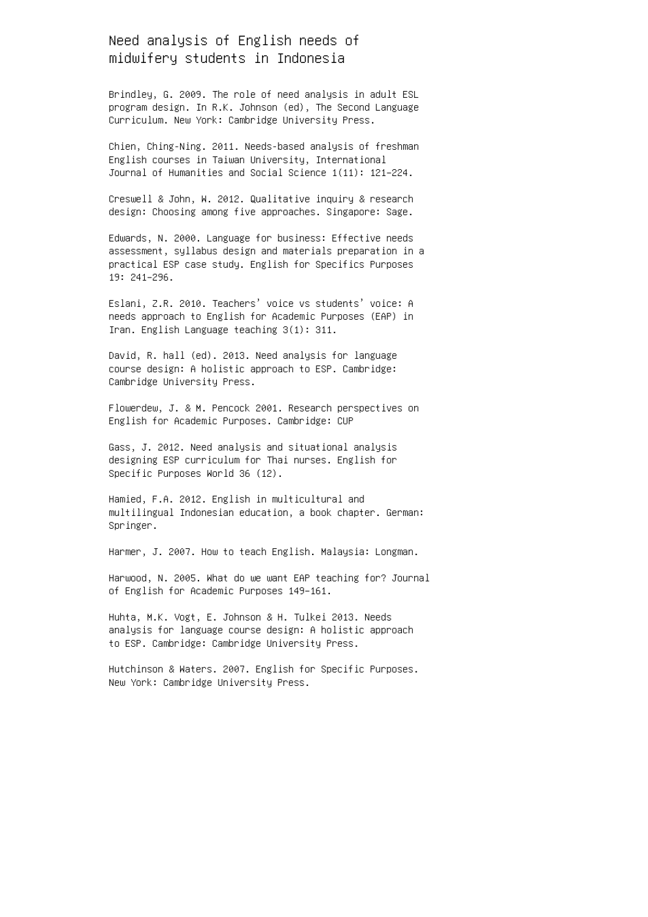Brindley, G. 2009. The role of need analysis in adult ESL program design. In R.K. Johnson (ed), The Second Language Curriculum. New York: Cambridge University Press.

Chien, Ching-Ning. 2011. Needs-based analysis of freshman English courses in Taiwan University, International Journal of Humanities and Social Science 1(11): 121–224.

Creswell & John, W. 2012. Qualitative inquiry & research design: Choosing among five approaches. Singapore: Sage.

Edwards, N. 2000. Language for business: Effective needs assessment, syllabus design and materials preparation in a practical ESP case study. English for Specifics Purposes 19: 241–296.

Eslani, Z.R. 2010. Teachers' voice vs students' voice: A needs approach to English for Academic Purposes (EAP) in Iran. English Language teaching 3(1): 311.

David, R. hall (ed). 2013. Need analysis for language course design: A holistic approach to ESP. Cambridge: Cambridge University Press.

Flowerdew, J. & M. Pencock 2001. Research perspectives on English for Academic Purposes. Cambridge: CUP

Gass, J. 2012. Need analysis and situational analysis designing ESP curriculum for Thai nurses. English for Specific Purposes World 36 (12).

Hamied, F.A. 2012. English in multicultural and multilingual Indonesian education, a book chapter. German: Springer.

Harmer, J. 2007. How to teach English. Malaysia: Longman.

Harwood, N. 2005. What do we want EAP teaching for? Journal of English for Academic Purposes 149–161.

Huhta, M.K. Vogt, E. Johnson & H. Tulkei 2013. Needs analysis for language course design: A holistic approach to ESP. Cambridge: Cambridge University Press.

Hutchinson & Waters. 2007. English for Specific Purposes. New York: Cambridge University Press.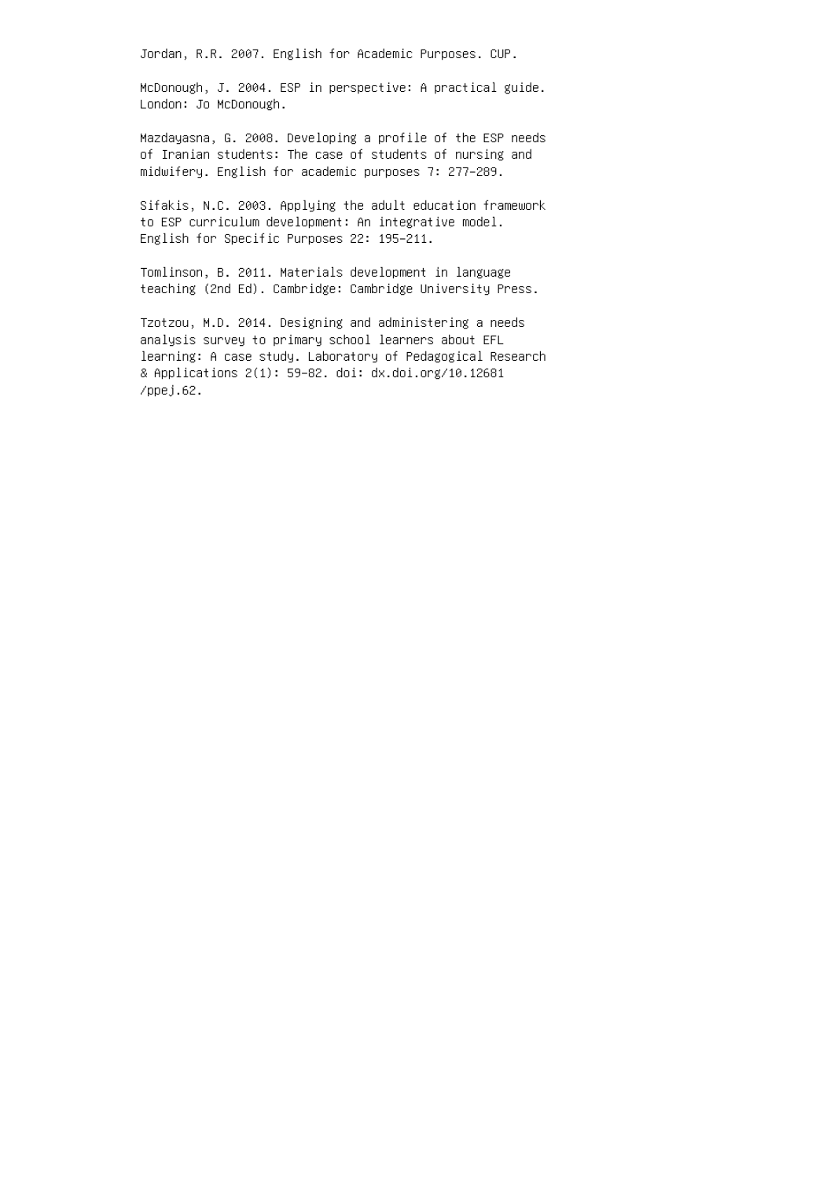Jordan, R.R. 2007. English for Academic Purposes. CUP.

McDonough, J. 2004. ESP in perspective: A practical guide. London: Jo McDonough.

Mazdayasna, G. 2008. Developing a profile of the ESP needs of Iranian students: The case of students of nursing and midwifery. English for academic purposes 7: 277–289.

Sifakis, N.C. 2003. Applying the adult education framework to ESP curriculum development: An integrative model. English for Specific Purposes 22: 195–211.

Tomlinson, B. 2011. Materials development in language teaching (2nd Ed). Cambridge: Cambridge University Press.

Tzotzou, M.D. 2014. Designing and administering a needs analysis survey to primary school learners about EFL learning: A case study. Laboratory of Pedagogical Research & Applications 2(1): 59–82. doi: dx.doi.org/10.12681/ppej.62.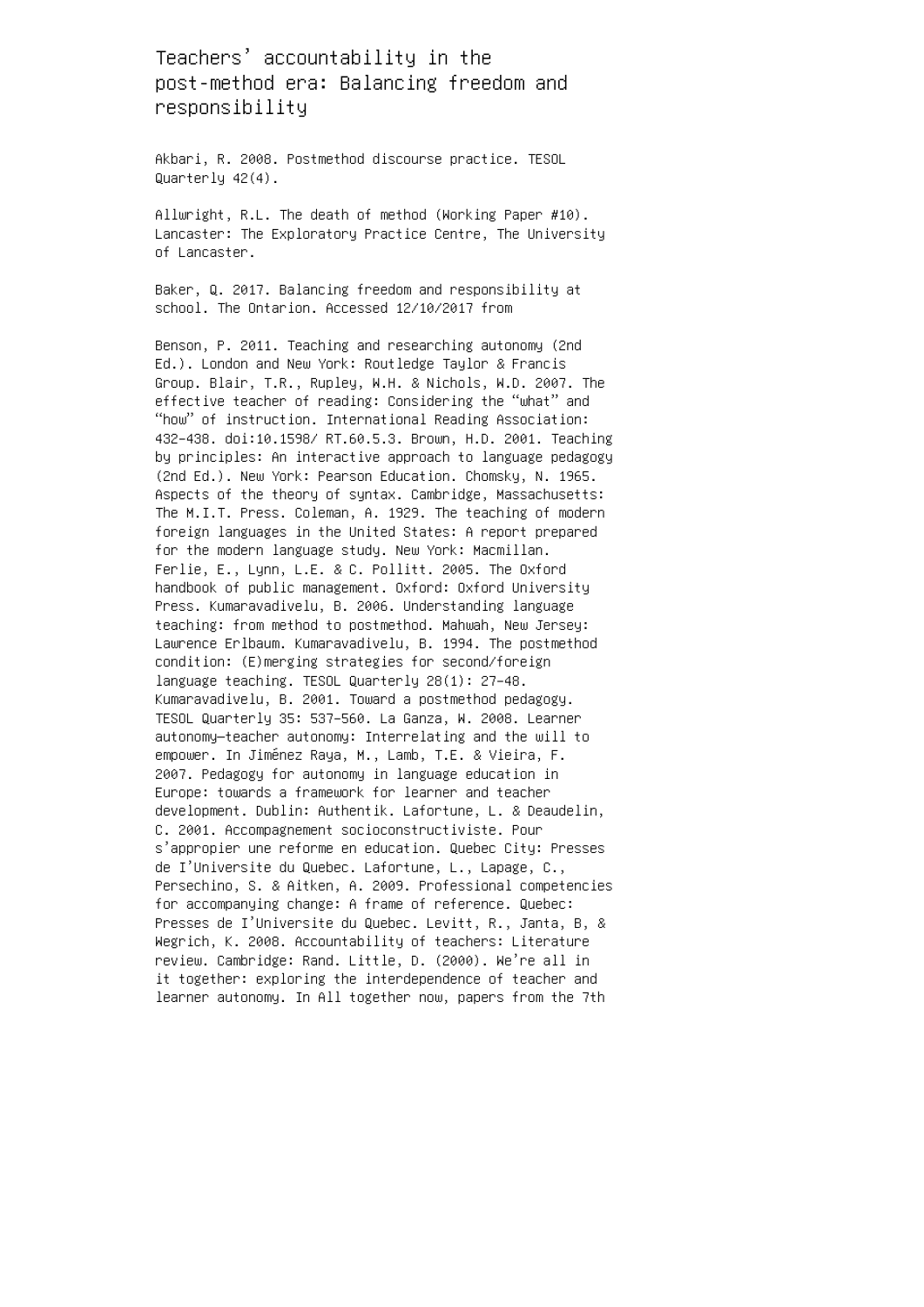# Teachers' accountability in the post-method era: Balancing freedom and responsibility

Akbari, R. 2008. Postmethod discourse practice. TESOL Quarterly 42(4).

Allwright, R.L. The death of method (Working Paper #10). Lancaster: The Exploratory Practice Centre, The University of Lancaster.

Baker, Q. 2017. Balancing freedom and responsibility at school. The Ontarion. Accessed 12/10/2017 from

Benson, P. 2011. Teaching and researching autonomy (2nd Ed.). London and New York: Routledge Taylor & Francis Group. Blair, T.R., Rupley, W.H. & Nichols, W.D. 2007. The effective teacher of reading: Considering the "what" and "how" of instruction. International Reading Association: 432–438. doi:10.1598/ RT.60.5.3. Brown, H.D. 2001. Teaching by principles: An interactive approach to language pedagogy (2nd Ed.). New York: Pearson Education. Chomsky, N. 1965. Aspects of the theory of syntax. Cambridge, Massachusetts: The M.I.T. Press. Coleman, A. 1929. The teaching of modern foreign languages in the United States: A report prepared for the modern language study. New York: Macmillan. Ferlie, E., Lynn, L.E. & C. Pollitt. 2005. The Oxford handbook of public management. Oxford: Oxford University Press. Kumaravadivelu, B. 2006. Understanding language teaching: from method to postmethod. Mahwah, New Jersey: Lawrence Erlbaum. Kumaravadivelu, B. 1994. The postmethod condition: (E)merging strategies for second/foreign language teaching. TESOL Quarterly 28(1): 27–48. Kumaravadivelu, B. 2001. Toward a postmethod pedagogy. TESOL Quarterly 35: 537–560. La Ganza, W. 2008. Learner autonomy—teacher autonomy: Interrelating and the will to empower. In Jiménez Raya, M., Lamb, T.E. & Vieira, F. 2007. Pedagogy for autonomy in language education in Europe: towards a framework for learner and teacher development. Dublin: Authentik. Lafortune, L. & Deaudelin, C. 2001. Accompagnement socioconstructiviste. Pour s'approprier une reforme en education. Quebec City: Presses de I'Universite du Quebec. Lafortune, L., Lapage, C., Persechino, S. & Aitken, A. 2009. Professional competencies for accompanying change: A frame of reference. Quebec: Presses de I'Universite du Quebec. Levitt, R., Janta, B, & Wegrich, K. 2008. Accountability of teachers: Literature review. Cambridge: Rand. Little, D. (2000). We're all in it together: exploring the interdependence of teacher and learner autonomy. In All together now, papers from the 7th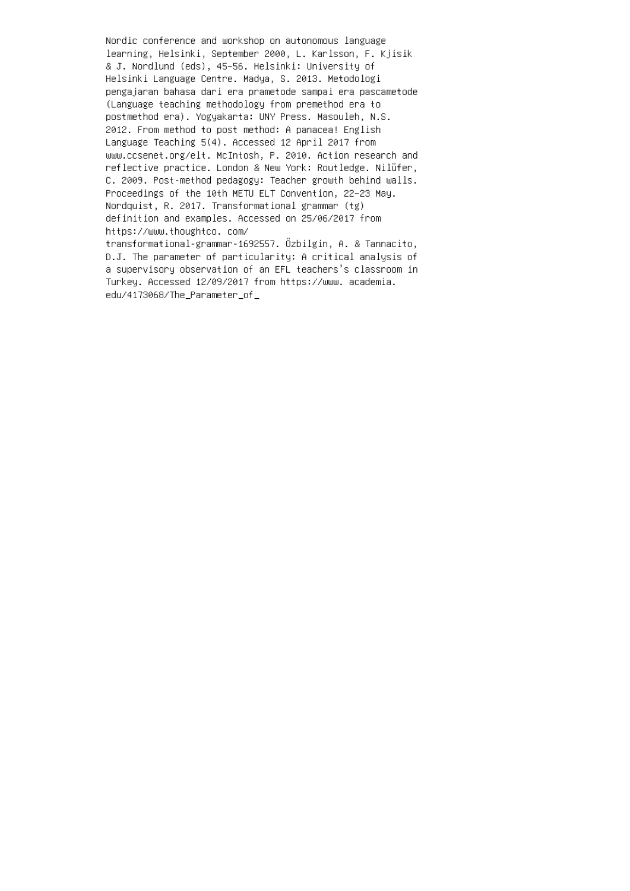Nordic conference and workshop on autonomous language learning, Helsinki, September 2000, L. Karlsson, F. Kjisik & J. Nordlund (eds), 45–56. Helsinki: University of Helsinki Language Centre. Madya, S. 2013. Metodologi pengajaran bahasa dari era prametode sampai era pascametode (Language teaching methodology from premethod era to postmethod era). Yogyakarta: UNY Press. Masouleh, N.S. 2012. From method to post method: A panacea! English Language Teaching 5(4). Accessed 12 April 2017 from www.ccsenet.org/elt. McIntosh, P. 2010. Action research and reflective practice. London & New York: Routledge. Nilüfer, C. 2009. Post-method pedagogy: Teacher growth behind walls. Proceedings of the 10th METU ELT Convention, 22–23 May. Nordquist, R. 2017. Transformational grammar (tg) definition and examples. Accessed on 25/06/2017 from https://www.thoughtco. com/ transformational-grammar-1692557. Özbilgin, A. & Tannacito, D.J. The parameter of particularity: A critical analysis of a supervisory observation of an EFL teachers's classroom in Turkey. Accessed 12/09/2017 from https://www. academia. edu/4173068/The_Parameter_of_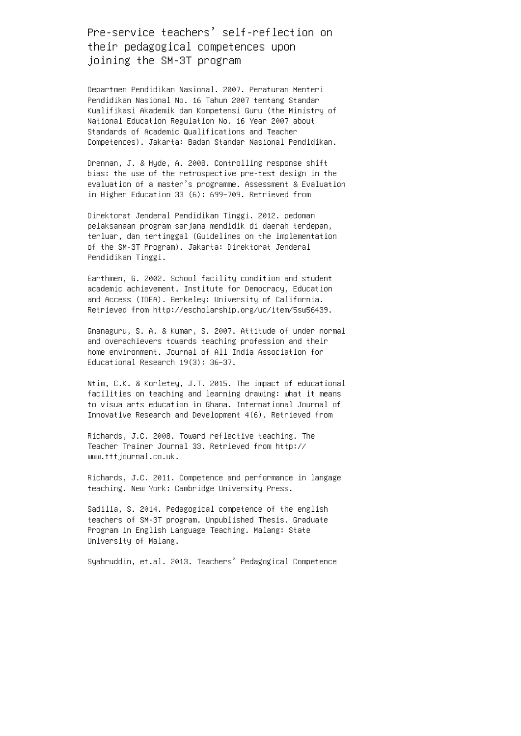Departmen Pendidikan Nasional. 2007. Peraturan Menteri Pendidikan Nasional No. 16 Tahun 2007 tentang Standar Kualifikasi Akademik dan Kompetensi Guru (the Ministry of National Education Regulation No. 16 Year 2007 about Standards of Academic Qualifications and Teacher Competences). Jakarta: Badan Standar Nasional Pendidikan.

Drennan, J. & Hyde, A. 2008. Controlling response shift bias: the use of the retrospective pre-test design in the evaluation of a master's programme. Assessment & Evaluation in Higher Education 33 (6): 699–709. Retrieved from

Direktorat Jenderal Pendidikan Tinggi. 2012. pedoman pelaksanaan program sarjana mendidik di daerah terdepan, terluar, dan tertinggal (Guidelines on the implementation of the SM-3T Program). Jakarta: Direktorat Jenderal Pendidikan Tinggi.

Earthmen, G. 2002. School facility condition and student academic achievement. Institute for Democracy, Education and Access (IDEA). Berkeley: University of California. Retrieved from http://escholarship.org/uc/item/5sw56439.

Gnanaguru, S. A. & Kumar, S. 2007. Attitude of under normal and overachievers towards teaching profession and their home environment. Journal of All India Association for Educational Research 19(3): 36–37.

Ntim, C.K. & Korletey, J.T. 2015. The impact of educational facilities on teaching and learning drawing: what it means to visua arts education in Ghana. International Journal of Innovative Research and Development 4(6). Retrieved from

Richards, J.C. 2008. Toward reflective teaching. The Teacher Trainer Journal 33. Retrieved from http://www.tttjournal.co.uk.

Richards, J.C. 2011. Competence and performance in langage teaching. New York: Cambridge University Press.

Sadilia, S. 2014. Pedagogical competence of the english teachers of SM-3T program. Unpublished Thesis. Graduate Program in English Language Teaching. Malang: State University of Malang.

Syahruddin, et.al. 2013. Teachers' Pedagogical Competence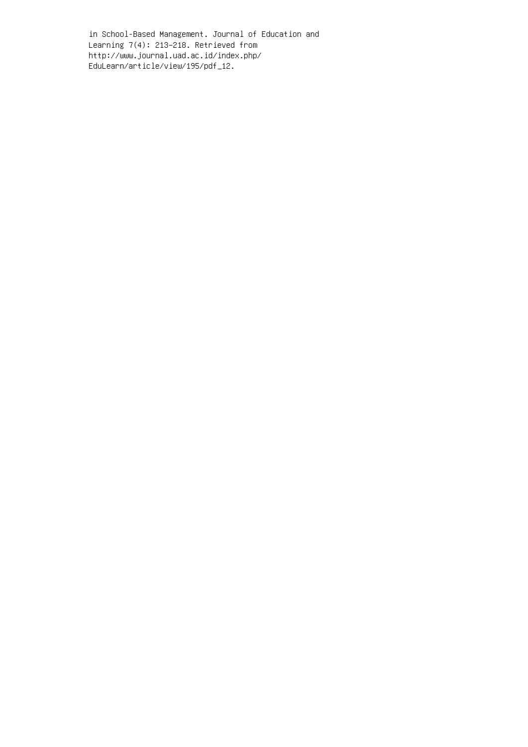in School-Based Management. Journal of Education and Learning 7(4): 213–218. Retrieved from http://www.journal.uad.ac.id/index.php/EduLearn/article/view/195/pdf_12.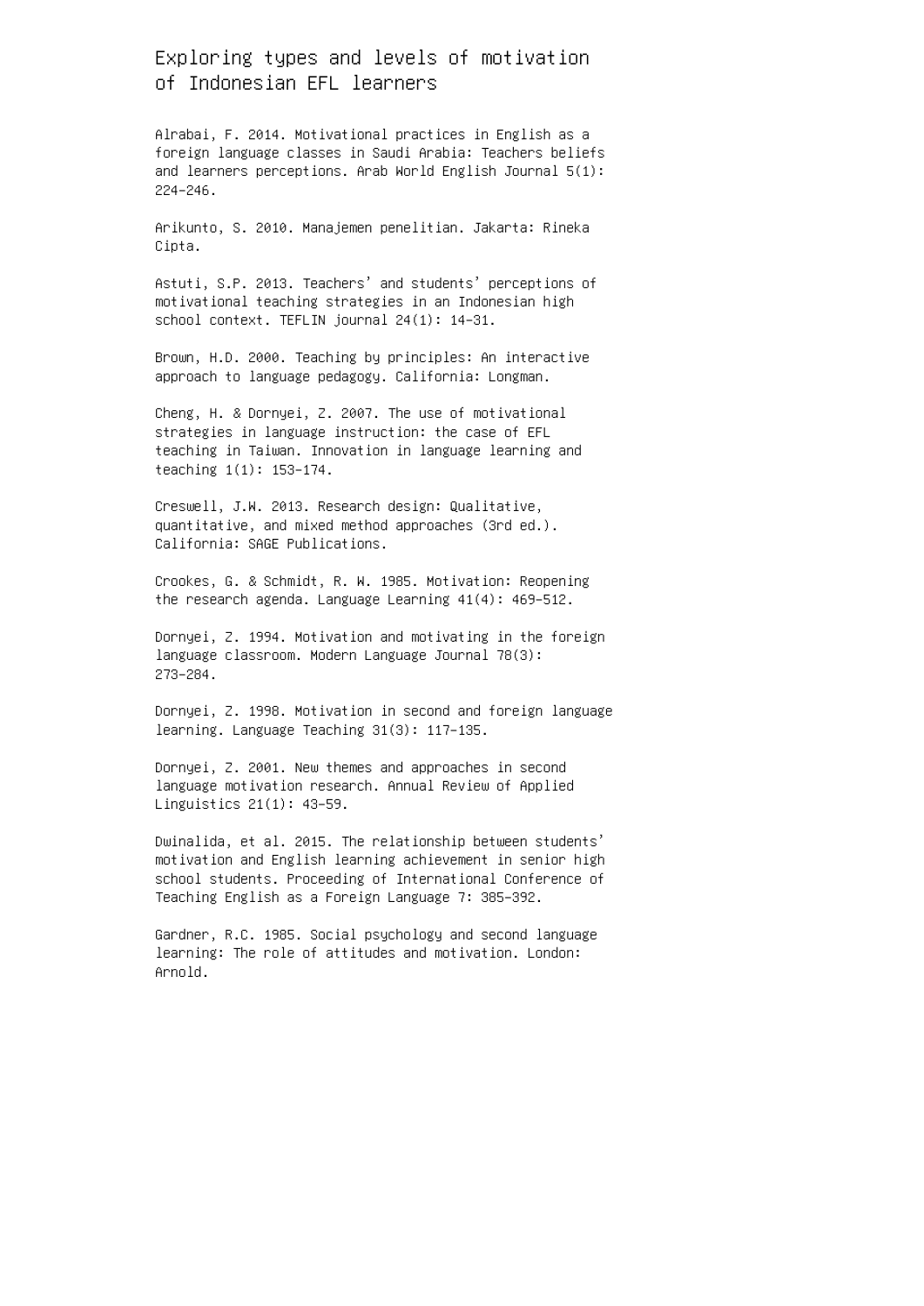Alrabai, F. 2014. Motivational practices in English as a foreign language classes in Saudi Arabia: Teachers beliefs and learners perceptions. Arab World English Journal 5(1): 224–246.

Arikunto, S. 2010. Manajemen penelitian. Jakarta: Rineka Cipta.

Astuti, S.P. 2013. Teachers' and students' perceptions of motivational teaching strategies in an Indonesian high school context. TEFLIN journal 24(1): 14–31.

Brown, H.D. 2000. Teaching by principles: An interactive approach to language pedagogy. California: Longman.

Cheng, H. & Dornyei, Z. 2007. The use of motivational strategies in language instruction: the case of EFL teaching in Taiwan. Innovation in language learning and teaching 1(1): 153–174.

Creswell, J.W. 2013. Research design: Qualitative, quantitative, and mixed method approaches (3rd ed.). California: SAGE Publications.

Crookes, G. & Schmidt, R. W. 1985. Motivation: Reopening the research agenda. Language Learning 41(4): 469–512.

Dornyei, Z. 1994. Motivation and motivating in the foreign language classroom. Modern Language Journal 78(3): 273–284.

Dornyei, Z. 1998. Motivation in second and foreign language learning. Language Teaching 31(3): 117–135.

Dornyei, Z. 2001. New themes and approaches in second language motivation research. Annual Review of Applied Linguistics 21(1): 43–59.

Dwinalida, et al. 2015. The relationship between students' motivation and English learning achievement in senior high school students. Proceeding of International Conference of Teaching English as a Foreign Language 7: 385–392.

Gardner, R.C. 1985. Social psychology and second language learning: The role of attitudes and motivation. London: Arnold.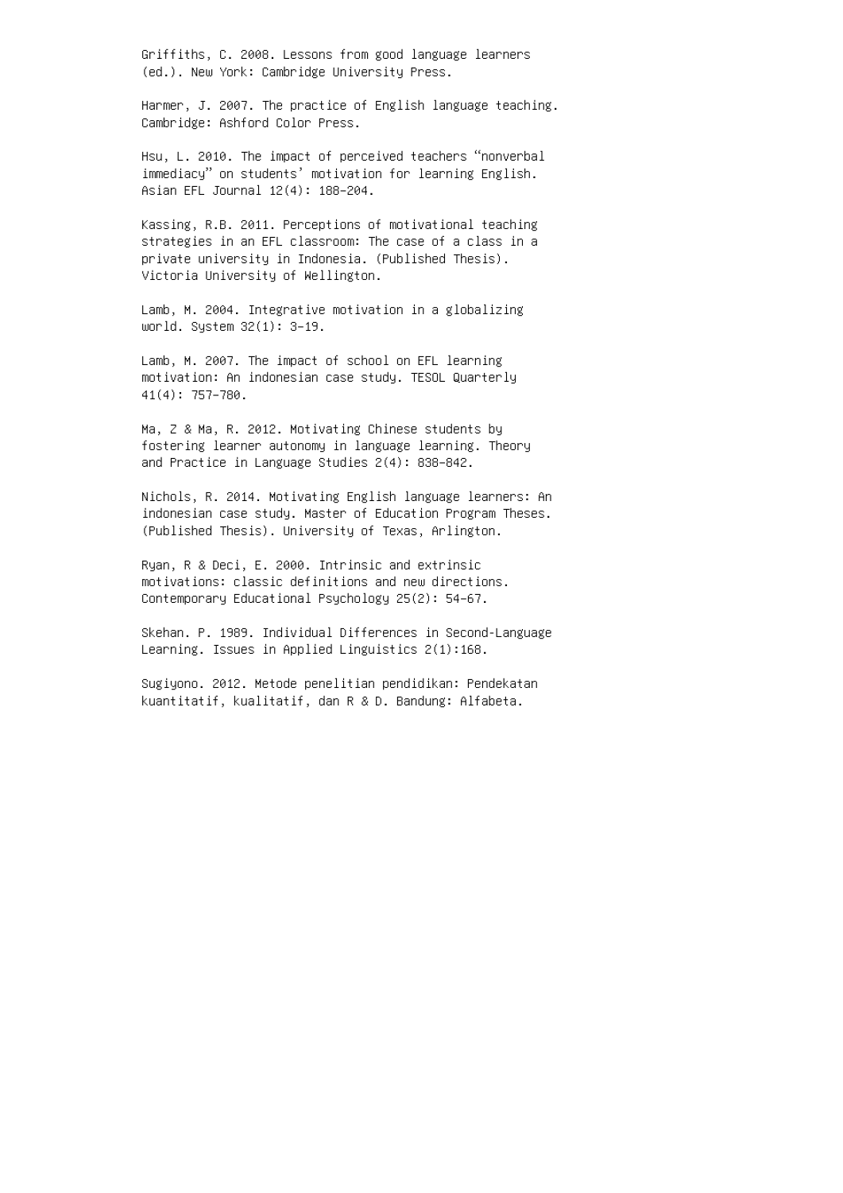Griffiths, C. 2008. Lessons from good language learners (ed.). New York: Cambridge University Press.

Harmer, J. 2007. The practice of English language teaching. Cambridge: Ashford Color Press.

Hsu, L. 2010. The impact of perceived teachers "nonverbal immediacy" on students' motivation for learning English. Asian EFL Journal 12(4): 188–204.

Kassing, R.B. 2011. Perceptions of motivational teaching strategies in an EFL classroom: The case of a class in a private university in Indonesia. (Published Thesis). Victoria University of Wellington.

Lamb, M. 2004. Integrative motivation in a globalizing world. System 32(1): 3–19.

Lamb, M. 2007. The impact of school on EFL learning motivation: An indonesian case study. TESOL Quarterly 41(4): 757–780.

Ma, Z & Ma, R. 2012. Motivating Chinese students by fostering learner autonomy in language learning. Theory and Practice in Language Studies 2(4): 838–842.

Nichols, R. 2014. Motivating English language learners: An indonesian case study. Master of Education Program Theses. (Published Thesis). University of Texas, Arlington.

Ryan, R & Deci, E. 2000. Intrinsic and extrinsic motivations: classic definitions and new directions. Contemporary Educational Psychology 25(2): 54–67.

Skehan. P. 1989. Individual Differences in Second-Language Learning. Issues in Applied Linguistics 2(1):168.

Sugiyono. 2012. Metode penelitian pendidikan: Pendekatan kuantitatif, kualitatif, dan R & D. Bandung: Alfabeta.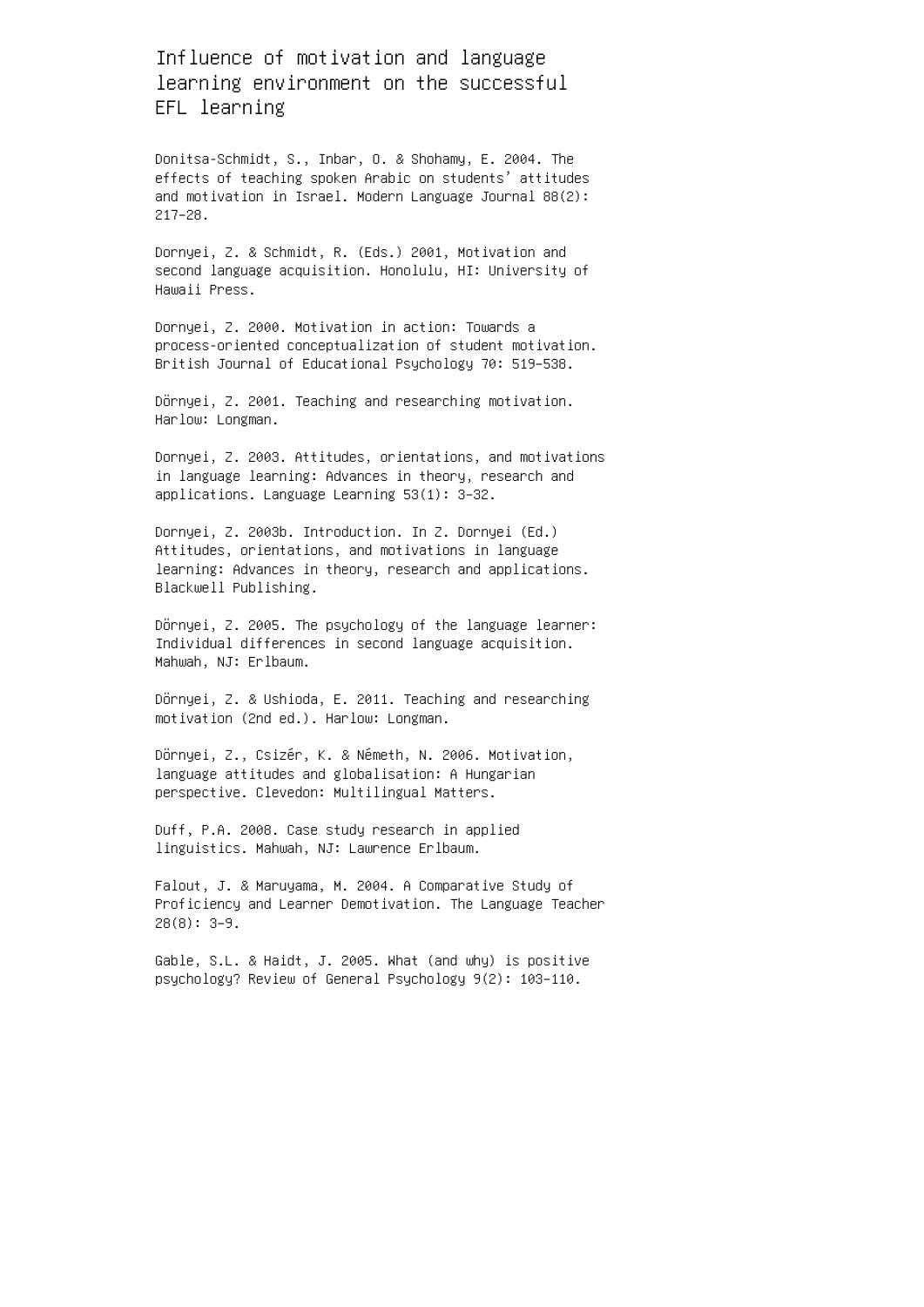Donitsa-Schmidt, S., Inbar, O. & Shohamy, E. 2004. The effects of teaching spoken Arabic on students' attitudes and motivation in Israel. Modern Language Journal 88(2): 217–28.

Dornyei, Z. & Schmidt, R. (Eds.) 2001, Motivation and second language acquisition. Honolulu, HI: University of Hawaii Press.

Dornyei, Z. 2000. Motivation in action: Towards a process-oriented conceptualization of student motivation. British Journal of Educational Psychology 70: 519–538.

Dörnyei, Z. 2001. Teaching and researching motivation. Harlow: Longman.

Dornyei, Z. 2003. Attitudes, orientations, and motivations in language learning: Advances in theory, research and applications. Language Learning 53(1): 3–32.

Dornyei, Z. 2003b. Introduction. In Z. Dornyei (Ed.) Attitudes, orientations, and motivations in language learning: Advances in theory, research and applications. Blackwell Publishing.

Dörnyei, Z. 2005. The psychology of the language learner: Individual differences in second language acquisition. Mahwah, NJ: Erlbaum.

Dörnyei, Z. & Ushioda, E. 2011. Teaching and researching motivation (2nd ed.). Harlow: Longman.

Dörnyei, Z., Csizér, K. & Németh, N. 2006. Motivation, language attitudes and globalisation: A Hungarian perspective. Clevedon: Multilingual Matters.

Duff, P.A. 2008. Case study research in applied linguistics. Mahwah, NJ: Lawrence Erlbaum.

Falout, J. & Maruyama, M. 2004. A Comparative Study of Proficiency and Learner Demotivation. The Language Teacher 28(8): 3–9.

Gable, S.L. & Haidt, J. 2005. What (and why) is positive psychology? Review of General Psychology 9(2): 103–110.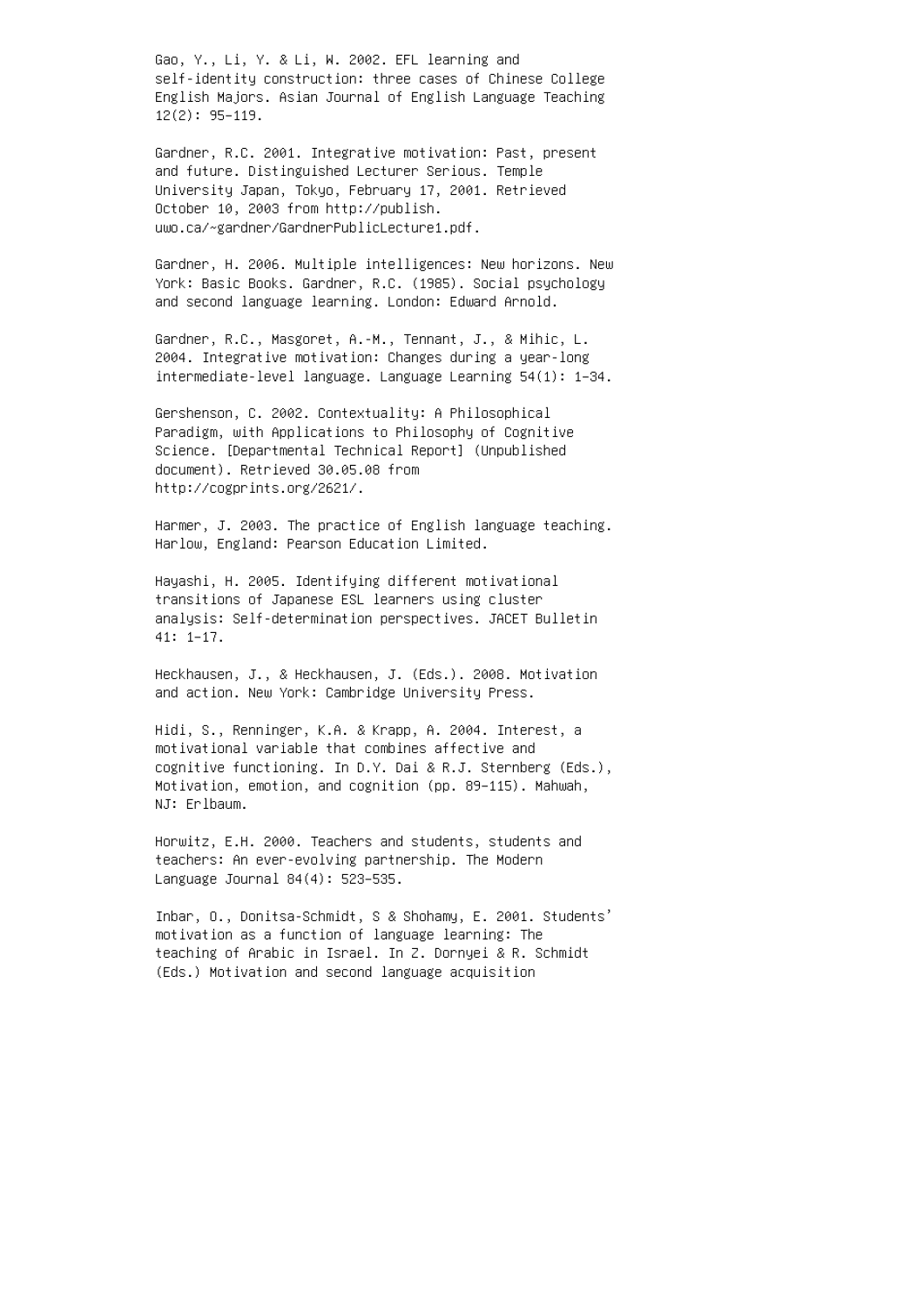Gao, Y., Li, Y. & Li, W. 2002. EFL learning and self-identity construction: three cases of Chinese College English Majors. Asian Journal of English Language Teaching 12(2): 95–119.

Gardner, R.C. 2001. Integrative motivation: Past, present and future. Distinguished Lecturer Serious. Temple University Japan, Tokyo, February 17, 2001. Retrieved October 10, 2003 from http://publish.uwo.ca/~gardner/GardnerPublicLecture1.pdf.

Gardner, H. 2006. Multiple intelligences: New horizons. New York: Basic Books. Gardner, R.C. (1985). Social psychology and second language learning. London: Edward Arnold.

Gardner, R.C., Masgoret, A.-M., Tennant, J., & Mihic, L. 2004. Integrative motivation: Changes during a year-long intermediate-level language. Language Learning 54(1): 1–34.

Gershenson, C. 2002. Contextuality: A Philosophical Paradigm, with Applications to Philosophy of Cognitive Science. [Departmental Technical Report] (Unpublished document). Retrieved 30.05.08 from http://cogprints.org/2621/.

Harmer, J. 2003. The practice of English language teaching. Harlow, England: Pearson Education Limited.

Hayashi, H. 2005. Identifying different motivational transitions of Japanese ESL learners using cluster analysis: Self-determination perspectives. JACET Bulletin 41: 1–17.

Heckhausen, J., & Heckhausen, J. (Eds.). 2008. Motivation and action. New York: Cambridge University Press.

Hidi, S., Renninger, K.A. & Krapp, A. 2004. Interest, a motivational variable that combines affective and cognitive functioning. In D.Y. Dai & R.J. Sternberg (Eds.), Motivation, emotion, and cognition (pp. 89–115). Mahwah, NJ: Erlbaum.

Horwitz, E.H. 2000. Teachers and students, students and teachers: An ever-evolving partnership. The Modern Language Journal 84(4): 523–535.

Inbar, O., Donitsa-Schmidt, S & Shohamy, E. 2001. Students' motivation as a function of language learning: The teaching of Arabic in Israel. In Z. Dornyei & R. Schmidt (Eds.) Motivation and second language acquisition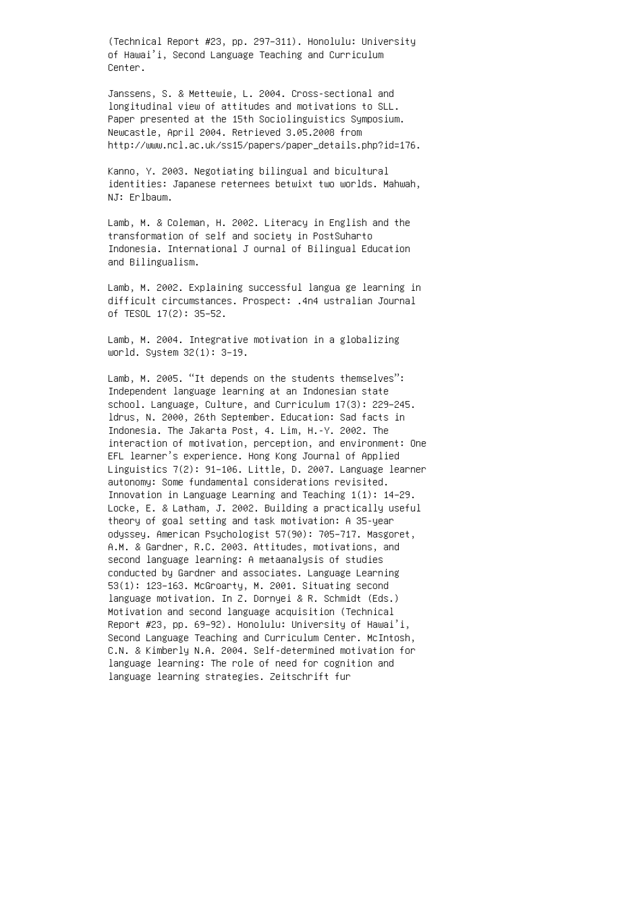(Technical Report #23, pp. 297–311). Honolulu: University of Hawai'i, Second Language Teaching and Curriculum Center.

Janssens, S. & Mettewie, L. 2004. Cross-sectional and longitudinal view of attitudes and motivations to SLL. Paper presented at the 15th Sociolinguistics Symposium. Newcastle, April 2004. Retrieved 3.05.2008 from http://www.ncl.ac.uk/ss15/papers/paper_details.php?id=176.

Kanno, Y. 2003. Negotiating bilingual and bicultural identities: Japanese reternees betwixt two worlds. Mahwah, NJ: Erlbaum.

Lamb, M. & Coleman, H. 2002. Literacy in English and the transformation of self and society in PostSuharto Indonesia. International J ournal of Bilingual Education and Bilingualism.

Lamb, M. 2002. Explaining successful langua ge learning in difficult circumstances. Prospect: .4n4 ustralian Journal of TESOL 17(2): 35–52.

Lamb, M. 2004. Integrative motivation in a globalizing world. System 32(1): 3–19.

Lamb, M. 2005. "It depends on the students themselves": Independent language learning at an Indonesian state school. Language, Culture, and Curriculum 17(3): 229–245. ldrus, N. 2000, 26th September. Education: Sad facts in Indonesia. The Jakarta Post, 4. Lim, H.-Y. 2002. The interaction of motivation, perception, and environment: One EFL learner's experience. Hong Kong Journal of Applied Linguistics 7(2): 91–106. Little, D. 2007. Language learner autonomy: Some fundamental considerations revisited. Innovation in Language Learning and Teaching 1(1): 14–29. Locke, E. & Latham, J. 2002. Building a practically useful theory of goal setting and task motivation: A 35-year odyssey. American Psychologist 57(90): 705–717. Masgoret, A.M. & Gardner, R.C. 2003. Attitudes, motivations, and second language learning: A metaanalysis of studies conducted by Gardner and associates. Language Learning 53(1): 123–163. McGroarty, M. 2001. Situating second language motivation. In Z. Dornyei & R. Schmidt (Eds.) Motivation and second language acquisition (Technical Report #23, pp. 69–92). Honolulu: University of Hawai'i, Second Language Teaching and Curriculum Center. McIntosh, C.N. & Kimberly N.A. 2004. Self-determined motivation for language learning: The role of need for cognition and language learning strategies. Zeitschrift fur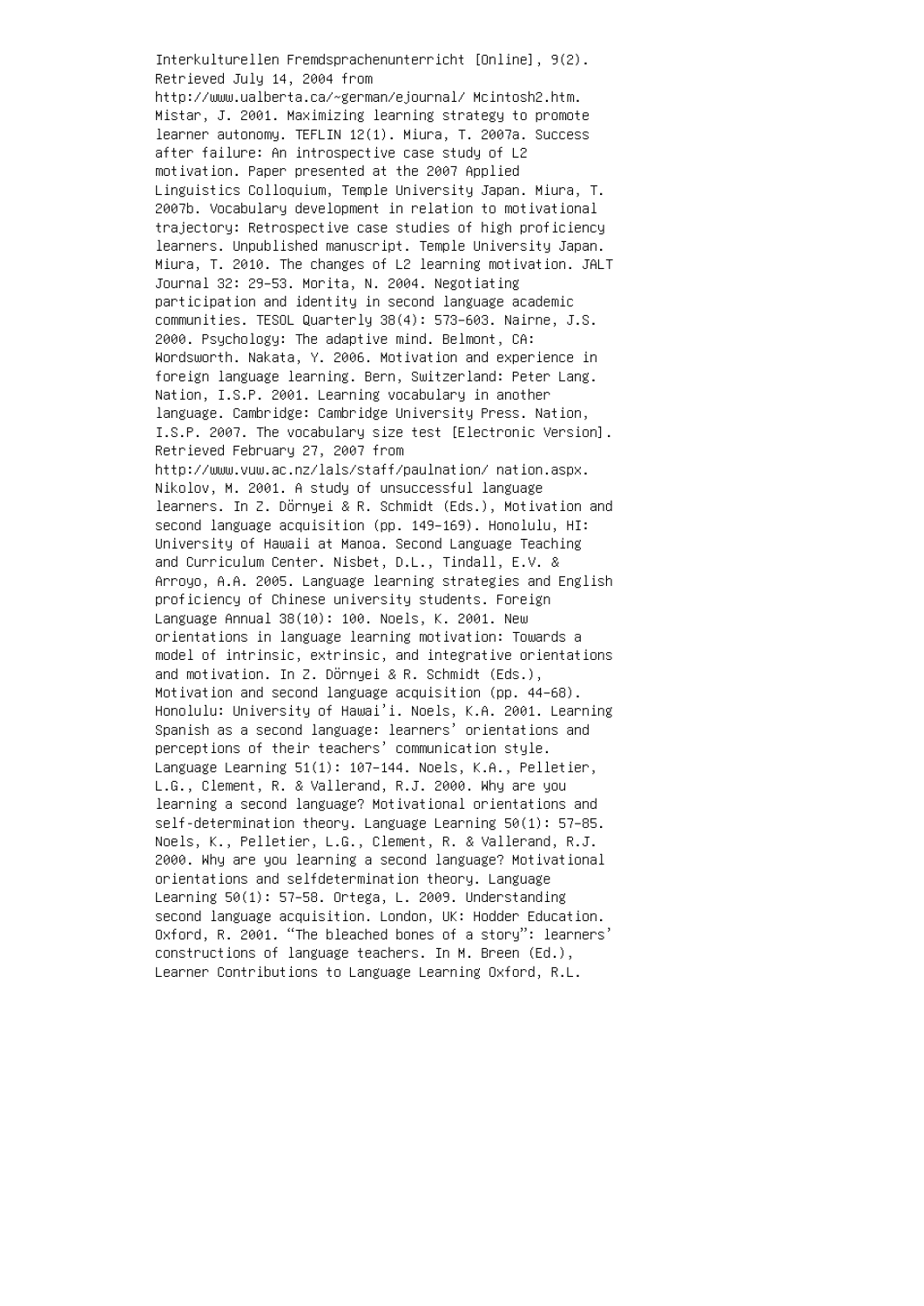Interkulturellen Fremdsprachenunterricht [Online], 9(2). Retrieved July 14, 2004 from http://www.ualberta.ca/~german/ejournal/ Mcintosh2.htm. Mistar, J. 2001. Maximizing learning strategy to promote learner autonomy. TEFLIN 12(1). Miura, T. 2007a. Success after failure: An introspective case study of L2 motivation. Paper presented at the 2007 Applied Linguistics Colloquium, Temple University Japan. Miura, T. 2007b. Vocabulary development in relation to motivational trajectory: Retrospective case studies of high proficiency learners. Unpublished manuscript. Temple University Japan. Miura, T. 2010. The changes of L2 learning motivation. JALT Journal 32: 29–53. Morita, N. 2004. Negotiating participation and identity in second language academic communities. TESOL Quarterly 38(4): 573–603. Nairne, J.S. 2000. Psychology: The adaptive mind. Belmont, CA: Wordsworth. Nakata, Y. 2006. Motivation and experience in foreign language learning. Bern, Switzerland: Peter Lang. Nation, I.S.P. 2001. Learning vocabulary in another language. Cambridge: Cambridge University Press. Nation, I.S.P. 2007. The vocabulary size test [Electronic Version]. Retrieved February 27, 2007 from http://www.vuw.ac.nz/lals/staff/paulnation/ nation.aspx. Nikolov, M. 2001. A study of unsuccessful language learners. In Z. Dörnyei & R. Schmidt (Eds.), Motivation and second language acquisition (pp. 149–169). Honolulu, HI: University of Hawaii at Manoa. Second Language Teaching and Curriculum Center. Nisbet, D.L., Tindall, E.V. & Arroyo, A.A. 2005. Language learning strategies and English proficiency of Chinese university students. Foreign Language Annual 38(10): 100. Noels, K. 2001. New orientations in language learning motivation: Towards a model of intrinsic, extrinsic, and integrative orientations and motivation. In Z. Dörnyei & R. Schmidt (Eds.), Motivation and second language acquisition (pp. 44–68). Honolulu: University of Hawai'i. Noels, K.A. 2001. Learning Spanish as a second language: learners' orientations and perceptions of their teachers' communication style. Language Learning 51(1): 107–144. Noels, K.A., Pelletier, L.G., Clement, R. & Vallerand, R.J. 2000. Why are you learning a second language? Motivational orientations and self-determination theory. Language Learning 50(1): 57–85. Noels, K., Pelletier, L.G., Clement, R. & Vallerand, R.J. 2000. Why are you learning a second language? Motivational orientations and selfdetermination theory. Language Learning 50(1): 57–58. Ortega, L. 2009. Understanding second language acquisition. London, UK: Hodder Education. Oxford, R. 2001. "The bleached bones of a story": learners' constructions of language teachers. In M. Breen (Ed.), Learner Contributions to Language Learning Oxford, R.L.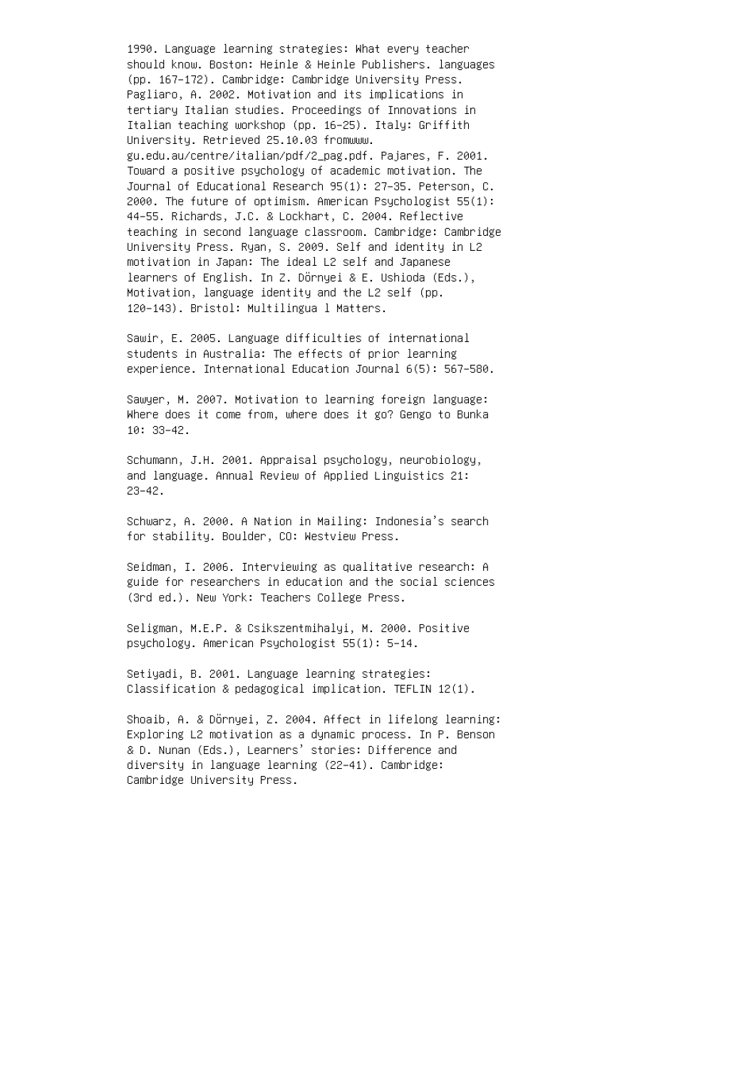1990. Language learning strategies: What every teacher should know. Boston: Heinle & Heinle Publishers. languages (pp. 167–172). Cambridge: Cambridge University Press. Pagliaro, A. 2002. Motivation and its implications in tertiary Italian studies. Proceedings of Innovations in Italian teaching workshop (pp. 16–25). Italy: Griffith University. Retrieved 25.10.03 fromwww. gu.edu.au/centre/italian/pdf/2_pag.pdf. Pajares, F. 2001. Toward a positive psychology of academic motivation. The Journal of Educational Research 95(1): 27–35. Peterson, C. 2000. The future of optimism. American Psychologist 55(1): 44–55. Richards, J.C. & Lockhart, C. 2004. Reflective teaching in second language classroom. Cambridge: Cambridge University Press. Ryan, S. 2009. Self and identity in L2 motivation in Japan: The ideal L2 self and Japanese learners of English. In Z. Dörnyei & E. Ushioda (Eds.), Motivation, language identity and the L2 self (pp. 120–143). Bristol: Multilingua l Matters.

Sawir, E. 2005. Language difficulties of international students in Australia: The effects of prior learning experience. International Education Journal 6(5): 567–580.

Sawyer, M. 2007. Motivation to learning foreign language: Where does it come from, where does it go? Gengo to Bunka 10: 33–42.

Schumann, J.H. 2001. Appraisal psychology, neurobiology, and language. Annual Review of Applied Linguistics 21: 23–42.

Schwarz, A. 2000. A Nation in Mailing: Indonesia's search for stability. Boulder, CO: Westview Press.

Seidman, I. 2006. Interviewing as qualitative research: A guide for researchers in education and the social sciences (3rd ed.). New York: Teachers College Press.

Seligman, M.E.P. & Csikszentmihalyi, M. 2000. Positive psychology. American Psychologist 55(1): 5–14.

Setiyadi, B. 2001. Language learning strategies: Classification & pedagogical implication. TEFLIN 12(1).

Shoaib, A. & Dörnyei, Z. 2004. Affect in lifelong learning: Exploring L2 motivation as a dynamic process. In P. Benson & D. Nunan (Eds.), Learners' stories: Difference and diversity in language learning (22–41). Cambridge: Cambridge University Press.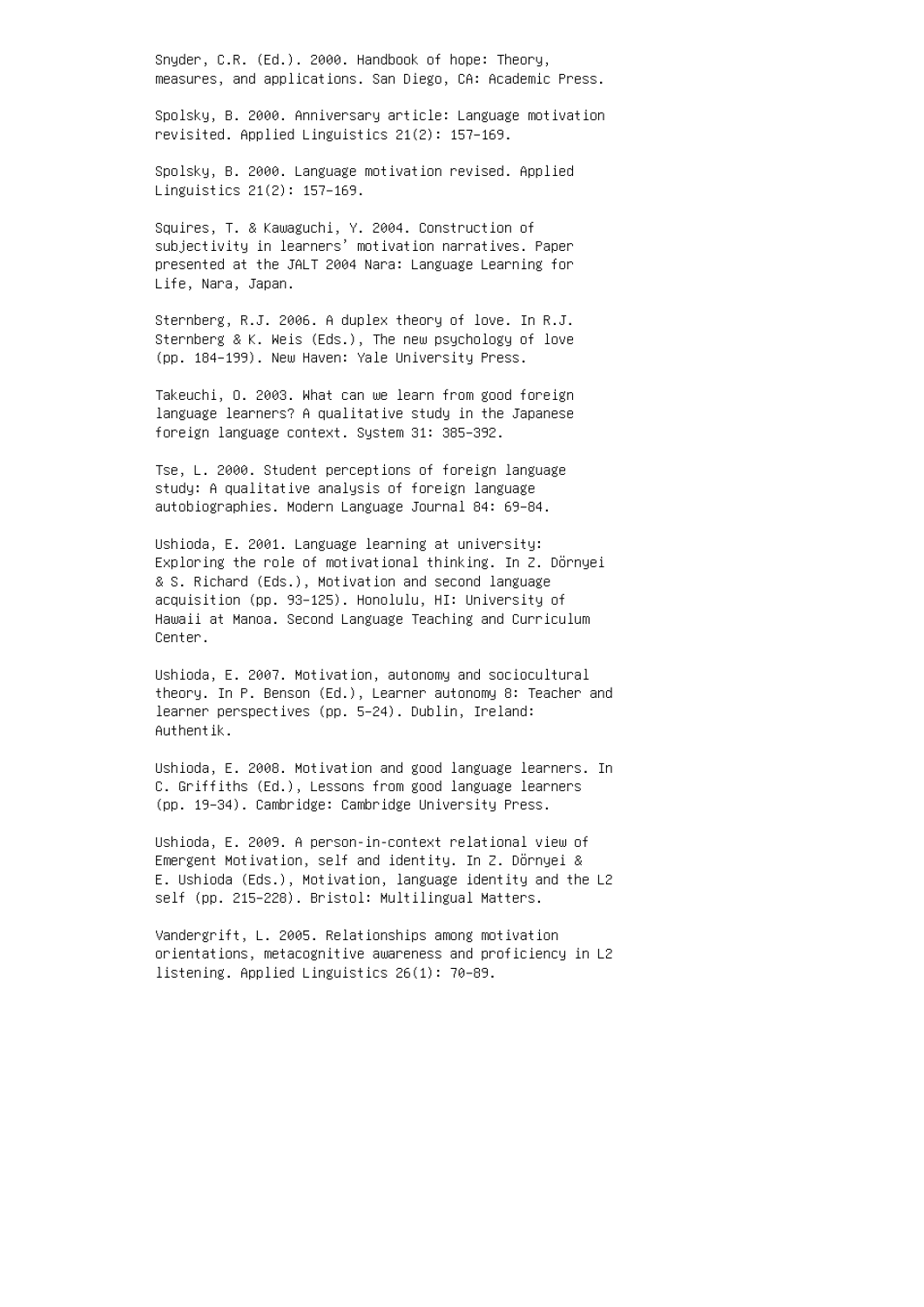Snyder, C.R. (Ed.). 2000. Handbook of hope: Theory, measures, and applications. San Diego, CA: Academic Press.

Spolsky, B. 2000. Anniversary article: Language motivation revisited. Applied Linguistics 21(2): 157–169.

Spolsky, B. 2000. Language motivation revised. Applied Linguistics 21(2): 157–169.

Squires, T. & Kawaguchi, Y. 2004. Construction of subjectivity in learners' motivation narratives. Paper presented at the JALT 2004 Nara: Language Learning for Life, Nara, Japan.

Sternberg, R.J. 2006. A duplex theory of love. In R.J. Sternberg & K. Weis (Eds.), The new psychology of love (pp. 184–199). New Haven: Yale University Press.

Takeuchi, O. 2003. What can we learn from good foreign language learners? A qualitative study in the Japanese foreign language context. System 31: 385–392.

Tse, L. 2000. Student perceptions of foreign language study: A qualitative analysis of foreign language autobiographies. Modern Language Journal 84: 69–84.

Ushioda, E. 2001. Language learning at university: Exploring the role of motivational thinking. In Z. Dörnyei & S. Richard (Eds.), Motivation and second language acquisition (pp. 93–125). Honolulu, HI: University of Hawaii at Manoa. Second Language Teaching and Curriculum Center.

Ushioda, E. 2007. Motivation, autonomy and sociocultural theory. In P. Benson (Ed.), Learner autonomy 8: Teacher and learner perspectives (pp. 5–24). Dublin, Ireland: Authentik.

Ushioda, E. 2008. Motivation and good language learners. In C. Griffiths (Ed.), Lessons from good language learners (pp. 19–34). Cambridge: Cambridge University Press.

Ushioda, E. 2009. A person-in-context relational view of Emergent Motivation, self and identity. In Z. Dörnyei & E. Ushioda (Eds.), Motivation, language identity and the L2 self (pp. 215–228). Bristol: Multilingual Matters.

Vandergrift, L. 2005. Relationships among motivation orientations, metacognitive awareness and proficiency in L2 listening. Applied Linguistics 26(1): 70–89.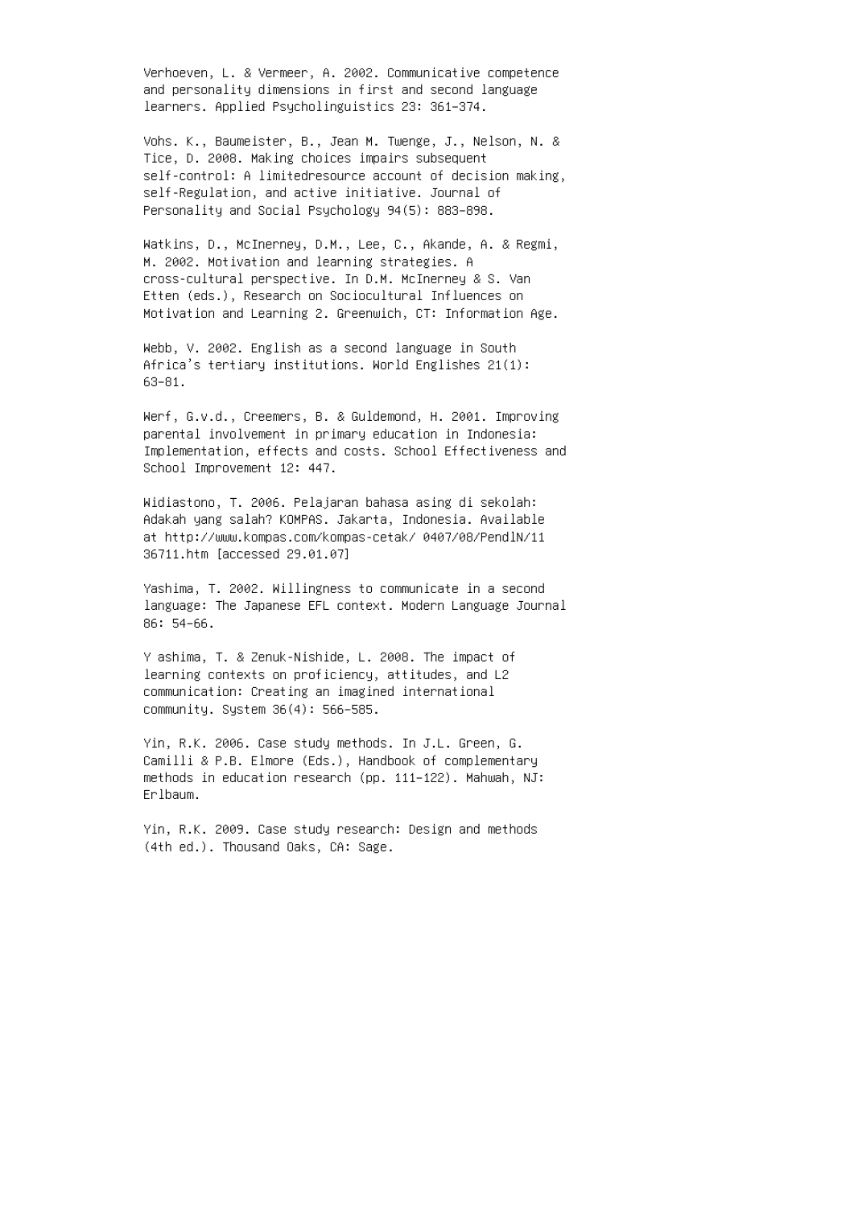Verhoeven, L. & Vermeer, A. 2002. Communicative competence and personality dimensions in first and second language learners. Applied Psycholinguistics 23: 361–374.

Vohs. K., Baumeister, B., Jean M. Twenge, J., Nelson, N. & Tice, D. 2008. Making choices impairs subsequent self-control: A limitedresource account of decision making, self-Regulation, and active initiative. Journal of Personality and Social Psychology 94(5): 883–898.

Watkins, D., McInerney, D.M., Lee, C., Akande, A. & Regmi, M. 2002. Motivation and learning strategies. A cross-cultural perspective. In D.M. McInerney & S. Van Etten (eds.), Research on Sociocultural Influences on Motivation and Learning 2. Greenwich, CT: Information Age.

Webb, V. 2002. English as a second language in South Africa's tertiary institutions. World Englishes 21(1): 63–81.

Werf, G.v.d., Creemers, B. & Guldemond, H. 2001. Improving parental involvement in primary education in Indonesia: Implementation, effects and costs. School Effectiveness and School Improvement 12: 447.

Widiastono, T. 2006. Pelajaran bahasa asing di sekolah: Adakah yang salah? KOMPAS. Jakarta, Indonesia. Available at http://www.kompas.com/kompas-cetak/ 0407/08/PendlN/11 36711.htm [accessed 29.01.07]

Yashima, T. 2002. Willingness to communicate in a second language: The Japanese EFL context. Modern Language Journal 86: 54–66.

Y ashima, T. & Zenuk-Nishide, L. 2008. The impact of learning contexts on proficiency, attitudes, and L2 communication: Creating an imagined international community. System 36(4): 566–585.

Yin, R.K. 2006. Case study methods. In J.L. Green, G. Camilli & P.B. Elmore (Eds.), Handbook of complementary methods in education research (pp. 111–122). Mahwah, NJ: Erlbaum.

Yin, R.K. 2009. Case study research: Design and methods (4th ed.). Thousand Oaks, CA: Sage.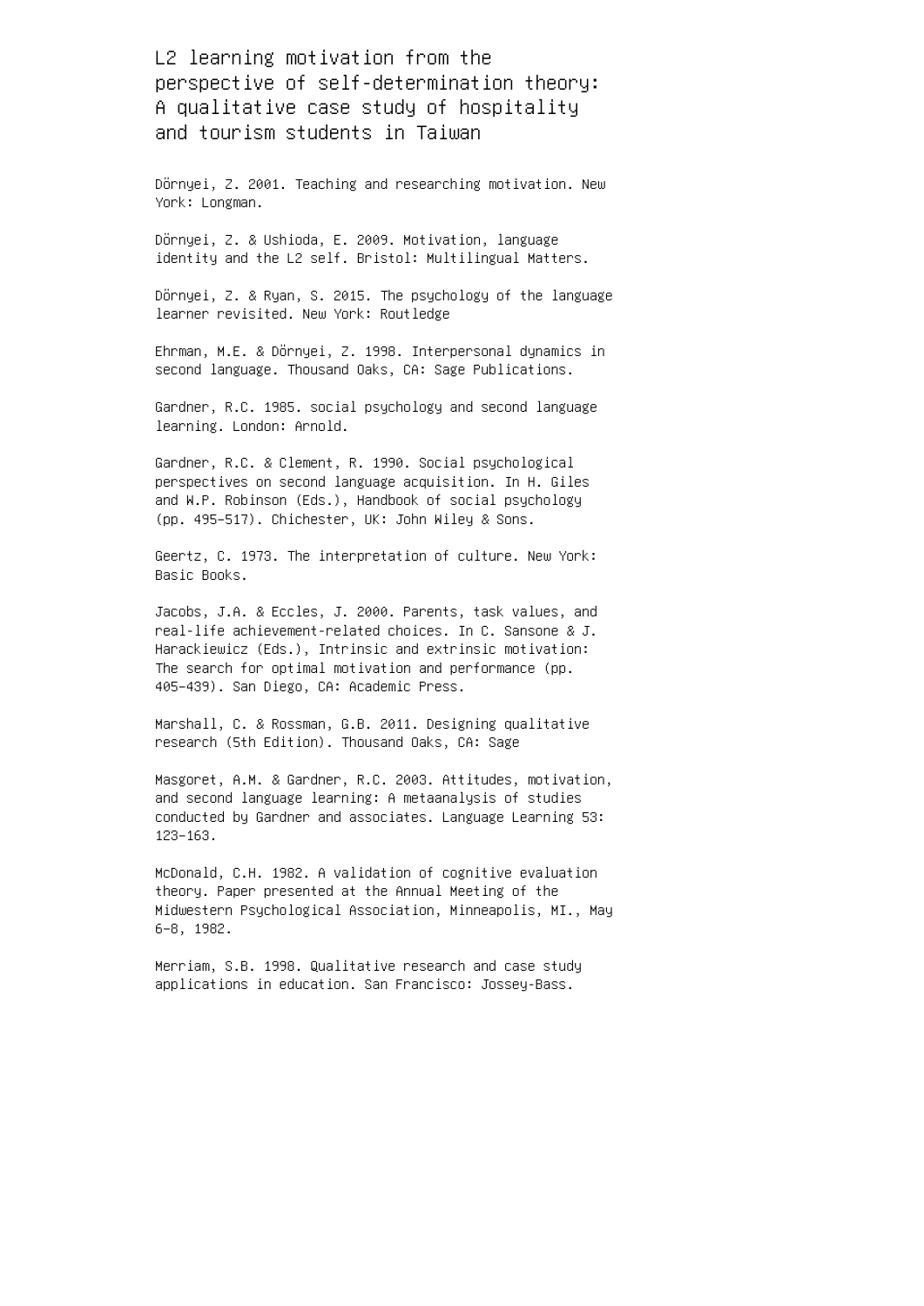Dörnyei, Z. 2001. Teaching and researching motivation. New York: Longman.

Dörnyei, Z. & Ushioda, E. 2009. Motivation, language identity and the L2 self. Bristol: Multilingual Matters.

Dörnyei, Z. & Ryan, S. 2015. The psychology of the language learner revisited. New York: Routledge

Ehrman, M.E. & Dörnyei, Z. 1998. Interpersonal dynamics in second language. Thousand Oaks, CA: Sage Publications.

Gardner, R.C. 1985. social psychology and second language learning. London: Arnold.

Gardner, R.C. & Clement, R. 1990. Social psychological perspectives on second language acquisition. In H. Giles and W.P. Robinson (Eds.), Handbook of social psychology (pp. 495–517). Chichester, UK: John Wiley & Sons.

Geertz, C. 1973. The interpretation of culture. New York: Basic Books.

Jacobs, J.A. & Eccles, J. 2000. Parents, task values, and real-life achievement-related choices. In C. Sansone & J. Harackiewicz (Eds.), Intrinsic and extrinsic motivation: The search for optimal motivation and performance (pp. 405–439). San Diego, CA: Academic Press.

Marshall, C. & Rossman, G.B. 2011. Designing qualitative research (5th Edition). Thousand Oaks, CA: Sage

Masgoret, A.M. & Gardner, R.C. 2003. Attitudes, motivation, and second language learning: A metaanalysis of studies conducted by Gardner and associates. Language Learning 53: 123–163.

McDonald, C.H. 1982. A validation of cognitive evaluation theory. Paper presented at the Annual Meeting of the Midwestern Psychological Association, Minneapolis, MI., May 6–8, 1982.

Merriam, S.B. 1998. Qualitative research and case study applications in education. San Francisco: Jossey-Bass.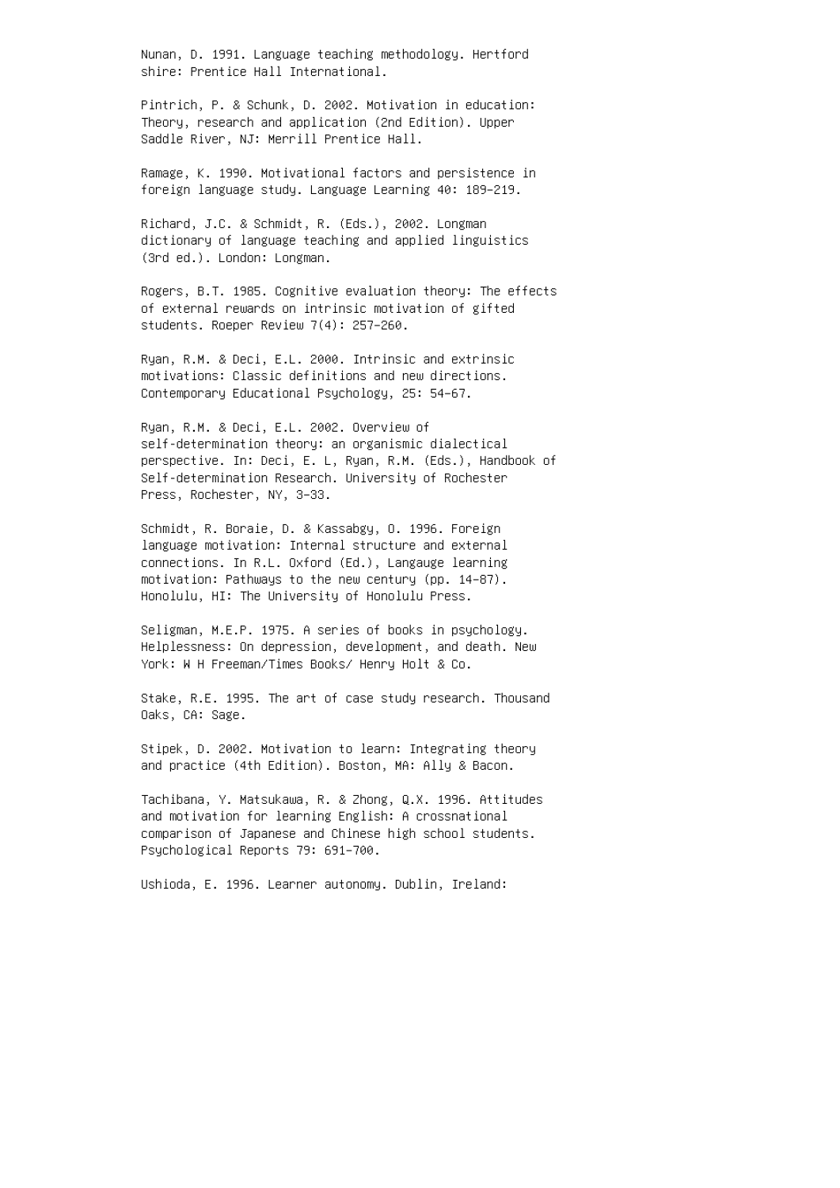Nunan, D. 1991. Language teaching methodology. Hertford shire: Prentice Hall International.

Pintrich, P. & Schunk, D. 2002. Motivation in education: Theory, research and application (2nd Edition). Upper Saddle River, NJ: Merrill Prentice Hall.

Ramage, K. 1990. Motivational factors and persistence in foreign language study. Language Learning 40: 189-219.

Richard, J.C. & Schmidt, R. (Eds.), 2002. Longman dictionary of language teaching and applied linguistics (3rd ed.). London: Longman.

Rogers, B.T. 1985. Cognitive evaluation theory: The effects of external rewards on intrinsic motivation of gifted students. Roeper Review 7(4): 257-260.

Ryan, R.M. & Deci, E.L. 2000. Intrinsic and extrinsic motivations: Classic definitions and new directions. Contemporary Educational Psychology, 25: 54-67.

Ryan, R.M. & Deci, E.L. 2002. Overview of self-determination theory: an organismic dialectical perspective. In: Deci, E. L, Ryan, R.M. (Eds.), Handbook of Self-determination Research. University of Rochester Press, Rochester, NY, 3-33.

Schmidt, R. Boraie, D. & Kassabgy, O. 1996. Foreign language motivation: Internal structure and external connections. In R.L. Oxford (Ed.), Langauge learning motivation: Pathways to the new century (pp. 14-87). Honolulu, HI: The University of Honolulu Press.

Seligman, M.E.P. 1975. A series of books in psychology. Helplessness: On depression, development, and death. New York: W H Freeman/Times Books/ Henry Holt & Co.

Stake, R.E. 1995. The art of case study research. Thousand Oaks, CA: Sage.

Stipek, D. 2002. Motivation to learn: Integrating theory and practice (4th Edition). Boston, MA: Ally & Bacon.

Tachibana, Y. Matsukawa, R. & Zhong, Q.X. 1996. Attitudes and motivation for learning English: A crossnational comparison of Japanese and Chinese high school students. Psychological Reports 79: 691-700.

Ushioda, E. 1996. Learner autonomy. Dublin, Ireland: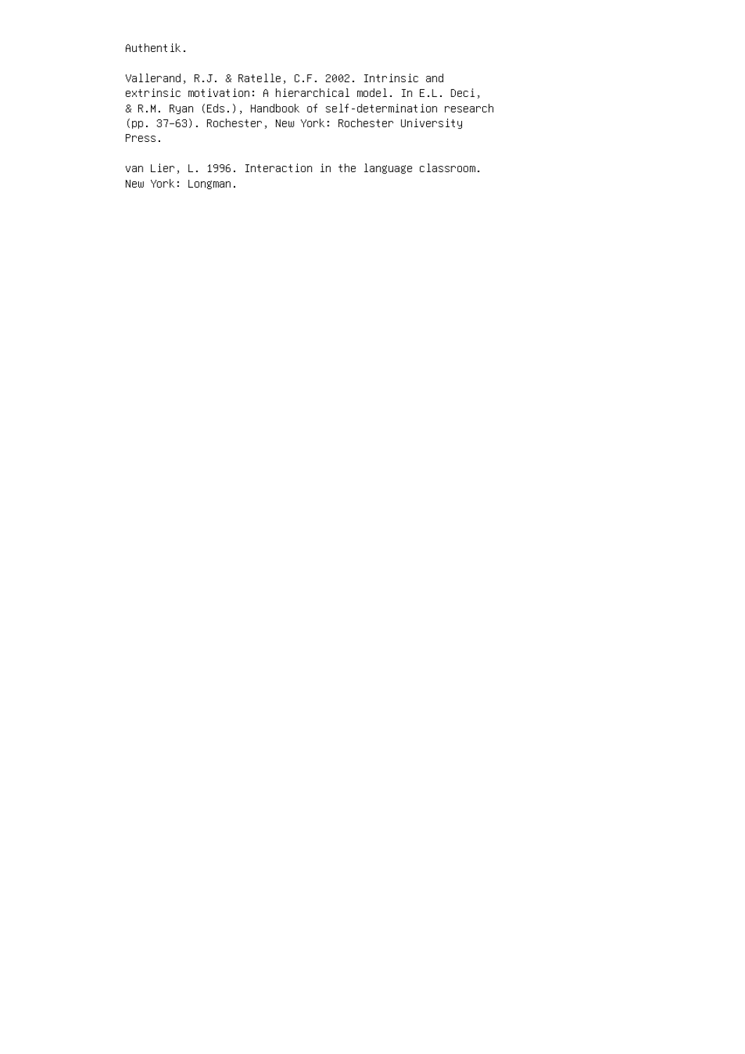Authentik.

Vallerand, R.J. & Ratelle, C.F. 2002. Intrinsic and extrinsic motivation: A hierarchical model. In E.L. Deci, & R.M. Ryan (Eds.), Handbook of self-determination research (pp. 37–63). Rochester, New York: Rochester University Press.

van Lier, L. 1996. Interaction in the language classroom. New York: Longman.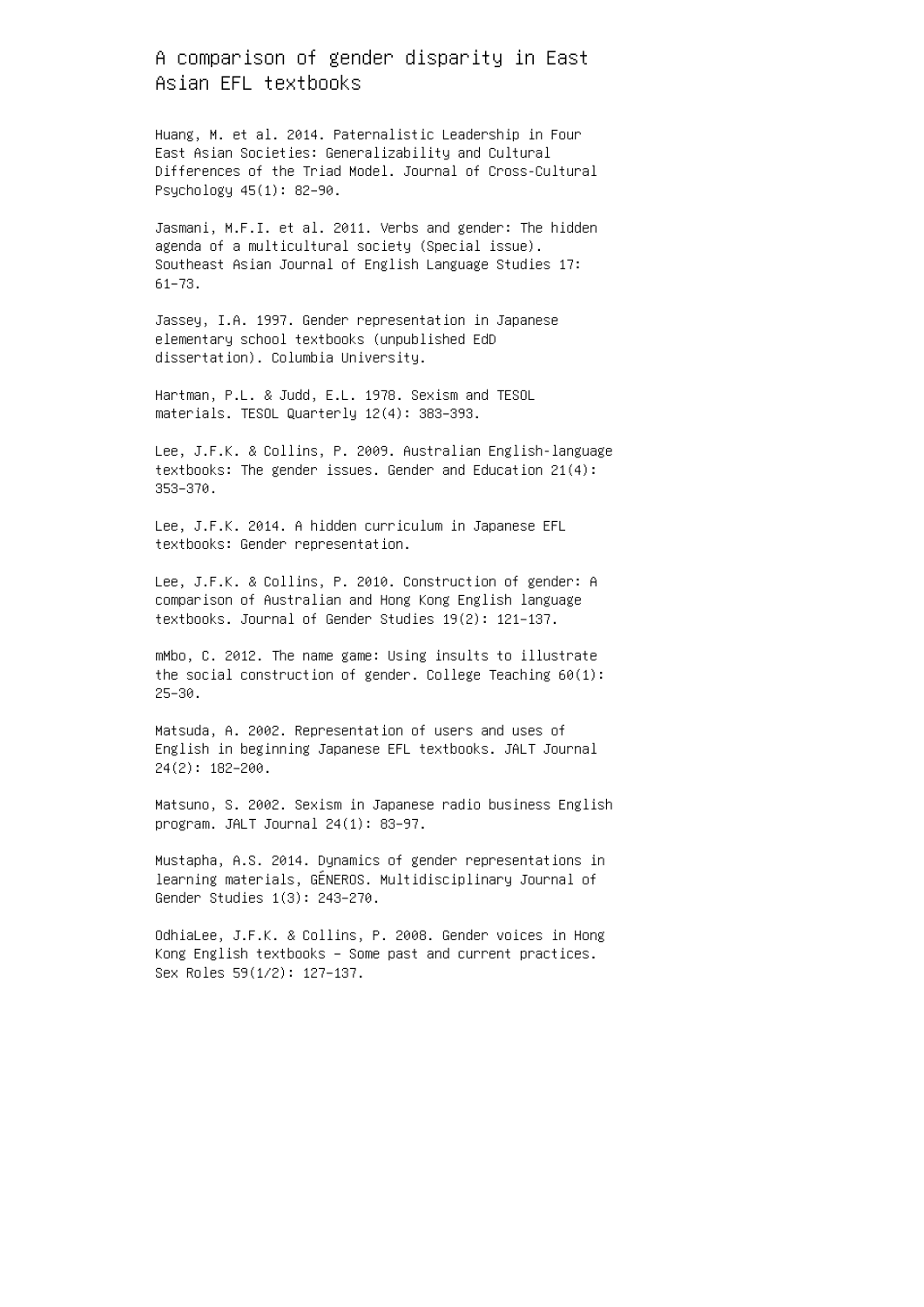# A comparison of gender disparity in East Asian EFL textbooks

Huang, M. et al. 2014. Paternalistic Leadership in Four East Asian Societies: Generalizability and Cultural Differences of the Triad Model. Journal of Cross-Cultural Psychology 45(1): 82–90.

Jasmani, M.F.I. et al. 2011. Verbs and gender: The hidden agenda of a multicultural society (Special issue). Southeast Asian Journal of English Language Studies 17: 61–73.

Jassey, I.A. 1997. Gender representation in Japanese elementary school textbooks (unpublished EdD dissertation). Columbia University.

Hartman, P.L. & Judd, E.L. 1978. Sexism and TESOL materials. TESOL Quarterly 12(4): 383–393.

Lee, J.F.K. & Collins, P. 2009. Australian English-language textbooks: The gender issues. Gender and Education 21(4): 353–370.

Lee, J.F.K. 2014. A hidden curriculum in Japanese EFL textbooks: Gender representation.

Lee, J.F.K. & Collins, P. 2010. Construction of gender: A comparison of Australian and Hong Kong English language textbooks. Journal of Gender Studies 19(2): 121–137.

mMbo, C. 2012. The name game: Using insults to illustrate the social construction of gender. College Teaching 60(1): 25–30.

Matsuda, A. 2002. Representation of users and uses of English in beginning Japanese EFL textbooks. JALT Journal 24(2): 182–200.

Matsuno, S. 2002. Sexism in Japanese radio business English program. JALT Journal 24(1): 83–97.

Mustapha, A.S. 2014. Dynamics of gender representations in learning materials, GÉNEROS. Multidisciplinary Journal of Gender Studies 1(3): 243–270.

OdhiaLee, J.F.K. & Collins, P. 2008. Gender voices in Hong Kong English textbooks – Some past and current practices. Sex Roles 59(1/2): 127–137.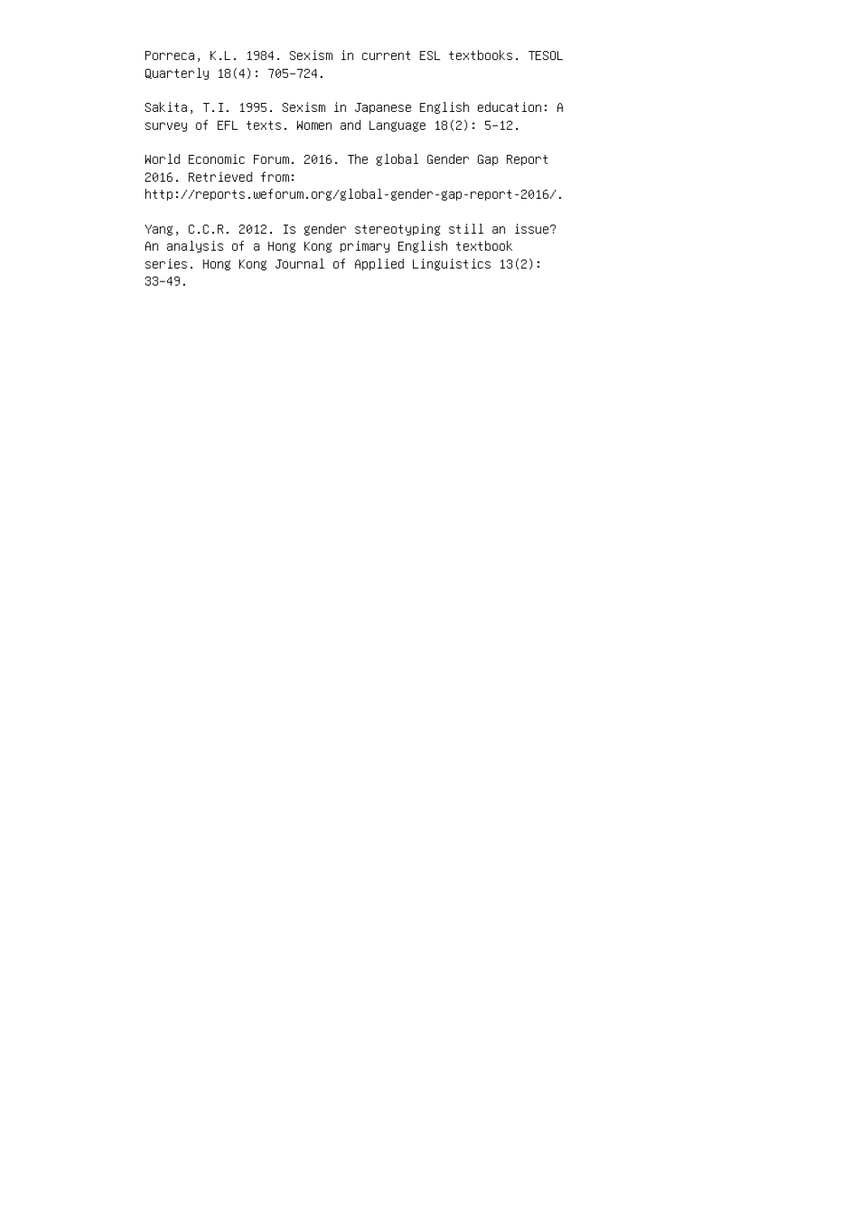Porreca, K.L. 1984. Sexism in current ESL textbooks. TESOL Quarterly 18(4): 705–724.

Sakita, T.I. 1995. Sexism in Japanese English education: A survey of EFL texts. Women and Language 18(2): 5–12.

World Economic Forum. 2016. The global Gender Gap Report 2016. Retrieved from: http://reports.weforum.org/global-gender-gap-report-2016/.

Yang, C.C.R. 2012. Is gender stereotyping still an issue? An analysis of a Hong Kong primary English textbook series. Hong Kong Journal of Applied Linguistics 13(2): 33–49.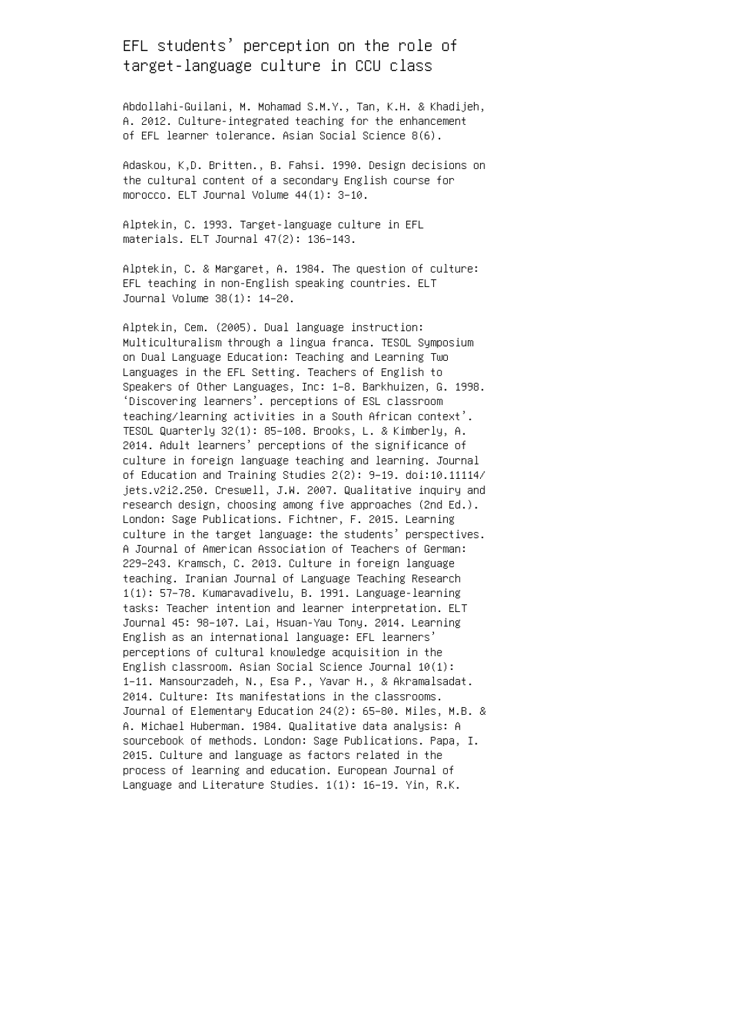# EFL students' perception on the role of target-language culture in CCU class

Abdollahi-Guilani, M. Mohamad S.M.Y., Tan, K.H. & Khadijeh, A. 2012. Culture-integrated teaching for the enhancement of EFL learner tolerance. Asian Social Science 8(6).

Adaskou, K,D. Britten., B. Fahsi. 1990. Design decisions on the cultural content of a secondary English course for morocco. ELT Journal Volume 44(1): 3–10.

Alptekin, C. 1993. Target-language culture in EFL materials. ELT Journal 47(2): 136–143.

Alptekin, C. & Margaret, A. 1984. The question of culture: EFL teaching in non-English speaking countries. ELT Journal Volume 38(1): 14–20.

Alptekin, Cem. (2005). Dual language instruction: Multiculturalism through a lingua franca. TESOL Symposium on Dual Language Education: Teaching and Learning Two Languages in the EFL Setting. Teachers of English to Speakers of Other Languages, Inc: 1–8. Barkhuizen, G. 1998. 'Discovering learners'. perceptions of ESL classroom teaching/learning activities in a South African context'. TESOL Quarterly 32(1): 85–108. Brooks, L. & Kimberly, A. 2014. Adult learners' perceptions of the significance of culture in foreign language teaching and learning. Journal of Education and Training Studies 2(2): 9–19. doi:10.11114/jets.v2i2.250. Creswell, J.W. 2007. Qualitative inquiry and research design, choosing among five approaches (2nd Ed.). London: Sage Publications. Fichtner, F. 2015. Learning culture in the target language: the students' perspectives. A Journal of American Association of Teachers of German: 229–243. Kramsch, C. 2013. Culture in foreign language teaching. Iranian Journal of Language Teaching Research 1(1): 57–78. Kumaravadivelu, B. 1991. Language-learning tasks: Teacher intention and learner interpretation. ELT Journal 45: 98–107. Lai, Hsuan-Yau Tony. 2014. Learning English as an international language: EFL learners' perceptions of cultural knowledge acquisition in the English classroom. Asian Social Science Journal 10(1): 1–11. Mansourzadeh, N., Esa P., Yavar H., & Akramalsadat. 2014. Culture: Its manifestations in the classrooms. Journal of Elementary Education 24(2): 65–80. Miles, M.B. & A. Michael Huberman. 1984. Qualitative data analysis: A sourcebook of methods. London: Sage Publications. Papa, I. 2015. Culture and language as factors related in the process of learning and education. European Journal of Language and Literature Studies. 1(1): 16–19. Yin, R.K.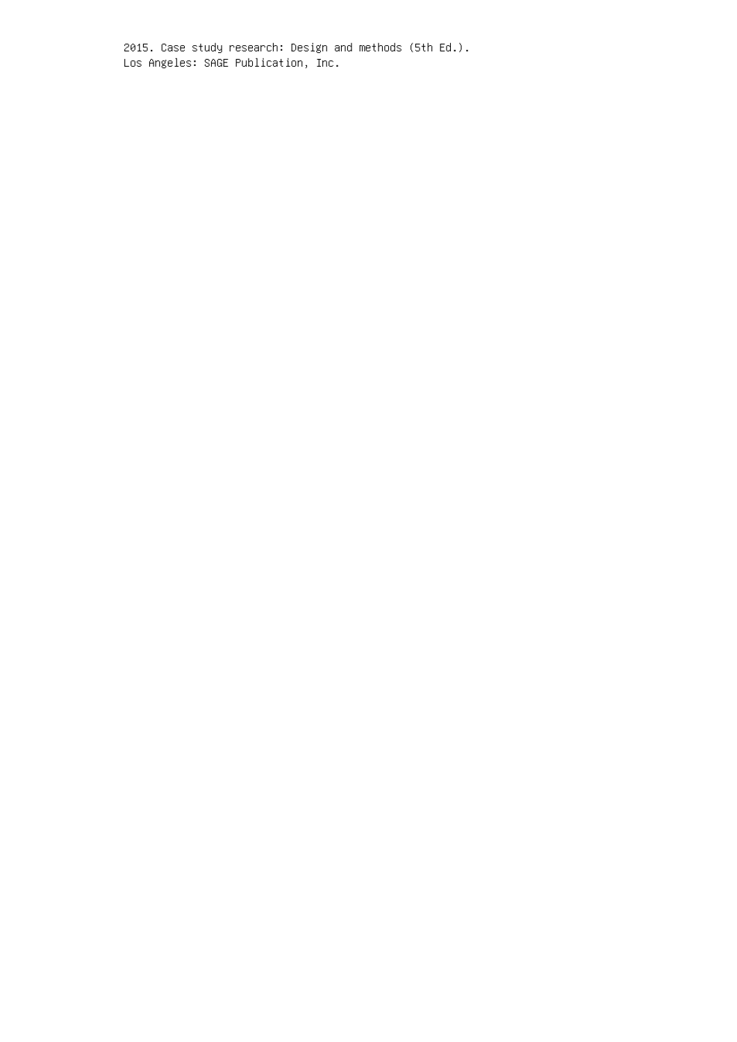2015. Case study research: Design and methods (5th Ed.). Los Angeles: SAGE Publication, Inc.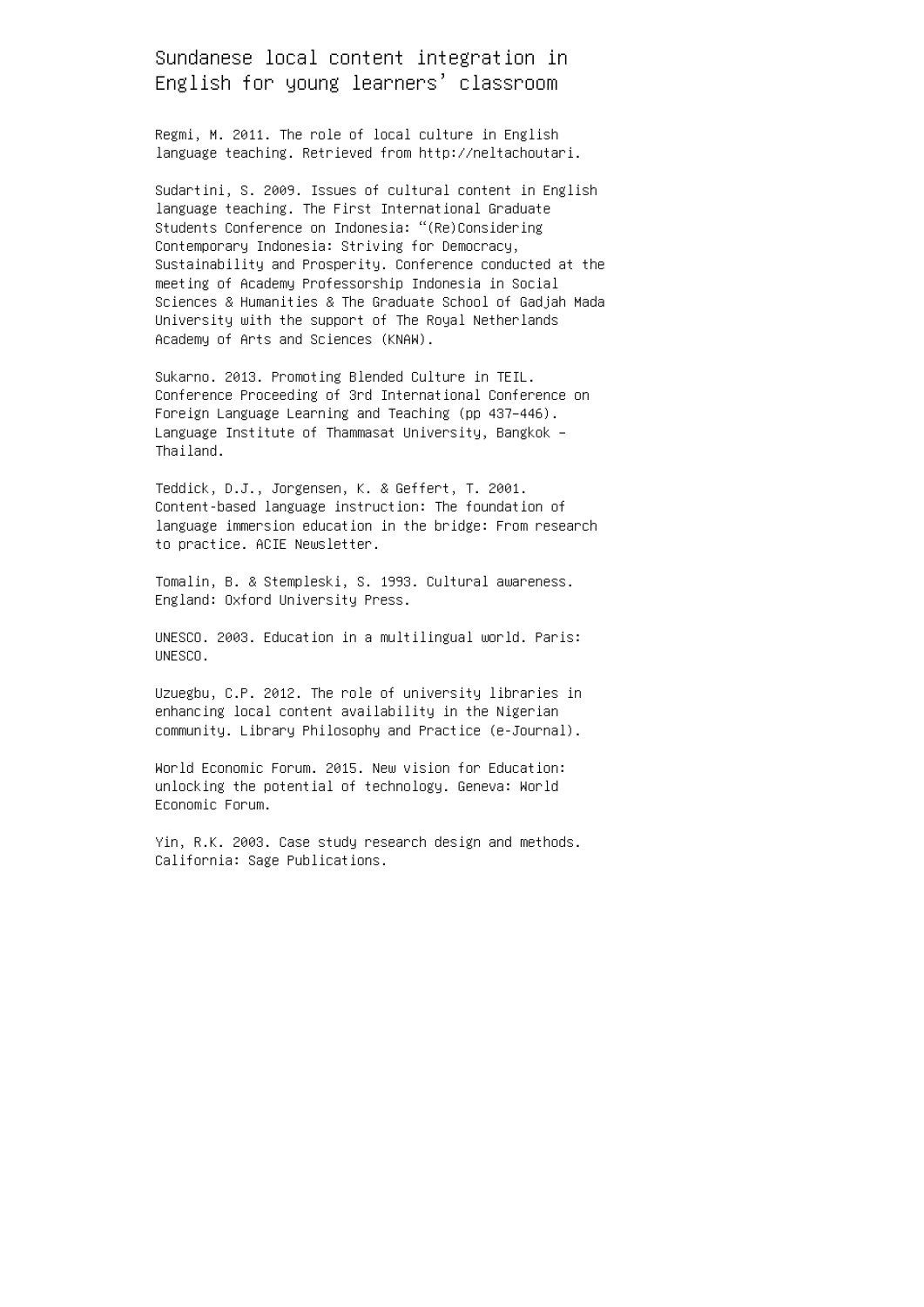Regmi, M. 2011. The role of local culture in English language teaching. Retrieved from http://neltachoutari.

Sudartini, S. 2009. Issues of cultural content in English language teaching. The First International Graduate Students Conference on Indonesia: "(Re)Considering Contemporary Indonesia: Striving for Democracy, Sustainability and Prosperity. Conference conducted at the meeting of Academy Professorship Indonesia in Social Sciences & Humanities & The Graduate School of Gadjah Mada University with the support of The Royal Netherlands Academy of Arts and Sciences (KNAW).

Sukarno. 2013. Promoting Blended Culture in TEIL. Conference Proceeding of 3rd International Conference on Foreign Language Learning and Teaching (pp 437–446). Language Institute of Thammasat University, Bangkok – Thailand.

Teddick, D.J., Jorgensen, K. & Geffert, T. 2001. Content-based language instruction: The foundation of language immersion education in the bridge: From research to practice. ACIE Newsletter.

Tomalin, B. & Stempleski, S. 1993. Cultural awareness. England: Oxford University Press.

UNESCO. 2003. Education in a multilingual world. Paris: UNESCO.

Uzuegbu, C.P. 2012. The role of university libraries in enhancing local content availability in the Nigerian community. Library Philosophy and Practice (e-Journal).

World Economic Forum. 2015. New vision for Education: unlocking the potential of technology. Geneva: World Economic Forum.

Yin, R.K. 2003. Case study research design and methods. California: Sage Publications.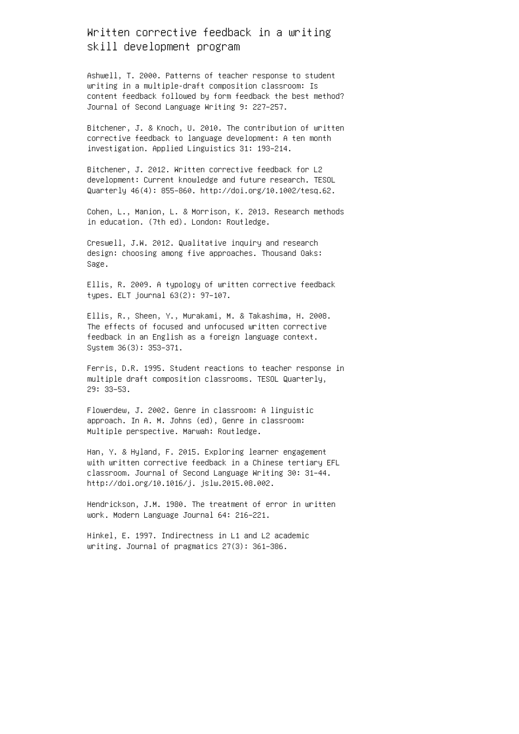Ashwell, T. 2000. Patterns of teacher response to student writing in a multiple-draft composition classroom: Is content feedback followed by form feedback the best method? Journal of Second Language Writing 9: 227–257.

Bitchener, J. & Knoch, U. 2010. The contribution of written corrective feedback to language development: A ten month investigation. Applied Linguistics 31: 193–214.

Bitchener, J. 2012. Written corrective feedback for L2 development: Current knowledge and future research. TESOL Quarterly 46(4): 855–860. http://doi.org/10.1002/tesq.62.

Cohen, L., Manion, L. & Morrison, K. 2013. Research methods in education. (7th ed). London: Routledge.

Creswell, J.W. 2012. Qualitative inquiry and research design: choosing among five approaches. Thousand Oaks: Sage.

Ellis, R. 2009. A typology of written corrective feedback types. ELT journal 63(2): 97–107.

Ellis, R., Sheen, Y., Murakami, M. & Takashima, H. 2008. The effects of focused and unfocused written corrective feedback in an English as a foreign language context. System 36(3): 353–371.

Ferris, D.R. 1995. Student reactions to teacher response in multiple draft composition classrooms. TESOL Quarterly, 29: 33–53.

Flowerdew, J. 2002. Genre in classroom: A linguistic approach. In A. M. Johns (ed), Genre in classroom: Multiple perspective. Marwah: Routledge.

Han, Y. & Hyland, F. 2015. Exploring learner engagement with written corrective feedback in a Chinese tertiary EFL classroom. Journal of Second Language Writing 30: 31–44. http://doi.org/10.1016/j. jslw.2015.08.002.

Hendrickson, J.M. 1980. The treatment of error in written work. Modern Language Journal 64: 216–221.

Hinkel, E. 1997. Indirectness in L1 and L2 academic writing. Journal of pragmatics 27(3): 361–386.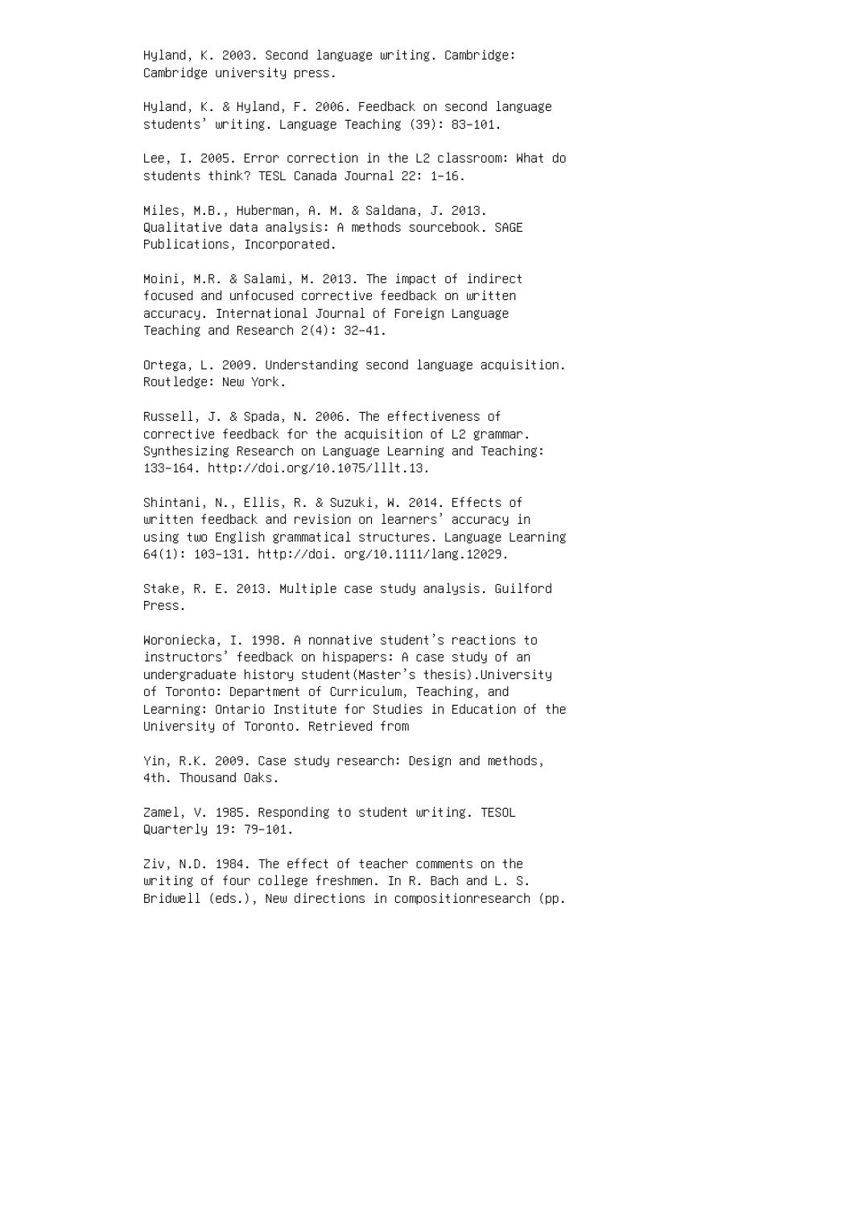Hyland, K. 2003. Second language writing. Cambridge: Cambridge university press.

Hyland, K. & Hyland, F. 2006. Feedback on second language students' writing. Language Teaching (39): 83–101.

Lee, I. 2005. Error correction in the L2 classroom: What do students think? TESL Canada Journal 22: 1–16.

Miles, M.B., Huberman, A. M. & Saldana, J. 2013. Qualitative data analysis: A methods sourcebook. SAGE Publications, Incorporated.

Moini, M.R. & Salami, M. 2013. The impact of indirect focused and unfocused corrective feedback on written accuracy. International Journal of Foreign Language Teaching and Research 2(4): 32–41.

Ortega, L. 2009. Understanding second language acquisition. Routledge: New York.

Russell, J. & Spada, N. 2006. The effectiveness of corrective feedback for the acquisition of L2 grammar. Synthesizing Research on Language Learning and Teaching: 133–164. http://doi.org/10.1075/lllt.13.

Shintani, N., Ellis, R. & Suzuki, W. 2014. Effects of written feedback and revision on learners' accuracy in using two English grammatical structures. Language Learning 64(1): 103–131. http://doi. org/10.1111/lang.12029.

Stake, R. E. 2013. Multiple case study analysis. Guilford Press.

Woroniecka, I. 1998. A nonnative student's reactions to instructors' feedback on hispapers: A case study of an undergraduate history student(Master's thesis).University of Toronto: Department of Curriculum, Teaching, and Learning: Ontario Institute for Studies in Education of the University of Toronto. Retrieved from

Yin, R.K. 2009. Case study research: Design and methods, 4th. Thousand Oaks.

Zamel, V. 1985. Responding to student writing. TESOL Quarterly 19: 79–101.

Ziv, N.D. 1984. The effect of teacher comments on the writing of four college freshmen. In R. Bach and L. S. Bridwell (eds.), New directions in compositionresearch (pp.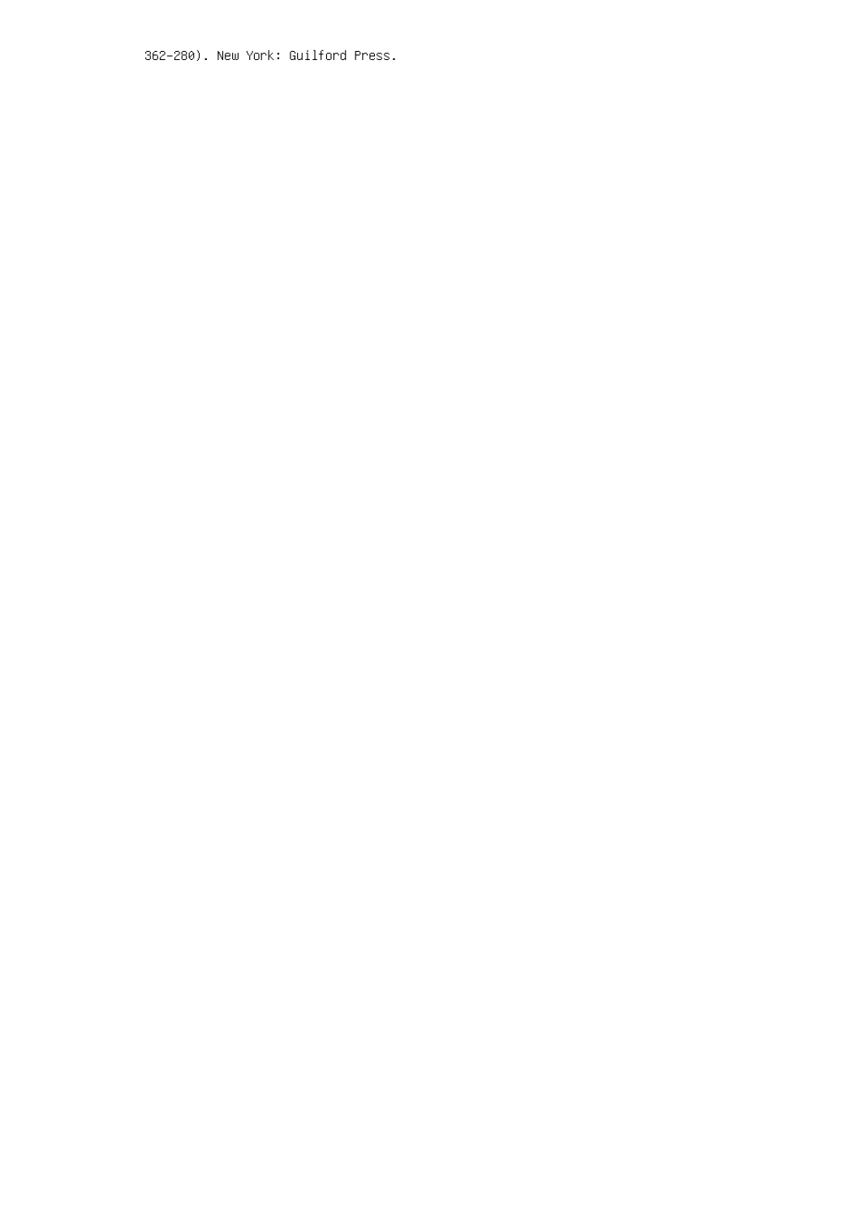362-280). New York: Guilford Press.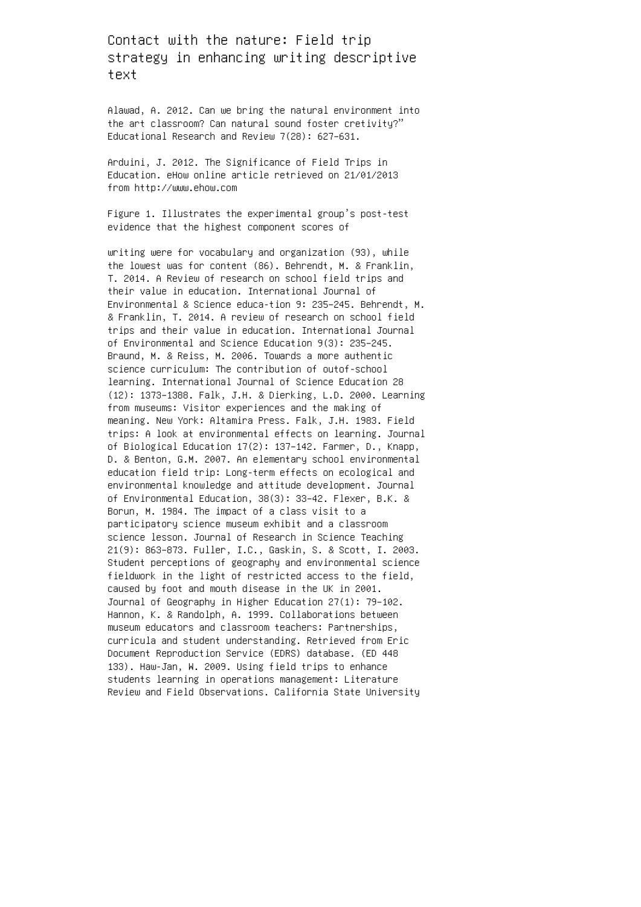# Contact with the nature: Field trip strategy in enhancing writing descriptive text

Alawad, A. 2012. Can we bring the natural environment into the art classroom? Can natural sound foster cretivity?" Educational Research and Review 7(28): 627–631.

Arduini, J. 2012. The Significance of Field Trips in Education. eHow online article retrieved on 21/01/2013 from http://www.ehow.com

Figure 1. Illustrates the experimental group's post-test evidence that the highest component scores of

writing were for vocabulary and organization (93), while the lowest was for content (86). Behrendt, M. & Franklin, T. 2014. A Review of research on school field trips and their value in education. International Journal of Environmental & Science educa-tion 9: 235–245. Behrendt, M. & Franklin, T. 2014. A review of research on school field trips and their value in education. International Journal of Environmental and Science Education 9(3): 235–245. Braund, M. & Reiss, M. 2006. Towards a more authentic science curriculum: The contribution of outof-school learning. International Journal of Science Education 28 (12): 1373–1388. Falk, J.H. & Dierking, L.D. 2000. Learning from museums: Visitor experiences and the making of meaning. New York: Altamira Press. Falk, J.H. 1983. Field trips: A look at environmental effects on learning. Journal of Biological Education 17(2): 137–142. Farmer, D., Knapp, D. & Benton, G.M. 2007. An elementary school environmental education field trip: Long-term effects on ecological and environmental knowledge and attitude development. Journal of Environmental Education, 38(3): 33–42. Flexer, B.K. & Borun, M. 1984. The impact of a class visit to a participatory science museum exhibit and a classroom science lesson. Journal of Research in Science Teaching 21(9): 863–873. Fuller, I.C., Gaskin, S. & Scott, I. 2003. Student perceptions of geography and environmental science fieldwork in the light of restricted access to the field, caused by foot and mouth disease in the UK in 2001. Journal of Geography in Higher Education 27(1): 79–102. Hannon, K. & Randolph, A. 1999. Collaborations between museum educators and classroom teachers: Partnerships, curricula and student understanding. Retrieved from Eric Document Reproduction Service (EDRS) database. (ED 448 133). Haw-Jan, W. 2009. Using field trips to enhance students learning in operations management: Literature Review and Field Observations. California State University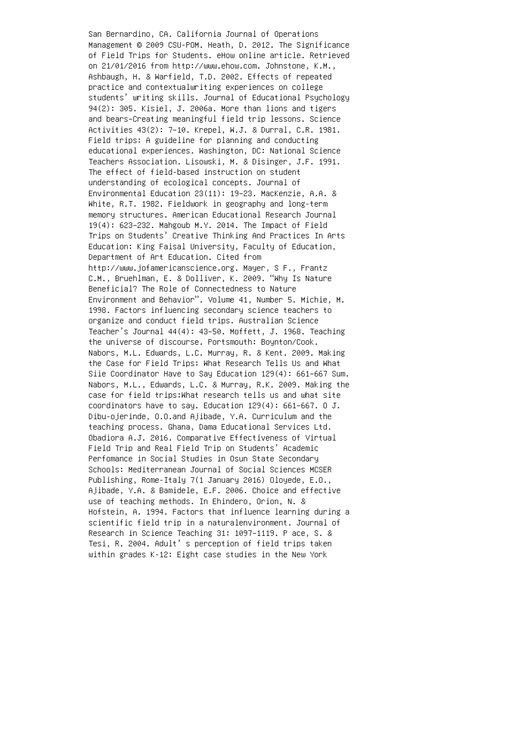San Bernardino, CA. California Journal of Operations Management © 2009 CSU-POM. Heath, D. 2012. The Significance of Field Trips for Students. eHow online article. Retrieved on 21/01/2016 from http://www.ehow.com. Johnstone, K.M., Ashbaugh, H. & Warfield, T.D. 2002. Effects of repeated practice and contextualwriting experiences on college students' writing skills. Journal of Educational Psychology 94(2): 305. Kisiel, J. 2006a. More than lions and tigers and bears—Creating meaningful field trip lessons. Science Activities 43(2): 7–10. Krepel, W.J. & Durral, C.R. 1981. Field trips: A guideline for planning and conducting educational experiences. Washington, DC: National Science Teachers Association. Lisowski, M. & Disinger, J.F. 1991. The effect of field-based instruction on student understanding of ecological concepts. Journal of Environmental Education 23(11): 19–23. MacKenzie, A.A. & White, R.T. 1982. Fieldwork in geography and long-term memory structures. American Educational Research Journal 19(4): 623–232. Mahgoub M.Y. 2014. The Impact of Field Trips on Students' Creative Thinking And Practices In Arts Education: King Faisal University, Faculty of Education, Department of Art Education. Cited from http://www.jofamericanscience.org. Mayer, S F., Frantz C.M., Bruehlman, E. & Dolliver, K. 2009. "Why Is Nature Beneficial? The Role of Connectedness to Nature Environment and Behavior". Volume 41, Number 5. Michie, M. 1998. Factors influencing secondary science teachers to organize and conduct field trips. Australian Science Teacher's Journal 44(4): 43–50. Moffett, J. 1968. Teaching the universe of discourse. Portsmouth: Boynton/Cook. Nabors, M.L. Edwards, L.C. Murray, R. & Kent. 2009. Making the Case for Field Trips: What Research Tells Us and What Siie Coordinator Have to Say Education 129(4): 661-667 Sum. Nabors, M.L., Edwards, L.C. & Murray, R.K. 2009. Making the case for field trips:What research tells us and what site coordinators have to say. Education 129(4): 661–667. O J. Dibu-ojerinde, O.O.and Ajibade, Y.A. Curriculum and the teaching process. Ghana, Dama Educational Services Ltd. Obadiora A.J. 2016. Comparative Effectiveness of Virtual Field Trip and Real Field Trip on Students' Academic Perfomance in Social Studies in Osun State Secondary Schools: Mediterranean Journal of Social Sciences MCSER Publishing, Rome-Italy 7(1 January 2016) Oloyede, E.O., Ajibade, Y.A. & Bamidele, E.F. 2006. Choice and effective use of teaching methods. In Ehindero, Orion, N. & Hofstein, A. 1994. Factors that influence learning during a scientific field trip in a naturalenvironment. Journal of Research in Science Teaching 31: 1097–1119. P ace, S. & Tesi, R. 2004. Adult' s perception of field trips taken within grades K-12: Eight case studies in the New York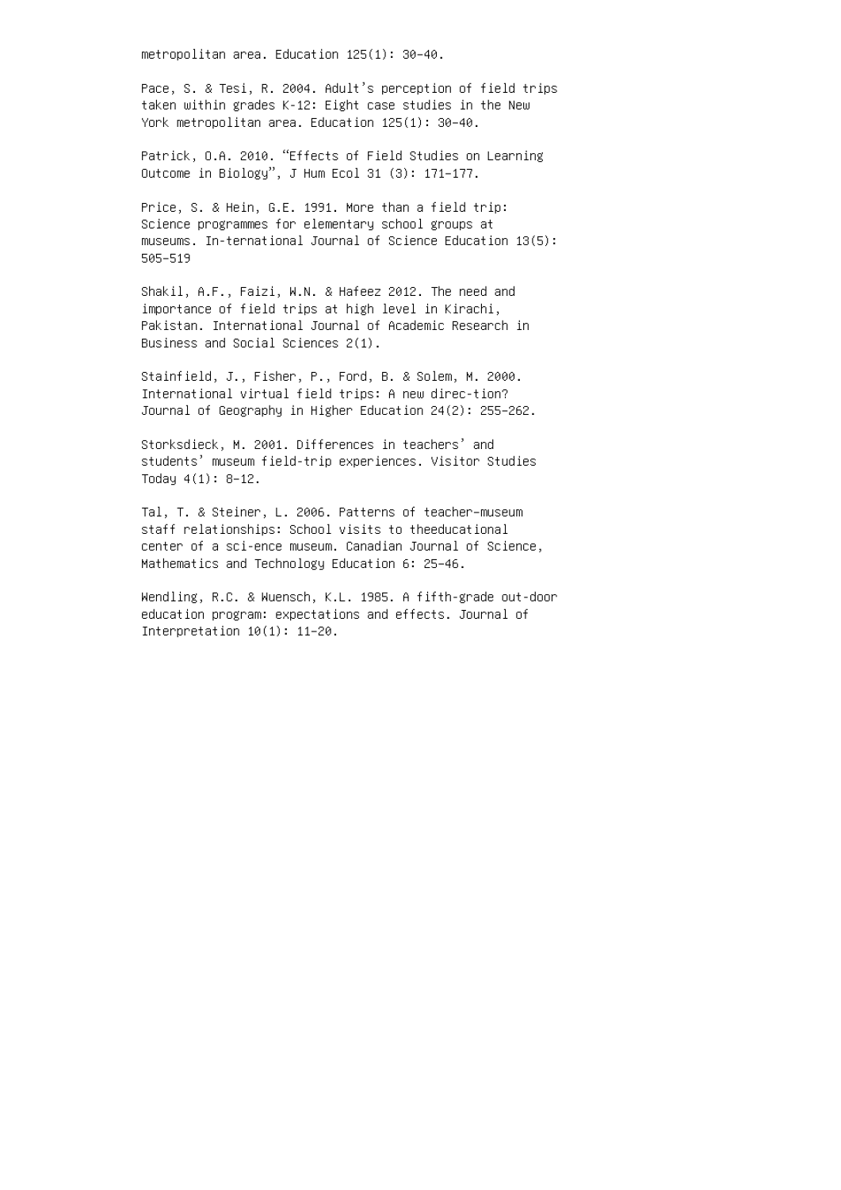metropolitan area. Education 125(1): 30–40.

Pace, S. & Tesi, R. 2004. Adult's perception of field trips taken within grades K-12: Eight case studies in the New York metropolitan area. Education 125(1): 30–40.

Patrick, O.A. 2010. "Effects of Field Studies on Learning Outcome in Biology", J Hum Ecol 31 (3): 171–177.

Price, S. & Hein, G.E. 1991. More than a field trip: Science programmes for elementary school groups at museums. In-ternational Journal of Science Education 13(5): 505–519

Shakil, A.F., Faizi, W.N. & Hafeez 2012. The need and importance of field trips at high level in Kirachi, Pakistan. International Journal of Academic Research in Business and Social Sciences 2(1).

Stainfield, J., Fisher, P., Ford, B. & Solem, M. 2000. International virtual field trips: A new direc-tion? Journal of Geography in Higher Education 24(2): 255–262.

Storksdieck, M. 2001. Differences in teachers' and students' museum field-trip experiences. Visitor Studies Today 4(1): 8–12.

Tal, T. & Steiner, L. 2006. Patterns of teacher-museum staff relationships: School visits to theeducational center of a sci-ence museum. Canadian Journal of Science, Mathematics and Technology Education 6: 25–46.

Wendling, R.C. & Wuensch, K.L. 1985. A fifth-grade out-door education program: expectations and effects. Journal of Interpretation 10(1): 11–20.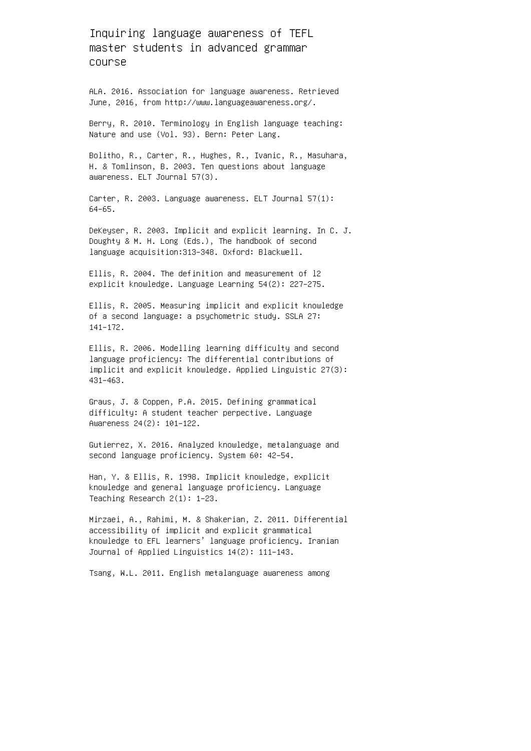Inquiring language awareness of TEFL master students in advanced grammar course

ALA. 2016. Association for language awareness. Retrieved June, 2016, from http://www.languageawareness.org/.

Berry, R. 2010. Terminology in English language teaching: Nature and use (Vol. 93). Bern: Peter Lang.

Bolitho, R., Carter, R., Hughes, R., Ivanic, R., Masuhara, H. & Tomlinson, B. 2003. Ten questions about language awareness. ELT Journal 57(3).

Carter, R. 2003. Language awareness. ELT Journal 57(1): 64–65.

DeKeyser, R. 2003. Implicit and explicit learning. In C. J. Doughty & M. H. Long (Eds.), The handbook of second language acquisition:313–348. Oxford: Blackwell.

Ellis, R. 2004. The definition and measurement of l2 explicit knowledge. Language Learning 54(2): 227–275.

Ellis, R. 2005. Measuring implicit and explicit knowledge of a second language: a psychometric study. SSLA 27: 141–172.

Ellis, R. 2006. Modelling learning difficulty and second language proficiency: The differential contributions of implicit and explicit knowledge. Applied Linguistic 27(3): 431–463.

Graus, J. & Coppen, P.A. 2015. Defining grammatical difficulty: A student teacher perpective. Language Awareness 24(2): 101–122.

Gutierrez, X. 2016. Analyzed knowledge, metalanguage and second language proficiency. System 60: 42–54.

Han, Y. & Ellis, R. 1998. Implicit knowledge, explicit knowledge and general language proficiency. Language Teaching Research 2(1): 1–23.

Mirzaei, A., Rahimi, M. & Shakerian, Z. 2011. Differential accessibility of implicit and explicit grammatical knowledge to EFL learners' language proficiency. Iranian Journal of Applied Linguistics 14(2): 111–143.

Tsang, W.L. 2011. English metalanguage awareness among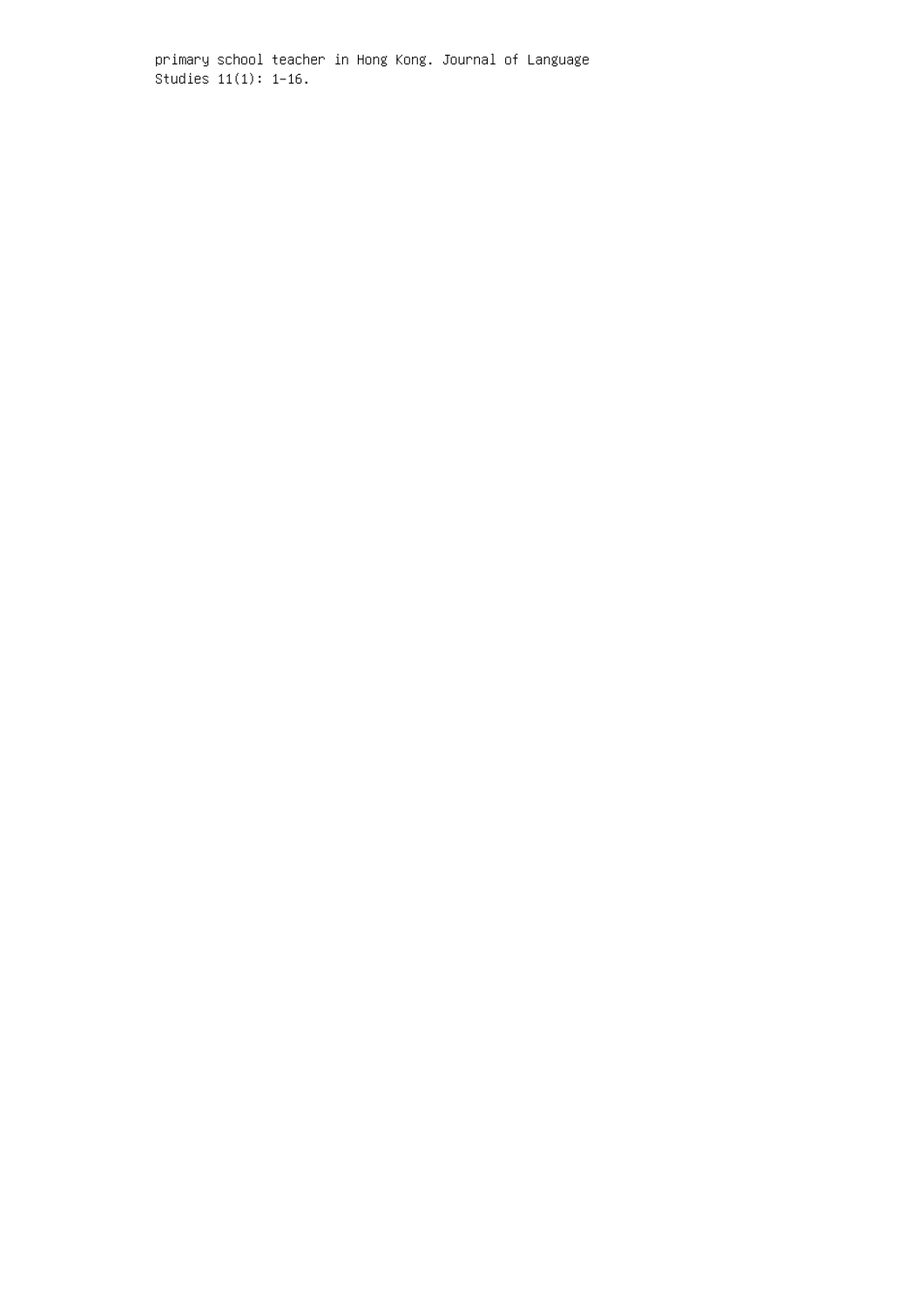primary school teacher in Hong Kong. Journal of Language Studies 11(1): 1–16.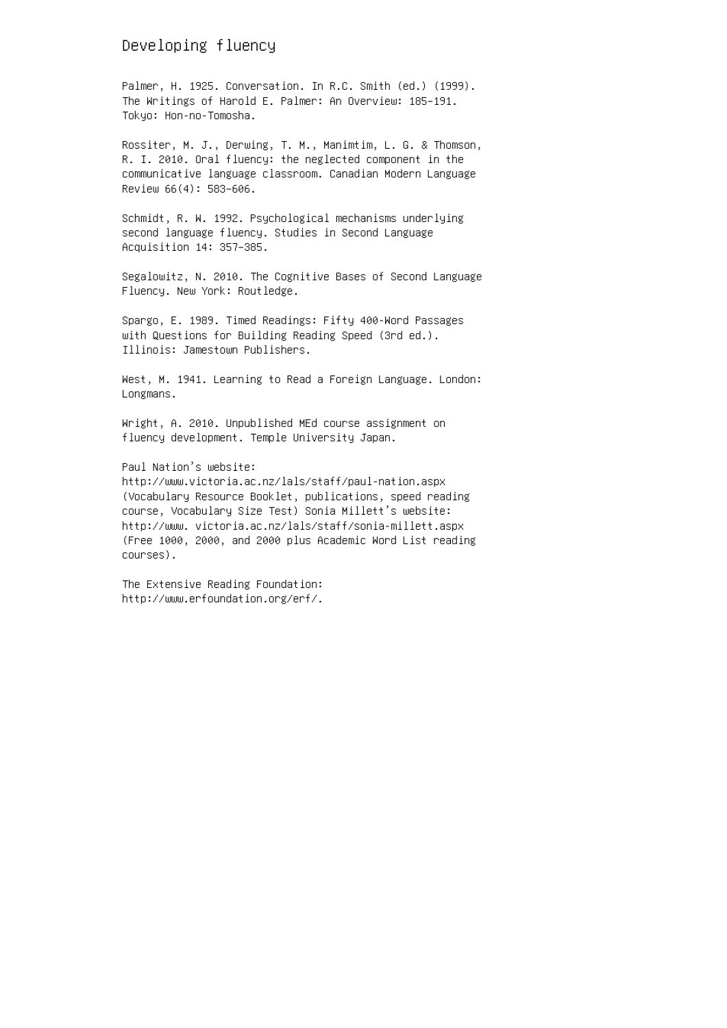Palmer, H. 1925. Conversation. In R.C. Smith (ed.) (1999). The Writings of Harold E. Palmer: An Overview: 185–191. Tokyo: Hon-no-Tomosha.

Rossiter, M. J., Derwing, T. M., Manimtim, L. G. & Thomson, R. I. 2010. Oral fluency: the neglected component in the communicative language classroom. Canadian Modern Language Review 66(4): 583–606.

Schmidt, R. W. 1992. Psychological mechanisms underlying second language fluency. Studies in Second Language Acquisition 14: 357–385.

Segalowitz, N. 2010. The Cognitive Bases of Second Language Fluency. New York: Routledge.

Spargo, E. 1989. Timed Readings: Fifty 400-Word Passages with Questions for Building Reading Speed (3rd ed.). Illinois: Jamestown Publishers.

West, M. 1941. Learning to Read a Foreign Language. London: Longmans.

Wright, A. 2010. Unpublished MEd course assignment on fluency development. Temple University Japan.

Paul Nation's website: http://www.victoria.ac.nz/lals/staff/paul-nation.aspx (Vocabulary Resource Booklet, publications, speed reading course, Vocabulary Size Test) Sonia Millett's website: http://www. victoria.ac.nz/lals/staff/sonia-millett.aspx (Free 1000, 2000, and 2000 plus Academic Word List reading courses).

The Extensive Reading Foundation: http://www.erfoundation.org/erf/.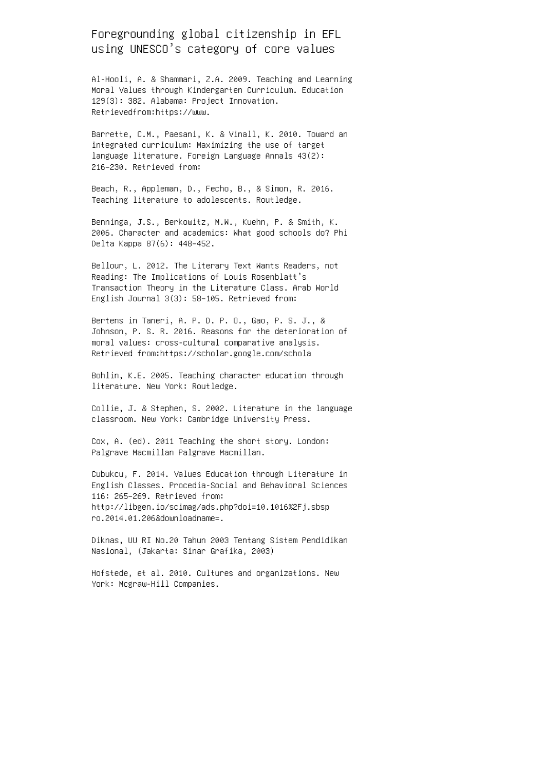Al-Hooli, A. & Shammari, Z.A. 2009. Teaching and Learning Moral Values through Kindergarten Curriculum. Education 129(3): 382. Alabama: Project Innovation. Retrievedfrom:https://www.

Barrette, C.M., Paesani, K. & Vinall, K. 2010. Toward an integrated curriculum: Maximizing the use of target language literature. Foreign Language Annals 43(2): 216–230. Retrieved from:

Beach, R., Appleman, D., Fecho, B., & Simon, R. 2016. Teaching literature to adolescents. Routledge.

Benninga, J.S., Berkowitz, M.W., Kuehn, P. & Smith, K. 2006. Character and academics: What good schools do? Phi Delta Kappa 87(6): 448–452.

Bellour, L. 2012. The Literary Text Wants Readers, not Reading: The Implications of Louis Rosenblatt's Transaction Theory in the Literature Class. Arab World English Journal 3(3): 58–105. Retrieved from:

Bertens in Taneri, A. P. D. P. O., Gao, P. S. J., & Johnson, P. S. R. 2016. Reasons for the deterioration of moral values: cross-cultural comparative analysis. Retrieved from:https://scholar.google.com/schola

Bohlin, K.E. 2005. Teaching character education through literature. New York: Routledge.

Collie, J. & Stephen, S. 2002. Literature in the language classroom. New York: Cambridge University Press.

Cox, A. (ed). 2011 Teaching the short story. London: Palgrave Macmillan Palgrave Macmillan.

Cubukcu, F. 2014. Values Education through Literature in English Classes. Procedia-Social and Behavioral Sciences 116: 265–269. Retrieved from: http://libgen.io/scimag/ads.php?doi=10.1016%2Fj.sbspro.2014.01.206&downloadname=.

Diknas, UU RI No.20 Tahun 2003 Tentang Sistem Pendidikan Nasional, (Jakarta: Sinar Grafika, 2003)

Hofstede, et al. 2010. Cultures and organizations. New York: Mcgraw-Hill Companies.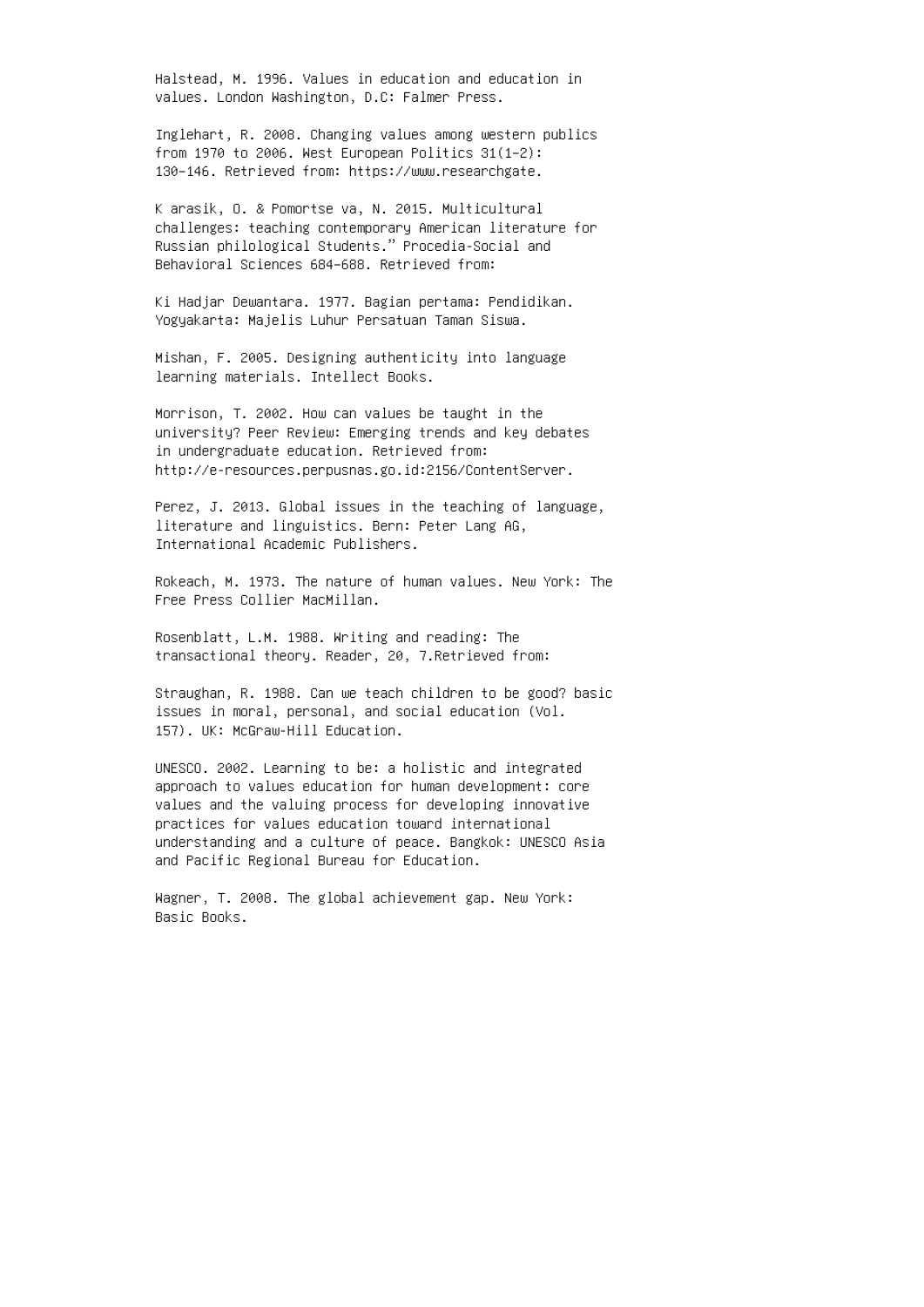Halstead, M. 1996. Values in education and education in values. London Washington, D.C: Falmer Press.

Inglehart, R. 2008. Changing values among western publics from 1970 to 2006. West European Politics 31(1–2): 130–146. Retrieved from: https://www.researchgate.

K arasik, O. & Pomortse va, N. 2015. Multicultural challenges: teaching contemporary American literature for Russian philological Students." Procedia-Social and Behavioral Sciences 684–688. Retrieved from:

Ki Hadjar Dewantara. 1977. Bagian pertama: Pendidikan. Yogyakarta: Majelis Luhur Persatuan Taman Siswa.

Mishan, F. 2005. Designing authenticity into language learning materials. Intellect Books.

Morrison, T. 2002. How can values be taught in the university? Peer Review: Emerging trends and key debates in undergraduate education. Retrieved from: http://e-resources.perpusnas.go.id:2156/ContentServer.

Perez, J. 2013. Global issues in the teaching of language, literature and linguistics. Bern: Peter Lang AG, International Academic Publishers.

Rokeach, M. 1973. The nature of human values. New York: The Free Press Collier MacMillan.

Rosenblatt, L.M. 1988. Writing and reading: The transactional theory. Reader, 20, 7.Retrieved from:

Straughan, R. 1988. Can we teach children to be good? basic issues in moral, personal, and social education (Vol. 157). UK: McGraw-Hill Education.

UNESCO. 2002. Learning to be: a holistic and integrated approach to values education for human development: core values and the valuing process for developing innovative practices for values education toward international understanding and a culture of peace. Bangkok: UNESCO Asia and Pacific Regional Bureau for Education.

Wagner, T. 2008. The global achievement gap. New York: Basic Books.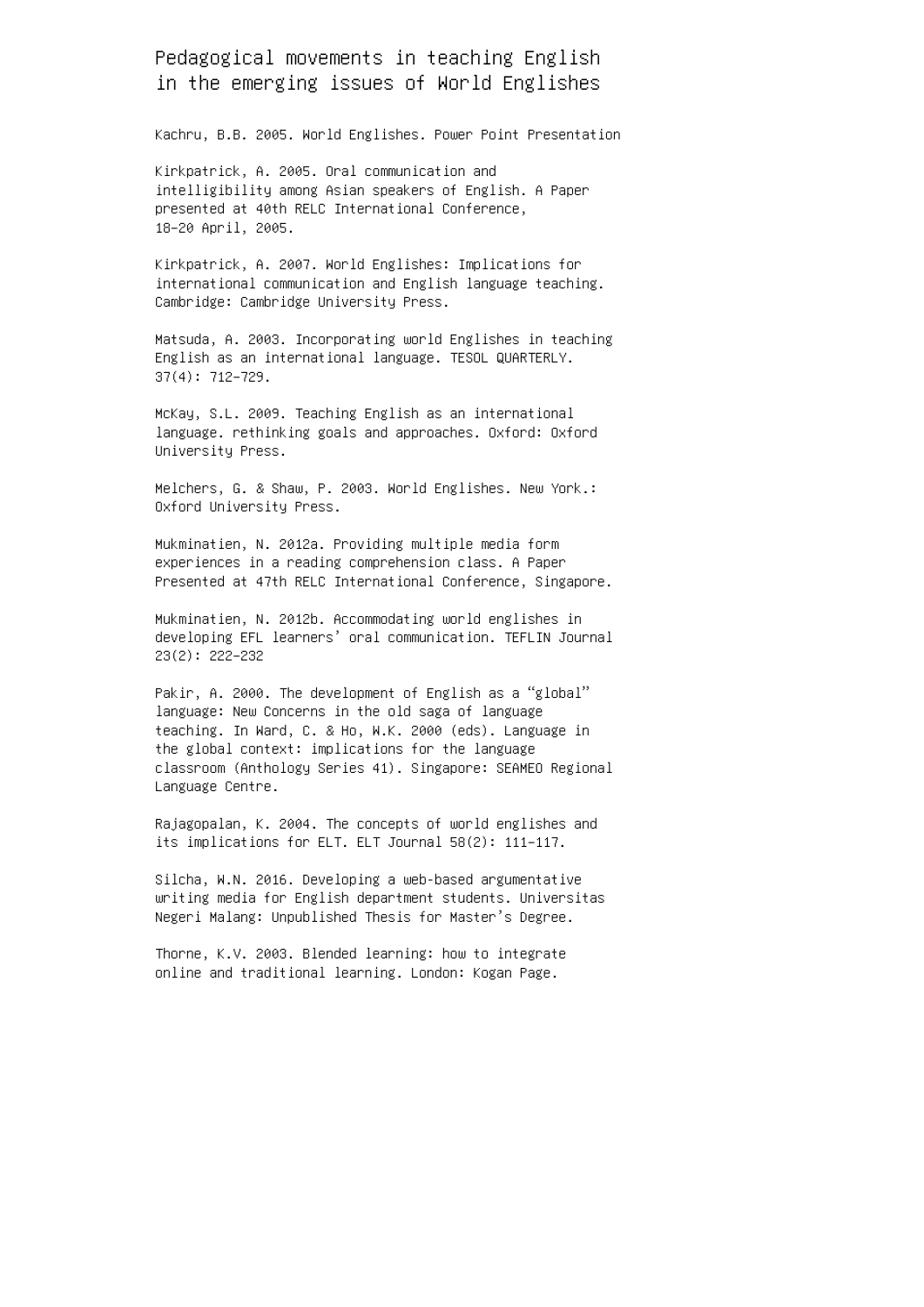Kachru, B.B. 2005. World Englishes. Power Point Presentation

Kirkpatrick, A. 2005. Oral communication and intelligibility among Asian speakers of English. A Paper presented at 40th RELC International Conference, 18-20 April, 2005.

Kirkpatrick, A. 2007. World Englishes: Implications for international communication and English language teaching. Cambridge: Cambridge University Press.

Matsuda, A. 2003. Incorporating world Englishes in teaching English as an international language. TESOL QUARTERLY. 37(4): 712-729.

McKay, S.L. 2009. Teaching English as an international language. rethinking goals and approaches. Oxford: Oxford University Press.

Melchers, G. & Shaw, P. 2003. World Englishes. New York.: Oxford University Press.

Mukminatien, N. 2012a. Providing multiple media form experiences in a reading comprehension class. A Paper Presented at 47th RELC International Conference, Singapore.

Mukminatien, N. 2012b. Accommodating world englishes in developing EFL learners' oral communication. TEFLIN Journal 23(2): 222-232

Pakir, A. 2000. The development of English as a "global" language: New Concerns in the old saga of language teaching. In Ward, C. & Ho, W.K. 2000 (eds). Language in the global context: implications for the language classroom (Anthology Series 41). Singapore: SEAMEO Regional Language Centre.

Rajagopalan, K. 2004. The concepts of world englishes and its implications for ELT. ELT Journal 58(2): 111-117.

Silcha, W.N. 2016. Developing a web-based argumentative writing media for English department students. Universitas Negeri Malang: Unpublished Thesis for Master's Degree.

Thorne, K.V. 2003. Blended learning: how to integrate online and traditional learning. London: Kogan Page.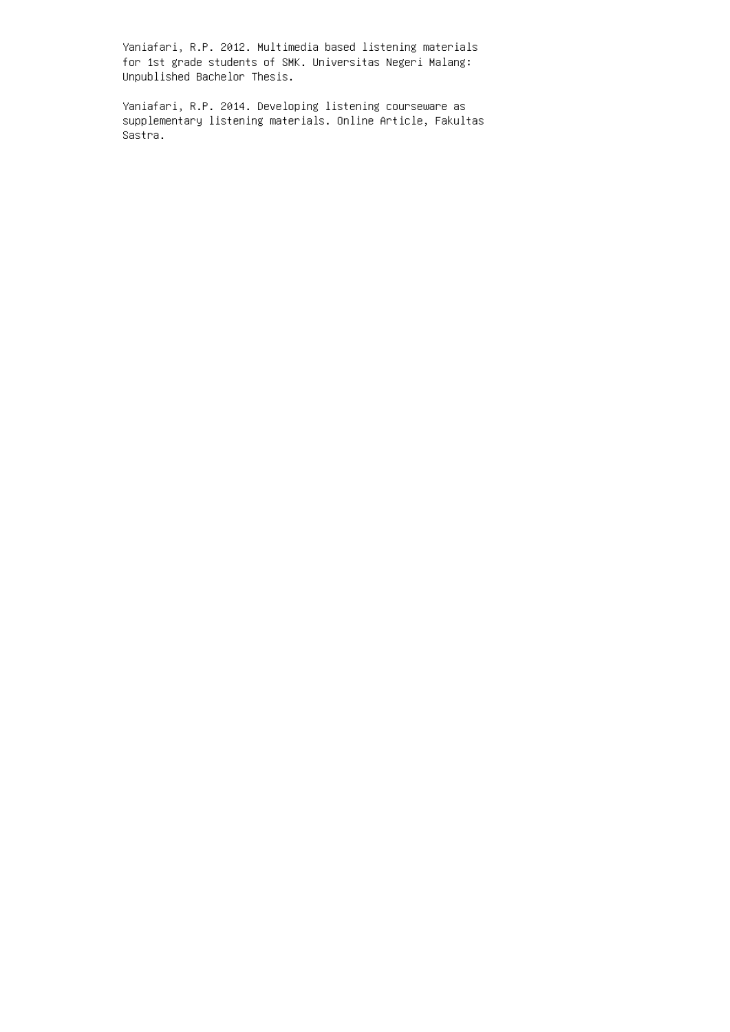Yaniafari, R.P. 2012. Multimedia based listening materials for 1st grade students of SMK. Universitas Negeri Malang: Unpublished Bachelor Thesis.

Yaniafari, R.P. 2014. Developing listening courseware as supplementary listening materials. Online Article, Fakultas Sastra.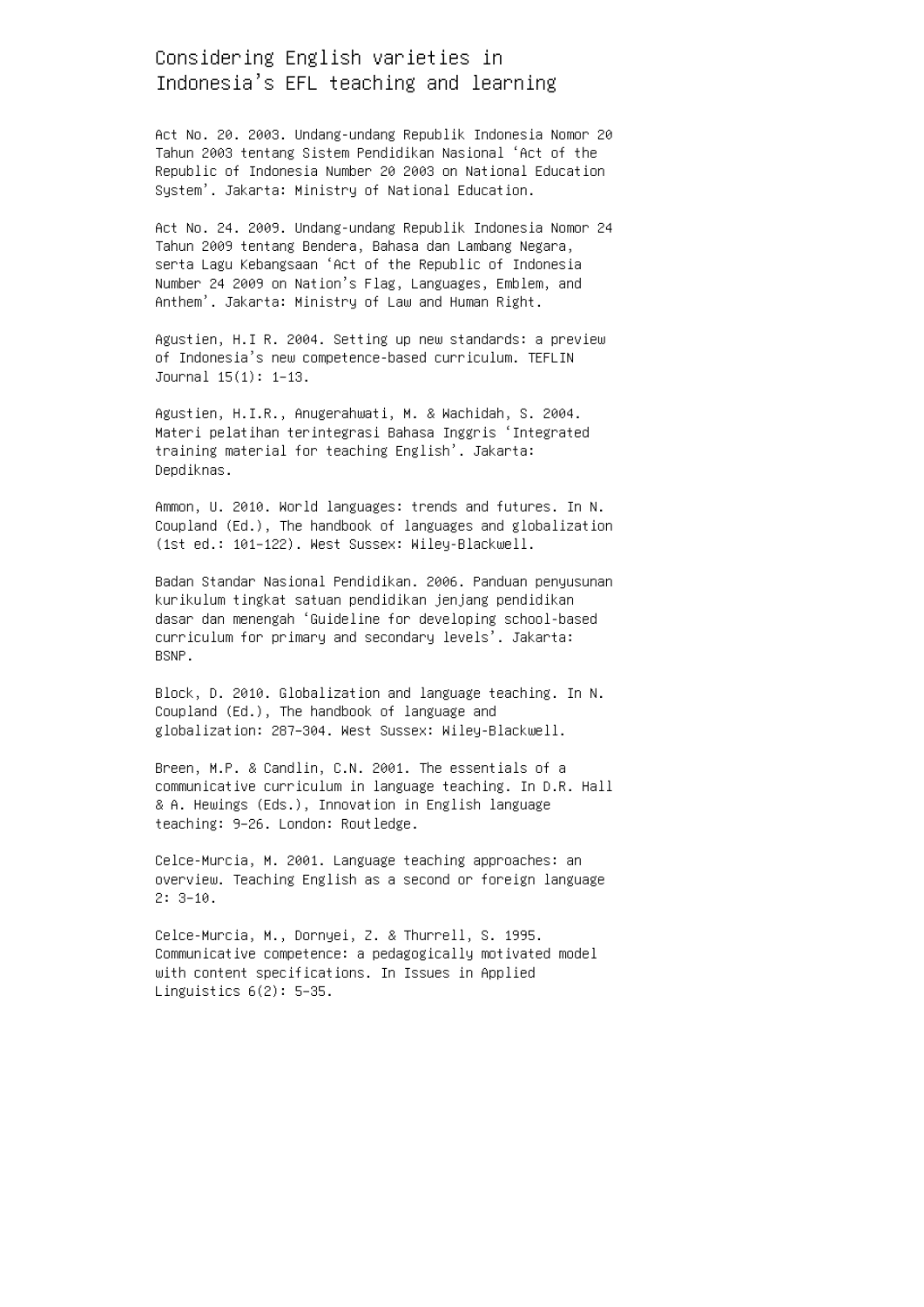Act No. 20. 2003. Undang-undang Republik Indonesia Nomor 20 Tahun 2003 tentang Sistem Pendidikan Nasional 'Act of the Republic of Indonesia Number 20 2003 on National Education System'. Jakarta: Ministry of National Education.

Act No. 24. 2009. Undang-undang Republik Indonesia Nomor 24 Tahun 2009 tentang Bendera, Bahasa dan Lambang Negara, serta Lagu Kebangsaan 'Act of the Republic of Indonesia Number 24 2009 on Nation's Flag, Languages, Emblem, and Anthem'. Jakarta: Ministry of Law and Human Right.

Agustien, H.I R. 2004. Setting up new standards: a preview of Indonesia's new competence-based curriculum. TEFLIN Journal 15(1): 1–13.

Agustien, H.I.R., Anugerahwati, M. & Wachidah, S. 2004. Materi pelatihan terintegrasi Bahasa Inggris 'Integrated training material for teaching English'. Jakarta: Depdiknas.

Ammon, U. 2010. World languages: trends and futures. In N. Coupland (Ed.), The handbook of languages and globalization (1st ed.: 101–122). West Sussex: Wiley-Blackwell.

Badan Standar Nasional Pendidikan. 2006. Panduan penyusunan kurikulum tingkat satuan pendidikan jenjang pendidikan dasar dan menengah 'Guideline for developing school-based curriculum for primary and secondary levels'. Jakarta: BSNP.

Block, D. 2010. Globalization and language teaching. In N. Coupland (Ed.), The handbook of language and globalization: 287–304. West Sussex: Wiley-Blackwell.

Breen, M.P. & Candlin, C.N. 2001. The essentials of a communicative curriculum in language teaching. In D.R. Hall & A. Hewings (Eds.), Innovation in English language teaching: 9–26. London: Routledge.

Celce-Murcia, M. 2001. Language teaching approaches: an overview. Teaching English as a second or foreign language 2: 3–10.

Celce-Murcia, M., Dornyei, Z. & Thurrell, S. 1995. Communicative competence: a pedagogically motivated model with content specifications. In Issues in Applied Linguistics 6(2): 5–35.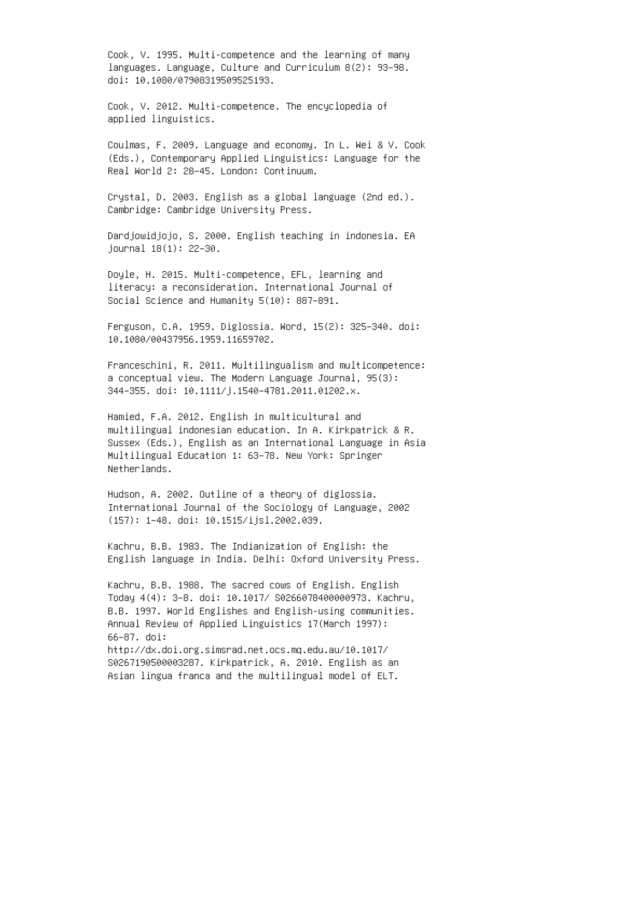Cook, V. 1995. Multi-competence and the learning of many languages. Language, Culture and Curriculum 8(2): 93–98. doi: 10.1080/07908319509525193.

Cook, V. 2012. Multi-competence. The encyclopedia of applied linguistics.

Coulmas, F. 2009. Language and economy. In L. Wei & V. Cook (Eds.), Contemporary Applied Linguistics: Language for the Real World 2: 28–45. London: Continuum.

Crystal, D. 2003. English as a global language (2nd ed.). Cambridge: Cambridge University Press.

Dardjowidjojo, S. 2000. English teaching in indonesia. EA journal 18(1): 22–30.

Doyle, H. 2015. Multi-competence, EFL, learning and literacy: a reconsideration. International Journal of Social Science and Humanity 5(10): 887–891.

Ferguson, C.A. 1959. Diglossia. Word, 15(2): 325–340. doi: 10.1080/00437956.1959.11659702.

Franceschini, R. 2011. Multilingualism and multicompetence: a conceptual view. The Modern Language Journal, 95(3): 344–355. doi: 10.1111/j.1540-4781.2011.01202.x.

Hamied, F.A. 2012. English in multicultural and multilingual indonesian education. In A. Kirkpatrick & R. Sussex (Eds.), English as an International Language in Asia Multilingual Education 1: 63–78. New York: Springer Netherlands.

Hudson, A. 2002. Outline of a theory of diglossia. International Journal of the Sociology of Language, 2002 (157): 1–48. doi: 10.1515/ijsl.2002.039.

Kachru, B.B. 1983. The Indianization of English: the English language in India. Delhi: Oxford University Press.

Kachru, B.B. 1988. The sacred cows of English. English Today 4(4): 3–8. doi: 10.1017/ S0266078400000973. Kachru, B.B. 1997. World Englishes and English-using communities. Annual Review of Applied Linguistics 17(March 1997): 66–87. doi: http://dx.doi.org.simsrad.net.ocs.mq.edu.au/10.1017/ S0267190500003287. Kirkpatrick, A. 2010. English as an Asian lingua franca and the multilingual model of ELT.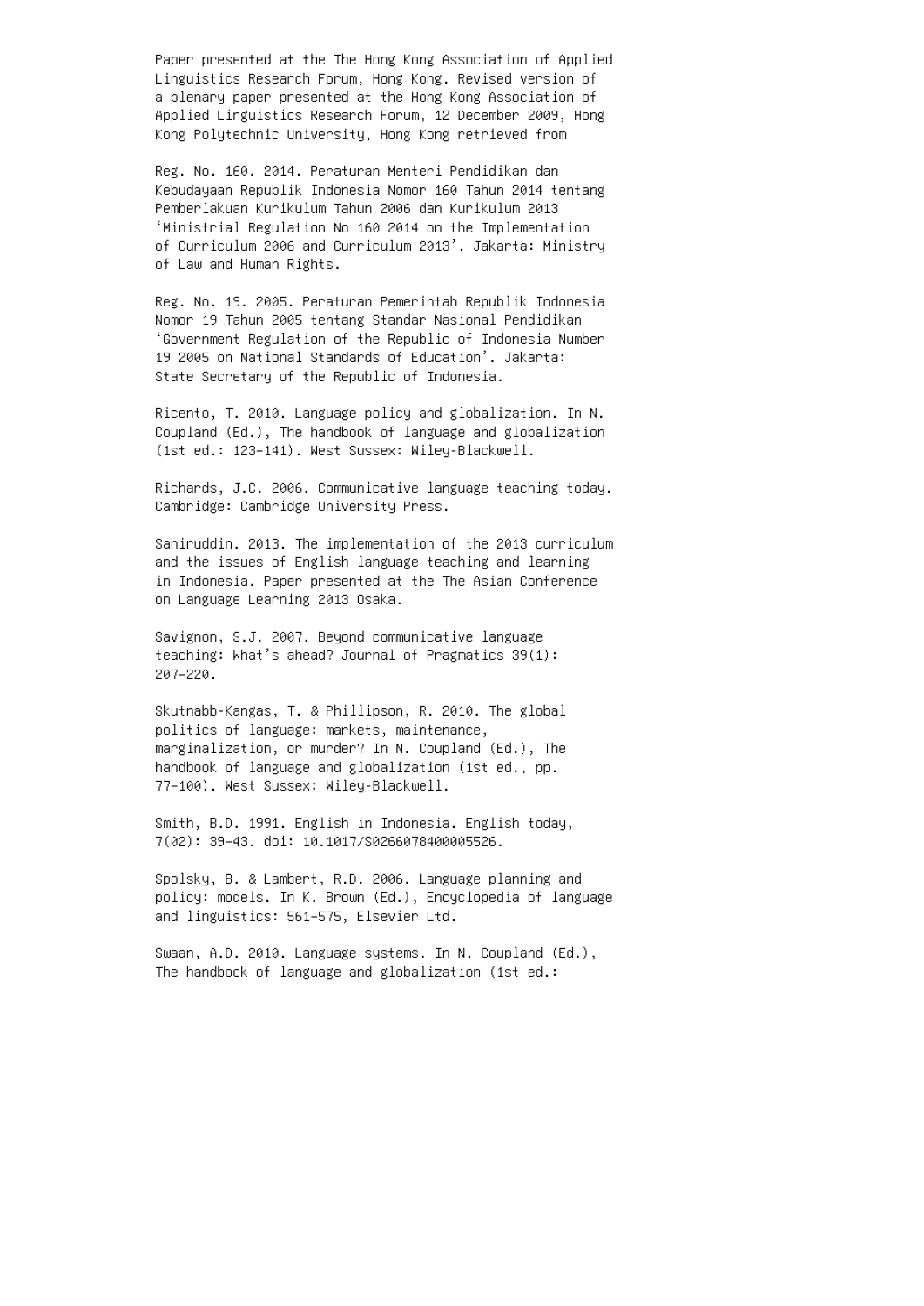Paper presented at the The Hong Kong Association of Applied Linguistics Research Forum, Hong Kong. Revised version of a plenary paper presented at the Hong Kong Association of Applied Linguistics Research Forum, 12 December 2009, Hong Kong Polytechnic University, Hong Kong retrieved from

Reg. No. 160. 2014. Peraturan Menteri Pendidikan dan Kebudayaan Republik Indonesia Nomor 160 Tahun 2014 tentang Pemberlakuan Kurikulum Tahun 2006 dan Kurikulum 2013 'Ministrial Regulation No 160 2014 on the Implementation of Curriculum 2006 and Curriculum 2013'. Jakarta: Ministry of Law and Human Rights.

Reg. No. 19. 2005. Peraturan Pemerintah Republik Indonesia Nomor 19 Tahun 2005 tentang Standar Nasional Pendidikan 'Government Regulation of the Republic of Indonesia Number 19 2005 on National Standards of Education'. Jakarta: State Secretary of the Republic of Indonesia.

Ricento, T. 2010. Language policy and globalization. In N. Coupland (Ed.), The handbook of language and globalization (1st ed.: 123–141). West Sussex: Wiley-Blackwell.

Richards, J.C. 2006. Communicative language teaching today. Cambridge: Cambridge University Press.

Sahiruddin. 2013. The implementation of the 2013 curriculum and the issues of English language teaching and learning in Indonesia. Paper presented at the The Asian Conference on Language Learning 2013 Osaka.

Savignon, S.J. 2007. Beyond communicative language teaching: What's ahead? Journal of Pragmatics 39(1): 207–220.

Skutnabb-Kangas, T. & Phillipson, R. 2010. The global politics of language: markets, maintenance, marginalization, or murder? In N. Coupland (Ed.), The handbook of language and globalization (1st ed., pp. 77–100). West Sussex: Wiley-Blackwell.

Smith, B.D. 1991. English in Indonesia. English today, 7(02): 39–43. doi: 10.1017/S0266078400005526.

Spolsky, B. & Lambert, R.D. 2006. Language planning and policy: models. In K. Brown (Ed.), Encyclopedia of language and linguistics: 561–575, Elsevier Ltd.

Swaan, A.D. 2010. Language systems. In N. Coupland (Ed.), The handbook of language and globalization (1st ed.: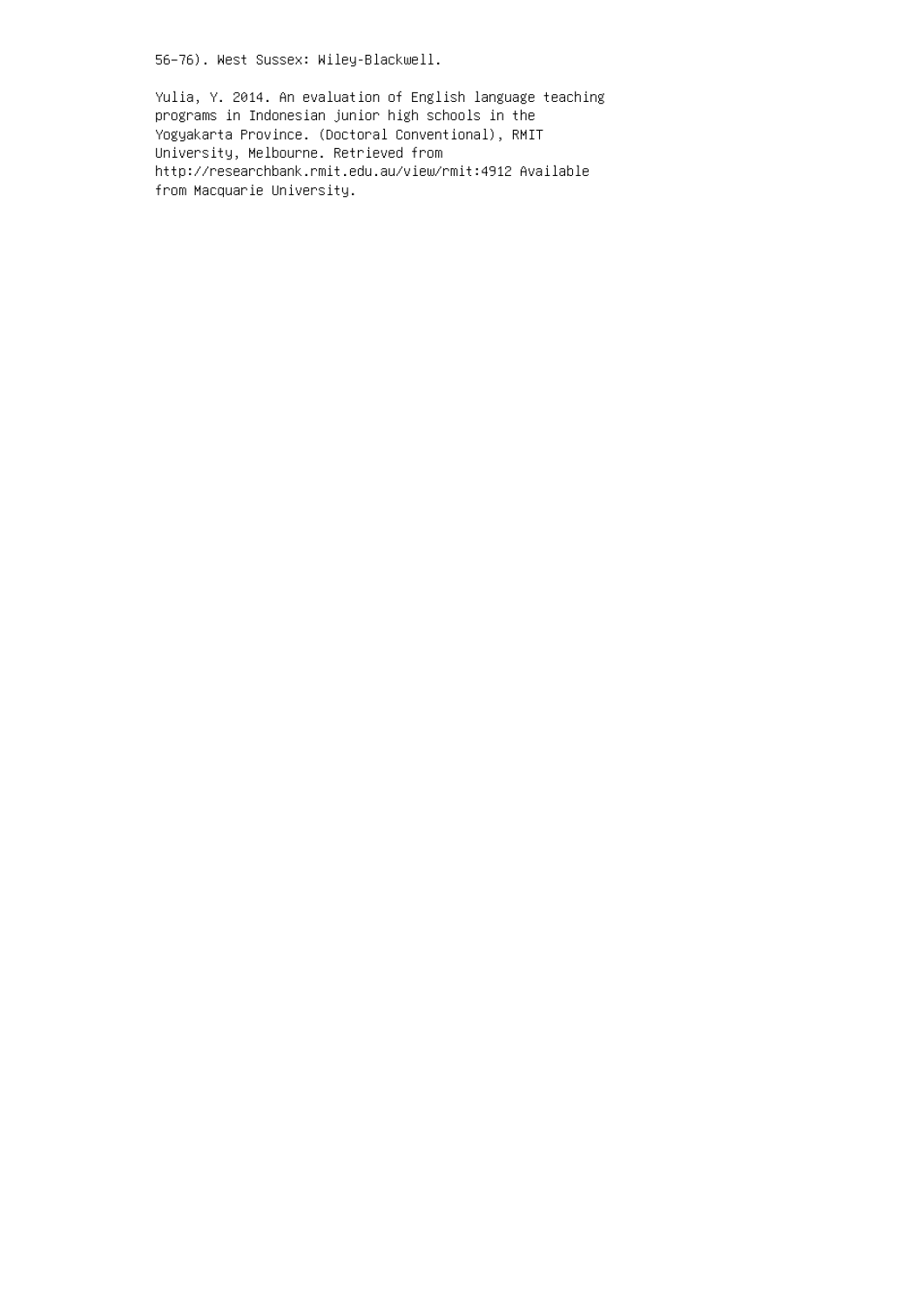56-76). West Sussex: Wiley-Blackwell.

Yulia, Y. 2014. An evaluation of English language teaching programs in Indonesian junior high schools in the Yogyakarta Province. (Doctoral Conventional), RMIT University, Melbourne. Retrieved from http://researchbank.rmit.edu.au/view/rmit:4912 Available from Macquarie University.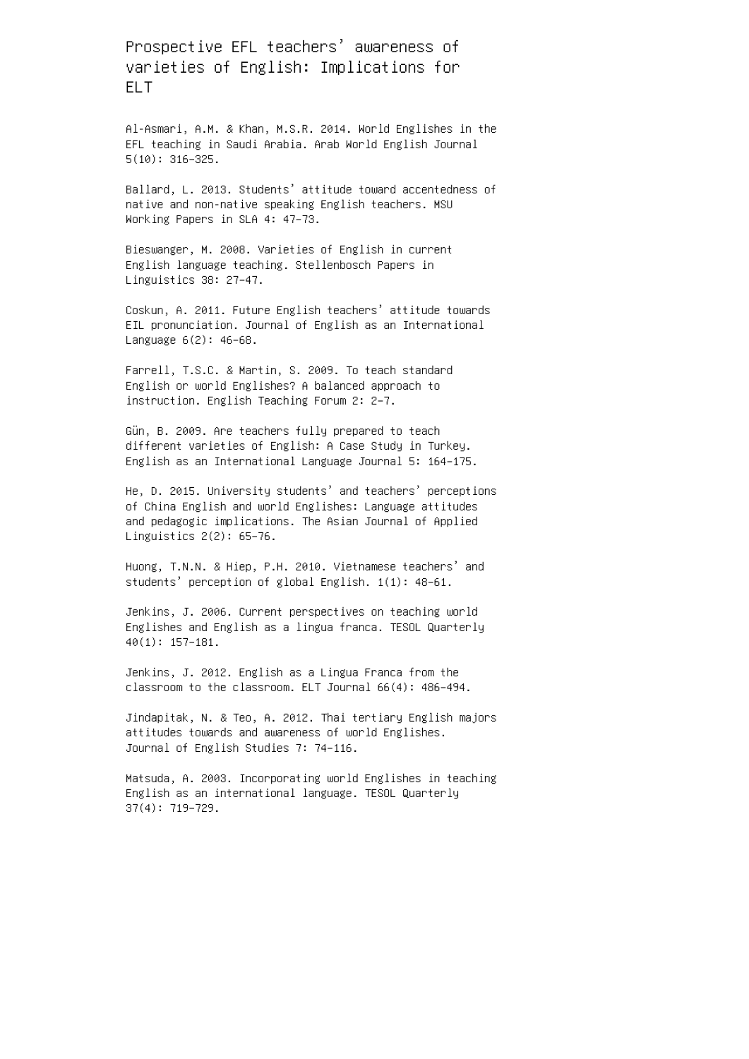# Prospective EFL teachers' awareness of varieties of English: Implications for ELT

Al-Asmari, A.M. & Khan, M.S.R. 2014. World Englishes in the EFL teaching in Saudi Arabia. Arab World English Journal 5(10): 316–325.

Ballard, L. 2013. Students' attitude toward accentedness of native and non-native speaking English teachers. MSU Working Papers in SLA 4: 47–73.

Bieswanger, M. 2008. Varieties of English in current English language teaching. Stellenbosch Papers in Linguistics 38: 27–47.

Coskun, A. 2011. Future English teachers' attitude towards EIL pronunciation. Journal of English as an International Language 6(2): 46–68.

Farrell, T.S.C. & Martin, S. 2009. To teach standard English or world Englishes? A balanced approach to instruction. English Teaching Forum 2: 2–7.

Gün, B. 2009. Are teachers fully prepared to teach different varieties of English: A Case Study in Turkey. English as an International Language Journal 5: 164–175.

He, D. 2015. University students' and teachers' perceptions of China English and world Englishes: Language attitudes and pedagogic implications. The Asian Journal of Applied Linguistics 2(2): 65–76.

Huong, T.N.N. & Hiep, P.H. 2010. Vietnamese teachers' and students' perception of global English. 1(1): 48–61.

Jenkins, J. 2006. Current perspectives on teaching world Englishes and English as a lingua franca. TESOL Quarterly 40(1): 157–181.

Jenkins, J. 2012. English as a Lingua Franca from the classroom to the classroom. ELT Journal 66(4): 486–494.

Jindapitak, N. & Teo, A. 2012. Thai tertiary English majors attitudes towards and awareness of world Englishes. Journal of English Studies 7: 74–116.

Matsuda, A. 2003. Incorporating world Englishes in teaching English as an international language. TESOL Quarterly 37(4): 719–729.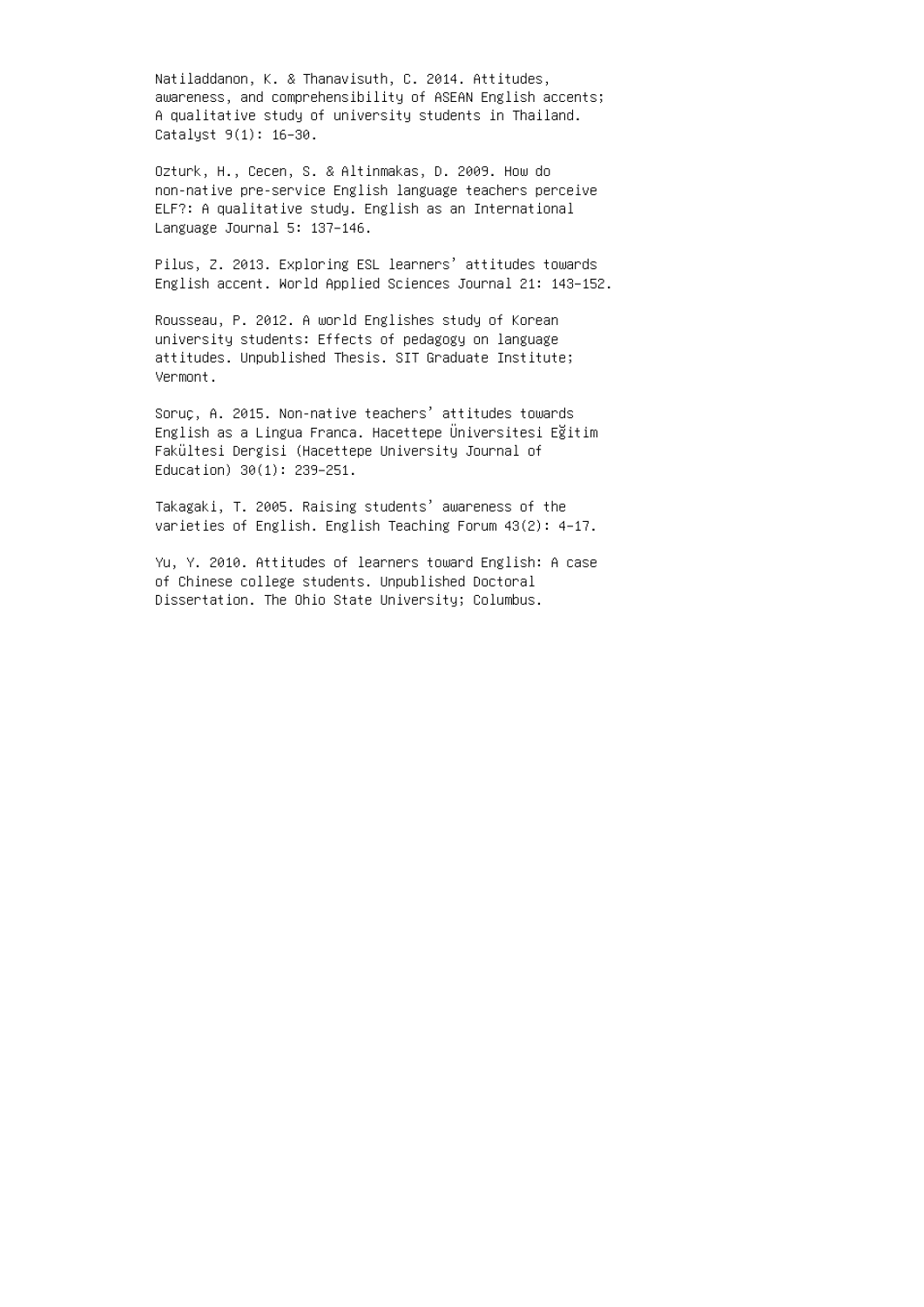Natiladdanon, K. & Thanavisuth, C. 2014. Attitudes, awareness, and comprehensibility of ASEAN English accents; A qualitative study of university students in Thailand. Catalyst 9(1): 16–30.

Ozturk, H., Cecen, S. & Altinmakas, D. 2009. How do non-native pre-service English language teachers perceive ELF?: A qualitative study. English as an International Language Journal 5: 137–146.

Pilus, Z. 2013. Exploring ESL learners’ attitudes towards English accent. World Applied Sciences Journal 21: 143–152.

Rousseau, P. 2012. A world Englishes study of Korean university students: Effects of pedagogy on language attitudes. Unpublished Thesis. SIT Graduate Institute; Vermont.

Soruç, A. 2015. Non-native teachers’ attitudes towards English as a Lingua Franca. Hacettepe Üniversitesi Eğitim Fakültesi Dergisi (Hacettepe University Journal of Education) 30(1): 239–251.

Takagaki, T. 2005. Raising students’ awareness of the varieties of English. English Teaching Forum 43(2): 4–17.

Yu, Y. 2010. Attitudes of learners toward English: A case of Chinese college students. Unpublished Doctoral Dissertation. The Ohio State University; Columbus.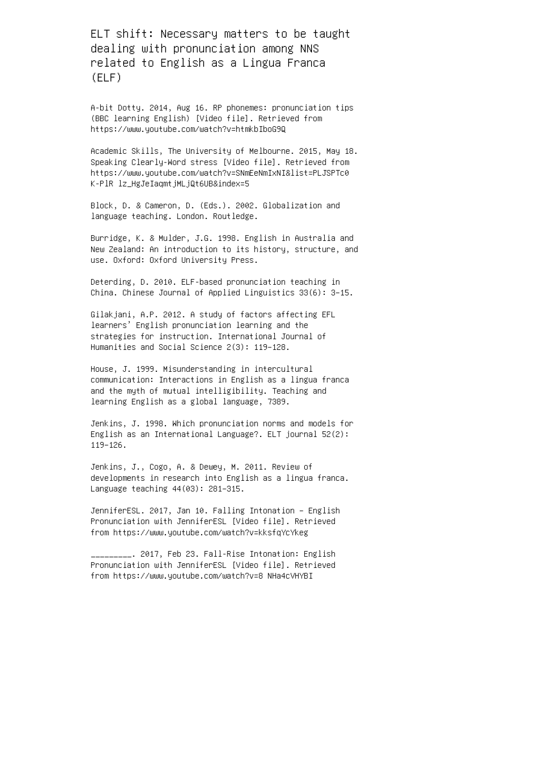# ELT shift: Necessary matters to be taught dealing with pronunciation among NNS related to English as a Lingua Franca (ELF)

A-bit Dotty. 2014, Aug 16. RP phonemes: pronunciation tips (BBC learning English) [Video file]. Retrieved from https://www.youtube.com/watch?v=htmkbIboG9Q

Academic Skills, The University of Melbourne. 2015, May 18. Speaking Clearly-Word stress [Video file]. Retrieved from https://www.youtube.com/watch?v=SNmEeNmIxNI&list=PLJSPTc0K-PlR lz_HgJeIaqmtjMLjQt6UB&index=5

Block, D. & Cameron, D. (Eds.). 2002. Globalization and language teaching. London. Routledge.

Burridge, K. & Mulder, J.G. 1998. English in Australia and New Zealand: An introduction to its history, structure, and use. Oxford: Oxford University Press.

Deterding, D. 2010. ELF-based pronunciation teaching in China. Chinese Journal of Applied Linguistics 33(6): 3–15.

Gilakjani, A.P. 2012. A study of factors affecting EFL learners' English pronunciation learning and the strategies for instruction. International Journal of Humanities and Social Science 2(3): 119–128.

House, J. 1999. Misunderstanding in intercultural communication: Interactions in English as a lingua franca and the myth of mutual intelligibility. Teaching and learning English as a global language, 7389.

Jenkins, J. 1998. Which pronunciation norms and models for English as an International Language?. ELT journal 52(2): 119–126.

Jenkins, J., Cogo, A. & Dewey, M. 2011. Review of developments in research into English as a lingua franca. Language teaching 44(03): 281–315.

JenniferESL. 2017, Jan 10. Falling Intonation – English Pronunciation with JenniferESL [Video file]. Retrieved from https://www.youtube.com/watch?v=kksfqYcYkeg

_________. 2017, Feb 23. Fall-Rise Intonation: English Pronunciation with JenniferESL [Video file]. Retrieved from https://www.youtube.com/watch?v=8 NHa4cVHYBI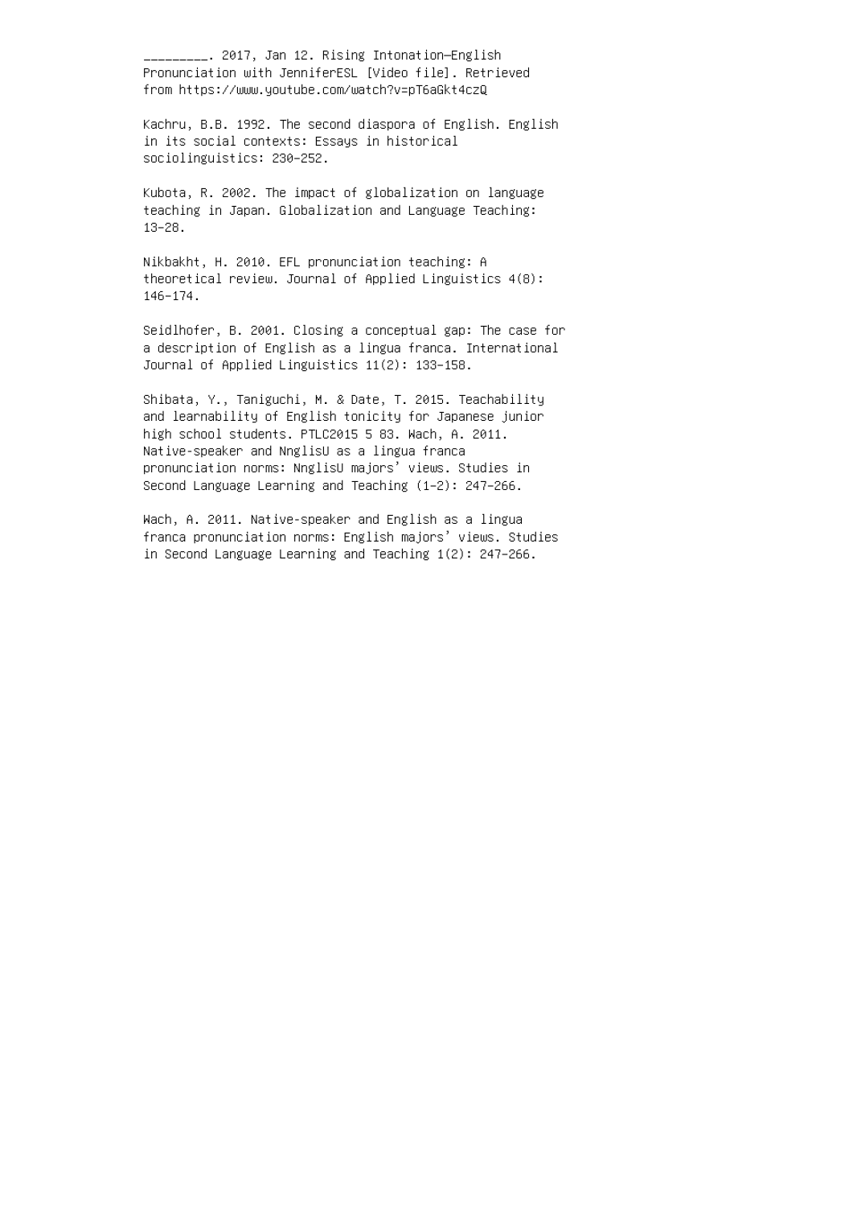\_\_\_\_\_\_\_\_\_. 2017, Jan 12. Rising Intonation—English Pronunciation with JenniferESL [Video file]. Retrieved from https://www.youtube.com/watch?v=pT6aGkt4czQ

Kachru, B.B. 1992. The second diaspora of English. English in its social contexts: Essays in historical sociolinguistics: 230–252.

Kubota, R. 2002. The impact of globalization on language teaching in Japan. Globalization and Language Teaching: 13–28.

Nikbakht, H. 2010. EFL pronunciation teaching: A theoretical review. Journal of Applied Linguistics 4(8): 146–174.

Seidlhofer, B. 2001. Closing a conceptual gap: The case for a description of English as a lingua franca. International Journal of Applied Linguistics 11(2): 133–158.

Shibata, Y., Taniguchi, M. & Date, T. 2015. Teachability and learnability of English tonicity for Japanese junior high school students. PTLC2015 5 83. Wach, A. 2011. Native-speaker and NnglisU as a lingua franca pronunciation norms: NnglisU majors' views. Studies in Second Language Learning and Teaching (1–2): 247–266.

Wach, A. 2011. Native-speaker and English as a lingua franca pronunciation norms: English majors' views. Studies in Second Language Learning and Teaching 1(2): 247–266.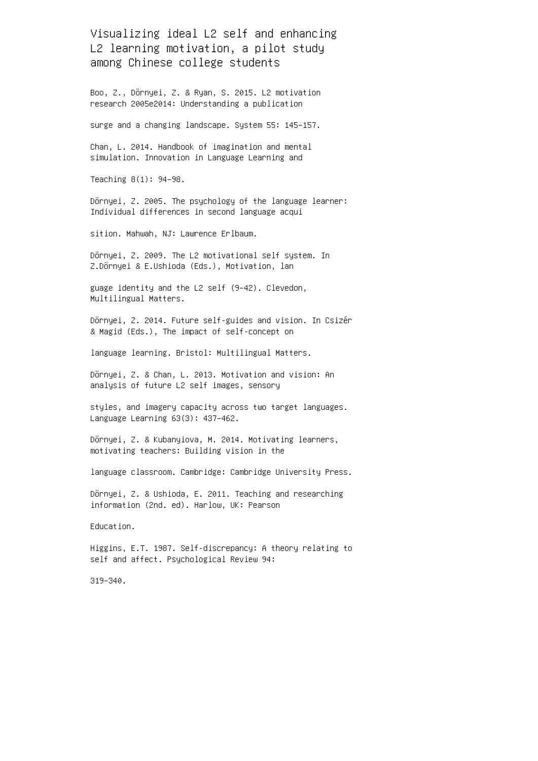# Visualizing ideal L2 self and enhancing L2 learning motivation, a pilot study among Chinese college students

Boo, Z., Dörnyei, Z. & Ryan, S. 2015. L2 motivation research 2005e2014: Understanding a publication surge and a changing landscape. System 55: 145–157.

Chan, L. 2014. Handbook of imagination and mental simulation. Innovation in Language Learning and Teaching 8(1): 94–98.

Dörnyei, Z. 2005. The psychology of the language learner: Individual differences in second language acquisition. Mahwah, NJ: Lawrence Erlbaum.

Dörnyei, Z. 2009. The L2 motivational self system. In Z.Dörnyei & E.Ushioda (Eds.), Motivation, language identity and the L2 self (9–42). Clevedon, Multilingual Matters.

Dörnyei, Z. 2014. Future self-guides and vision. In Csizér & Magid (Eds.), The impact of self-concept on language learning. Bristol: Multilingual Matters.

Dörnyei, Z. & Chan, L. 2013. Motivation and vision: An analysis of future L2 self images, sensory styles, and imagery capacity across two target languages. Language Learning 63(3): 437–462.

Dörnyei, Z. & Kubanyiova, M. 2014. Motivating learners, motivating teachers: Building vision in the language classroom. Cambridge: Cambridge University Press.

Dörnyei, Z. & Ushioda, E. 2011. Teaching and researching information (2nd. ed). Harlow, UK: Pearson Education.

Higgins, E.T. 1987. Self-discrepancy: A theory relating to self and affect. Psychological Review 94: 319–340.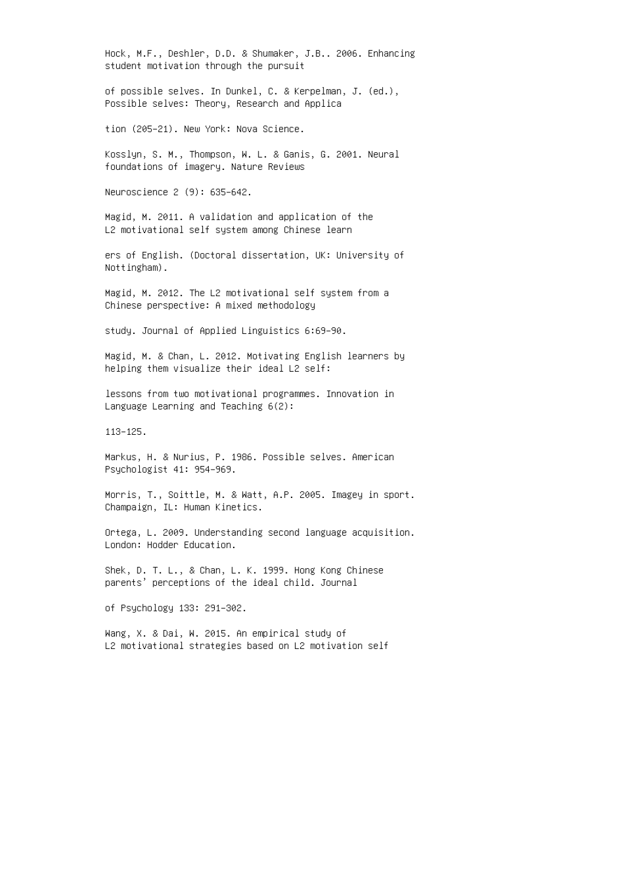Hock, M.F., Deshler, D.D. & Shumaker, J.B.. 2006. Enhancing student motivation through the pursuit of possible selves. In Dunkel, C. & Kerpelman, J. (ed.), Possible selves: Theory, Research and Application (205–21). New York: Nova Science.

Kosslyn, S. M., Thompson, W. L. & Ganis, G. 2001. Neural foundations of imagery. Nature Reviews Neuroscience 2 (9): 635–642.

Magid, M. 2011. A validation and application of the L2 motivational self system among Chinese learners of English. (Doctoral dissertation, UK: University of Nottingham).

Magid, M. 2012. The L2 motivational self system from a Chinese perspective: A mixed methodology study. Journal of Applied Linguistics 6:69–90.

Magid, M. & Chan, L. 2012. Motivating English learners by helping them visualize their ideal L2 self: lessons from two motivational programmes. Innovation in Language Learning and Teaching 6(2): 113–125.

Markus, H. & Nurius, P. 1986. Possible selves. American Psychologist 41: 954–969.

Morris, T., Soittle, M. & Watt, A.P. 2005. Imagey in sport. Champaign, IL: Human Kinetics.

Ortega, L. 2009. Understanding second language acquisition. London: Hodder Education.

Shek, D. T. L., & Chan, L. K. 1999. Hong Kong Chinese parents' perceptions of the ideal child. Journal of Psychology 133: 291–302.

Wang, X. & Dai, W. 2015. An empirical study of L2 motivational strategies based on L2 motivation self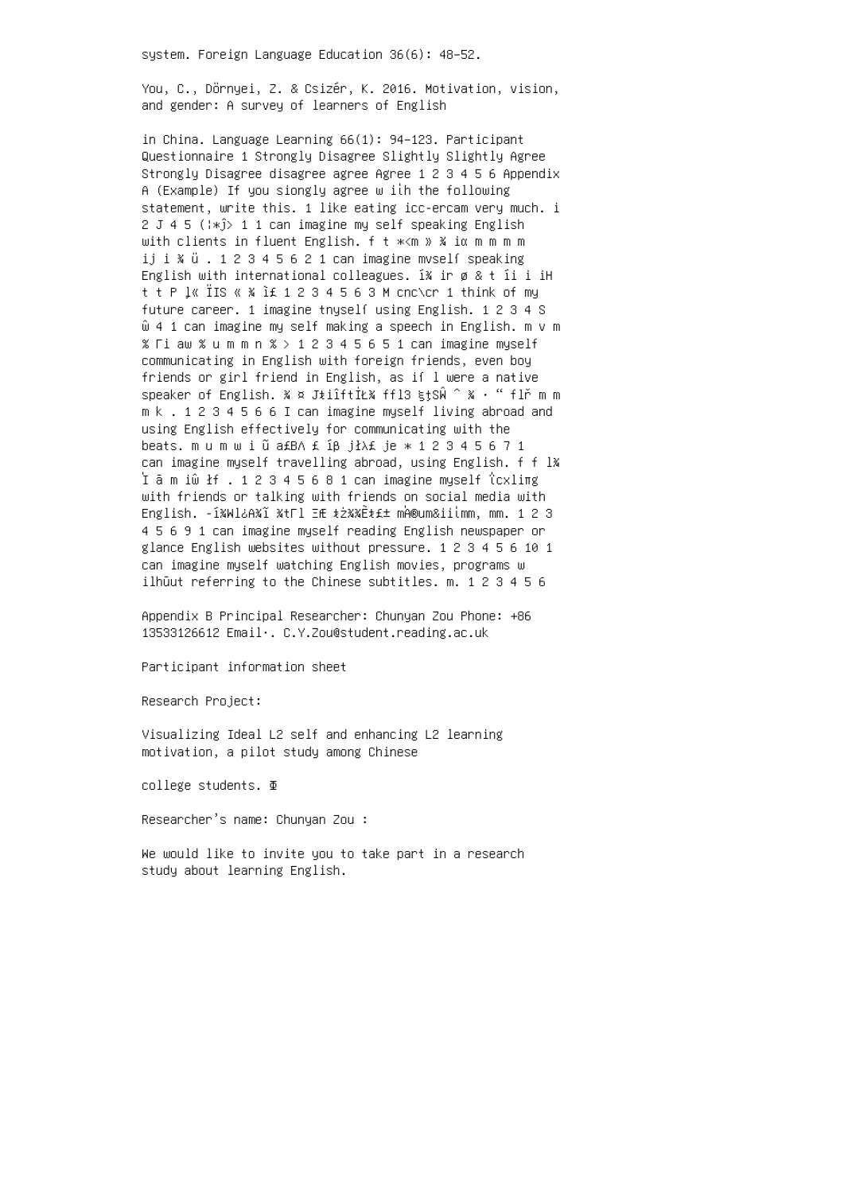system. Foreign Language Education 36(6): 48–52.

You, C., Dörnyei, Z. & Csizér, K. 2016. Motivation, vision, and gender: A survey of learners of English

in China. Language Learning 66(1): 94–123. Participant Questionnaire 1 Strongly Disagree Slightly Slightly Agree Strongly Disagree disagree agree Agree 1 2 3 4 5 6 Appendix A (Example) If you siongly agree w iḷh the following statement, write this. 1 like eating icc-ercam very much. i 2 J 4 5 (¦*ĵ> 1 1 can imagine my self speaking English with clients in fluent English. f t *<m » ¾ iα m m m m ij i ¾ ü . 1 2 3 4 5 6 2 1 can imagine mvselſ speaking English with international colleagues. î¾ ir ø & t îi i iH t t P ↓« ÏIS « ¾ ì£ 1 2 3 4 5 6 3 M cnc\cr 1 think of my future career. 1 imagine tnyselſ using English. 1 2 3 4 S û 4 1 can imagine my self making a speech in English. m v m % Гi aw % u m m n % > 1 2 3 4 5 6 5 1 can imagine myself communicating in English with foreign friends, even boy friends or girl friend in English, as iſ l were a native speaker of English. ¾ ¤ J‡iÎftİĿ¾ ffl3 §‡SŴ ^ ¾ · “ flř m m m k . 1 2 3 4 5 6 6 I can imagine myself living abroad and using English effectively for communicating with the beats. m u m w i ũ a£BΛ £ íβ jłλ£ je * 1 2 3 4 5 6 7 1 can imagine myself travelling abroad, using English. f f l¾ Ï ã m iŵ łf . 1 2 3 4 5 6 8 1 can imagine myself ẗcxliπg with friends or talking with friends on social media with English. -í¾Wl¿A¾ĩ ¾tΓl ΞÆ ‡ž¾¾È‡£± mȦ®um&iiịmm, mm. 1 2 3 4 5 6 9 1 can imagine myself reading English newspaper or glance English websites without pressure. 1 2 3 4 5 6 10 1 can imagine myself watching English movies, programs w ilhūut referring to the Chinese subtitles. m. 1 2 3 4 5 6

Appendix B Principal Researcher: Chunyan Zou Phone: +86 13533126612 Email·. C.Y.Zou@student.reading.ac.uk

Participant information sheet

Research Project:

Visualizing Ideal L2 self and enhancing L2 learning motivation, a pilot study among Chinese

college students. Φ

Researcher's name: Chunyan Zou :

We would like to invite you to take part in a research study about learning English.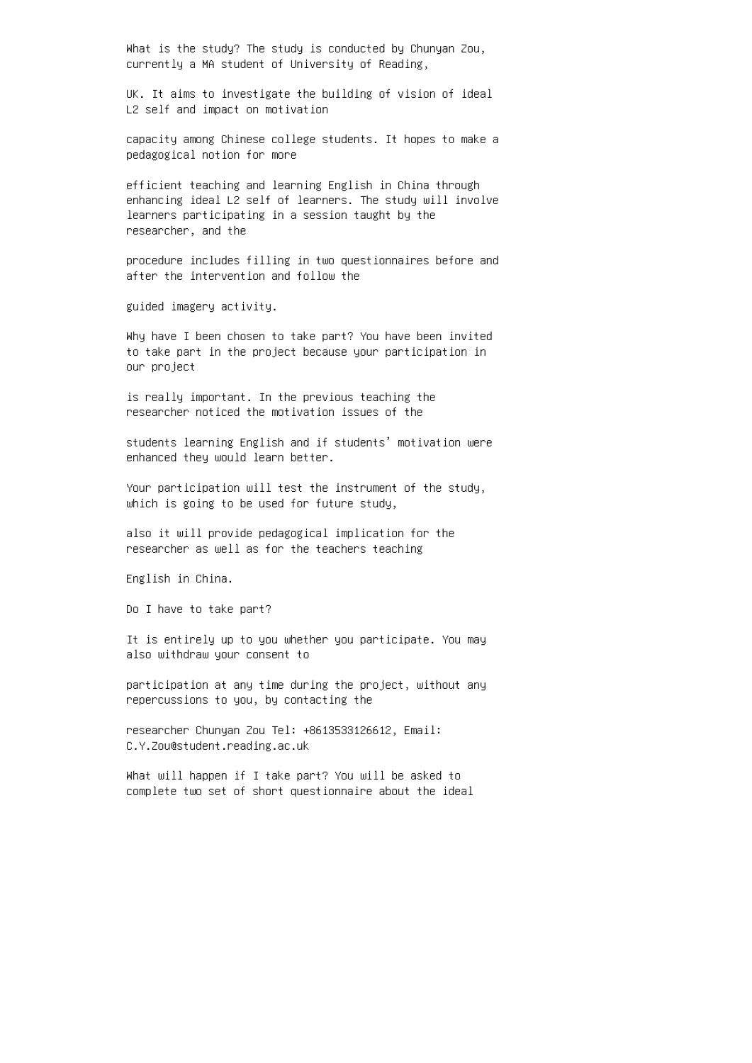What is the study? The study is conducted by Chunyan Zou, currently a MA student of University of Reading,

UK. It aims to investigate the building of vision of ideal L2 self and impact on motivation

capacity among Chinese college students. It hopes to make a pedagogical notion for more

efficient teaching and learning English in China through enhancing ideal L2 self of learners. The study will involve learners participating in a session taught by the researcher, and the

procedure includes filling in two questionnaires before and after the intervention and follow the

guided imagery activity.

Why have I been chosen to take part? You have been invited to take part in the project because your participation in our project

is really important. In the previous teaching the researcher noticed the motivation issues of the

students learning English and if students' motivation were enhanced they would learn better.

Your participation will test the instrument of the study, which is going to be used for future study,

also it will provide pedagogical implication for the researcher as well as for the teachers teaching

English in China.

Do I have to take part?

It is entirely up to you whether you participate. You may also withdraw your consent to

participation at any time during the project, without any repercussions to you, by contacting the

researcher Chunyan Zou Tel: +8613533126612, Email: C.Y.Zou@student.reading.ac.uk

What will happen if I take part? You will be asked to complete two set of short questionnaire about the ideal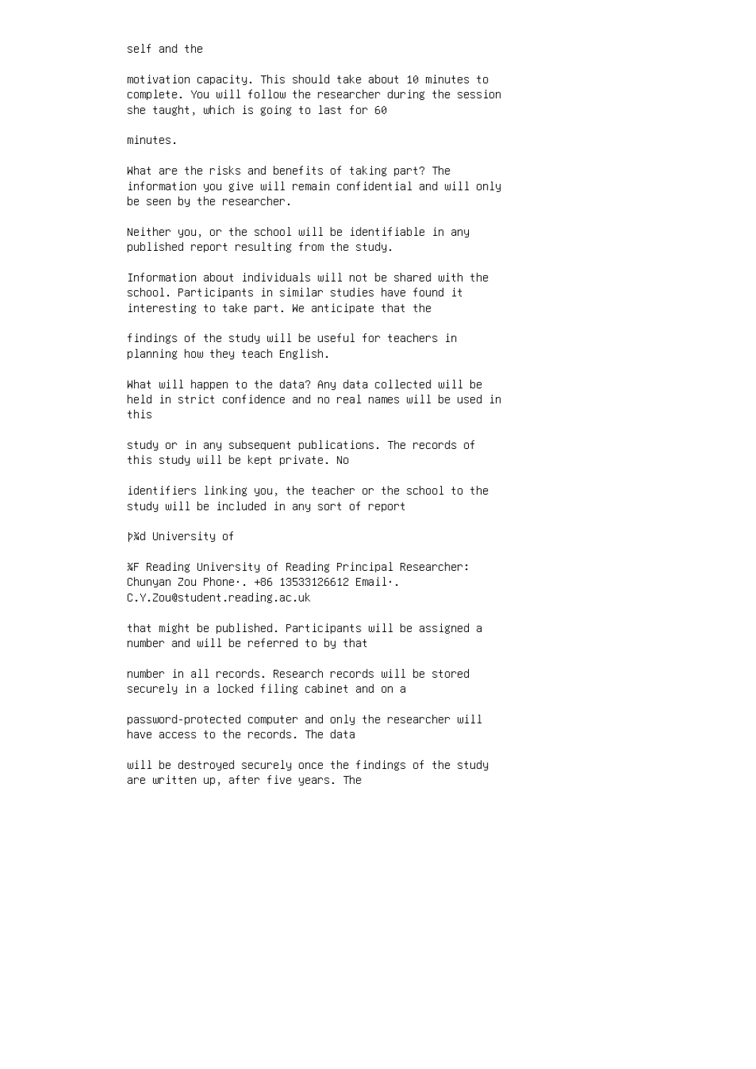self and the

motivation capacity. This should take about 10 minutes to complete. You will follow the researcher during the session she taught, which is going to last for 60

minutes.

What are the risks and benefits of taking part? The information you give will remain confidential and will only be seen by the researcher.

Neither you, or the school will be identifiable in any published report resulting from the study.

Information about individuals will not be shared with the school. Participants in similar studies have found it interesting to take part. We anticipate that the

findings of the study will be useful for teachers in planning how they teach English.

What will happen to the data? Any data collected will be held in strict confidence and no real names will be used in this

study or in any subsequent publications. The records of this study will be kept private. No

identifiers linking you, the teacher or the school to the study will be included in any sort of report

þ¾d University of

¾F Reading University of Reading Principal Researcher: Chunyan Zou Phone·. +86 13533126612 Email·. C.Y.Zou@student.reading.ac.uk

that might be published. Participants will be assigned a number and will be referred to by that

number in all records. Research records will be stored securely in a locked filing cabinet and on a

password-protected computer and only the researcher will have access to the records. The data

will be destroyed securely once the findings of the study are written up, after five years. The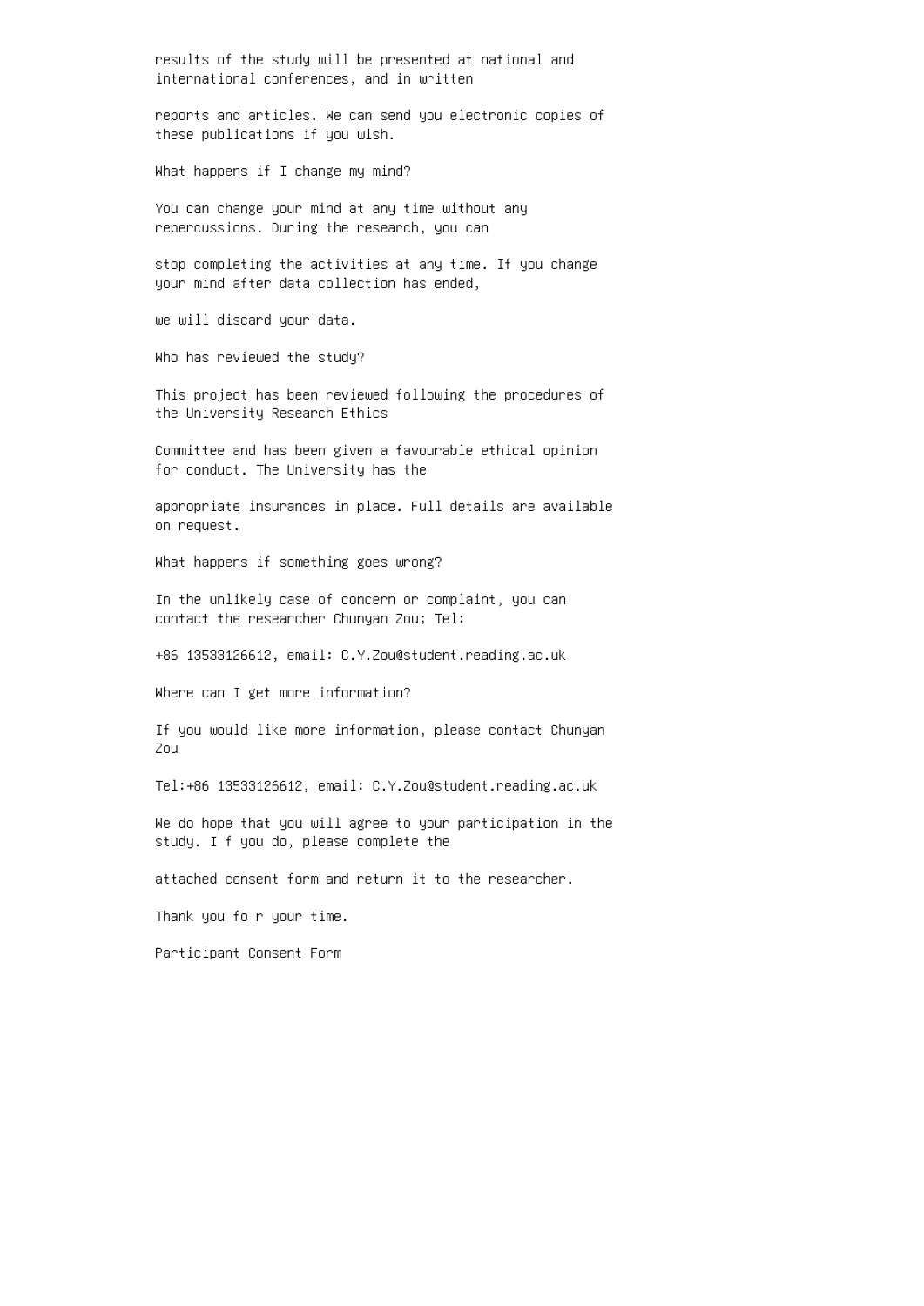results of the study will be presented at national and international conferences, and in written reports and articles. We can send you electronic copies of these publications if you wish.

## What happens if I change my mind?

You can change your mind at any time without any repercussions. During the research, you can stop completing the activities at any time. If you change your mind after data collection has ended, we will discard your data.

## Who has reviewed the study?

This project has been reviewed following the procedures of the University Research Ethics Committee and has been given a favourable ethical opinion for conduct. The University has the appropriate insurances in place. Full details are available on request.

## What happens if something goes wrong?

In the unlikely case of concern or complaint, you can contact the researcher Chunyan Zou; Tel: +86 13533126612, email: C.Y.Zou@student.reading.ac.uk

## Where can I get more information?

If you would like more information, please contact Chunyan Zou

Tel:+86 13533126612, email: C.Y.Zou@student.reading.ac.uk

We do hope that you will agree to your participation in the study. I f you do, please complete the attached consent form and return it to the researcher.

Thank you fo r your time.

# Participant Consent Form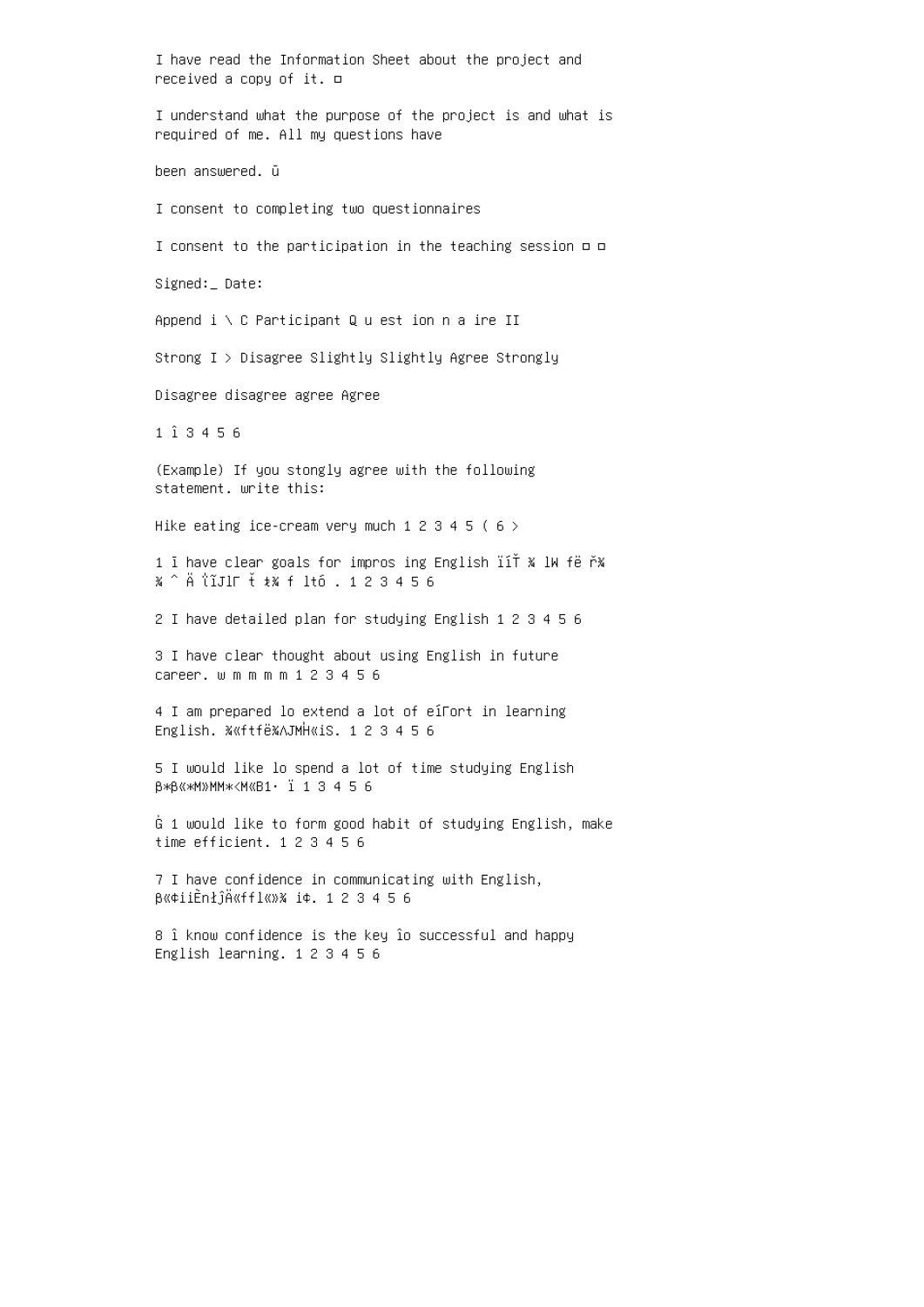I have read the Information Sheet about the project and received a copy of it. ◻

I understand what the purpose of the project is and what is required of me. All my questions have

been answered. ū

I consent to completing two questionnaires

I consent to the participation in the teaching session ◻ ◻

Signed:_ Date:

Append i \ C Participant Q u est ion n a ire II

Strong I > Disagree Slightly Slightly Agree Strongly

Disagree disagree agree Agree

1 î 3 4 5 6

(Example) If you stongly agree with the following statement. write this:

Hike eating ice-cream very much 1 2 3 4 5 ( 6 >

1 ī have clear goals for impros ing English ïíŤ ¾ lW fë ř¾ ¾ ^ Ä ΐĨJlΓ ť ŧ¾ f ltő . 1 2 3 4 5 6

2 I have detailed plan for studying English 1 2 3 4 5 6

3 I have clear thought about using English in future career. w m m m m 1 2 3 4 5 6

4 I am prepared lo extend a lot of eíΓort in learning English. ¾«ftfë¾ΛJMΉ«iS. 1 2 3 4 5 6

5 I would like lo spend a lot of time studying English β*β«*M»MM*<M«B1· ï 1 3 4 5 6

Ġ 1 would like to form good habit of studying English, make time efficient. 1 2 3 4 5 6

7 I have confidence in communicating with English, β«¢iiȄnłĵÄ«ffl«»¾ i¢. 1 2 3 4 5 6

8 î know confidence is the key îo successful and happy English learning. 1 2 3 4 5 6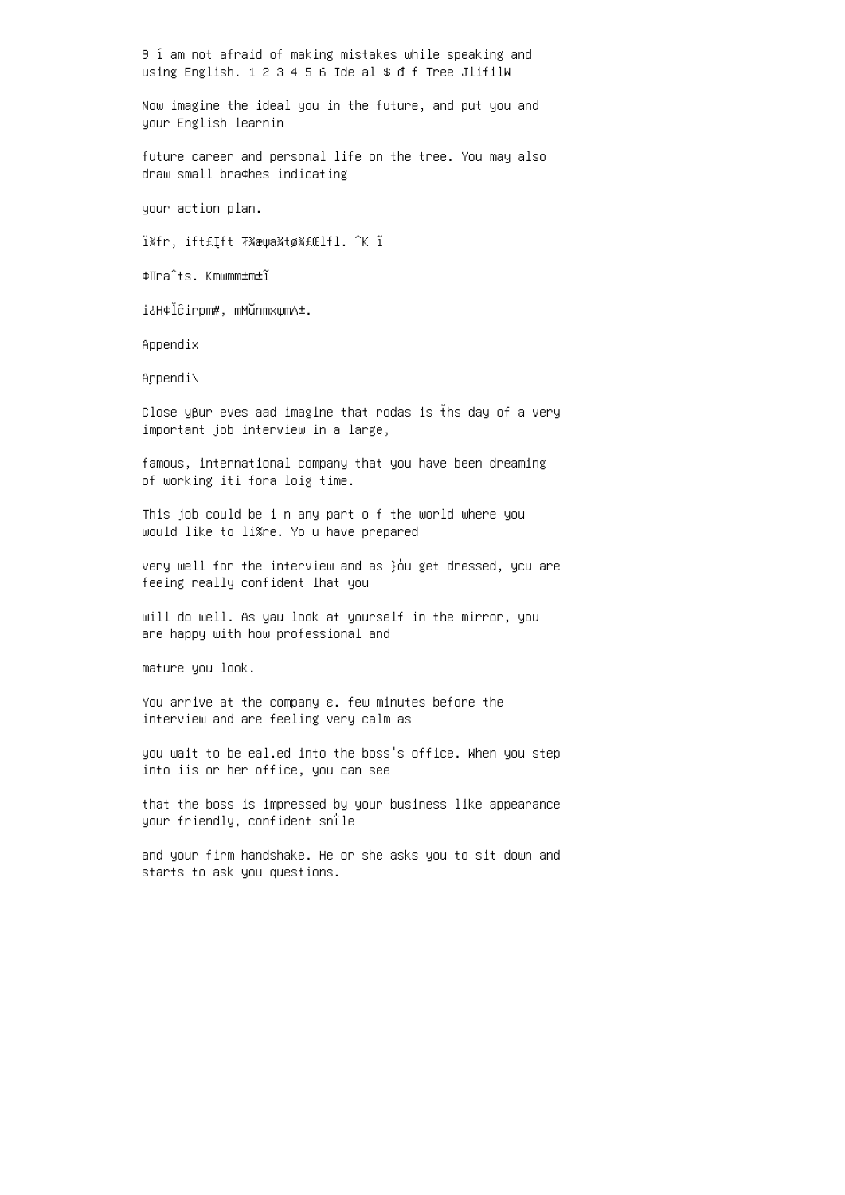9 Í am not afraid of making mistakes while speaking and using English. 1 2 3 4 5 6 Ide al $ đ f Tree JlifilW

Now imagine the ideal you in the future, and put you and your English learnin

future career and personal life on the tree. You may also draw small bra¢hes indicating

your action plan.

Ï¾fr, ift£Ɨft Ŧ¾æɰa¾tø¾£Œlfl. ^K Ĩ

¢Пra^ts. Kmɯmm±m±ĩ

i¿H¢Ĭĉirpm#, mMŭnmxɰm^±.

Appendix

Aɼpendi\

Close yβur eves aad imagine that rodas is ɫhs day of a very important job interview in a large,

famous, international company that you have been dreaming of working iti fora loig time.

This job could be i n any part o f the world where you would like to li%re. Yo u have prepared

very well for the interview and as }ȯu get dressed, ycu are feeing really confident lhat you

will do well. As yau look at yourself in the mirror, you are happy with how professional and

mature you look.

You arrive at the company ɛ. few minutes before the interview and are feeling very calm as

you wait to be eal.ed into the boss's office. When you step into iis or her office, you can see

that the boss is impressed by your business like appearance your friendly, confident sn̈le

and your firm handshake. He or she asks you to sit down and starts to ask you questions.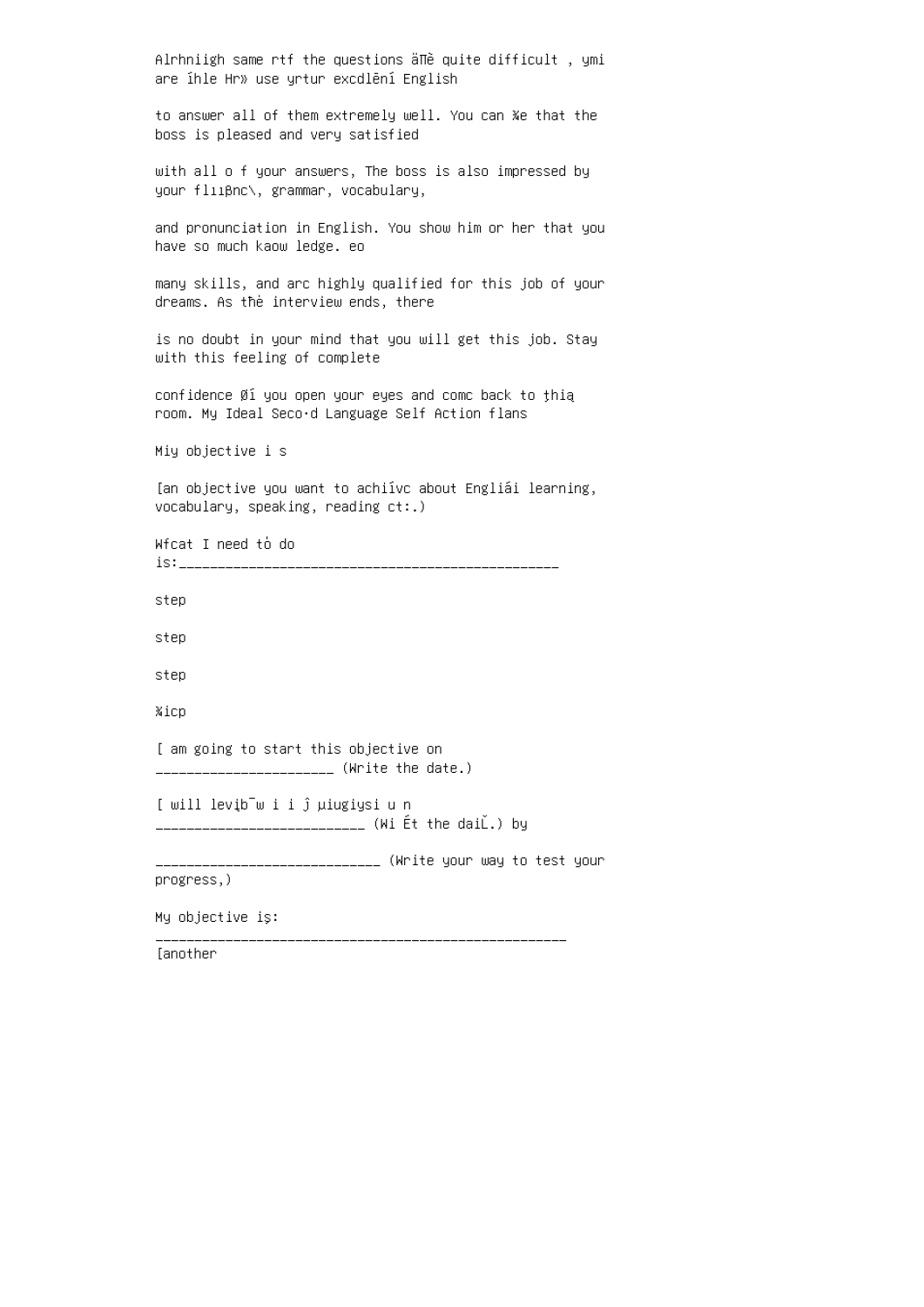Alrhniigh same rtf the questions äΠē quite difficult , ymi are íhle Hr» use yrtur excdlēní English

to answer all of them extremely well. You can ¾e that the boss is pleased and very satisfied

with all o f your answers, The boss is also impressed by your flııβnc\, grammar, vocabulary,

and pronunciation in English. You show him or her that you have so much kaow ledge. eo

many skills, and arc highly qualified for this job of your dreams. As tħė interview ends, there

is no doubt in your mind that you will get this job. Stay with this feeling of complete

confidence Øí you open your eyes and comc back to ţhią room. My Ideal Seco·d Language Self Action flans

Miy objective i s

[an objective you want to achiívc about Engliåi learning, vocabulary, speaking, reading ct:.)

Wfcat I need tȯ do is:____________________________________________________

step

step

step

¾icp

[ am going to start this objective on ______________________ (Write the date.)

[ will levįb¯w i i ĵ µiugiysi u n __________________________ (Wi Ét the daiĽ.) by

_____________________________ (Write your way to test your progress,)

My objective iş: _____________________________________________________ [another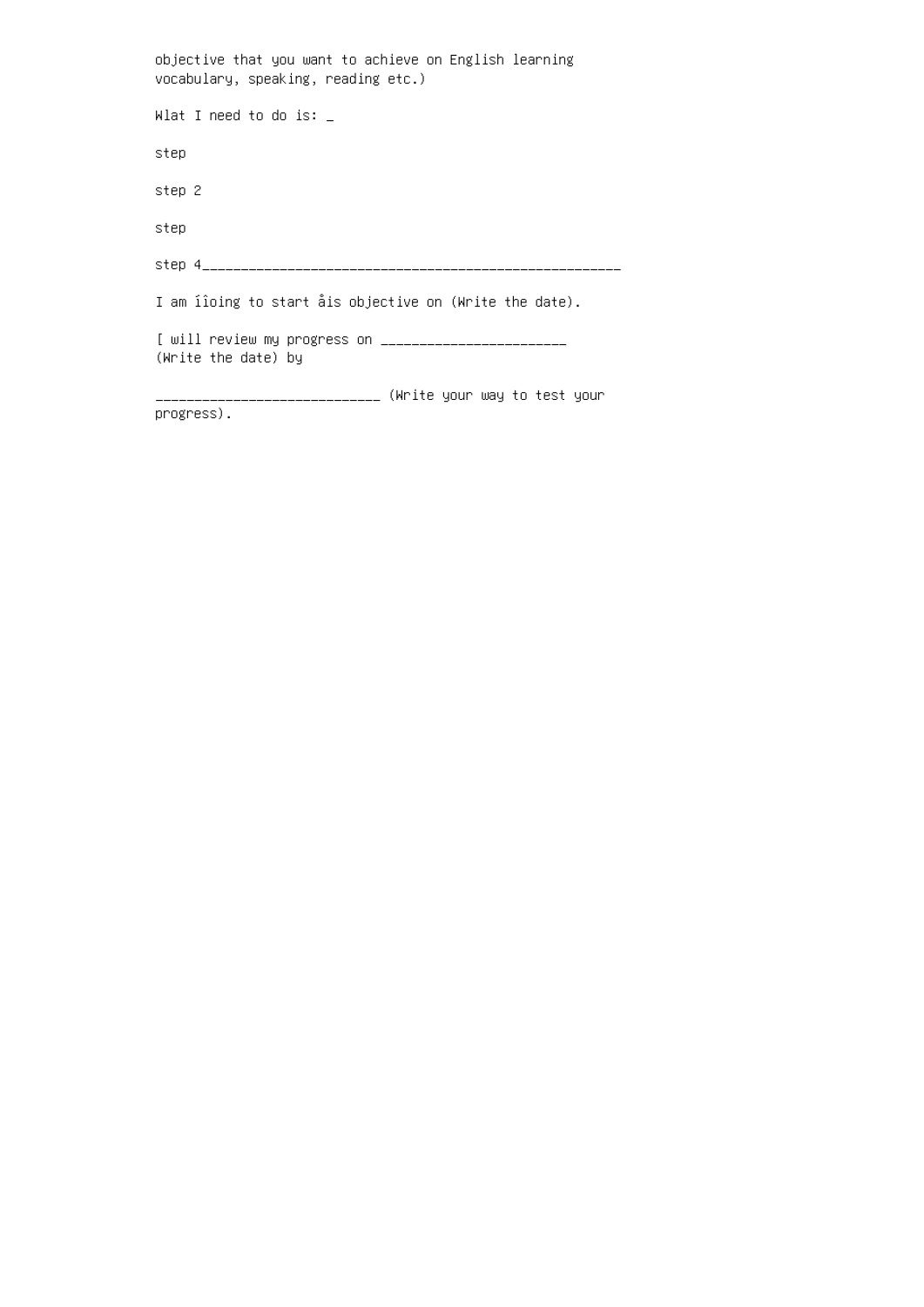objective that you want to achieve on English learning vocabulary, speaking, reading etc.)

Wlat I need to do is: _

step

step 2

step

step 4______________________________________________________

I am íîoing to start åis objective on (Write the date).

[ will review my progress on ________________________ (Write the date) by

_____________________________ (Write your way to test your progress).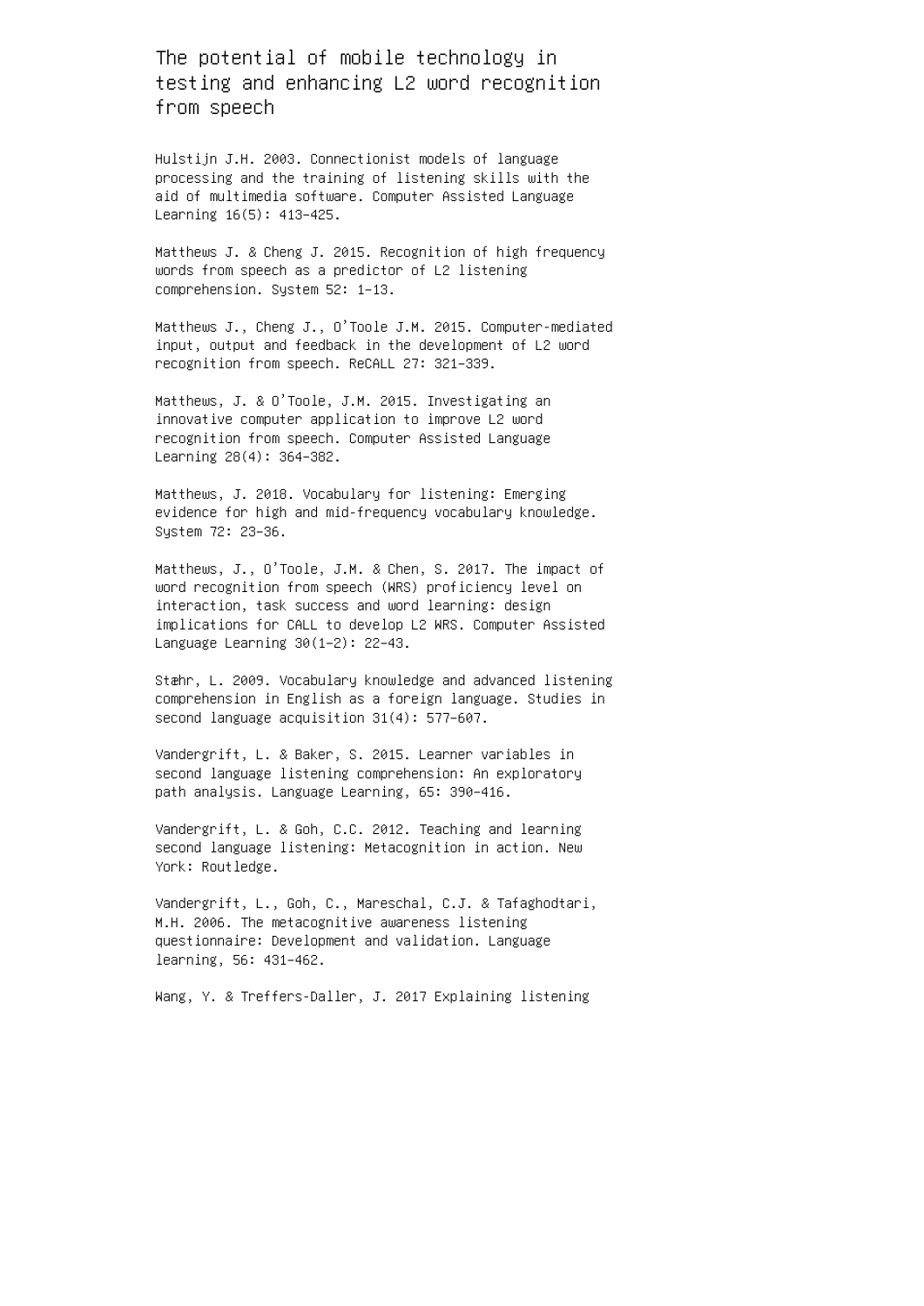Hulstijn J.H. 2003. Connectionist models of language processing and the training of listening skills with the aid of multimedia software. Computer Assisted Language Learning 16(5): 413–425.

Matthews J. & Cheng J. 2015. Recognition of high frequency words from speech as a predictor of L2 listening comprehension. System 52: 1–13.

Matthews J., Cheng J., O'Toole J.M. 2015. Computer-mediated input, output and feedback in the development of L2 word recognition from speech. ReCALL 27: 321–339.

Matthews, J. & O'Toole, J.M. 2015. Investigating an innovative computer application to improve L2 word recognition from speech. Computer Assisted Language Learning 28(4): 364–382.

Matthews, J. 2018. Vocabulary for listening: Emerging evidence for high and mid-frequency vocabulary knowledge. System 72: 23–36.

Matthews, J., O'Toole, J.M. & Chen, S. 2017. The impact of word recognition from speech (WRS) proficiency level on interaction, task success and word learning: design implications for CALL to develop L2 WRS. Computer Assisted Language Learning 30(1–2): 22–43.

Stæhr, L. 2009. Vocabulary knowledge and advanced listening comprehension in English as a foreign language. Studies in second language acquisition 31(4): 577–607.

Vandergrift, L. & Baker, S. 2015. Learner variables in second language listening comprehension: An exploratory path analysis. Language Learning, 65: 390–416.

Vandergrift, L. & Goh, C.C. 2012. Teaching and learning second language listening: Metacognition in action. New York: Routledge.

Vandergrift, L., Goh, C., Mareschal, C.J. & Tafaghodtari, M.H. 2006. The metacognitive awareness listening questionnaire: Development and validation. Language learning, 56: 431–462.

Wang, Y. & Treffers-Daller, J. 2017 Explaining listening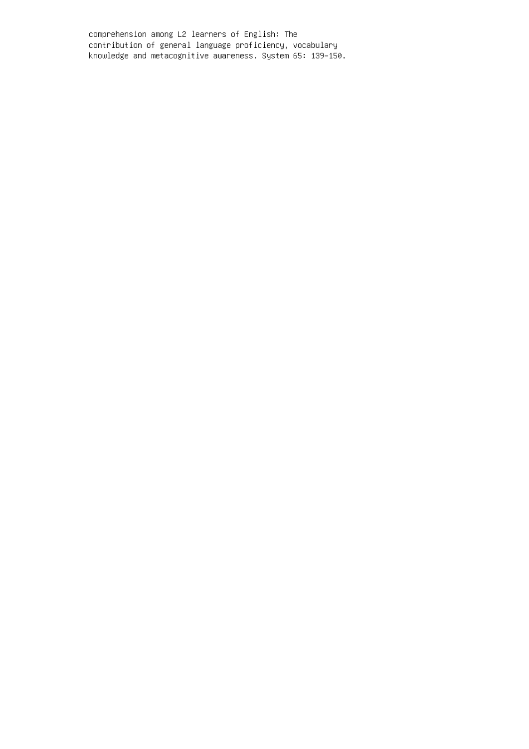comprehension among L2 learners of English: The contribution of general language proficiency, vocabulary knowledge and metacognitive awareness. System 65: 139–150.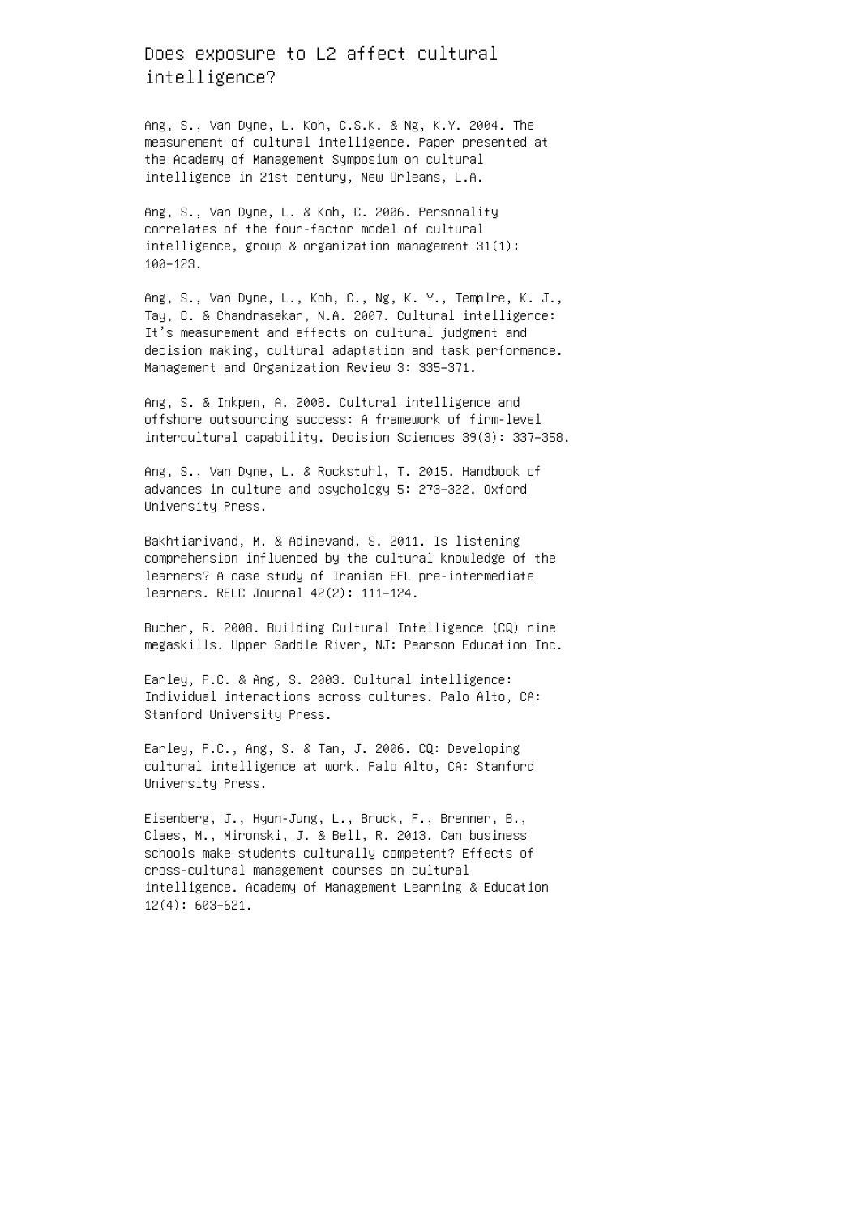Does exposure to L2 affect cultural intelligence?

Ang, S., Van Dyne, L. Koh, C.S.K. & Ng, K.Y. 2004. The measurement of cultural intelligence. Paper presented at the Academy of Management Symposium on cultural intelligence in 21st century, New Orleans, L.A.

Ang, S., Van Dyne, L. & Koh, C. 2006. Personality correlates of the four-factor model of cultural intelligence, group & organization management 31(1): 100–123.

Ang, S., Van Dyne, L., Koh, C., Ng, K. Y., Templre, K. J., Tay, C. & Chandrasekar, N.A. 2007. Cultural intelligence: It's measurement and effects on cultural judgment and decision making, cultural adaptation and task performance. Management and Organization Review 3: 335–371.

Ang, S. & Inkpen, A. 2008. Cultural intelligence and offshore outsourcing success: A framework of firm-level intercultural capability. Decision Sciences 39(3): 337–358.

Ang, S., Van Dyne, L. & Rockstuhl, T. 2015. Handbook of advances in culture and psychology 5: 273–322. Oxford University Press.

Bakhtiarivand, M. & Adinevand, S. 2011. Is listening comprehension influenced by the cultural knowledge of the learners? A case study of Iranian EFL pre-intermediate learners. RELC Journal 42(2): 111–124.

Bucher, R. 2008. Building Cultural Intelligence (CQ) nine megaskills. Upper Saddle River, NJ: Pearson Education Inc.

Earley, P.C. & Ang, S. 2003. Cultural intelligence: Individual interactions across cultures. Palo Alto, CA: Stanford University Press.

Earley, P.C., Ang, S. & Tan, J. 2006. CQ: Developing cultural intelligence at work. Palo Alto, CA: Stanford University Press.

Eisenberg, J., Hyun-Jung, L., Bruck, F., Brenner, B., Claes, M., Mironski, J. & Bell, R. 2013. Can business schools make students culturally competent? Effects of cross-cultural management courses on cultural intelligence. Academy of Management Learning & Education 12(4): 603–621.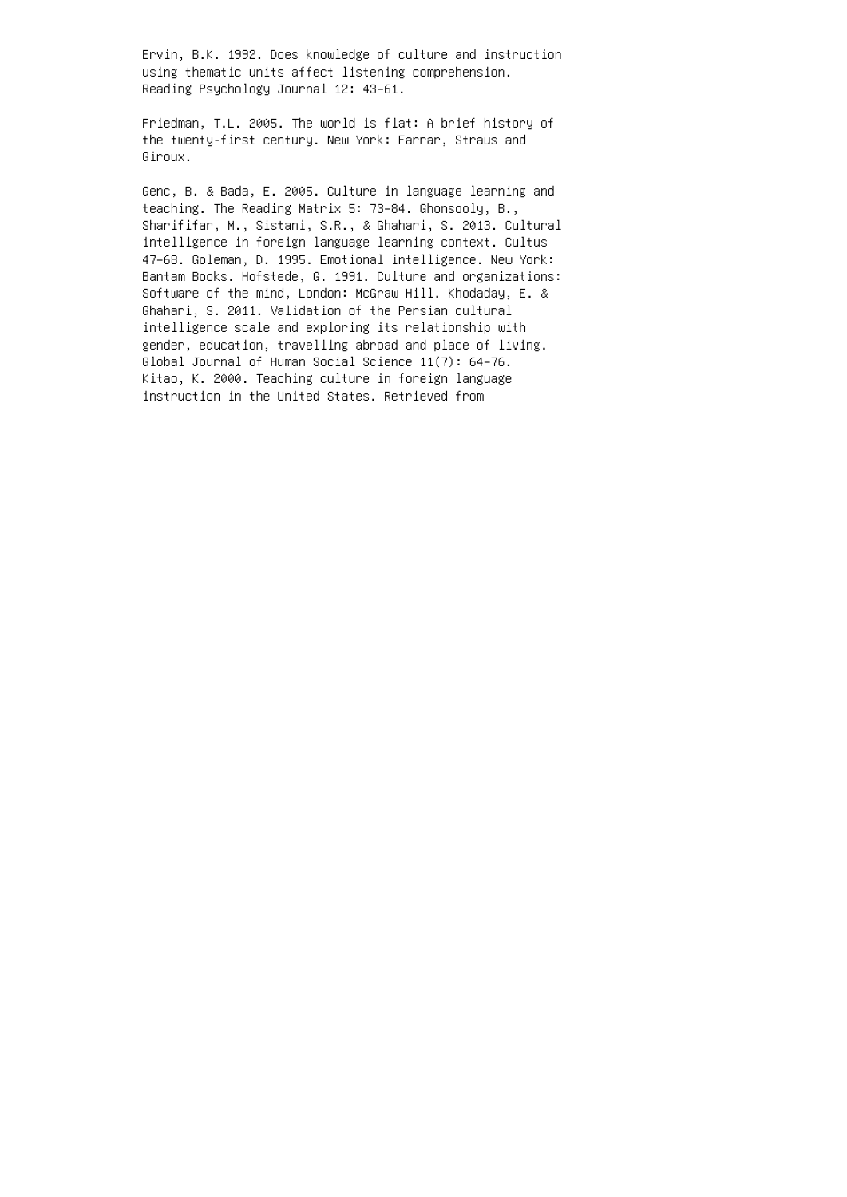Ervin, B.K. 1992. Does knowledge of culture and instruction using thematic units affect listening comprehension. Reading Psychology Journal 12: 43–61.

Friedman, T.L. 2005. The world is flat: A brief history of the twenty-first century. New York: Farrar, Straus and Giroux.

Genc, B. & Bada, E. 2005. Culture in language learning and teaching. The Reading Matrix 5: 73–84. Ghonsooly, B., Sharififar, M., Sistani, S.R., & Ghahari, S. 2013. Cultural intelligence in foreign language learning context. Cultus 47–68. Goleman, D. 1995. Emotional intelligence. New York: Bantam Books. Hofstede, G. 1991. Culture and organizations: Software of the mind, London: McGraw Hill. Khodaday, E. & Ghahari, S. 2011. Validation of the Persian cultural intelligence scale and exploring its relationship with gender, education, travelling abroad and place of living. Global Journal of Human Social Science 11(7): 64–76. Kitao, K. 2000. Teaching culture in foreign language instruction in the United States. Retrieved from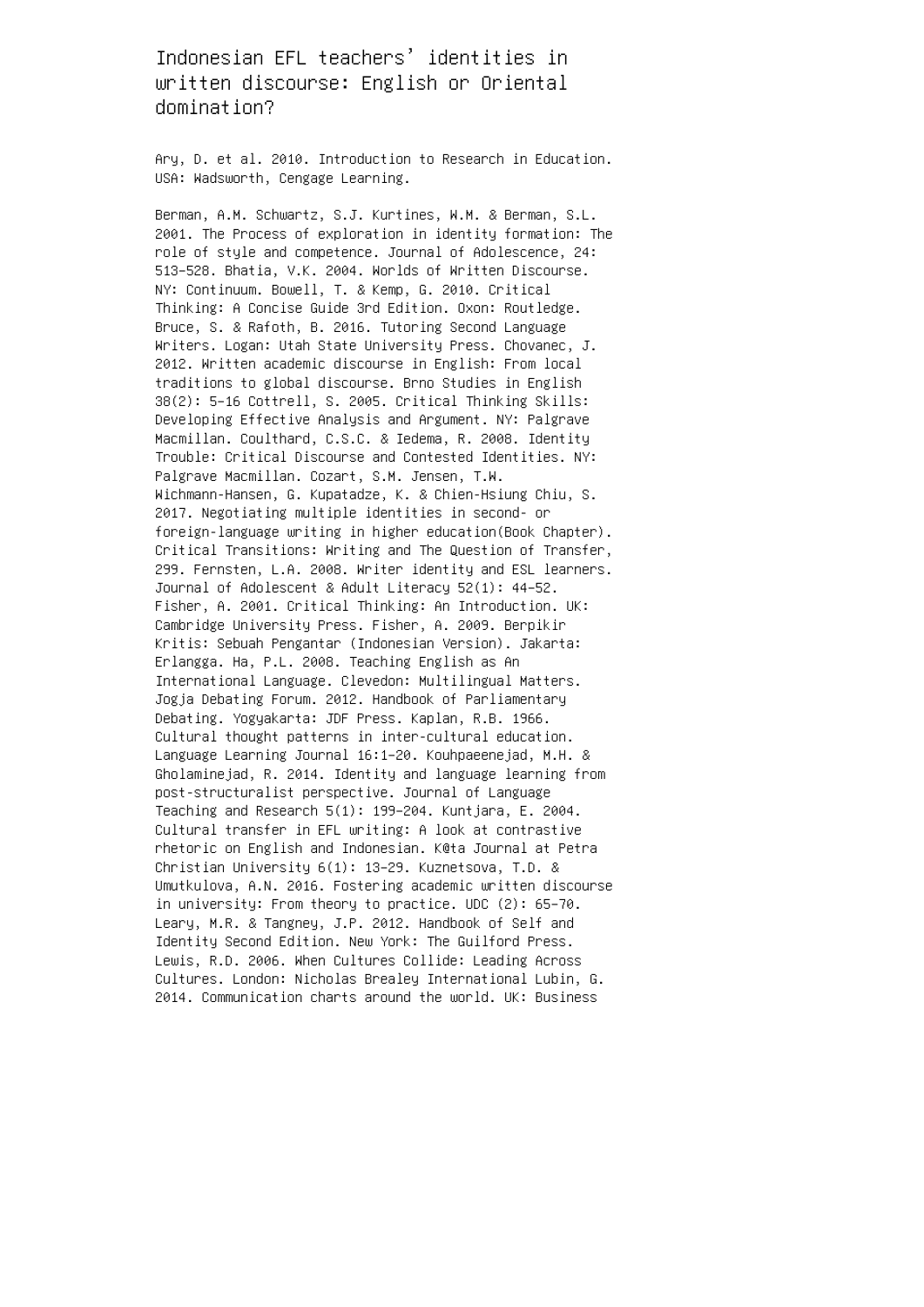# Indonesian EFL teachers' identities in written discourse: English or Oriental domination?

Ary, D. et al. 2010. Introduction to Research in Education. USA: Wadsworth, Cengage Learning.

Berman, A.M. Schwartz, S.J. Kurtines, W.M. & Berman, S.L. 2001. The Process of exploration in identity formation: The role of style and competence. Journal of Adolescence, 24: 513–528. Bhatia, V.K. 2004. Worlds of Written Discourse. NY: Continuum. Bowell, T. & Kemp, G. 2010. Critical Thinking: A Concise Guide 3rd Edition. Oxon: Routledge. Bruce, S. & Rafoth, B. 2016. Tutoring Second Language Writers. Logan: Utah State University Press. Chovanec, J. 2012. Written academic discourse in English: From local traditions to global discourse. Brno Studies in English 38(2): 5–16 Cottrell, S. 2005. Critical Thinking Skills: Developing Effective Analysis and Argument. NY: Palgrave Macmillan. Coulthard, C.S.C. & Iedema, R. 2008. Identity Trouble: Critical Discourse and Contested Identities. NY: Palgrave Macmillan. Cozart, S.M. Jensen, T.W. Wichmann-Hansen, G. Kupatadze, K. & Chien-Hsiung Chiu, S. 2017. Negotiating multiple identities in second- or foreign-language writing in higher education(Book Chapter). Critical Transitions: Writing and The Question of Transfer, 299. Fernsten, L.A. 2008. Writer identity and ESL learners. Journal of Adolescent & Adult Literacy 52(1): 44–52. Fisher, A. 2001. Critical Thinking: An Introduction. UK: Cambridge University Press. Fisher, A. 2009. Berpikir Kritis: Sebuah Pengantar (Indonesian Version). Jakarta: Erlangga. Ha, P.L. 2008. Teaching English as An International Language. Clevedon: Multilingual Matters. Jogja Debating Forum. 2012. Handbook of Parliamentary Debating. Yogyakarta: JDF Press. Kaplan, R.B. 1966. Cultural thought patterns in inter-cultural education. Language Learning Journal 16:1–20. Kouhpaeenejad, M.H. & Gholaminejad, R. 2014. Identity and language learning from post-structuralist perspective. Journal of Language Teaching and Research 5(1): 199–204. Kuntjara, E. 2004. Cultural transfer in EFL writing: A look at contrastive rhetoric on English and Indonesian. K@ta Journal at Petra Christian University 6(1): 13–29. Kuznetsova, T.D. & Umutkulova, A.N. 2016. Fostering academic written discourse in university: From theory to practice. UDC (2): 65–70. Leary, M.R. & Tangney, J.P. 2012. Handbook of Self and Identity Second Edition. New York: The Guilford Press. Lewis, R.D. 2006. When Cultures Collide: Leading Across Cultures. London: Nicholas Brealey International Lubin, G. 2014. Communication charts around the world. UK: Business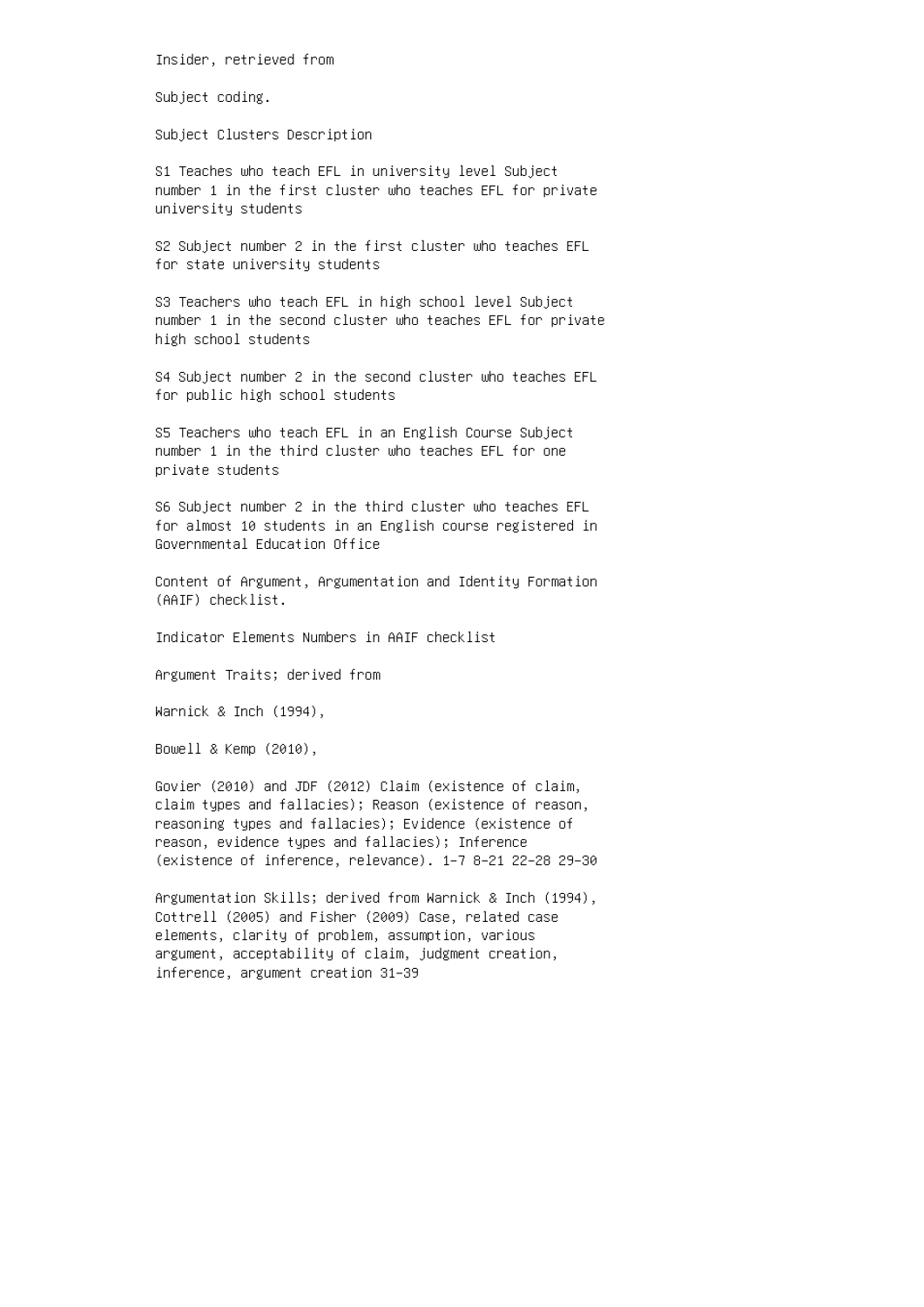Insider, retrieved from

Subject coding.

| Subject | Clusters | Description |
|---|---|---|
| S1 | Teaches who teach EFL in university level | Subject number 1 in the first cluster who teaches EFL for private university students |
| S2 | | Subject number 2 in the first cluster who teaches EFL for state university students |
| S3 | Teachers who teach EFL in high school level | Subject number 1 in the second cluster who teaches EFL for private high school students |
| S4 | | Subject number 2 in the second cluster who teaches EFL for public high school students |
| S5 | Teachers who teach EFL in an English Course | Subject number 1 in the third cluster who teaches EFL for one private students |
| S6 | | Subject number 2 in the third cluster who teaches EFL for almost 10 students in an English course registered in Governmental Education Office |

Content of Argument, Argumentation and Identity Formation (AAIF) checklist.

| Indicator | Elements | Numbers in AAIF checklist |
|---|---|---|
| Argument Traits; derived from Warnick & Inch (1994), Bowell & Kemp (2010), Govier (2010) and JDF (2012) | Claim (existence of claim, claim types and fallacies); Reason (existence of reason, reasoning types and fallacies); Evidence (existence of reason, evidence types and fallacies); Inference (existence of inference, relevance). | 1-7 8-21 22-28 29-30 |
| Argumentation Skills; derived from Warnick & Inch (1994), Cottrell (2005) and Fisher (2009) | Case, related case elements, clarity of problem, assumption, various argument, acceptability of claim, judgment creation, inference, argument creation | 31-39 |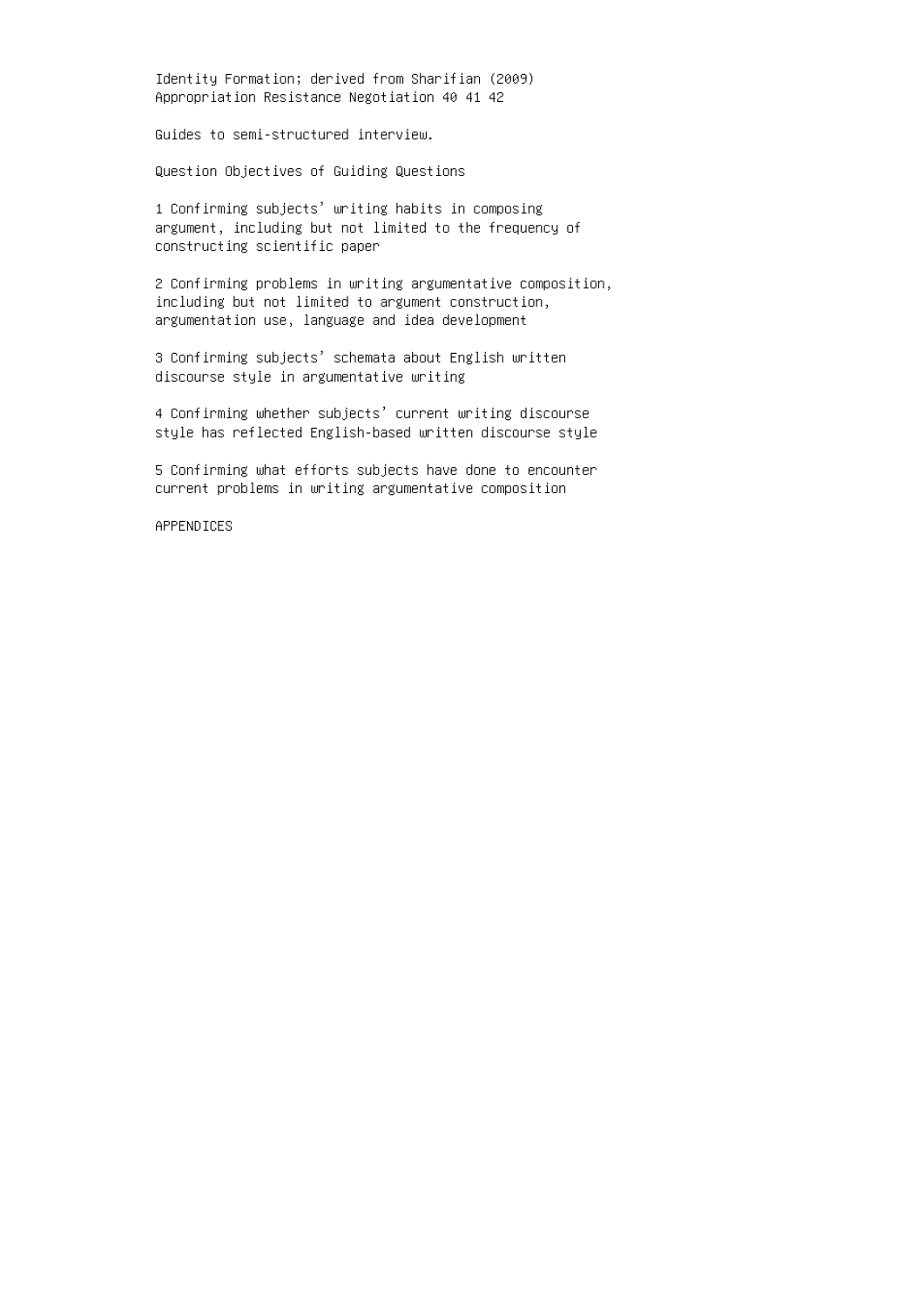Identity Formation; derived from Sharifian (2009)
Appropriation Resistance Negotiation 40 41 42

Guides to semi-structured interview.

| Question | Objectives of Guiding Questions |
|---|---|
| 1 | Confirming subjects' writing habits in composing argument, including but not limited to the frequency of constructing scientific paper |
| 2 | Confirming problems in writing argumentative composition, including but not limited to argument construction, argumentation use, language and idea development |
| 3 | Confirming subjects' schemata about English written discourse style in argumentative writing |
| 4 | Confirming whether subjects' current writing discourse style has reflected English-based written discourse style |
| 5 | Confirming what efforts subjects have done to encounter current problems in writing argumentative composition |

APPENDICES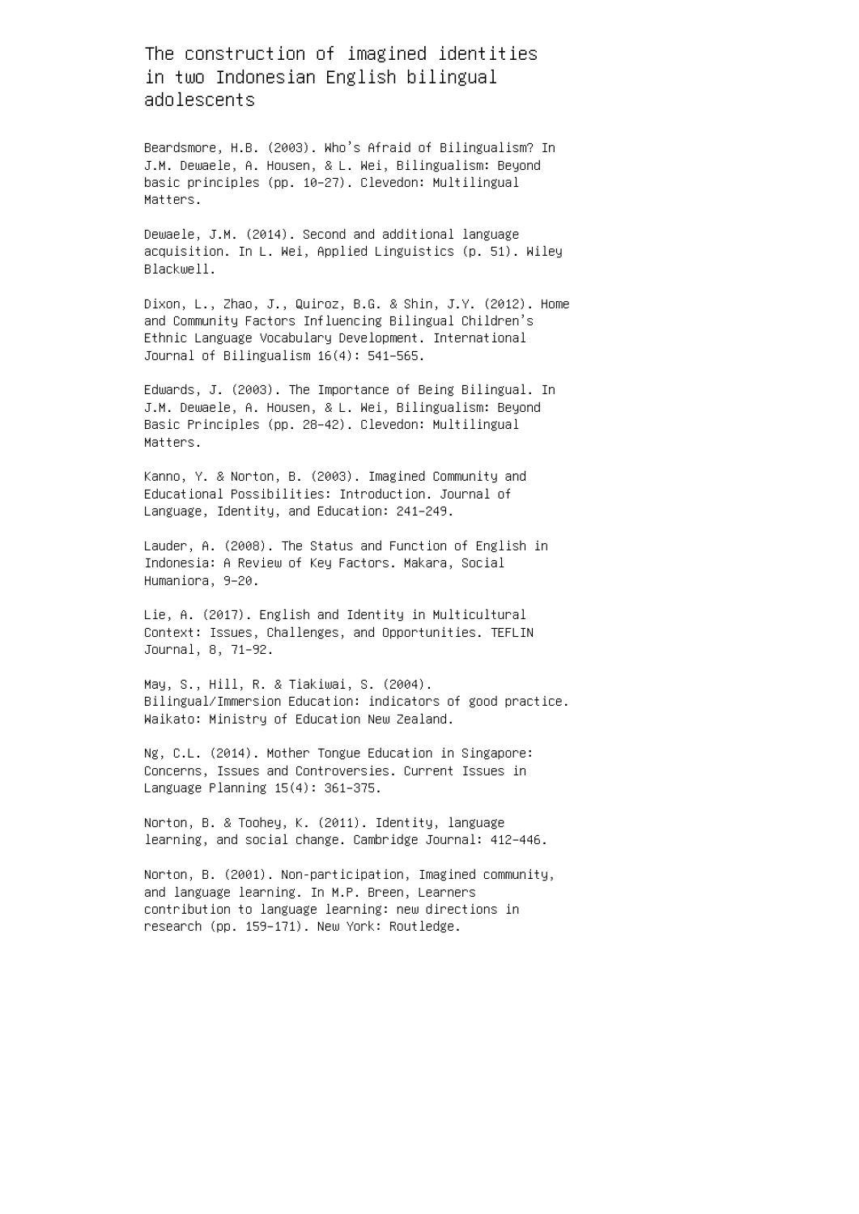# The construction of imagined identities in two Indonesian English bilingual adolescents

Beardsmore, H.B. (2003). Who's Afraid of Bilingualism? In J.M. Dewaele, A. Housen, & L. Wei, Bilingualism: Beyond basic principles (pp. 10-27). Clevedon: Multilingual Matters.

Dewaele, J.M. (2014). Second and additional language acquisition. In L. Wei, Applied Linguistics (p. 51). Wiley Blackwell.

Dixon, L., Zhao, J., Quiroz, B.G. & Shin, J.Y. (2012). Home and Community Factors Influencing Bilingual Children's Ethnic Language Vocabulary Development. International Journal of Bilingualism 16(4): 541-565.

Edwards, J. (2003). The Importance of Being Bilingual. In J.M. Dewaele, A. Housen, & L. Wei, Bilingualism: Beyond Basic Principles (pp. 28-42). Clevedon: Multilingual Matters.

Kanno, Y. & Norton, B. (2003). Imagined Community and Educational Possibilities: Introduction. Journal of Language, Identity, and Education: 241-249.

Lauder, A. (2008). The Status and Function of English in Indonesia: A Review of Key Factors. Makara, Social Humaniora, 9-20.

Lie, A. (2017). English and Identity in Multicultural Context: Issues, Challenges, and Opportunities. TEFLIN Journal, 8, 71-92.

May, S., Hill, R. & Tiakiwai, S. (2004). Bilingual/Immersion Education: indicators of good practice. Waikato: Ministry of Education New Zealand.

Ng, C.L. (2014). Mother Tongue Education in Singapore: Concerns, Issues and Controversies. Current Issues in Language Planning 15(4): 361-375.

Norton, B. & Toohey, K. (2011). Identity, language learning, and social change. Cambridge Journal: 412-446.

Norton, B. (2001). Non-participation, Imagined community, and language learning. In M.P. Breen, Learners contribution to language learning: new directions in research (pp. 159-171). New York: Routledge.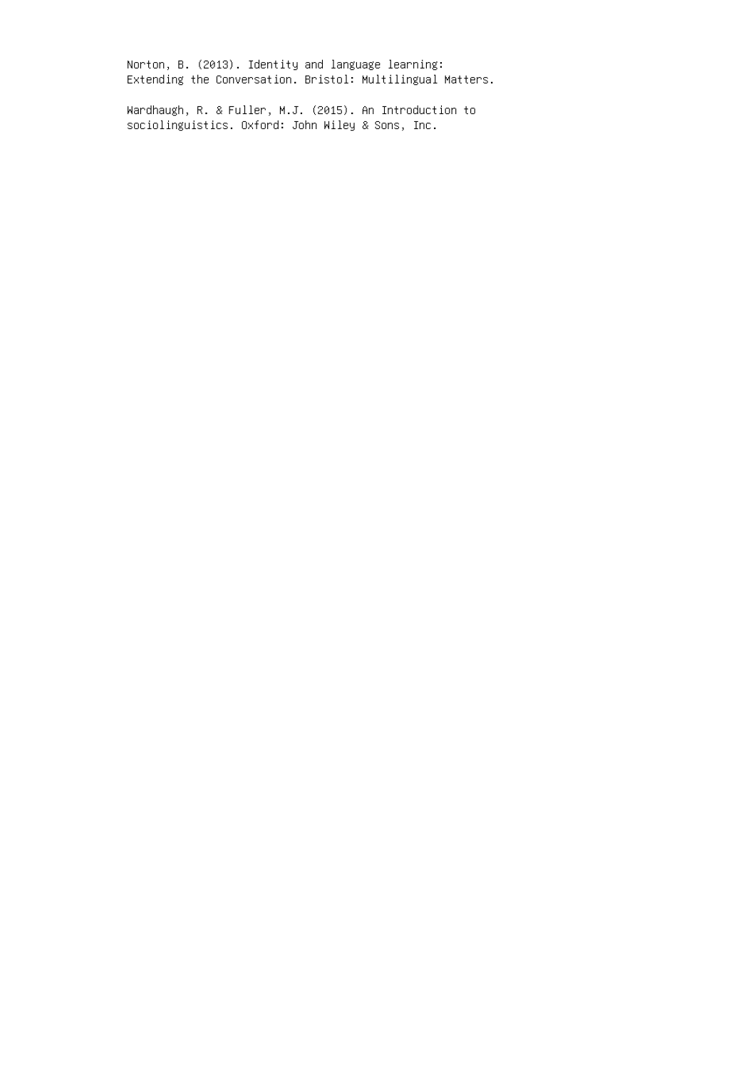Norton, B. (2013). Identity and language learning: Extending the Conversation. Bristol: Multilingual Matters.

Wardhaugh, R. & Fuller, M.J. (2015). An Introduction to sociolinguistics. Oxford: John Wiley & Sons, Inc.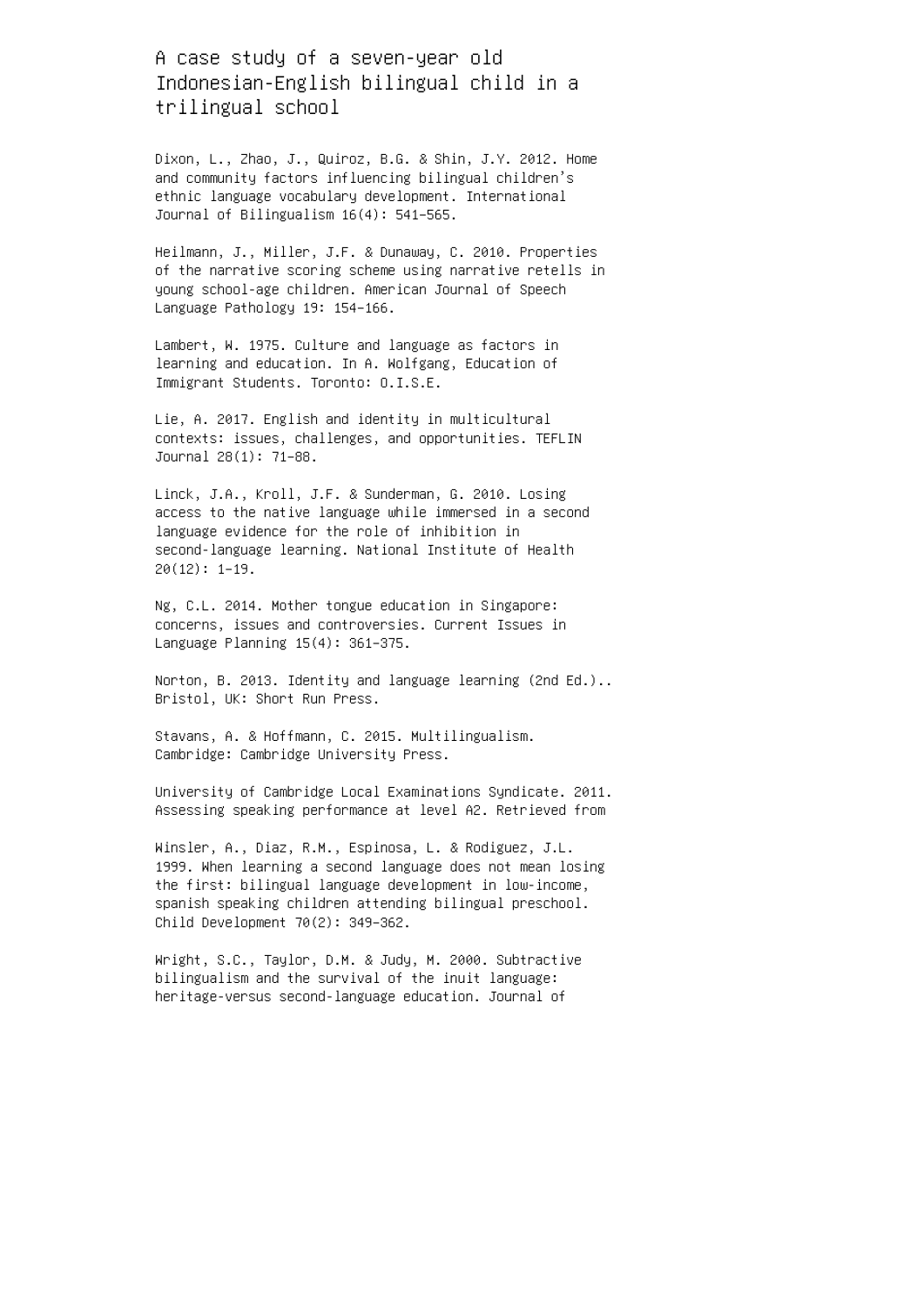Dixon, L., Zhao, J., Quiroz, B.G. & Shin, J.Y. 2012. Home and community factors influencing bilingual children's ethnic language vocabulary development. International Journal of Bilingualism 16(4): 541–565.

Heilmann, J., Miller, J.F. & Dunaway, C. 2010. Properties of the narrative scoring scheme using narrative retells in young school-age children. American Journal of Speech Language Pathology 19: 154–166.

Lambert, W. 1975. Culture and language as factors in learning and education. In A. Wolfgang, Education of Immigrant Students. Toronto: O.I.S.E.

Lie, A. 2017. English and identity in multicultural contexts: issues, challenges, and opportunities. TEFLIN Journal 28(1): 71–88.

Linck, J.A., Kroll, J.F. & Sunderman, G. 2010. Losing access to the native language while immersed in a second language evidence for the role of inhibition in second-language learning. National Institute of Health 20(12): 1–19.

Ng, C.L. 2014. Mother tongue education in Singapore: concerns, issues and controversies. Current Issues in Language Planning 15(4): 361–375.

Norton, B. 2013. Identity and language learning (2nd Ed.).. Bristol, UK: Short Run Press.

Stavans, A. & Hoffmann, C. 2015. Multilingualism. Cambridge: Cambridge University Press.

University of Cambridge Local Examinations Syndicate. 2011. Assessing speaking performance at level A2. Retrieved from

Winsler, A., Diaz, R.M., Espinosa, L. & Rodiguez, J.L. 1999. When learning a second language does not mean losing the first: bilingual language development in low-income, spanish speaking children attending bilingual preschool. Child Development 70(2): 349–362.

Wright, S.C., Taylor, D.M. & Judy, M. 2000. Subtractive bilingualism and the survival of the inuit language: heritage-versus second-language education. Journal of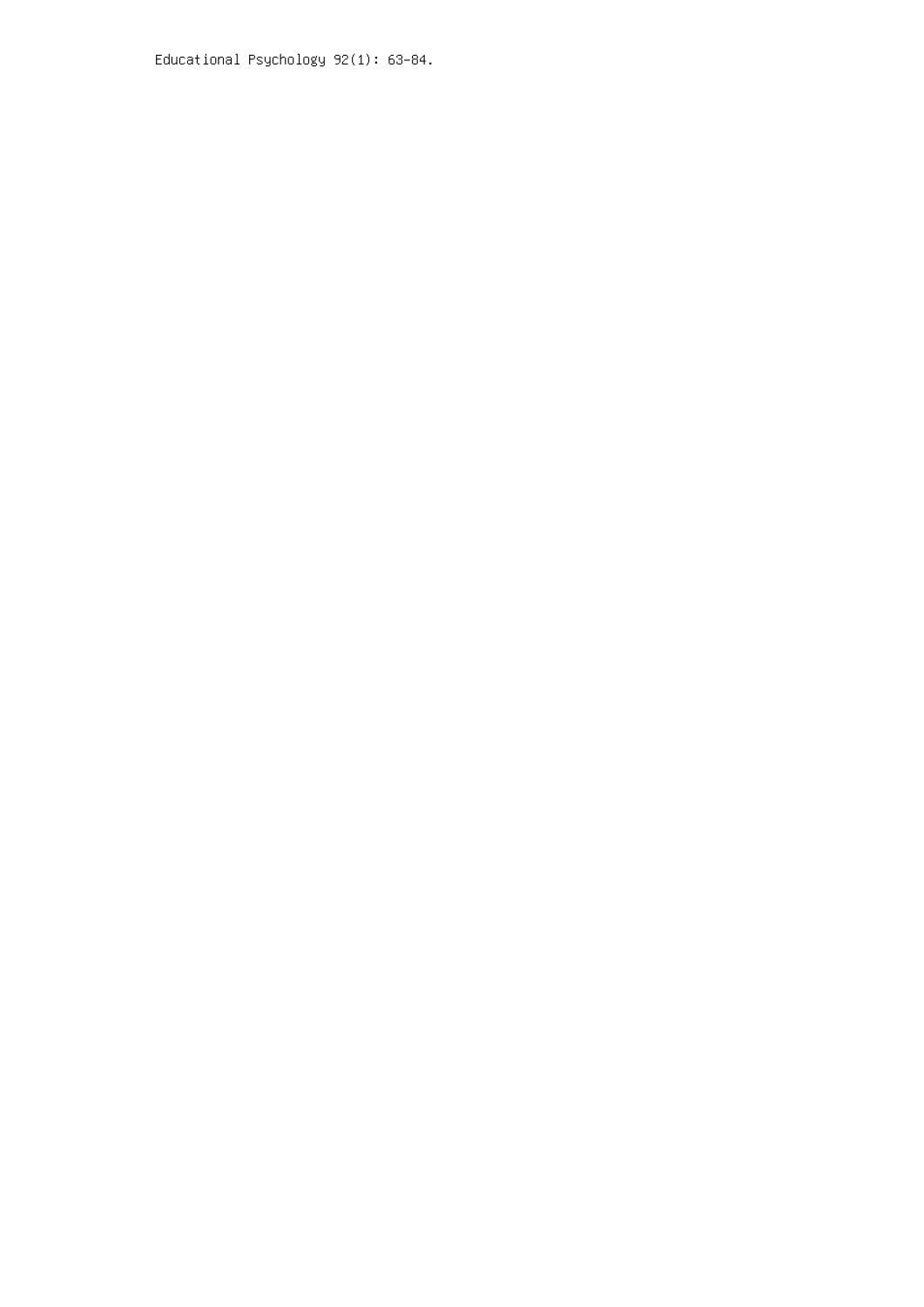Educational Psychology 92(1): 63-84.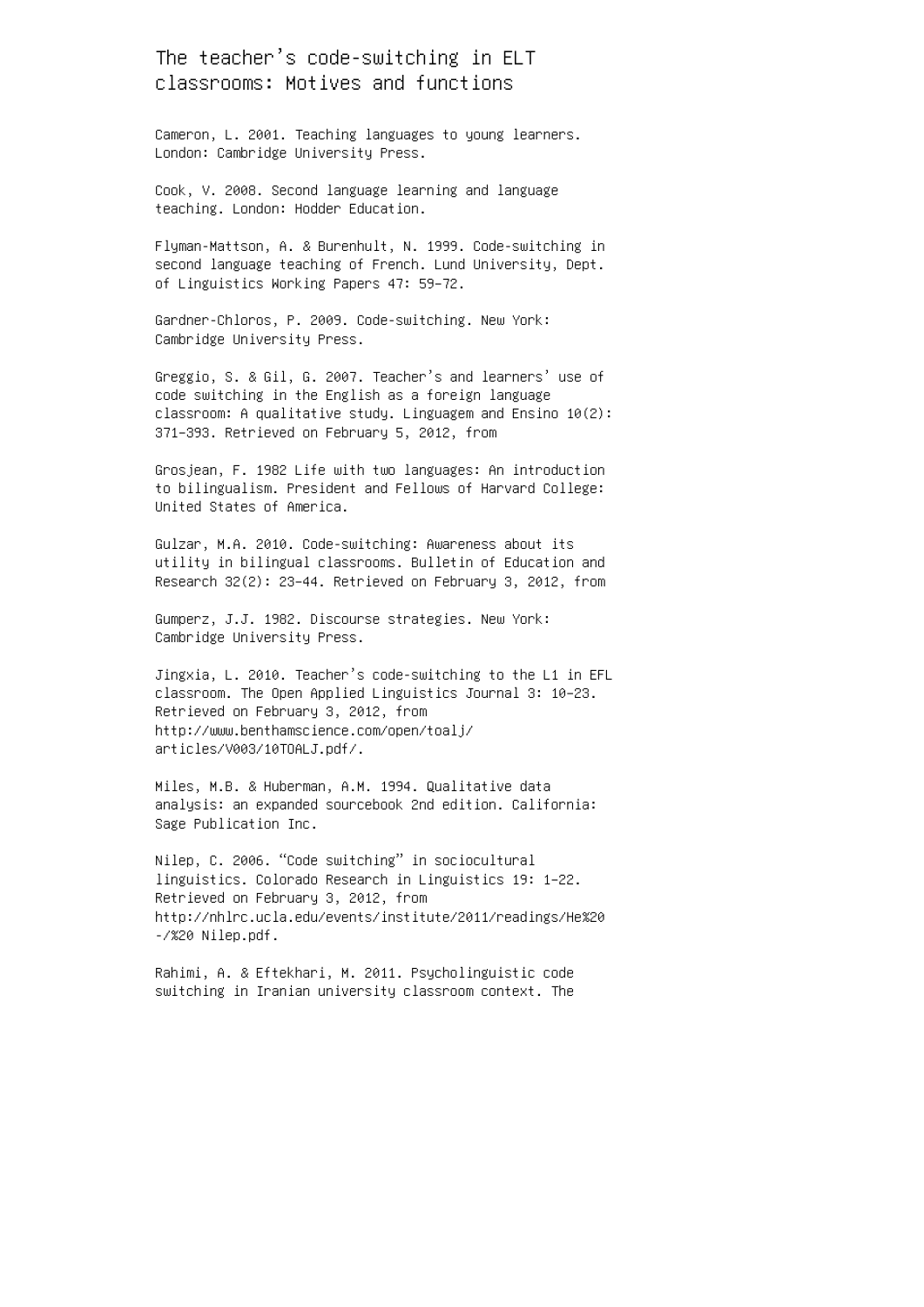# The teacher's code-switching in ELT classrooms: Motives and functions

Cameron, L. 2001. Teaching languages to young learners. London: Cambridge University Press.

Cook, V. 2008. Second language learning and language teaching. London: Hodder Education.

Flyman-Mattson, A. & Burenhult, N. 1999. Code-switching in second language teaching of French. Lund University, Dept. of Linguistics Working Papers 47: 59–72.

Gardner-Chloros, P. 2009. Code-switching. New York: Cambridge University Press.

Greggio, S. & Gil, G. 2007. Teacher's and learners' use of code switching in the English as a foreign language classroom: A qualitative study. Linguagem and Ensino 10(2): 371–393. Retrieved on February 5, 2012, from

Grosjean, F. 1982 Life with two languages: An introduction to bilingualism. President and Fellows of Harvard College: United States of America.

Gulzar, M.A. 2010. Code-switching: Awareness about its utility in bilingual classrooms. Bulletin of Education and Research 32(2): 23–44. Retrieved on February 3, 2012, from

Gumperz, J.J. 1982. Discourse strategies. New York: Cambridge University Press.

Jingxia, L. 2010. Teacher's code-switching to the L1 in EFL classroom. The Open Applied Linguistics Journal 3: 10–23. Retrieved on February 3, 2012, from http://www.benthamscience.com/open/toalj/articles/V003/10TOALJ.pdf/.

Miles, M.B. & Huberman, A.M. 1994. Qualitative data analysis: an expanded sourcebook 2nd edition. California: Sage Publication Inc.

Nilep, C. 2006. "Code switching" in sociocultural linguistics. Colorado Research in Linguistics 19: 1–22. Retrieved on February 3, 2012, from http://nhlrc.ucla.edu/events/institute/2011/readings/He%20-/%20 Nilep.pdf.

Rahimi, A. & Eftekhari, M. 2011. Psycholinguistic code switching in Iranian university classroom context. The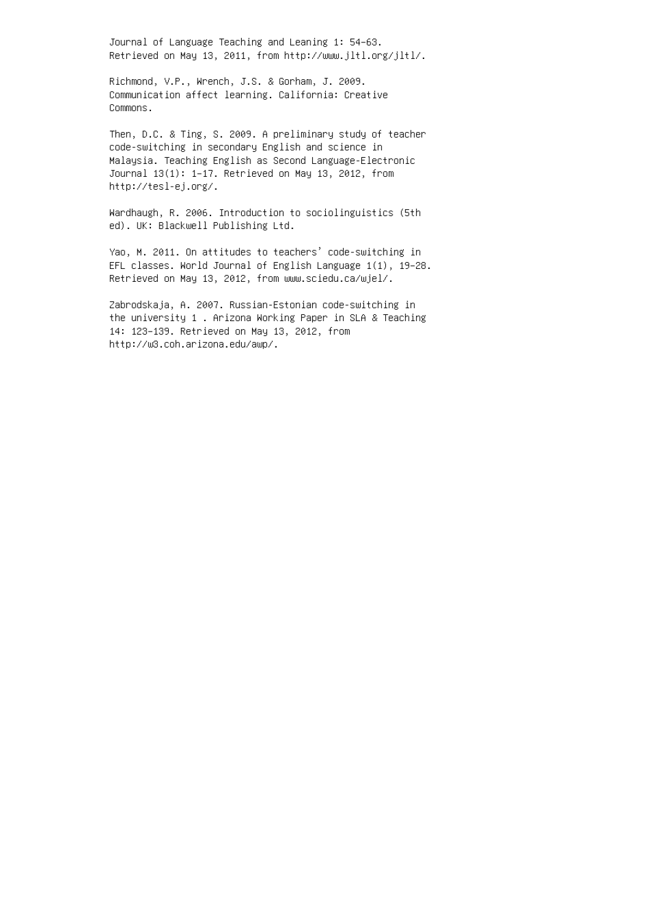Journal of Language Teaching and Leaning 1: 54-63. Retrieved on May 13, 2011, from http://www.jltl.org/jltl/.

Richmond, V.P., Wrench, J.S. & Gorham, J. 2009. Communication affect learning. California: Creative Commons.

Then, D.C. & Ting, S. 2009. A preliminary study of teacher code-switching in secondary English and science in Malaysia. Teaching English as Second Language-Electronic Journal 13(1): 1-17. Retrieved on May 13, 2012, from http://tesl-ej.org/.

Wardhaugh, R. 2006. Introduction to sociolinguistics (5th ed). UK: Blackwell Publishing Ltd.

Yao, M. 2011. On attitudes to teachers' code-switching in EFL classes. World Journal of English Language 1(1), 19-28. Retrieved on May 13, 2012, from www.sciedu.ca/wjel/.

Zabrodskaja, A. 2007. Russian-Estonian code-switching in the university 1 . Arizona Working Paper in SLA & Teaching 14: 123-139. Retrieved on May 13, 2012, from http://w3.coh.arizona.edu/awp/.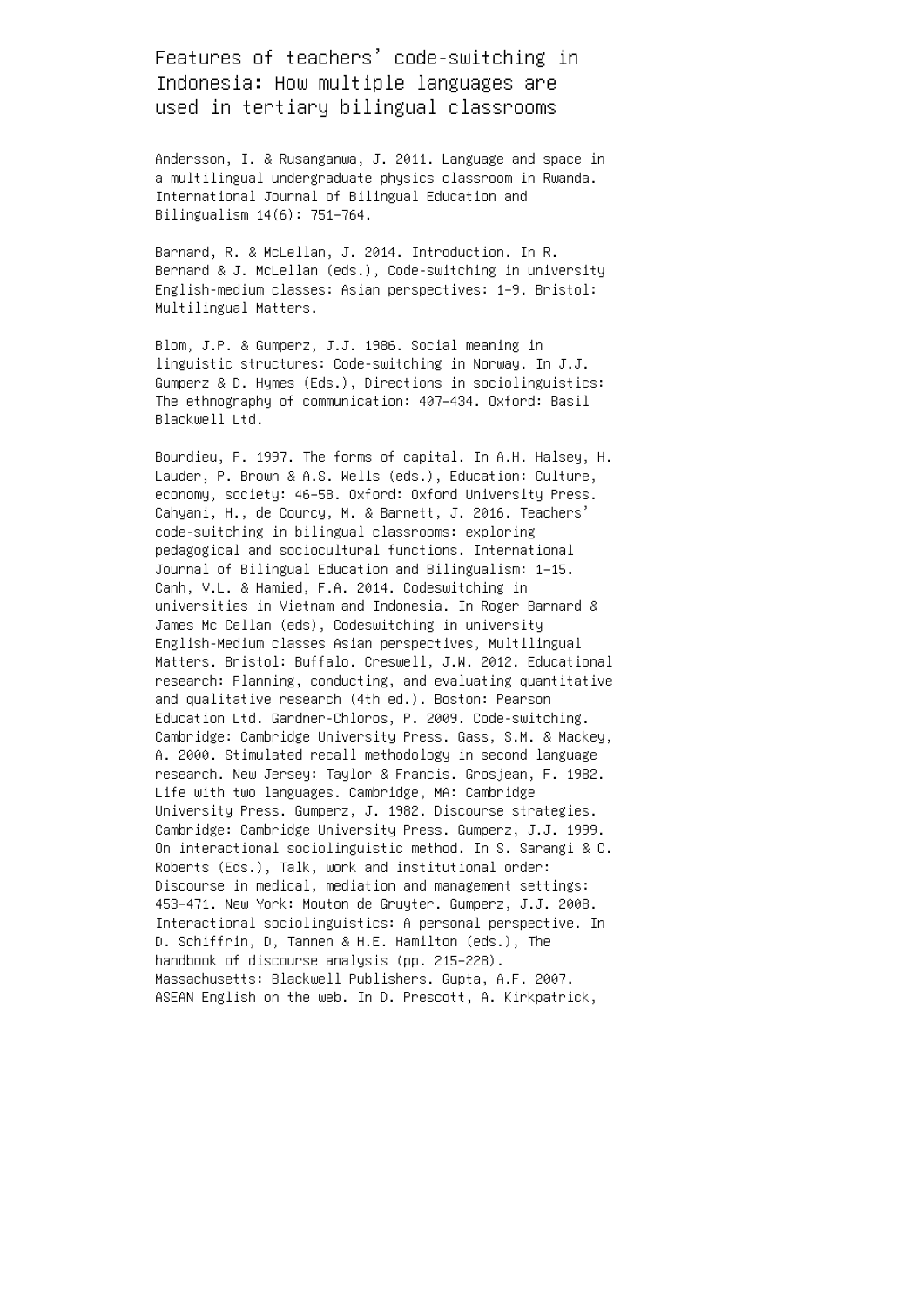# Features of teachers' code-switching in Indonesia: How multiple languages are used in tertiary bilingual classrooms

Andersson, I. & Rusanganwa, J. 2011. Language and space in a multilingual undergraduate physics classroom in Rwanda. International Journal of Bilingual Education and Bilingualism 14(6): 751–764.

Barnard, R. & McLellan, J. 2014. Introduction. In R. Bernard & J. McLellan (eds.), Code-switching in university English-medium classes: Asian perspectives: 1–9. Bristol: Multilingual Matters.

Blom, J.P. & Gumperz, J.J. 1986. Social meaning in linguistic structures: Code-switching in Norway. In J.J. Gumperz & D. Hymes (Eds.), Directions in sociolinguistics: The ethnography of communication: 407–434. Oxford: Basil Blackwell Ltd.

Bourdieu, P. 1997. The forms of capital. In A.H. Halsey, H. Lauder, P. Brown & A.S. Wells (eds.), Education: Culture, economy, society: 46–58. Oxford: Oxford University Press. Cahyani, H., de Courcy, M. & Barnett, J. 2016. Teachers' code-switching in bilingual classrooms: exploring pedagogical and sociocultural functions. International Journal of Bilingual Education and Bilingualism: 1–15. Canh, V.L. & Hamied, F.A. 2014. Codeswitching in universities in Vietnam and Indonesia. In Roger Barnard & James Mc Cellan (eds), Codeswitching in university English-Medium classes Asian perspectives, Multilingual Matters. Bristol: Buffalo. Creswell, J.W. 2012. Educational research: Planning, conducting, and evaluating quantitative and qualitative research (4th ed.). Boston: Pearson Education Ltd. Gardner-Chloros, P. 2009. Code-switching. Cambridge: Cambridge University Press. Gass, S.M. & Mackey, A. 2000. Stimulated recall methodology in second language research. New Jersey: Taylor & Francis. Grosjean, F. 1982. Life with two languages. Cambridge, MA: Cambridge University Press. Gumperz, J. 1982. Discourse strategies. Cambridge: Cambridge University Press. Gumperz, J.J. 1999. On interactional sociolinguistic method. In S. Sarangi & C. Roberts (Eds.), Talk, work and institutional order: Discourse in medical, mediation and management settings: 453–471. New York: Mouton de Gruyter. Gumperz, J.J. 2008. Interactional sociolinguistics: A personal perspective. In D. Schiffrin, D, Tannen & H.E. Hamilton (eds.), The handbook of discourse analysis (pp. 215–228). Massachusetts: Blackwell Publishers. Gupta, A.F. 2007. ASEAN English on the web. In D. Prescott, A. Kirkpatrick,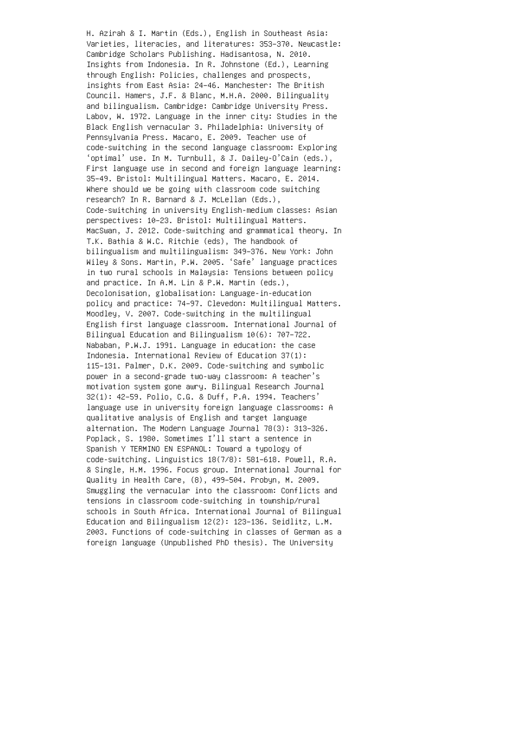H. Azirah & I. Martin (Eds.), English in Southeast Asia: Varieties, literacies, and literatures: 353–370. Newcastle: Cambridge Scholars Publishing. Hadisantosa, N. 2010. Insights from Indonesia. In R. Johnstone (Ed.), Learning through English: Policies, challenges and prospects, insights from East Asia: 24–46. Manchester: The British Council. Hamers, J.F. & Blanc, M.H.A. 2000. Bilinguality and bilingualism. Cambridge: Cambridge University Press. Labov, W. 1972. Language in the inner city: Studies in the Black English vernacular 3. Philadelphia: University of Pennsylvania Press. Macaro, E. 2009. Teacher use of code-switching in the second language classroom: Exploring 'optimal' use. In M. Turnbull, & J. Dailey-O'Cain (eds.), First language use in second and foreign language learning: 35–49. Bristol: Multilingual Matters. Macaro, E. 2014. Where should we be going with classroom code switching research? In R. Barnard & J. McLellan (Eds.), Code-switching in university English-medium classes: Asian perspectives: 10–23. Bristol: Multilingual Matters. MacSwan, J. 2012. Code-switching and grammatical theory. In T.K. Bathia & W.C. Ritchie (eds), The handbook of bilingualism and multilingualism: 349–376. New York: John Wiley & Sons. Martin, P.W. 2005. 'Safe' language practices in two rural schools in Malaysia: Tensions between policy and practice. In A.M. Lin & P.W. Martin (eds.), Decolonisation, globalisation: Language-in-education policy and practice: 74–97. Clevedon: Multilingual Matters. Moodley, V. 2007. Code-switching in the multilingual English first language classroom. International Journal of Bilingual Education and Bilingualism 10(6): 707–722. Nababan, P.W.J. 1991. Language in education: the case Indonesia. International Review of Education 37(1): 115–131. Palmer, D.K. 2009. Code-switching and symbolic power in a second-grade two-way classroom: A teacher's motivation system gone awry. Bilingual Research Journal 32(1): 42–59. Polio, C.G. & Duff, P.A. 1994. Teachers' language use in university foreign language classrooms: A qualitative analysis of English and target language alternation. The Modern Language Journal 78(3): 313–326. Poplack, S. 1980. Sometimes I'll start a sentence in Spanish Y TERMINO EN ESPANOL: Toward a typology of code-switching. Linguistics 18(7/8): 581–618. Powell, R.A. & Single, H.M. 1996. Focus group. International Journal for Quality in Health Care, (8), 499–504. Probyn, M. 2009. Smuggling the vernacular into the classroom: Conflicts and tensions in classroom code-switching in township/rural schools in South Africa. International Journal of Bilingual Education and Bilingualism 12(2): 123–136. Seidlitz, L.M. 2003. Functions of code-switching in classes of German as a foreign language (Unpublished PhD thesis). The University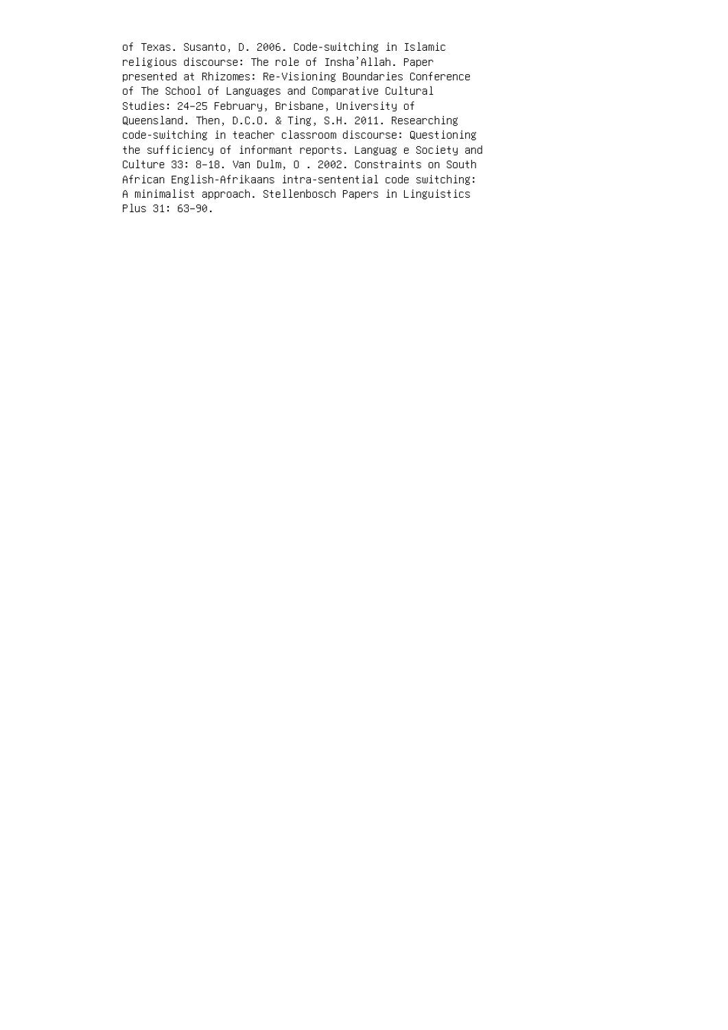of Texas. Susanto, D. 2006. Code-switching in Islamic religious discourse: The role of Insha'Allah. Paper presented at Rhizomes: Re-Visioning Boundaries Conference of The School of Languages and Comparative Cultural Studies: 24–25 February, Brisbane, University of Queensland. Then, D.C.O. & Ting, S.H. 2011. Researching code-switching in teacher classroom discourse: Questioning the sufficiency of informant reports. Languag e Society and Culture 33: 8–18. Van Dulm, O . 2002. Constraints on South African English-Afrikaans intra-sentential code switching: A minimalist approach. Stellenbosch Papers in Linguistics Plus 31: 63–90.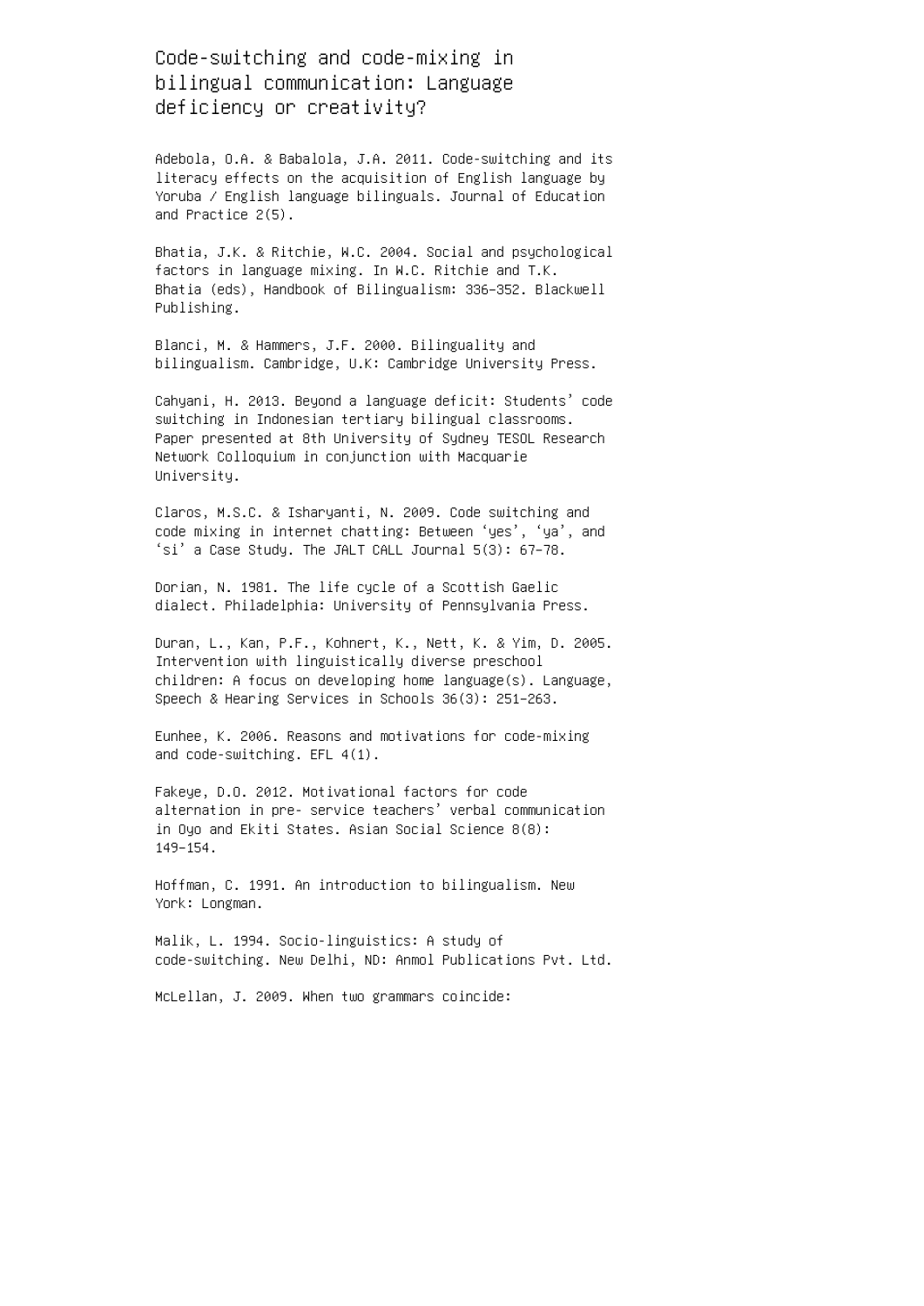# Code-switching and code-mixing in bilingual communication: Language deficiency or creativity?

Adebola, O.A. & Babalola, J.A. 2011. Code-switching and its literacy effects on the acquisition of English language by Yoruba / English language bilinguals. Journal of Education and Practice 2(5).

Bhatia, J.K. & Ritchie, W.C. 2004. Social and psychological factors in language mixing. In W.C. Ritchie and T.K. Bhatia (eds), Handbook of Bilingualism: 336–352. Blackwell Publishing.

Blanci, M. & Hammers, J.F. 2000. Bilinguality and bilingualism. Cambridge, U.K: Cambridge University Press.

Cahyani, H. 2013. Beyond a language deficit: Students' code switching in Indonesian tertiary bilingual classrooms. Paper presented at 8th University of Sydney TESOL Research Network Colloquium in conjunction with Macquarie University.

Claros, M.S.C. & Isharyanti, N. 2009. Code switching and code mixing in internet chatting: Between 'yes', 'ya', and 'si' a Case Study. The JALT CALL Journal 5(3): 67–78.

Dorian, N. 1981. The life cycle of a Scottish Gaelic dialect. Philadelphia: University of Pennsylvania Press.

Duran, L., Kan, P.F., Kohnert, K., Nett, K. & Yim, D. 2005. Intervention with linguistically diverse preschool children: A focus on developing home language(s). Language, Speech & Hearing Services in Schools 36(3): 251–263.

Eunhee, K. 2006. Reasons and motivations for code-mixing and code-switching. EFL 4(1).

Fakeye, D.O. 2012. Motivational factors for code alternation in pre- service teachers' verbal communication in Oyo and Ekiti States. Asian Social Science 8(8): 149–154.

Hoffman, C. 1991. An introduction to bilingualism. New York: Longman.

Malik, L. 1994. Socio-linguistics: A study of code-switching. New Delhi, ND: Anmol Publications Pvt. Ltd.

McLellan, J. 2009. When two grammars coincide: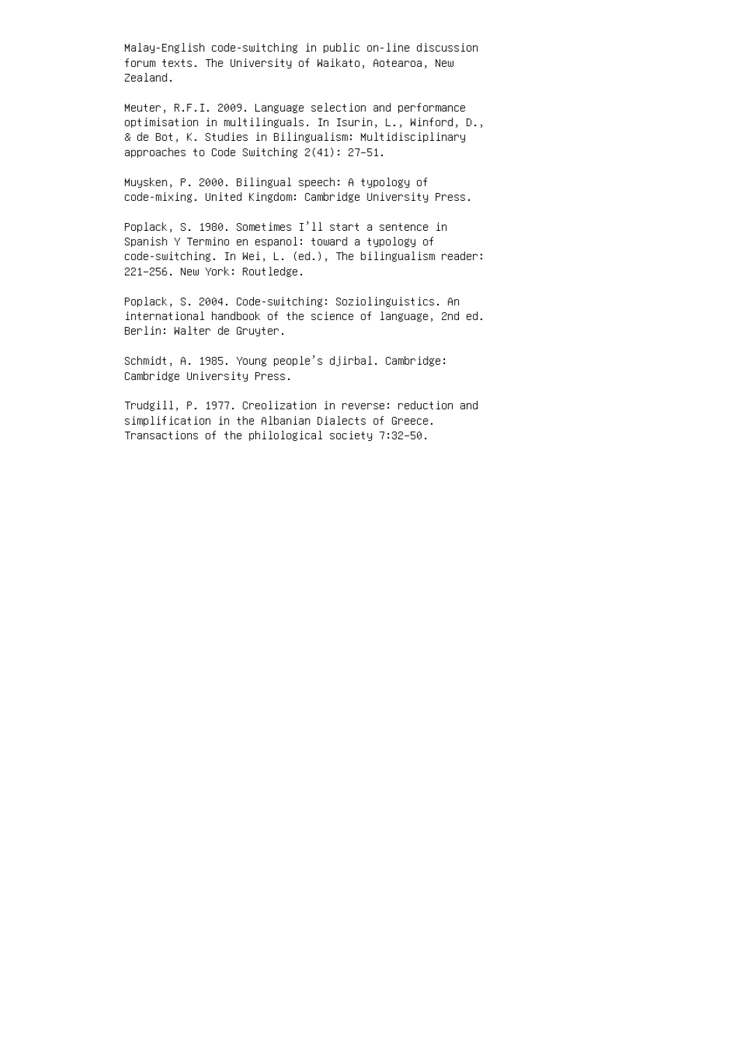Malay-English code-switching in public on-line discussion forum texts. The University of Waikato, Aotearoa, New Zealand.

Meuter, R.F.I. 2009. Language selection and performance optimisation in multilinguals. In Isurin, L., Winford, D., & de Bot, K. Studies in Bilingualism: Multidisciplinary approaches to Code Switching 2(41): 27–51.

Muysken, P. 2000. Bilingual speech: A typology of code-mixing. United Kingdom: Cambridge University Press.

Poplack, S. 1980. Sometimes I'll start a sentence in Spanish Y Termino en espanol: toward a typology of code-switching. In Wei, L. (ed.), The bilingualism reader: 221–256. New York: Routledge.

Poplack, S. 2004. Code-switching: Soziolinguistics. An international handbook of the science of language, 2nd ed. Berlin: Walter de Gruyter.

Schmidt, A. 1985. Young people's djirbal. Cambridge: Cambridge University Press.

Trudgill, P. 1977. Creolization in reverse: reduction and simplification in the Albanian Dialects of Greece. Transactions of the philological society 7:32–50.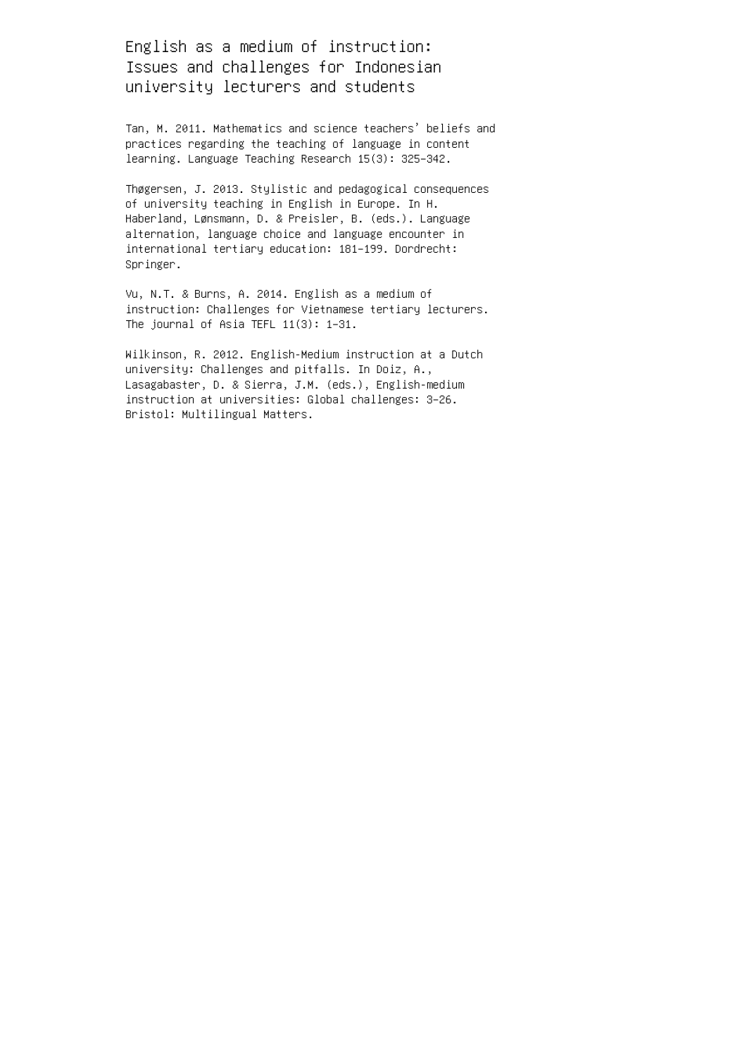Tan, M. 2011. Mathematics and science teachers' beliefs and practices regarding the teaching of language in content learning. Language Teaching Research 15(3): 325–342.

Thøgersen, J. 2013. Stylistic and pedagogical consequences of university teaching in English in Europe. In H. Haberland, Lønsmann, D. & Preisler, B. (eds.). Language alternation, language choice and language encounter in international tertiary education: 181–199. Dordrecht: Springer.

Vu, N.T. & Burns, A. 2014. English as a medium of instruction: Challenges for Vietnamese tertiary lecturers. The journal of Asia TEFL 11(3): 1–31.

Wilkinson, R. 2012. English-Medium instruction at a Dutch university: Challenges and pitfalls. In Doiz, A., Lasagabaster, D. & Sierra, J.M. (eds.), English-medium instruction at universities: Global challenges: 3–26. Bristol: Multilingual Matters.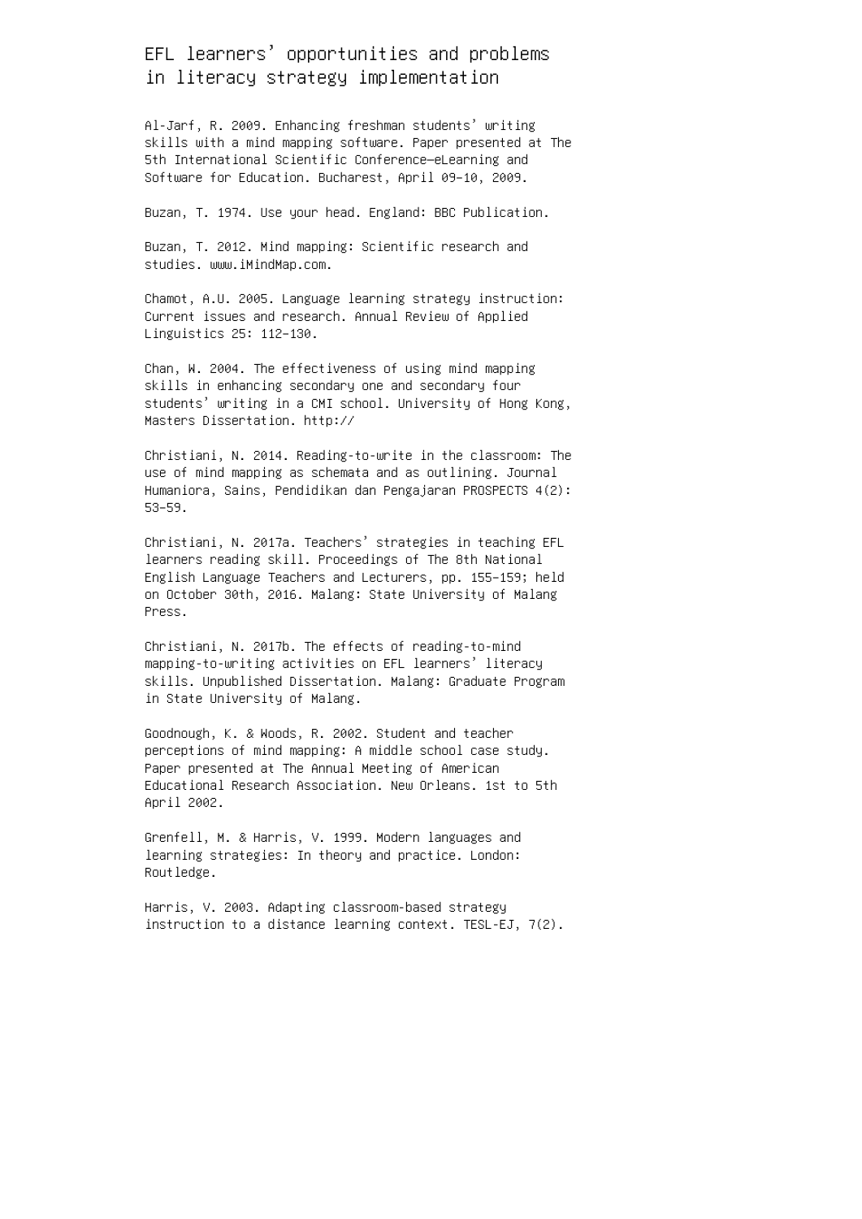Al-Jarf, R. 2009. Enhancing freshman students' writing skills with a mind mapping software. Paper presented at The 5th International Scientific Conference—eLearning and Software for Education. Bucharest, April 09–10, 2009.

Buzan, T. 1974. Use your head. England: BBC Publication.

Buzan, T. 2012. Mind mapping: Scientific research and studies. www.iMindMap.com.

Chamot, A.U. 2005. Language learning strategy instruction: Current issues and research. Annual Review of Applied Linguistics 25: 112–130.

Chan, W. 2004. The effectiveness of using mind mapping skills in enhancing secondary one and secondary four students' writing in a CMI school. University of Hong Kong, Masters Dissertation. http://

Christiani, N. 2014. Reading-to-write in the classroom: The use of mind mapping as schemata and as outlining. Journal Humaniora, Sains, Pendidikan dan Pengajaran PROSPECTS 4(2): 53–59.

Christiani, N. 2017a. Teachers' strategies in teaching EFL learners reading skill. Proceedings of The 8th National English Language Teachers and Lecturers, pp. 155–159; held on October 30th, 2016. Malang: State University of Malang Press.

Christiani, N. 2017b. The effects of reading-to-mind mapping-to-writing activities on EFL learners' literacy skills. Unpublished Dissertation. Malang: Graduate Program in State University of Malang.

Goodnough, K. & Woods, R. 2002. Student and teacher perceptions of mind mapping: A middle school case study. Paper presented at The Annual Meeting of American Educational Research Association. New Orleans. 1st to 5th April 2002.

Grenfell, M. & Harris, V. 1999. Modern languages and learning strategies: In theory and practice. London: Routledge.

Harris, V. 2003. Adapting classroom-based strategy instruction to a distance learning context. TESL-EJ, 7(2).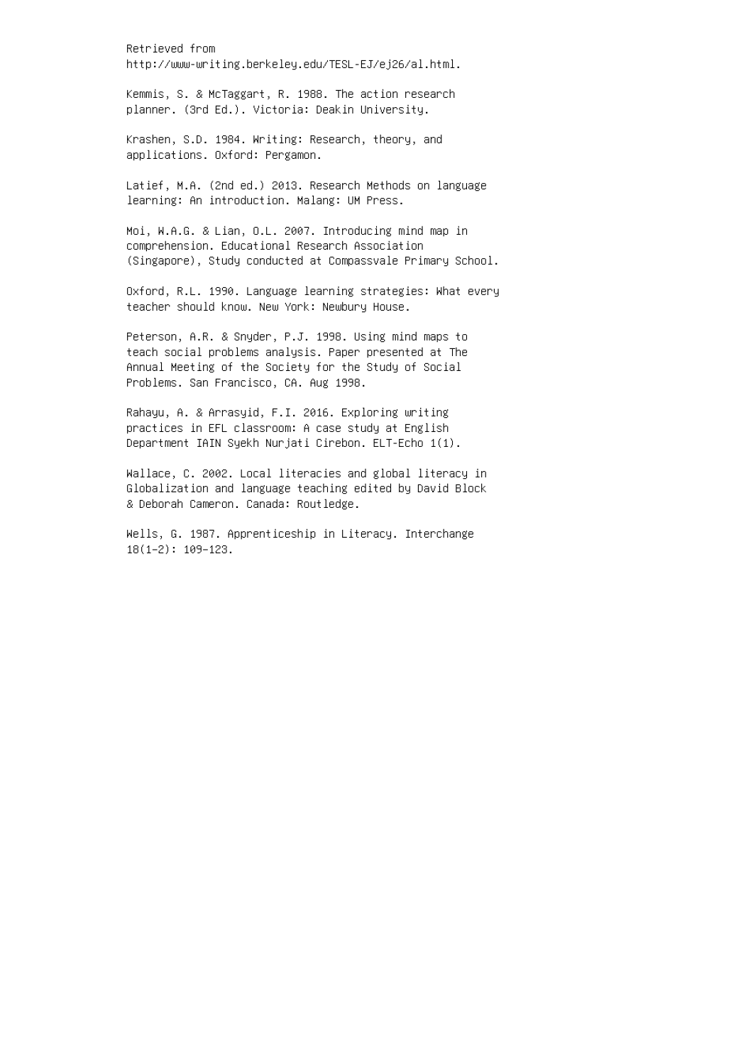Retrieved from http://www-writing.berkeley.edu/TESL-EJ/ej26/a1.html.

Kemmis, S. & McTaggart, R. 1988. The action research planner. (3rd Ed.). Victoria: Deakin University.

Krashen, S.D. 1984. Writing: Research, theory, and applications. Oxford: Pergamon.

Latief, M.A. (2nd ed.) 2013. Research Methods on language learning: An introduction. Malang: UM Press.

Moi, W.A.G. & Lian, O.L. 2007. Introducing mind map in comprehension. Educational Research Association (Singapore), Study conducted at Compassvale Primary School.

Oxford, R.L. 1990. Language learning strategies: What every teacher should know. New York: Newbury House.

Peterson, A.R. & Snyder, P.J. 1998. Using mind maps to teach social problems analysis. Paper presented at The Annual Meeting of the Society for the Study of Social Problems. San Francisco, CA. Aug 1998.

Rahayu, A. & Arrasyid, F.I. 2016. Exploring writing practices in EFL classroom: A case study at English Department IAIN Syekh Nurjati Cirebon. ELT-Echo 1(1).

Wallace, C. 2002. Local literacies and global literacy in Globalization and language teaching edited by David Block & Deborah Cameron. Canada: Routledge.

Wells, G. 1987. Apprenticeship in Literacy. Interchange 18(1-2): 109-123.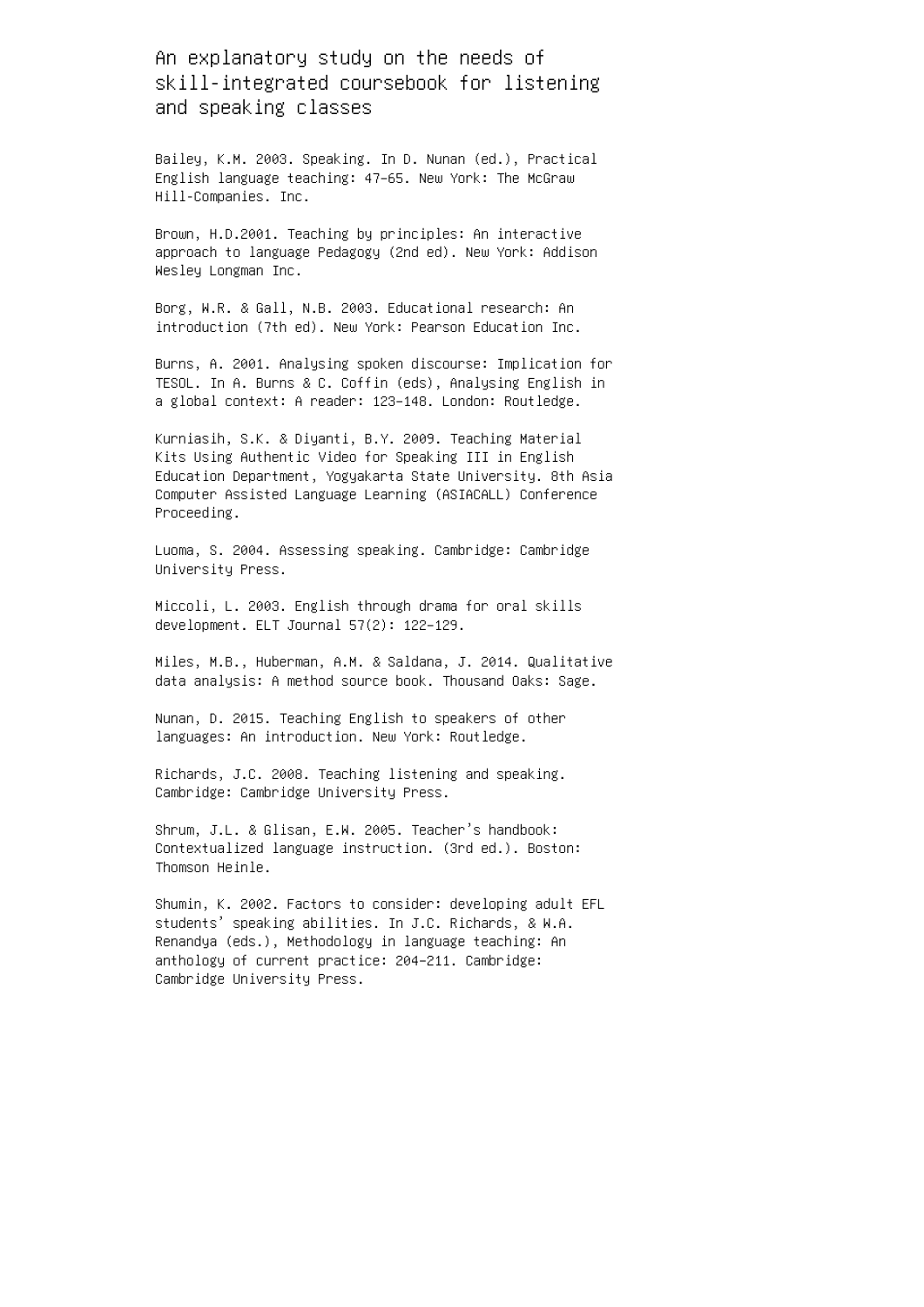# An explanatory study on the needs of skill-integrated coursebook for listening and speaking classes

Bailey, K.M. 2003. Speaking. In D. Nunan (ed.), Practical English language teaching: 47–65. New York: The McGraw Hill-Companies. Inc.

Brown, H.D.2001. Teaching by principles: An interactive approach to language Pedagogy (2nd ed). New York: Addison Wesley Longman Inc.

Borg, W.R. & Gall, N.B. 2003. Educational research: An introduction (7th ed). New York: Pearson Education Inc.

Burns, A. 2001. Analysing spoken discourse: Implication for TESOL. In A. Burns & C. Coffin (eds), Analysing English in a global context: A reader: 123–148. London: Routledge.

Kurniasih, S.K. & Diyanti, B.Y. 2009. Teaching Material Kits Using Authentic Video for Speaking III in English Education Department, Yogyakarta State University. 8th Asia Computer Assisted Language Learning (ASIACALL) Conference Proceeding.

Luoma, S. 2004. Assessing speaking. Cambridge: Cambridge University Press.

Miccoli, L. 2003. English through drama for oral skills development. ELT Journal 57(2): 122–129.

Miles, M.B., Huberman, A.M. & Saldana, J. 2014. Qualitative data analysis: A method source book. Thousand Oaks: Sage.

Nunan, D. 2015. Teaching English to speakers of other languages: An introduction. New York: Routledge.

Richards, J.C. 2008. Teaching listening and speaking. Cambridge: Cambridge University Press.

Shrum, J.L. & Glisan, E.W. 2005. Teacher's handbook: Contextualized language instruction. (3rd ed.). Boston: Thomson Heinle.

Shumin, K. 2002. Factors to consider: developing adult EFL students' speaking abilities. In J.C. Richards, & W.A. Renandya (eds.), Methodology in language teaching: An anthology of current practice: 204–211. Cambridge: Cambridge University Press.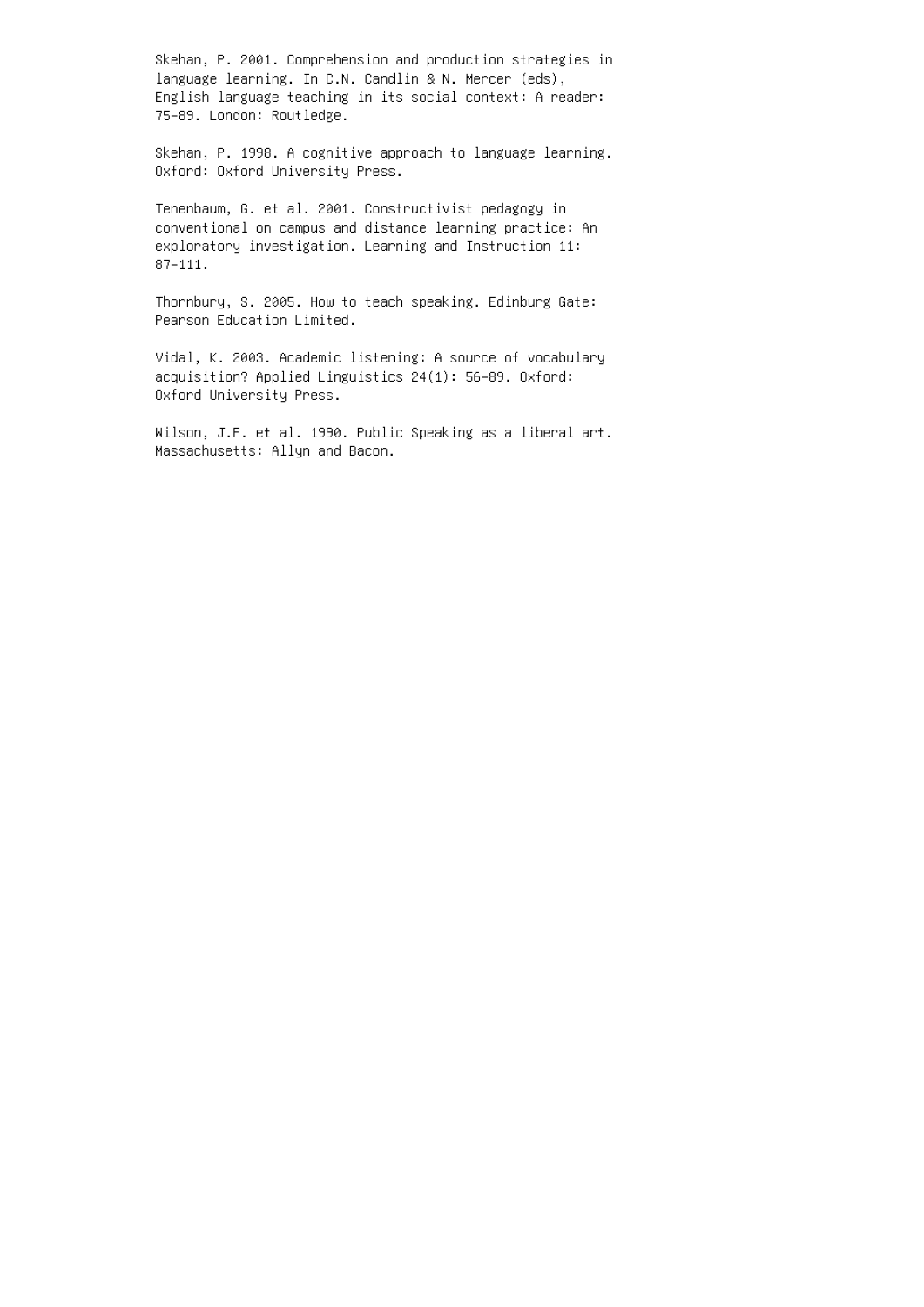Skehan, P. 2001. Comprehension and production strategies in language learning. In C.N. Candlin & N. Mercer (eds), English language teaching in its social context: A reader: 75-89. London: Routledge.

Skehan, P. 1998. A cognitive approach to language learning. Oxford: Oxford University Press.

Tenenbaum, G. et al. 2001. Constructivist pedagogy in conventional on campus and distance learning practice: An exploratory investigation. Learning and Instruction 11: 87-111.

Thornbury, S. 2005. How to teach speaking. Edinburg Gate: Pearson Education Limited.

Vidal, K. 2003. Academic listening: A source of vocabulary acquisition? Applied Linguistics 24(1): 56-89. Oxford: Oxford University Press.

Wilson, J.F. et al. 1990. Public Speaking as a liberal art. Massachusetts: Allyn and Bacon.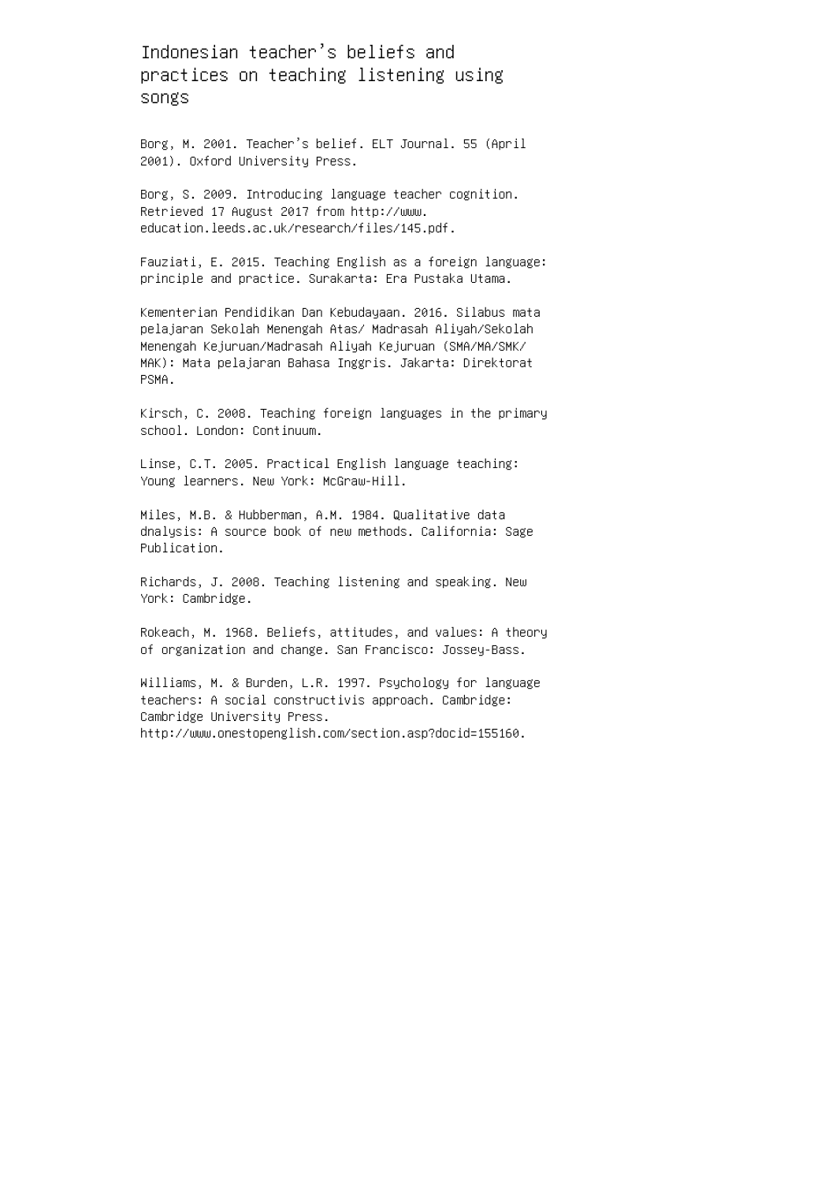# Indonesian teacher's beliefs and practices on teaching listening using songs

Borg, M. 2001. Teacher's belief. ELT Journal. 55 (April 2001). Oxford University Press.

Borg, S. 2009. Introducing language teacher cognition. Retrieved 17 August 2017 from http://www.education.leeds.ac.uk/research/files/145.pdf.

Fauziati, E. 2015. Teaching English as a foreign language: principle and practice. Surakarta: Era Pustaka Utama.

Kementerian Pendidikan Dan Kebudayaan. 2016. Silabus mata pelajaran Sekolah Menengah Atas/ Madrasah Aliyah/Sekolah Menengah Kejuruan/Madrasah Aliyah Kejuruan (SMA/MA/SMK/MAK): Mata pelajaran Bahasa Inggris. Jakarta: Direktorat PSMA.

Kirsch, C. 2008. Teaching foreign languages in the primary school. London: Continuum.

Linse, C.T. 2005. Practical English language teaching: Young learners. New York: McGraw-Hill.

Miles, M.B. & Hubberman, A.M. 1984. Qualitative data dnalysis: A source book of new methods. California: Sage Publication.

Richards, J. 2008. Teaching listening and speaking. New York: Cambridge.

Rokeach, M. 1968. Beliefs, attitudes, and values: A theory of organization and change. San Francisco: Jossey-Bass.

Williams, M. & Burden, L.R. 1997. Psychology for language teachers: A social constructivis approach. Cambridge: Cambridge University Press. http://www.onestopenglish.com/section.asp?docid=155160.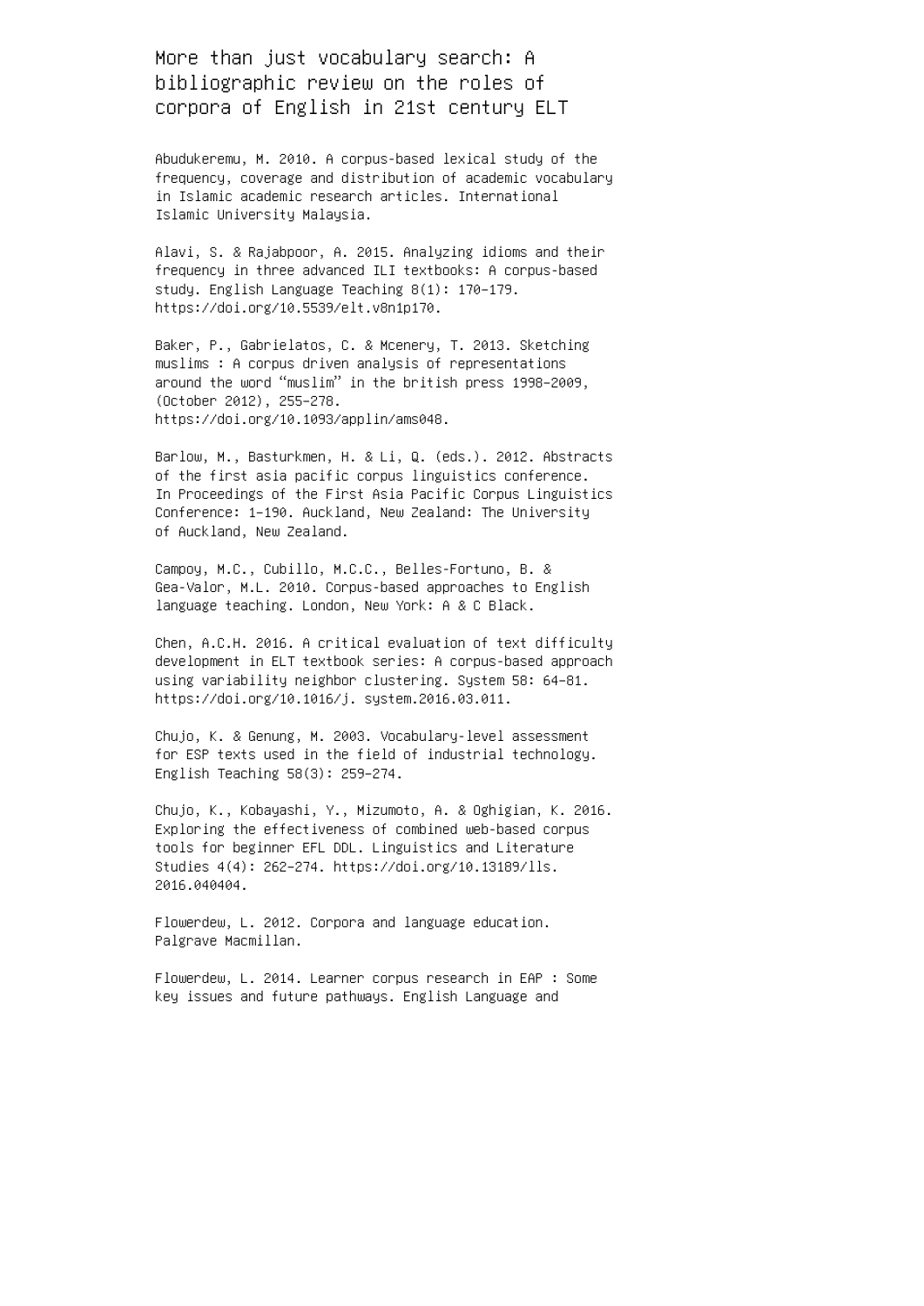# More than just vocabulary search: A bibliographic review on the roles of corpora of English in 21st century ELT

Abudukeremu, M. 2010. A corpus-based lexical study of the frequency, coverage and distribution of academic vocabulary in Islamic academic research articles. International Islamic University Malaysia.

Alavi, S. & Rajabpoor, A. 2015. Analyzing idioms and their frequency in three advanced ILI textbooks: A corpus-based study. English Language Teaching 8(1): 170–179. https://doi.org/10.5539/elt.v8n1p170.

Baker, P., Gabrielatos, C. & Mcenery, T. 2013. Sketching muslims : A corpus driven analysis of representations around the word “muslim” in the british press 1998–2009, (October 2012), 255–278. https://doi.org/10.1093/applin/ams048.

Barlow, M., Basturkmen, H. & Li, Q. (eds.). 2012. Abstracts of the first asia pacific corpus linguistics conference. In Proceedings of the First Asia Pacific Corpus Linguistics Conference: 1–190. Auckland, New Zealand: The University of Auckland, New Zealand.

Campoy, M.C., Cubillo, M.C.C., Belles-Fortuno, B. & Gea-Valor, M.L. 2010. Corpus-based approaches to English language teaching. London, New York: A & C Black.

Chen, A.C.H. 2016. A critical evaluation of text difficulty development in ELT textbook series: A corpus-based approach using variability neighbor clustering. System 58: 64–81. https://doi.org/10.1016/j. system.2016.03.011.

Chujo, K. & Genung, M. 2003. Vocabulary-level assessment for ESP texts used in the field of industrial technology. English Teaching 58(3): 259–274.

Chujo, K., Kobayashi, Y., Mizumoto, A. & Oghigian, K. 2016. Exploring the effectiveness of combined web-based corpus tools for beginner EFL DDL. Linguistics and Literature Studies 4(4): 262–274. https://doi.org/10.13189/lls. 2016.040404.

Flowerdew, L. 2012. Corpora and language education. Palgrave Macmillan.

Flowerdew, L. 2014. Learner corpus research in EAP : Some key issues and future pathways. English Language and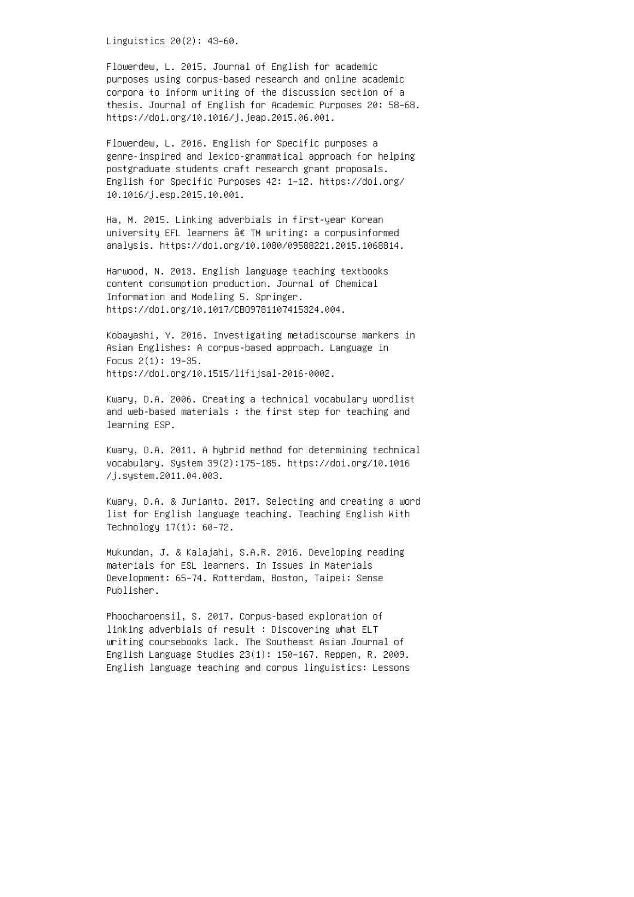Linguistics 20(2): 43–60.

Flowerdew, L. 2015. Journal of English for academic purposes using corpus-based research and online academic corpora to inform writing of the discussion section of a thesis. Journal of English for Academic Purposes 20: 58–68. https://doi.org/10.1016/j.jeap.2015.06.001.

Flowerdew, L. 2016. English for Specific purposes a genre-inspired and lexico-grammatical approach for helping postgraduate students craft research grant proposals. English for Specific Purposes 42: 1–12. https://doi.org/10.1016/j.esp.2015.10.001.

Ha, M. 2015. Linking adverbials in first-year Korean university EFL learners â€ TM writing: a corpusinformed analysis. https://doi.org/10.1080/09588221.2015.1068814.

Harwood, N. 2013. English language teaching textbooks content consumption production. Journal of Chemical Information and Modeling 5. Springer. https://doi.org/10.1017/CBO9781107415324.004.

Kobayashi, Y. 2016. Investigating metadiscourse markers in Asian Englishes: A corpus-based approach. Language in Focus 2(1): 19–35. https://doi.org/10.1515/lifijsal-2016-0002.

Kwary, D.A. 2006. Creating a technical vocabulary wordlist and web-based materials : the first step for teaching and learning ESP.

Kwary, D.A. 2011. A hybrid method for determining technical vocabulary. System 39(2):175–185. https://doi.org/10.1016/j.system.2011.04.003.

Kwary, D.A. & Jurianto. 2017. Selecting and creating a word list for English language teaching. Teaching English With Technology 17(1): 60–72.

Mukundan, J. & Kalajahi, S.A.R. 2016. Developing reading materials for ESL learners. In Issues in Materials Development: 65–74. Rotterdam, Boston, Taipei: Sense Publisher.

Phoocharoensil, S. 2017. Corpus-based exploration of linking adverbials of result : Discovering what ELT writing coursebooks lack. The Southeast Asian Journal of English Language Studies 23(1): 150–167. Reppen, R. 2009. English language teaching and corpus linguistics: Lessons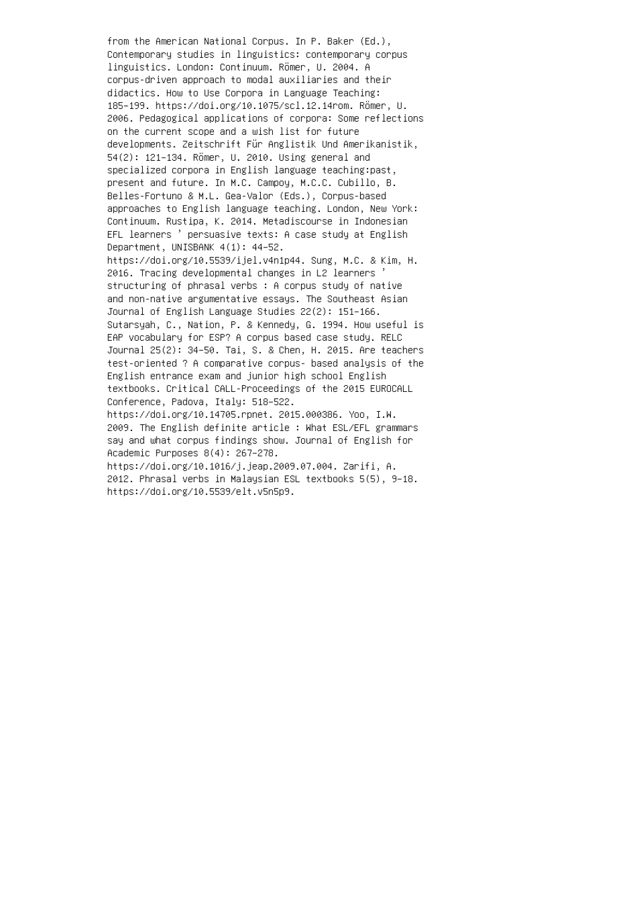from the American National Corpus. In P. Baker (Ed.), Contemporary studies in linguistics: contemporary corpus linguistics. London: Continuum. Römer, U. 2004. A corpus-driven approach to modal auxiliaries and their didactics. How to Use Corpora in Language Teaching: 185–199. https://doi.org/10.1075/scl.12.14rom. Römer, U. 2006. Pedagogical applications of corpora: Some reflections on the current scope and a wish list for future developments. Zeitschrift Für Anglistik Und Amerikanistik, 54(2): 121–134. Römer, U. 2010. Using general and specialized corpora in English language teaching:past, present and future. In M.C. Campoy, M.C.C. Cubillo, B. Belles-Fortuno & M.L. Gea-Valor (Eds.), Corpus-based approaches to English language teaching. London, New York: Continuum. Rustipa, K. 2014. Metadiscourse in Indonesian EFL learners ' persuasive texts: A case study at English Department, UNISBANK 4(1): 44–52. https://doi.org/10.5539/ijel.v4n1p44. Sung, M.C. & Kim, H. 2016. Tracing developmental changes in L2 learners ' structuring of phrasal verbs : A corpus study of native and non-native argumentative essays. The Southeast Asian Journal of English Language Studies 22(2): 151–166. Sutarsyah, C., Nation, P. & Kennedy, G. 1994. How useful is EAP vocabulary for ESP? A corpus based case study. RELC Journal 25(2): 34–50. Tai, S. & Chen, H. 2015. Are teachers test-oriented ? A comparative corpus- based analysis of the English entrance exam and junior high school English textbooks. Critical CALL-Proceedings of the 2015 EUROCALL Conference, Padova, Italy: 518–522. https://doi.org/10.14705.rpnet. 2015.000386. Yoo, I.W. 2009. The English definite article : What ESL/EFL grammars say and what corpus findings show. Journal of English for Academic Purposes 8(4): 267–278. https://doi.org/10.1016/j.jeap.2009.07.004. Zarifi, A. 2012. Phrasal verbs in Malaysian ESL textbooks 5(5), 9–18. https://doi.org/10.5539/elt.v5n5p9.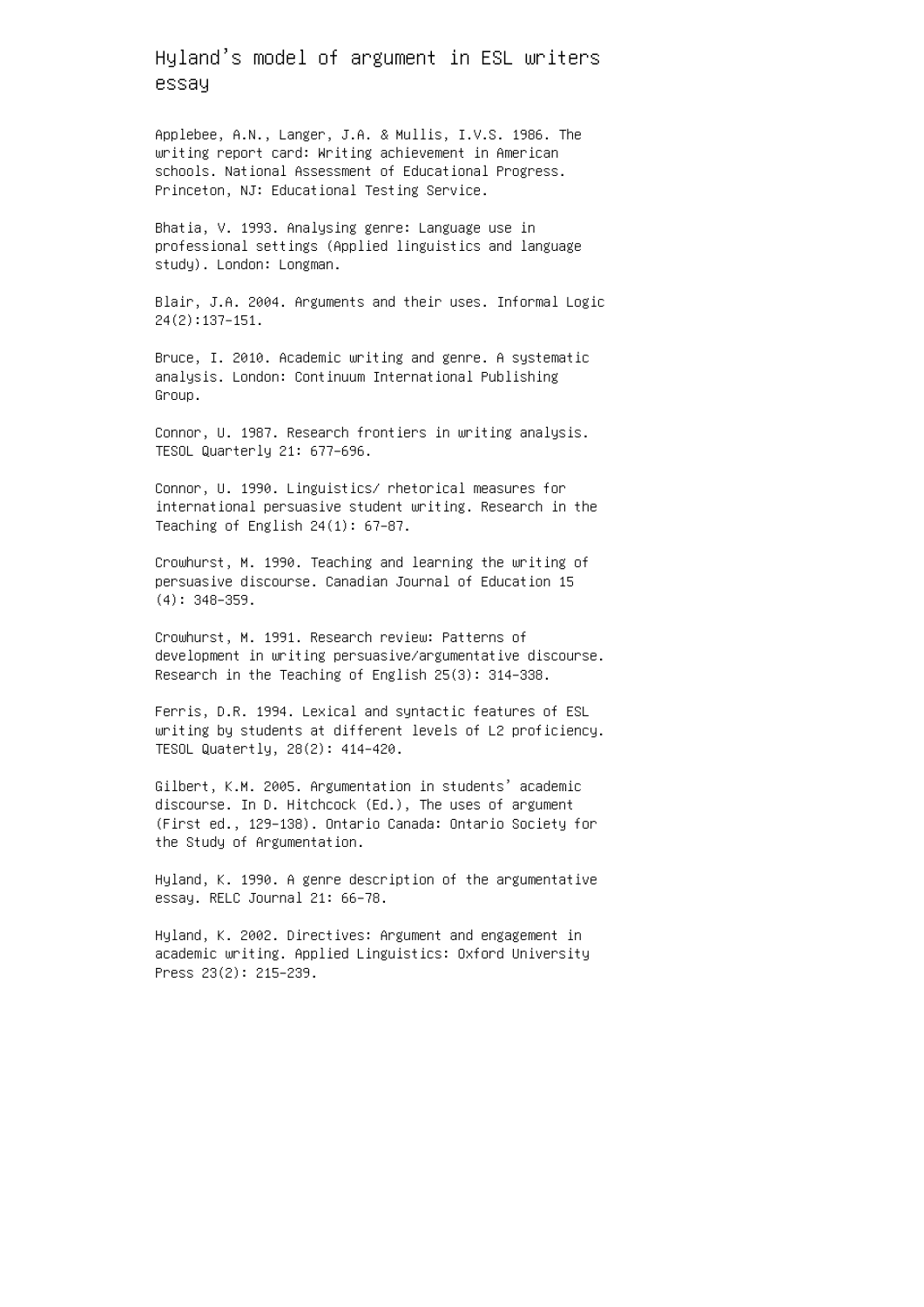Applebee, A.N., Langer, J.A. & Mullis, I.V.S. 1986. The writing report card: Writing achievement in American schools. National Assessment of Educational Progress. Princeton, NJ: Educational Testing Service.

Bhatia, V. 1993. Analysing genre: Language use in professional settings (Applied linguistics and language study). London: Longman.

Blair, J.A. 2004. Arguments and their uses. Informal Logic 24(2):137-151.

Bruce, I. 2010. Academic writing and genre. A systematic analysis. London: Continuum International Publishing Group.

Connor, U. 1987. Research frontiers in writing analysis. TESOL Quarterly 21: 677-696.

Connor, U. 1990. Linguistics/ rhetorical measures for international persuasive student writing. Research in the Teaching of English 24(1): 67-87.

Crowhurst, M. 1990. Teaching and learning the writing of persuasive discourse. Canadian Journal of Education 15 (4): 348-359.

Crowhurst, M. 1991. Research review: Patterns of development in writing persuasive/argumentative discourse. Research in the Teaching of English 25(3): 314-338.

Ferris, D.R. 1994. Lexical and syntactic features of ESL writing by students at different levels of L2 proficiency. TESOL Quatertly, 28(2): 414-420.

Gilbert, K.M. 2005. Argumentation in students' academic discourse. In D. Hitchcock (Ed.), The uses of argument (First ed., 129-138). Ontario Canada: Ontario Society for the Study of Argumentation.

Hyland, K. 1990. A genre description of the argumentative essay. RELC Journal 21: 66-78.

Hyland, K. 2002. Directives: Argument and engagement in academic writing. Applied Linguistics: Oxford University Press 23(2): 215-239.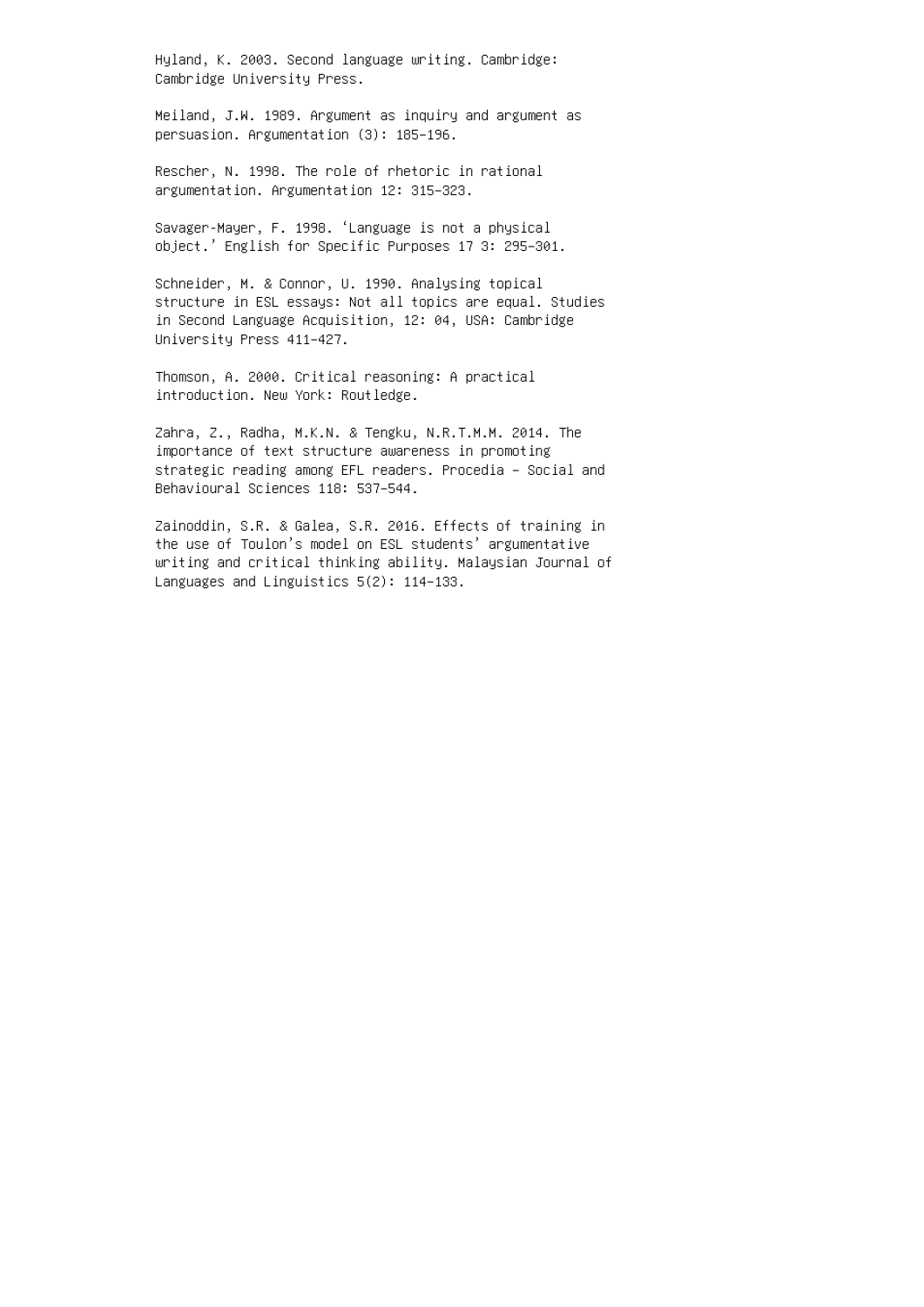Hyland, K. 2003. Second language writing. Cambridge: Cambridge University Press.

Meiland, J.W. 1989. Argument as inquiry and argument as persuasion. Argumentation (3): 185–196.

Rescher, N. 1998. The role of rhetoric in rational argumentation. Argumentation 12: 315–323.

Savager-Mayer, F. 1998. 'Language is not a physical object.' English for Specific Purposes 17 3: 295–301.

Schneider, M. & Connor, U. 1990. Analysing topical structure in ESL essays: Not all topics are equal. Studies in Second Language Acquisition, 12: 04, USA: Cambridge University Press 411–427.

Thomson, A. 2000. Critical reasoning: A practical introduction. New York: Routledge.

Zahra, Z., Radha, M.K.N. & Tengku, N.R.T.M.M. 2014. The importance of text structure awareness in promoting strategic reading among EFL readers. Procedia – Social and Behavioural Sciences 118: 537–544.

Zainoddin, S.R. & Galea, S.R. 2016. Effects of training in the use of Toulon's model on ESL students' argumentative writing and critical thinking ability. Malaysian Journal of Languages and Linguistics 5(2): 114–133.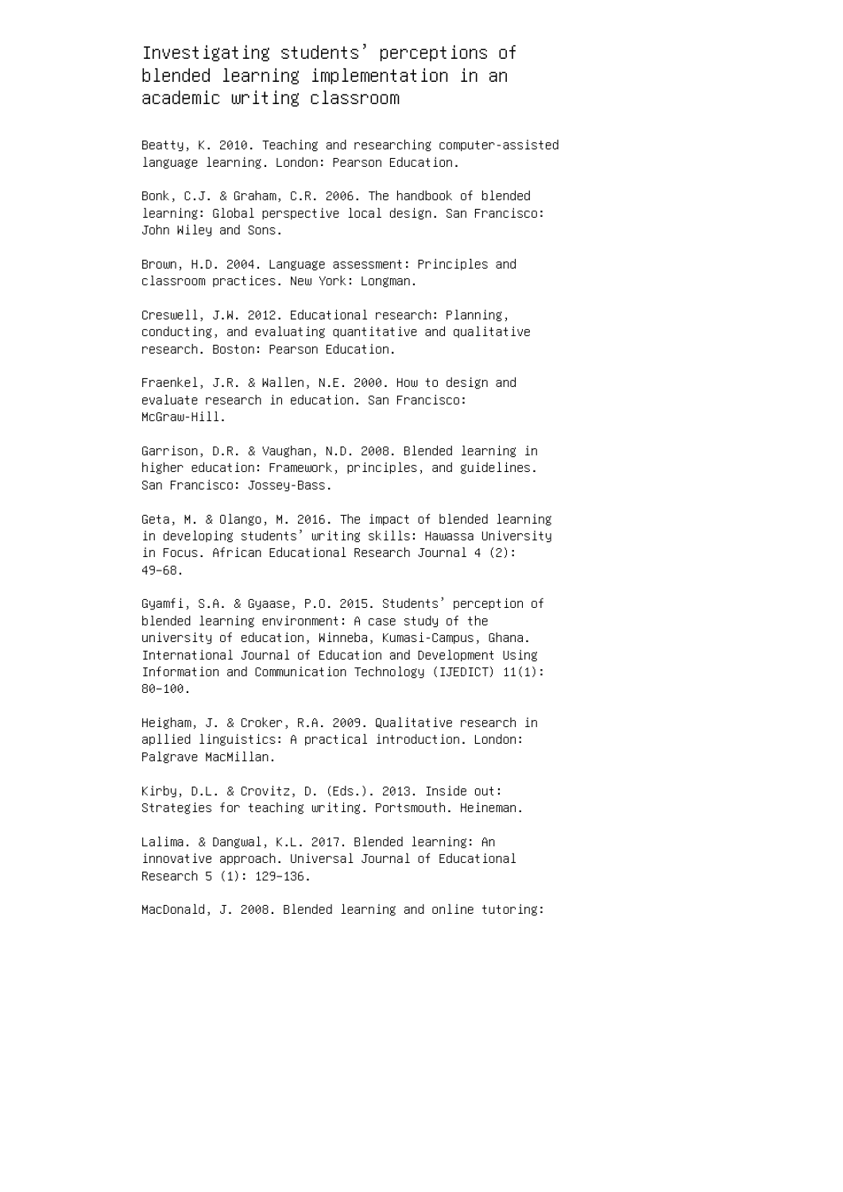Beatty, K. 2010. Teaching and researching computer-assisted language learning. London: Pearson Education.

Bonk, C.J. & Graham, C.R. 2006. The handbook of blended learning: Global perspective local design. San Francisco: John Wiley and Sons.

Brown, H.D. 2004. Language assessment: Principles and classroom practices. New York: Longman.

Creswell, J.W. 2012. Educational research: Planning, conducting, and evaluating quantitative and qualitative research. Boston: Pearson Education.

Fraenkel, J.R. & Wallen, N.E. 2000. How to design and evaluate research in education. San Francisco: McGraw-Hill.

Garrison, D.R. & Vaughan, N.D. 2008. Blended learning in higher education: Framework, principles, and guidelines. San Francisco: Jossey-Bass.

Geta, M. & Olango, M. 2016. The impact of blended learning in developing students' writing skills: Hawassa University in Focus. African Educational Research Journal 4 (2): 49–68.

Gyamfi, S.A. & Gyaase, P.O. 2015. Students' perception of blended learning environment: A case study of the university of education, Winneba, Kumasi-Campus, Ghana. International Journal of Education and Development Using Information and Communication Technology (IJEDICT) 11(1): 80–100.

Heigham, J. & Croker, R.A. 2009. Qualitative research in apllied linguistics: A practical introduction. London: Palgrave MacMillan.

Kirby, D.L. & Crovitz, D. (Eds.). 2013. Inside out: Strategies for teaching writing. Portsmouth. Heineman.

Lalima. & Dangwal, K.L. 2017. Blended learning: An innovative approach. Universal Journal of Educational Research 5 (1): 129–136.

MacDonald, J. 2008. Blended learning and online tutoring: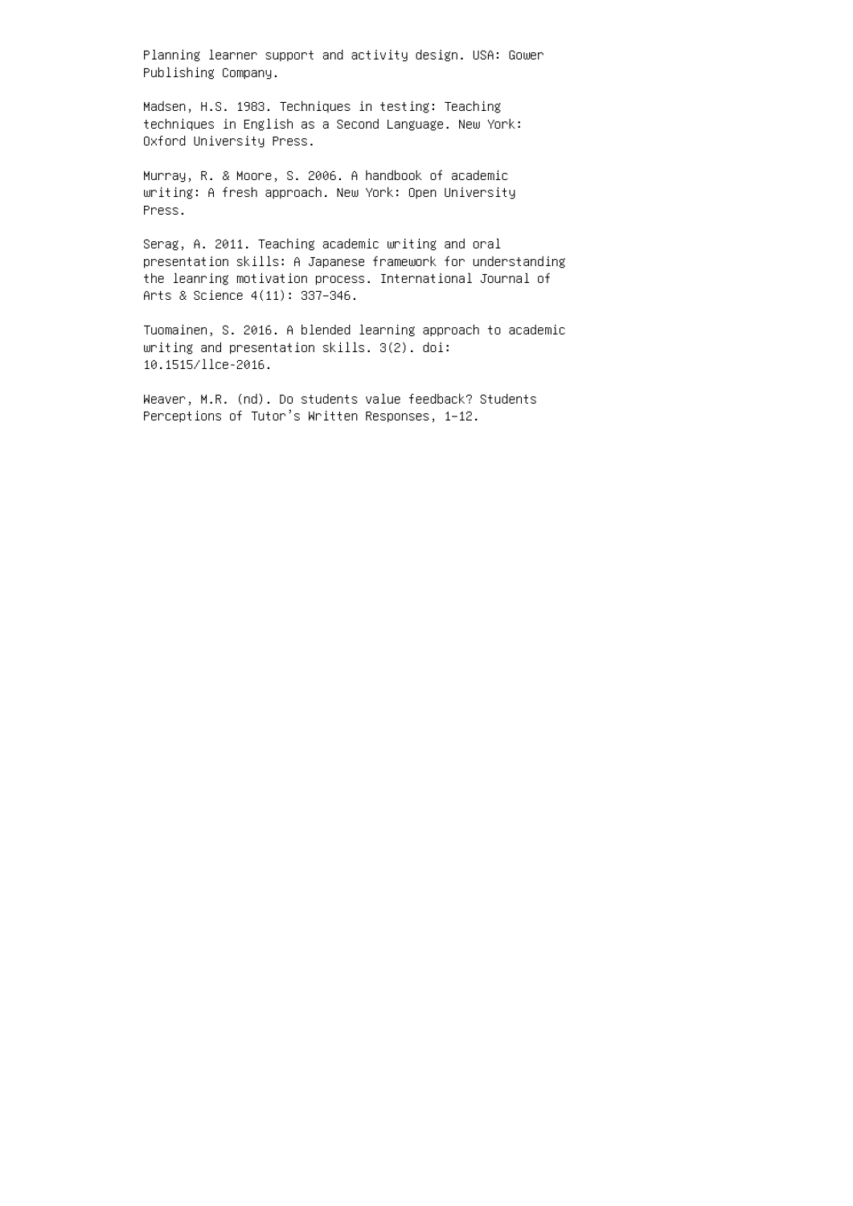Planning learner support and activity design. USA: Gower Publishing Company.

Madsen, H.S. 1983. Techniques in testing: Teaching techniques in English as a Second Language. New York: Oxford University Press.

Murray, R. & Moore, S. 2006. A handbook of academic writing: A fresh approach. New York: Open University Press.

Serag, A. 2011. Teaching academic writing and oral presentation skills: A Japanese framework for understanding the leanring motivation process. International Journal of Arts & Science 4(11): 337-346.

Tuomainen, S. 2016. A blended learning approach to academic writing and presentation skills. 3(2). doi: 10.1515/llce-2016.

Weaver, M.R. (nd). Do students value feedback? Students Perceptions of Tutor's Written Responses, 1-12.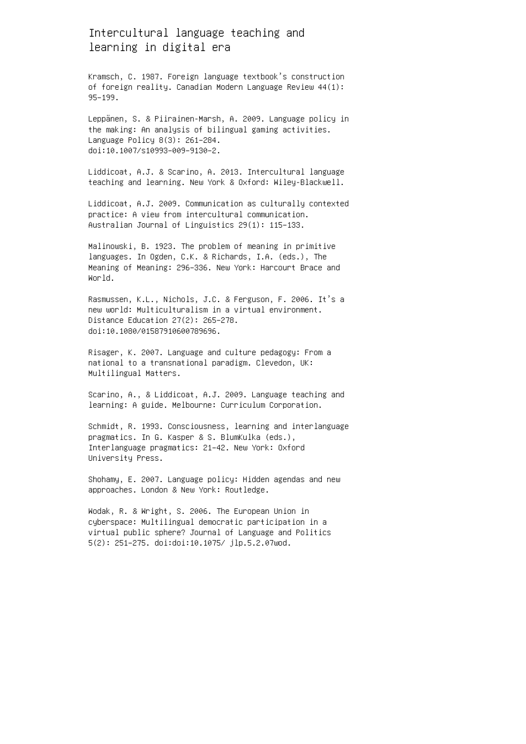Kramsch, C. 1987. Foreign language textbook's construction of foreign reality. Canadian Modern Language Review 44(1): 95–199.

Leppänen, S. & Piirainen-Marsh, A. 2009. Language policy in the making: An analysis of bilingual gaming activities. Language Policy 8(3): 261–284. doi:10.1007/s10993-009-9130-2.

Liddicoat, A.J. & Scarino, A. 2013. Intercultural language teaching and learning. New York & Oxford: Wiley-Blackwell.

Liddicoat, A.J. 2009. Communication as culturally contexted practice: A view from intercultural communication. Australian Journal of Linguistics 29(1): 115–133.

Malinowski, B. 1923. The problem of meaning in primitive languages. In Ogden, C.K. & Richards, I.A. (eds.), The Meaning of Meaning: 296–336. New York: Harcourt Brace and World.

Rasmussen, K.L., Nichols, J.C. & Ferguson, F. 2006. It's a new world: Multiculturalism in a virtual environment. Distance Education 27(2): 265–278. doi:10.1080/01587910600789696.

Risager, K. 2007. Language and culture pedagogy: From a national to a transnational paradigm. Clevedon, UK: Multilingual Matters.

Scarino, A., & Liddicoat, A.J. 2009. Language teaching and learning: A guide. Melbourne: Curriculum Corporation.

Schmidt, R. 1993. Consciousness, learning and interlanguage pragmatics. In G. Kasper & S. BlumKulka (eds.), Interlanguage pragmatics: 21–42. New York: Oxford University Press.

Shohamy, E. 2007. Language policy: Hidden agendas and new approaches. London & New York: Routledge.

Wodak, R. & Wright, S. 2006. The European Union in cyberspace: Multilingual democratic participation in a virtual public sphere? Journal of Language and Politics 5(2): 251–275. doi:doi:10.1075/ jlp.5.2.07wod.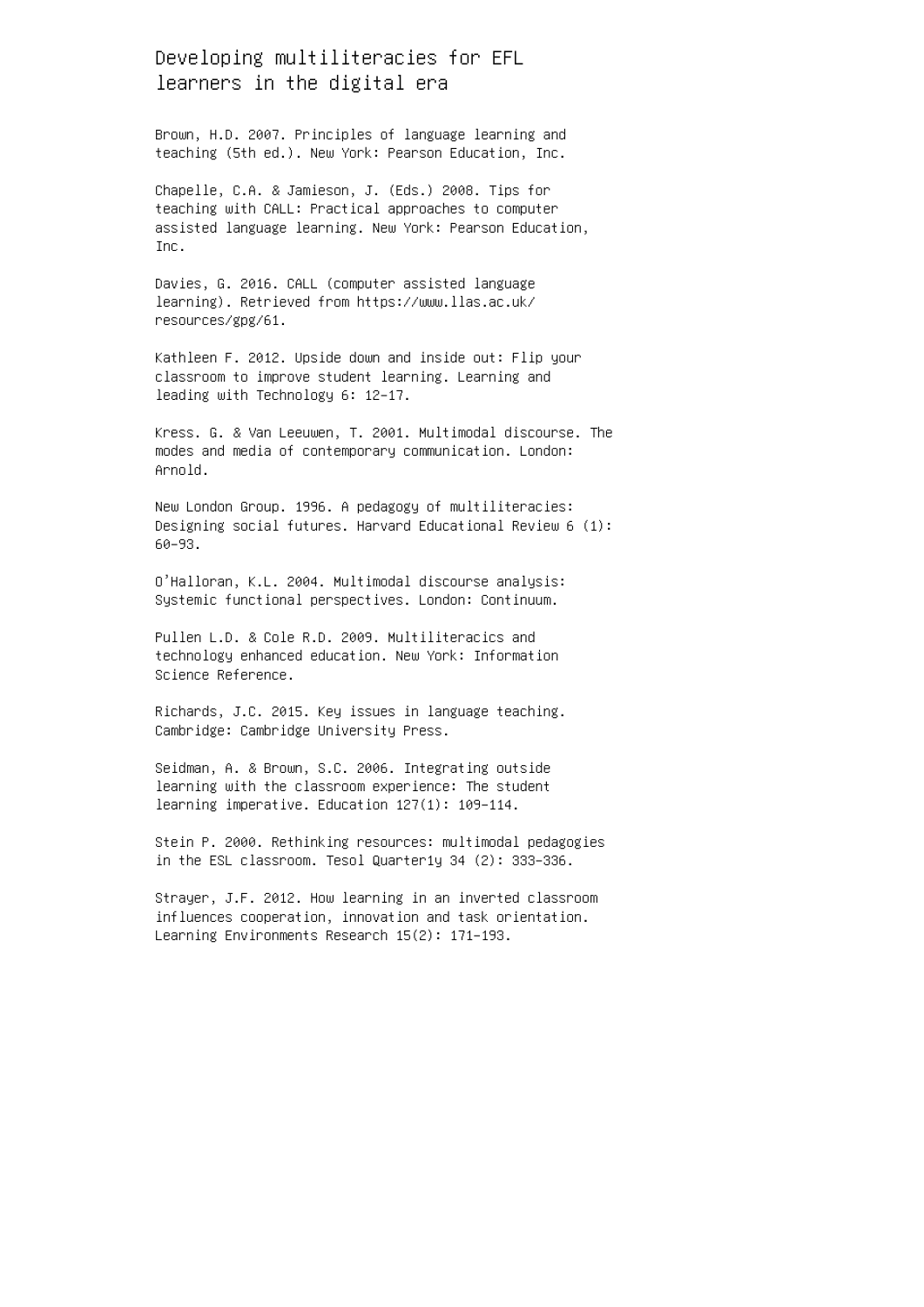# Developing multiliteracies for EFL learners in the digital era

Brown, H.D. 2007. Principles of language learning and teaching (5th ed.). New York: Pearson Education, Inc.

Chapelle, C.A. & Jamieson, J. (Eds.) 2008. Tips for teaching with CALL: Practical approaches to computer assisted language learning. New York: Pearson Education, Inc.

Davies, G. 2016. CALL (computer assisted language learning). Retrieved from https://www.llas.ac.uk/resources/gpg/61.

Kathleen F. 2012. Upside down and inside out: Flip your classroom to improve student learning. Learning and leading with Technology 6: 12-17.

Kress. G. & Van Leeuwen, T. 2001. Multimodal discourse. The modes and media of contemporary communication. London: Arnold.

New London Group. 1996. A pedagogy of multiliteracies: Designing social futures. Harvard Educational Review 6 (1): 60-93.

O'Halloran, K.L. 2004. Multimodal discourse analysis: Systemic functional perspectives. London: Continuum.

Pullen L.D. & Cole R.D. 2009. Multiliteracics and technology enhanced education. New York: Information Science Reference.

Richards, J.C. 2015. Key issues in language teaching. Cambridge: Cambridge University Press.

Seidman, A. & Brown, S.C. 2006. Integrating outside learning with the classroom experience: The student learning imperative. Education 127(1): 109-114.

Stein P. 2000. Rethinking resources: multimodal pedagogies in the ESL classroom. Tesol Quarter1y 34 (2): 333-336.

Strayer, J.F. 2012. How learning in an inverted classroom influences cooperation, innovation and task orientation. Learning Environments Research 15(2): 171-193.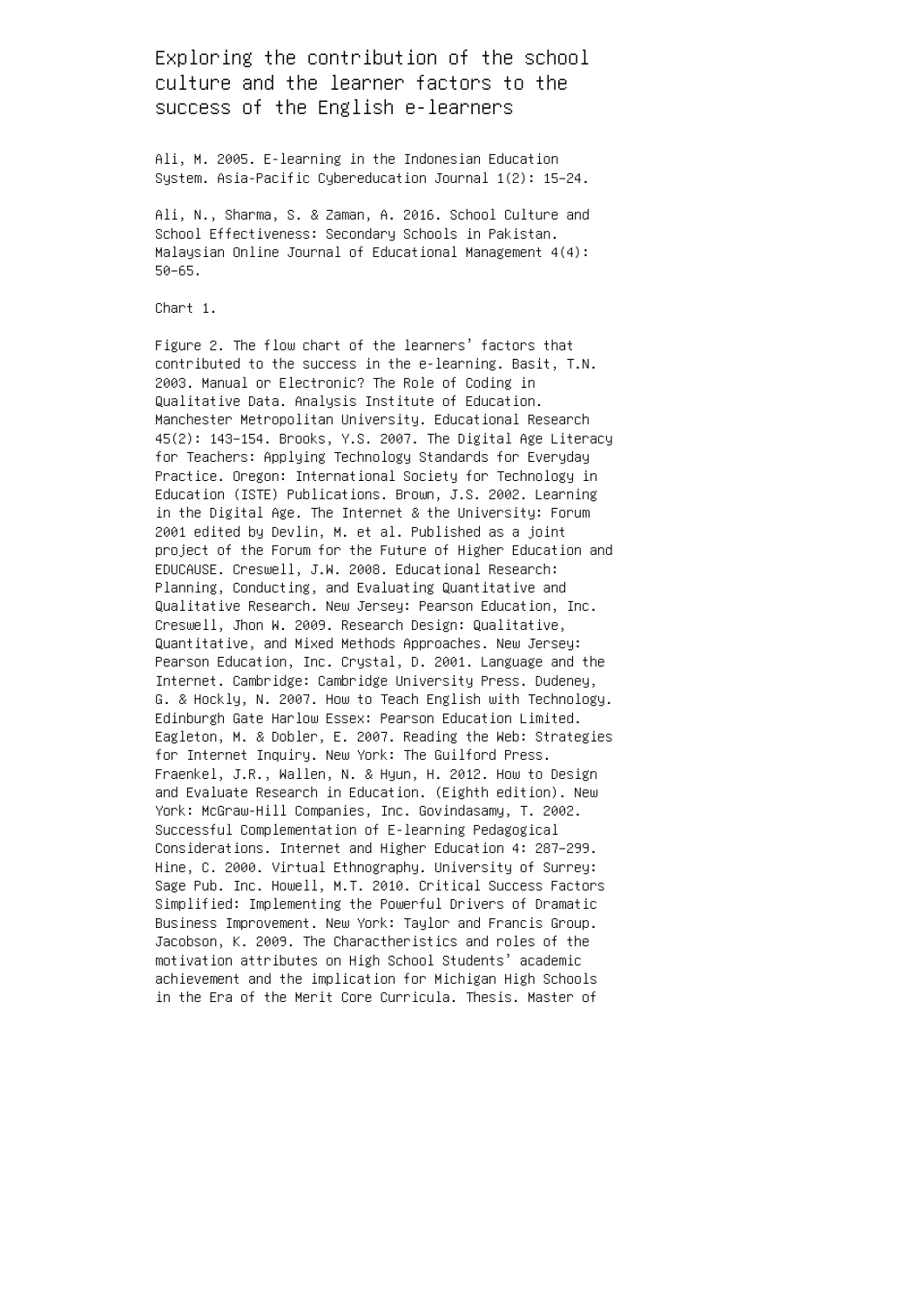# Exploring the contribution of the school culture and the learner factors to the success of the English e-learners

Ali, M. 2005. E-learning in the Indonesian Education System. Asia-Pacific Cybereducation Journal 1(2): 15–24.

Ali, N., Sharma, S. & Zaman, A. 2016. School Culture and School Effectiveness: Secondary Schools in Pakistan. Malaysian Online Journal of Educational Management 4(4): 50–65.

Chart 1.

Figure 2. The flow chart of the learners' factors that contributed to the success in the e-learning. Basit, T.N. 2003. Manual or Electronic? The Role of Coding in Qualitative Data. Analysis Institute of Education. Manchester Metropolitan University. Educational Research 45(2): 143–154. Brooks, Y.S. 2007. The Digital Age Literacy for Teachers: Applying Technology Standards for Everyday Practice. Oregon: International Society for Technology in Education (ISTE) Publications. Brown, J.S. 2002. Learning in the Digital Age. The Internet & the University: Forum 2001 edited by Devlin, M. et al. Published as a joint project of the Forum for the Future of Higher Education and EDUCAUSE. Creswell, J.W. 2008. Educational Research: Planning, Conducting, and Evaluating Quantitative and Qualitative Research. New Jersey: Pearson Education, Inc. Creswell, Jhon W. 2009. Research Design: Qualitative, Quantitative, and Mixed Methods Approaches. New Jersey: Pearson Education, Inc. Crystal, D. 2001. Language and the Internet. Cambridge: Cambridge University Press. Dudeney, G. & Hockly, N. 2007. How to Teach English with Technology. Edinburgh Gate Harlow Essex: Pearson Education Limited. Eagleton, M. & Dobler, E. 2007. Reading the Web: Strategies for Internet Inquiry. New York: The Guilford Press. Fraenkel, J.R., Wallen, N. & Hyun, H. 2012. How to Design and Evaluate Research in Education. (Eighth edition). New York: McGraw-Hill Companies, Inc. Govindasamy, T. 2002. Successful Complementation of E-learning Pedagogical Considerations. Internet and Higher Education 4: 287–299. Hine, C. 2000. Virtual Ethnography. University of Surrey: Sage Pub. Inc. Howell, M.T. 2010. Critical Success Factors Simplified: Implementing the Powerful Drivers of Dramatic Business Improvement. New York: Taylor and Francis Group. Jacobson, K. 2009. The Charactheristics and roles of the motivation attributes on High School Students' academic achievement and the implication for Michigan High Schools in the Era of the Merit Core Curricula. Thesis. Master of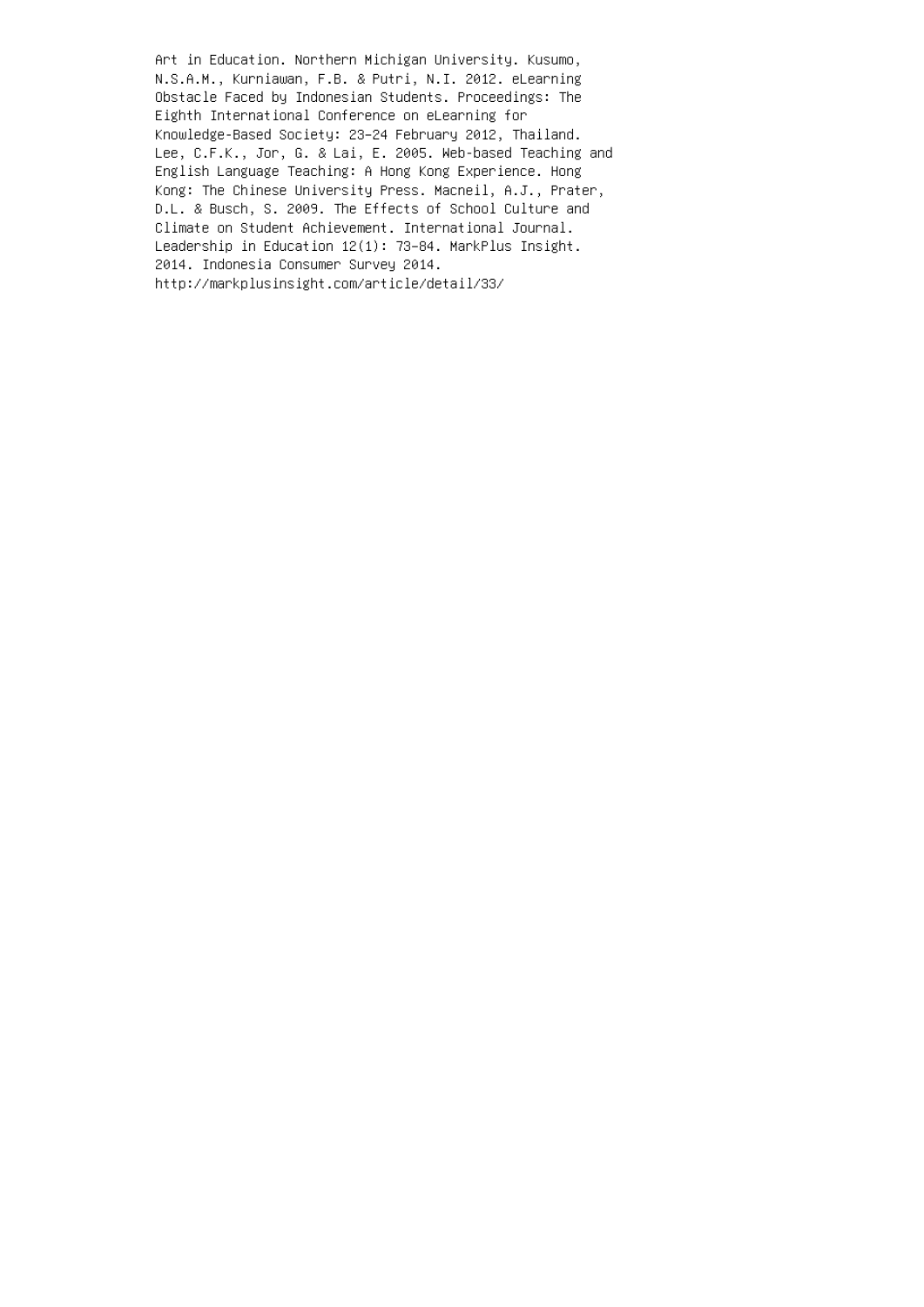Art in Education. Northern Michigan University. Kusumo, N.S.A.M., Kurniawan, F.B. & Putri, N.I. 2012. eLearning Obstacle Faced by Indonesian Students. Proceedings: The Eighth International Conference on eLearning for Knowledge-Based Society: 23-24 February 2012, Thailand. Lee, C.F.K., Jor, G. & Lai, E. 2005. Web-based Teaching and English Language Teaching: A Hong Kong Experience. Hong Kong: The Chinese University Press. Macneil, A.J., Prater, D.L. & Busch, S. 2009. The Effects of School Culture and Climate on Student Achievement. International Journal. Leadership in Education 12(1): 73-84. MarkPlus Insight. 2014. Indonesia Consumer Survey 2014. http://markplusinsight.com/article/detail/33/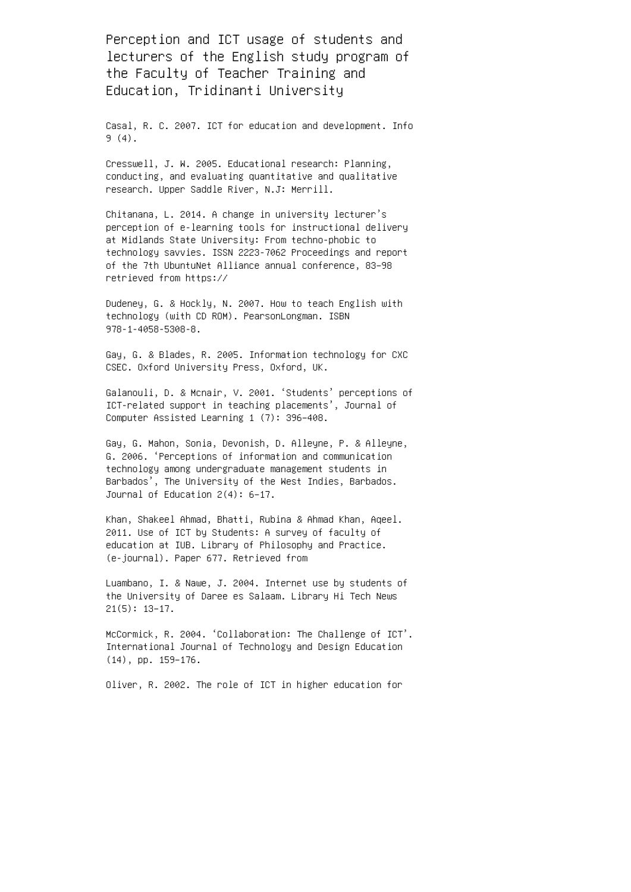Casal, R. C. 2007. ICT for education and development. Info 9 (4).

Cresswell, J. W. 2005. Educational research: Planning, conducting, and evaluating quantitative and qualitative research. Upper Saddle River, N.J: Merrill.

Chitanana, L. 2014. A change in university lecturer's perception of e-learning tools for instructional delivery at Midlands State University: From techno-phobic to technology savvies. ISSN 2223-7062 Proceedings and report of the 7th UbuntuNet Alliance annual conference, 83–98 retrieved from https://

Dudeney, G. & Hockly, N. 2007. How to teach English with technology (with CD ROM). PearsonLongman. ISBN 978-1-4058-5308-8.

Gay, G. & Blades, R. 2005. Information technology for CXC CSEC. Oxford University Press, Oxford, UK.

Galanouli, D. & Mcnair, V. 2001. 'Students' perceptions of ICT-related support in teaching placements', Journal of Computer Assisted Learning 1 (7): 396–408.

Gay, G. Mahon, Sonia, Devonish, D. Alleyne, P. & Alleyne, G. 2006. 'Perceptions of information and communication technology among undergraduate management students in Barbados', The University of the West Indies, Barbados. Journal of Education 2(4): 6–17.

Khan, Shakeel Ahmad, Bhatti, Rubina & Ahmad Khan, Aqeel. 2011. Use of ICT by Students: A survey of faculty of education at IUB. Library of Philosophy and Practice. (e-journal). Paper 677. Retrieved from

Luambano, I. & Nawe, J. 2004. Internet use by students of the University of Daree es Salaam. Library Hi Tech News 21(5): 13–17.

McCormick, R. 2004. 'Collaboration: The Challenge of ICT'. International Journal of Technology and Design Education (14), pp. 159–176.

Oliver, R. 2002. The role of ICT in higher education for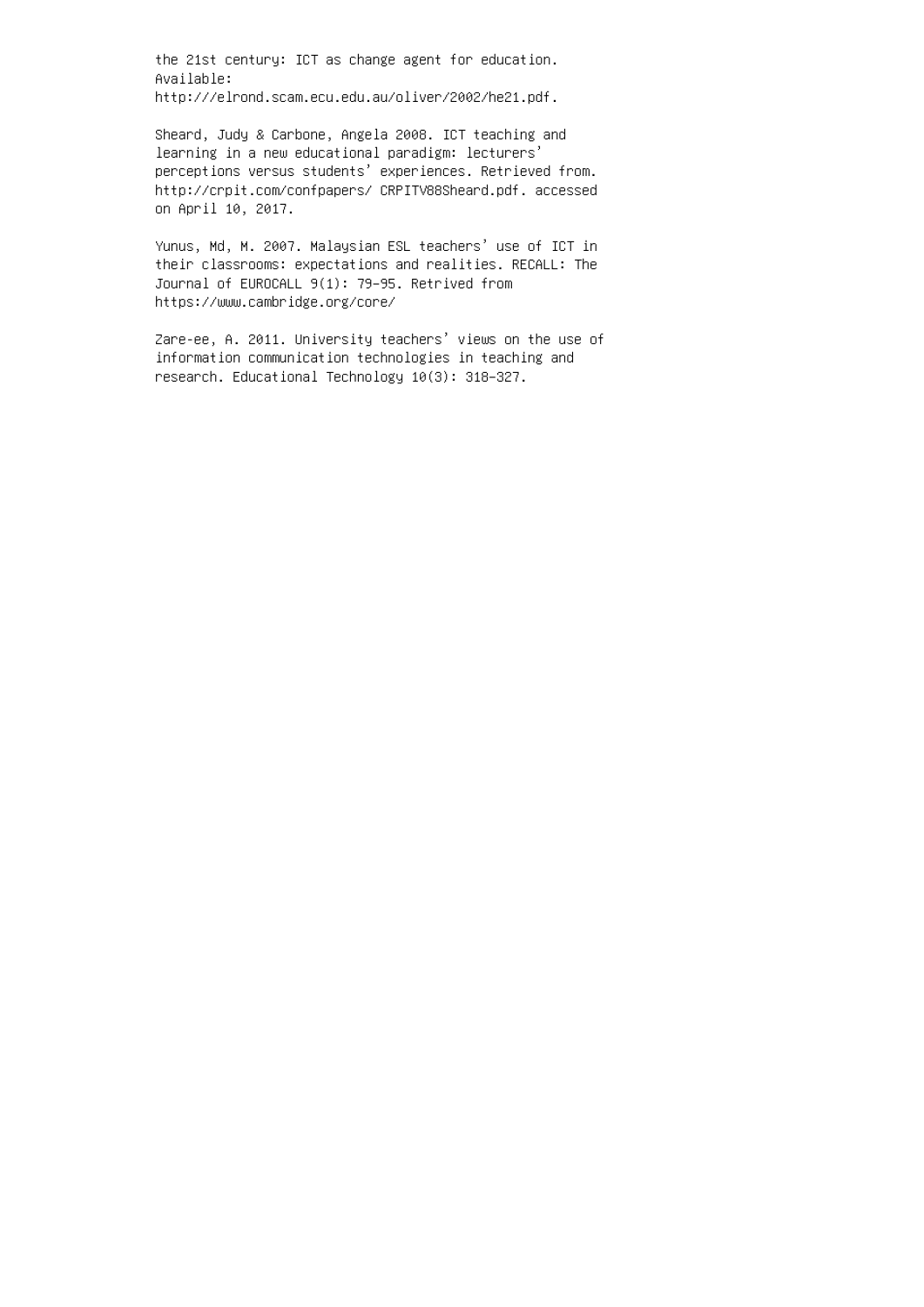the 21st century: ICT as change agent for education. Available: http:///elrond.scam.ecu.edu.au/oliver/2002/he21.pdf.

Sheard, Judy & Carbone, Angela 2008. ICT teaching and learning in a new educational paradigm: lecturers' perceptions versus students' experiences. Retrieved from. http://crpit.com/confpapers/ CRPITV88Sheard.pdf. accessed on April 10, 2017.

Yunus, Md, M. 2007. Malaysian ESL teachers' use of ICT in their classrooms: expectations and realities. RECALL: The Journal of EUROCALL 9(1): 79–95. Retrived from https://www.cambridge.org/core/

Zare-ee, A. 2011. University teachers' views on the use of information communication technologies in teaching and research. Educational Technology 10(3): 318–327.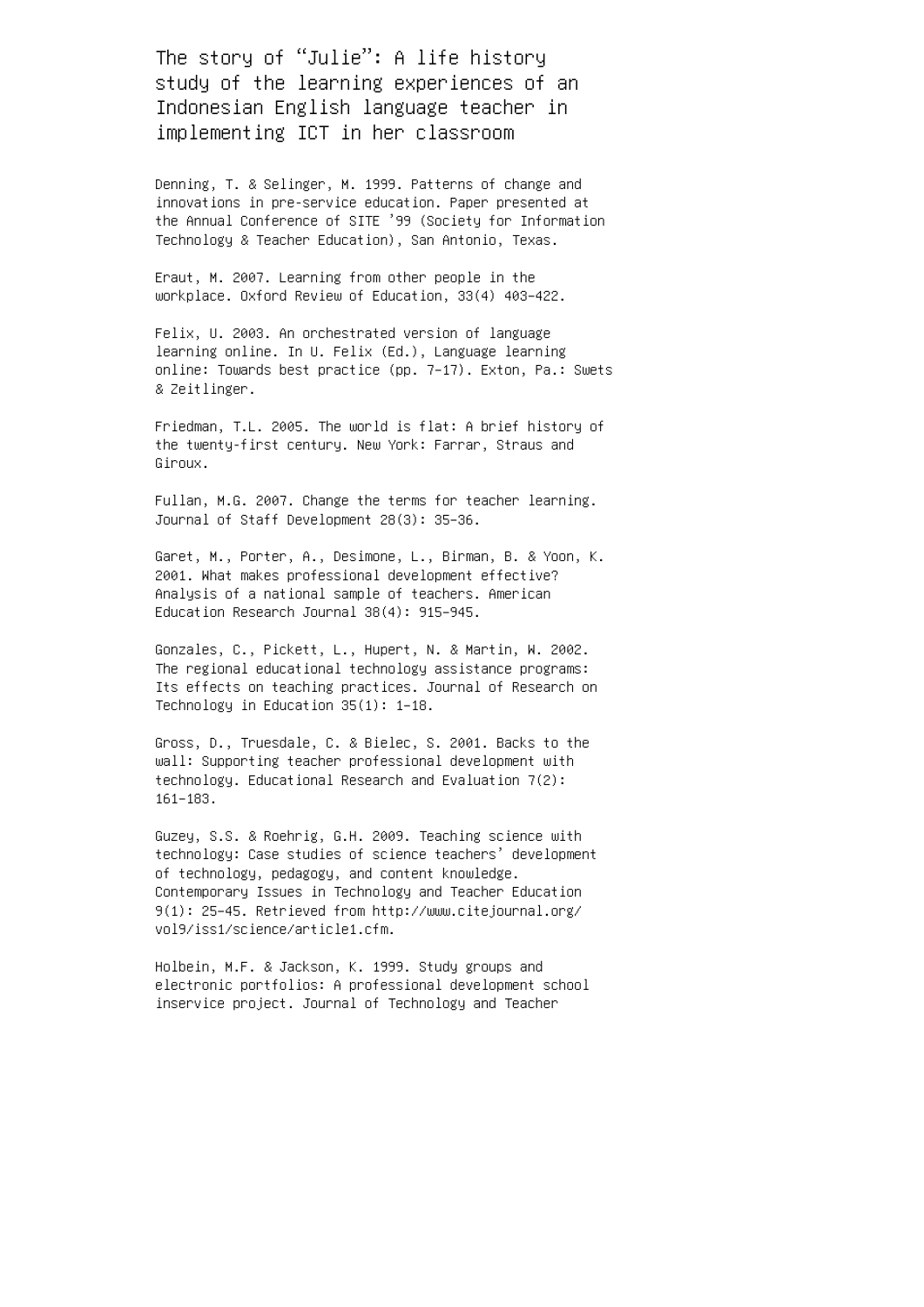Denning, T. & Selinger, M. 1999. Patterns of change and innovations in pre-service education. Paper presented at the Annual Conference of SITE '99 (Society for Information Technology & Teacher Education), San Antonio, Texas.

Eraut, M. 2007. Learning from other people in the workplace. Oxford Review of Education, 33(4) 403–422.

Felix, U. 2003. An orchestrated version of language learning online. In U. Felix (Ed.), Language learning online: Towards best practice (pp. 7–17). Exton, Pa.: Swets & Zeitlinger.

Friedman, T.L. 2005. The world is flat: A brief history of the twenty-first century. New York: Farrar, Straus and Giroux.

Fullan, M.G. 2007. Change the terms for teacher learning. Journal of Staff Development 28(3): 35–36.

Garet, M., Porter, A., Desimone, L., Birman, B. & Yoon, K. 2001. What makes professional development effective? Analysis of a national sample of teachers. American Education Research Journal 38(4): 915–945.

Gonzales, C., Pickett, L., Hupert, N. & Martin, W. 2002. The regional educational technology assistance programs: Its effects on teaching practices. Journal of Research on Technology in Education 35(1): 1–18.

Gross, D., Truesdale, C. & Bielec, S. 2001. Backs to the wall: Supporting teacher professional development with technology. Educational Research and Evaluation 7(2): 161–183.

Guzey, S.S. & Roehrig, G.H. 2009. Teaching science with technology: Case studies of science teachers' development of technology, pedagogy, and content knowledge. Contemporary Issues in Technology and Teacher Education 9(1): 25–45. Retrieved from http://www.citejournal.org/vol9/iss1/science/article1.cfm.

Holbein, M.F. & Jackson, K. 1999. Study groups and electronic portfolios: A professional development school inservice project. Journal of Technology and Teacher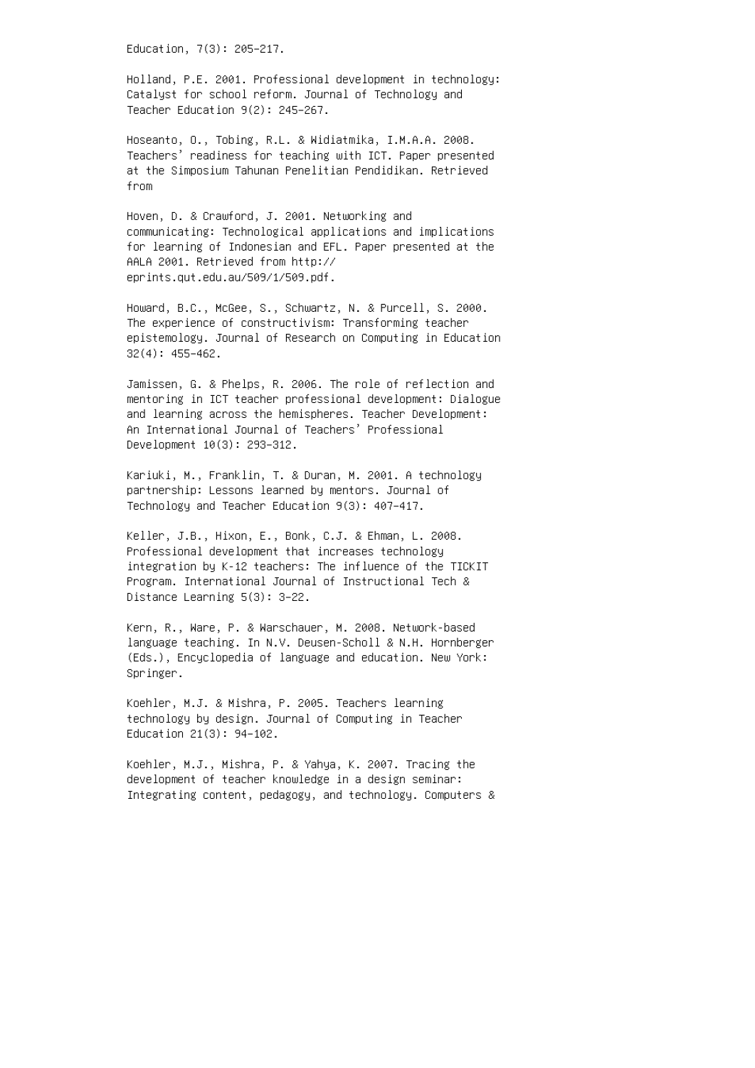Education, 7(3): 205–217.

Holland, P.E. 2001. Professional development in technology: Catalyst for school reform. Journal of Technology and Teacher Education 9(2): 245–267.

Hoseanto, O., Tobing, R.L. & Widiatmika, I.M.A.A. 2008. Teachers' readiness for teaching with ICT. Paper presented at the Simposium Tahunan Penelitian Pendidikan. Retrieved from

Hoven, D. & Crawford, J. 2001. Networking and communicating: Technological applications and implications for learning of Indonesian and EFL. Paper presented at the AALA 2001. Retrieved from http://eprints.qut.edu.au/509/1/509.pdf.

Howard, B.C., McGee, S., Schwartz, N. & Purcell, S. 2000. The experience of constructivism: Transforming teacher epistemology. Journal of Research on Computing in Education 32(4): 455–462.

Jamissen, G. & Phelps, R. 2006. The role of reflection and mentoring in ICT teacher professional development: Dialogue and learning across the hemispheres. Teacher Development: An International Journal of Teachers' Professional Development 10(3): 293–312.

Kariuki, M., Franklin, T. & Duran, M. 2001. A technology partnership: Lessons learned by mentors. Journal of Technology and Teacher Education 9(3): 407–417.

Keller, J.B., Hixon, E., Bonk, C.J. & Ehman, L. 2008. Professional development that increases technology integration by K-12 teachers: The influence of the TICKIT Program. International Journal of Instructional Tech & Distance Learning 5(3): 3–22.

Kern, R., Ware, P. & Warschauer, M. 2008. Network-based language teaching. In N.V. Deusen-Scholl & N.H. Hornberger (Eds.), Encyclopedia of language and education. New York: Springer.

Koehler, M.J. & Mishra, P. 2005. Teachers learning technology by design. Journal of Computing in Teacher Education 21(3): 94–102.

Koehler, M.J., Mishra, P. & Yahya, K. 2007. Tracing the development of teacher knowledge in a design seminar: Integrating content, pedagogy, and technology. Computers &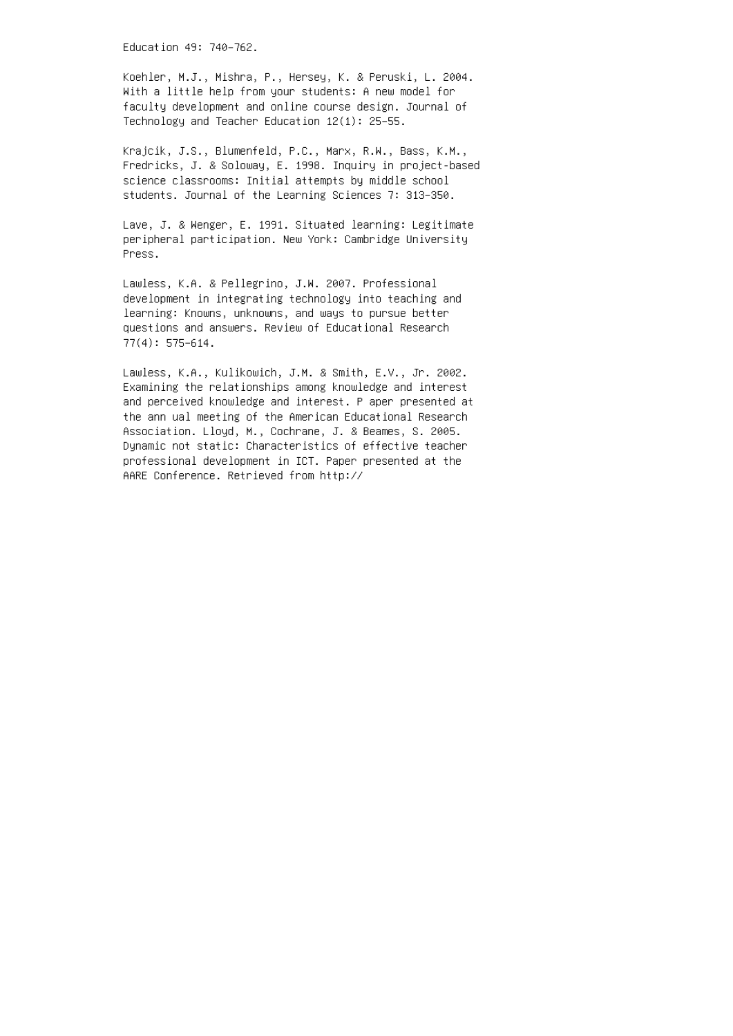Education 49: 740–762.

Koehler, M.J., Mishra, P., Hersey, K. & Peruski, L. 2004. With a little help from your students: A new model for faculty development and online course design. Journal of Technology and Teacher Education 12(1): 25–55.

Krajcik, J.S., Blumenfeld, P.C., Marx, R.W., Bass, K.M., Fredricks, J. & Soloway, E. 1998. Inquiry in project-based science classrooms: Initial attempts by middle school students. Journal of the Learning Sciences 7: 313–350.

Lave, J. & Wenger, E. 1991. Situated learning: Legitimate peripheral participation. New York: Cambridge University Press.

Lawless, K.A. & Pellegrino, J.W. 2007. Professional development in integrating technology into teaching and learning: Knowns, unknowns, and ways to pursue better questions and answers. Review of Educational Research 77(4): 575–614.

Lawless, K.A., Kulikowich, J.M. & Smith, E.V., Jr. 2002. Examining the relationships among knowledge and interest and perceived knowledge and interest. P aper presented at the ann ual meeting of the American Educational Research Association. Lloyd, M., Cochrane, J. & Beames, S. 2005. Dynamic not static: Characteristics of effective teacher professional development in ICT. Paper presented at the AARE Conference. Retrieved from http://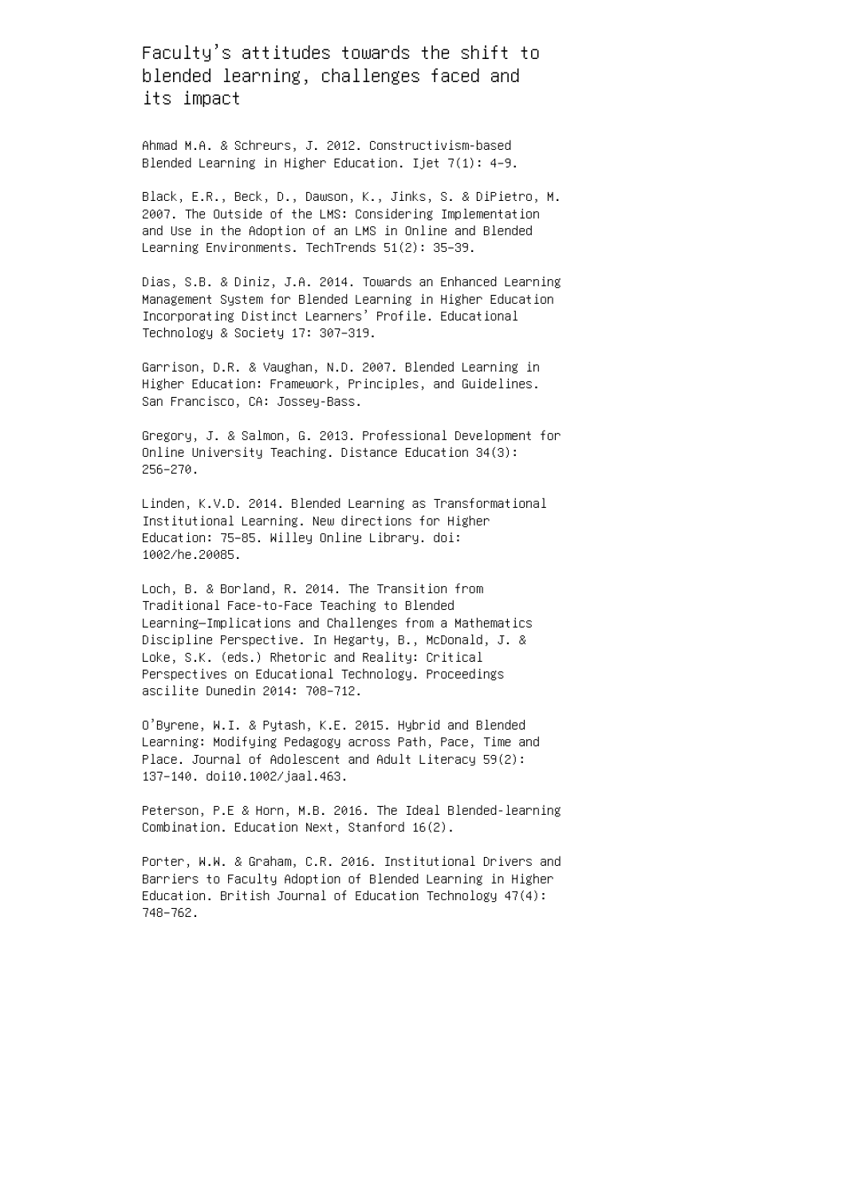# Faculty's attitudes towards the shift to blended learning, challenges faced and its impact

Ahmad M.A. & Schreurs, J. 2012. Constructivism-based Blended Learning in Higher Education. Ijet 7(1): 4–9.

Black, E.R., Beck, D., Dawson, K., Jinks, S. & DiPietro, M. 2007. The Outside of the LMS: Considering Implementation and Use in the Adoption of an LMS in Online and Blended Learning Environments. TechTrends 51(2): 35–39.

Dias, S.B. & Diniz, J.A. 2014. Towards an Enhanced Learning Management System for Blended Learning in Higher Education Incorporating Distinct Learners' Profile. Educational Technology & Society 17: 307–319.

Garrison, D.R. & Vaughan, N.D. 2007. Blended Learning in Higher Education: Framework, Principles, and Guidelines. San Francisco, CA: Jossey-Bass.

Gregory, J. & Salmon, G. 2013. Professional Development for Online University Teaching. Distance Education 34(3): 256–270.

Linden, K.V.D. 2014. Blended Learning as Transformational Institutional Learning. New directions for Higher Education: 75–85. Willey Online Library. doi: 1002/he.20085.

Loch, B. & Borland, R. 2014. The Transition from Traditional Face-to-Face Teaching to Blended Learning—Implications and Challenges from a Mathematics Discipline Perspective. In Hegarty, B., McDonald, J. & Loke, S.K. (eds.) Rhetoric and Reality: Critical Perspectives on Educational Technology. Proceedings ascilite Dunedin 2014: 708–712.

O'Byrene, W.I. & Pytash, K.E. 2015. Hybrid and Blended Learning: Modifying Pedagogy across Path, Pace, Time and Place. Journal of Adolescent and Adult Literacy 59(2): 137–140. doi10.1002/jaal.463.

Peterson, P.E & Horn, M.B. 2016. The Ideal Blended-learning Combination. Education Next, Stanford 16(2).

Porter, W.W. & Graham, C.R. 2016. Institutional Drivers and Barriers to Faculty Adoption of Blended Learning in Higher Education. British Journal of Education Technology 47(4): 748–762.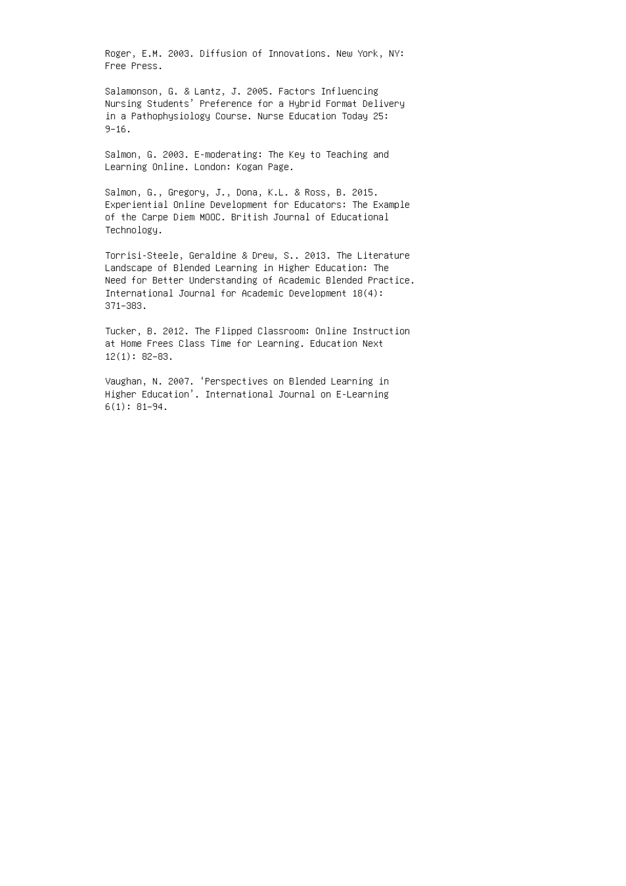Roger, E.M. 2003. Diffusion of Innovations. New York, NY: Free Press.

Salamonson, G. & Lantz, J. 2005. Factors Influencing Nursing Students' Preference for a Hybrid Format Delivery in a Pathophysiology Course. Nurse Education Today 25: 9–16.

Salmon, G. 2003. E-moderating: The Key to Teaching and Learning Online. London: Kogan Page.

Salmon, G., Gregory, J., Dona, K.L. & Ross, B. 2015. Experiential Online Development for Educators: The Example of the Carpe Diem MOOC. British Journal of Educational Technology.

Torrisi-Steele, Geraldine & Drew, S.. 2013. The Literature Landscape of Blended Learning in Higher Education: The Need for Better Understanding of Academic Blended Practice. International Journal for Academic Development 18(4): 371–383.

Tucker, B. 2012. The Flipped Classroom: Online Instruction at Home Frees Class Time for Learning. Education Next 12(1): 82–83.

Vaughan, N. 2007. 'Perspectives on Blended Learning in Higher Education'. International Journal on E-Learning 6(1): 81–94.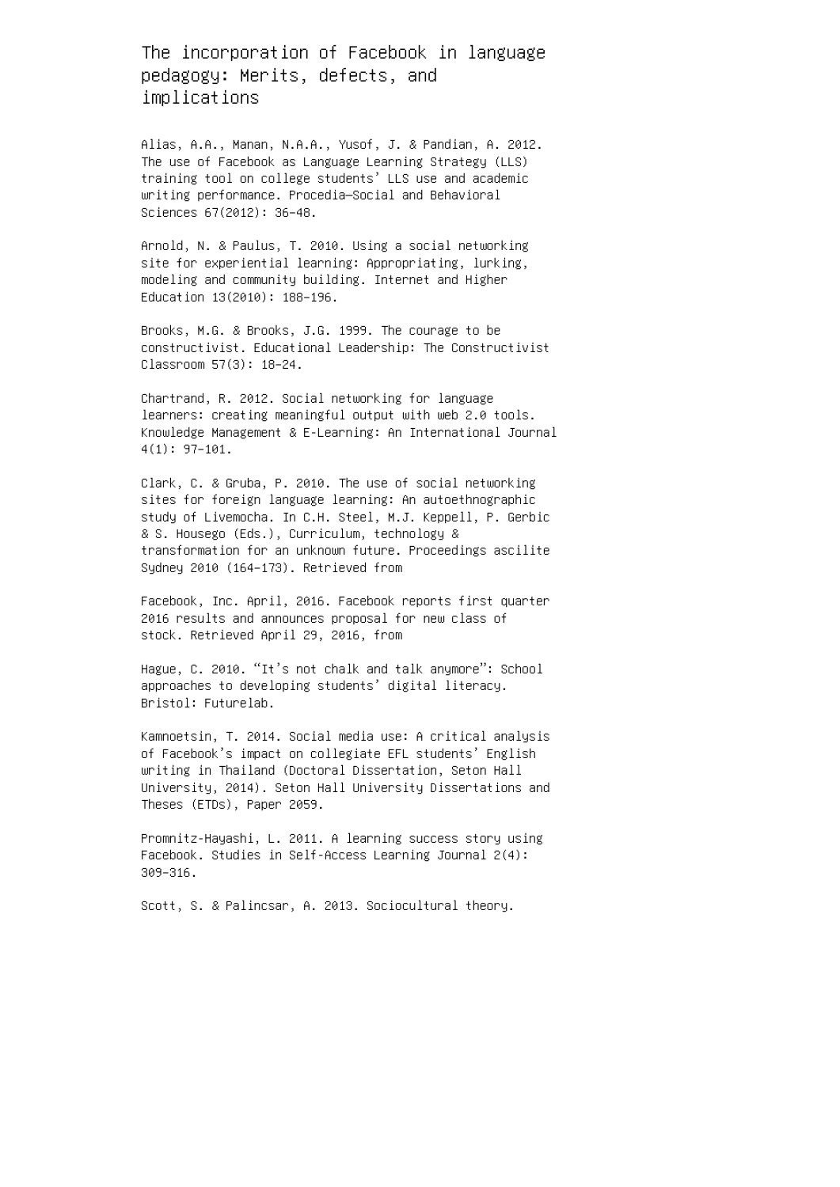# The incorporation of Facebook in language pedagogy: Merits, defects, and implications

Alias, A.A., Manan, N.A.A., Yusof, J. & Pandian, A. 2012. The use of Facebook as Language Learning Strategy (LLS) training tool on college students' LLS use and academic writing performance. Procedia—Social and Behavioral Sciences 67(2012): 36–48.

Arnold, N. & Paulus, T. 2010. Using a social networking site for experiential learning: Appropriating, lurking, modeling and community building. Internet and Higher Education 13(2010): 188–196.

Brooks, M.G. & Brooks, J.G. 1999. The courage to be constructivist. Educational Leadership: The Constructivist Classroom 57(3): 18–24.

Chartrand, R. 2012. Social networking for language learners: creating meaningful output with web 2.0 tools. Knowledge Management & E-Learning: An International Journal 4(1): 97–101.

Clark, C. & Gruba, P. 2010. The use of social networking sites for foreign language learning: An autoethnographic study of Livemocha. In C.H. Steel, M.J. Keppell, P. Gerbic & S. Housego (Eds.), Curriculum, technology & transformation for an unknown future. Proceedings ascilite Sydney 2010 (164–173). Retrieved from

Facebook, Inc. April, 2016. Facebook reports first quarter 2016 results and announces proposal for new class of stock. Retrieved April 29, 2016, from

Hague, C. 2010. "It's not chalk and talk anymore": School approaches to developing students' digital literacy. Bristol: Futurelab.

Kamnoetsin, T. 2014. Social media use: A critical analysis of Facebook's impact on collegiate EFL students' English writing in Thailand (Doctoral Dissertation, Seton Hall University, 2014). Seton Hall University Dissertations and Theses (ETDs), Paper 2059.

Promnitz-Hayashi, L. 2011. A learning success story using Facebook. Studies in Self-Access Learning Journal 2(4): 309–316.

Scott, S. & Palincsar, A. 2013. Sociocultural theory.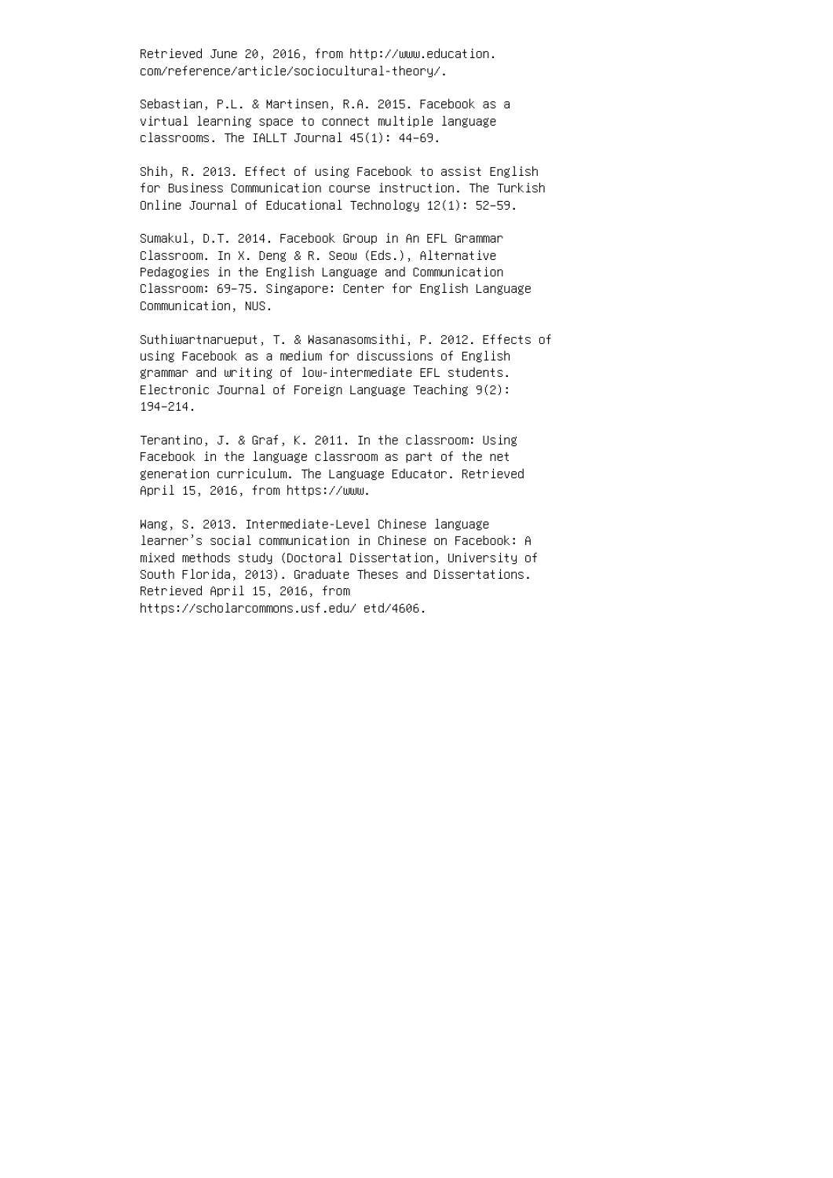Retrieved June 20, 2016, from http://www.education.com/reference/article/sociocultural-theory/.

Sebastian, P.L. & Martinsen, R.A. 2015. Facebook as a virtual learning space to connect multiple language classrooms. The IALLT Journal 45(1): 44–69.

Shih, R. 2013. Effect of using Facebook to assist English for Business Communication course instruction. The Turkish Online Journal of Educational Technology 12(1): 52–59.

Sumakul, D.T. 2014. Facebook Group in An EFL Grammar Classroom. In X. Deng & R. Seow (Eds.), Alternative Pedagogies in the English Language and Communication Classroom: 69–75. Singapore: Center for English Language Communication, NUS.

Suthiwartnarueput, T. & Wasanasomsithi, P. 2012. Effects of using Facebook as a medium for discussions of English grammar and writing of low-intermediate EFL students. Electronic Journal of Foreign Language Teaching 9(2): 194–214.

Terantino, J. & Graf, K. 2011. In the classroom: Using Facebook in the language classroom as part of the net generation curriculum. The Language Educator. Retrieved April 15, 2016, from https://www.

Wang, S. 2013. Intermediate-Level Chinese language learner's social communication in Chinese on Facebook: A mixed methods study (Doctoral Dissertation, University of South Florida, 2013). Graduate Theses and Dissertations. Retrieved April 15, 2016, from https://scholarcommons.usf.edu/ etd/4606.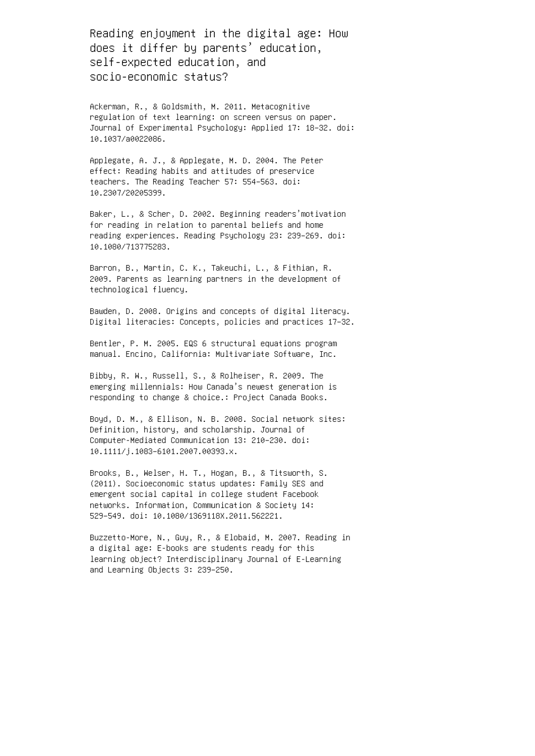# Reading enjoyment in the digital age: How does it differ by parents' education, self-expected education, and socio-economic status?

Ackerman, R., & Goldsmith, M. 2011. Metacognitive regulation of text learning: on screen versus on paper. Journal of Experimental Psychology: Applied 17: 18–32. doi: 10.1037/a0022086.

Applegate, A. J., & Applegate, M. D. 2004. The Peter effect: Reading habits and attitudes of preservice teachers. The Reading Teacher 57: 554–563. doi: 10.2307/20205399.

Baker, L., & Scher, D. 2002. Beginning readers'motivation for reading in relation to parental beliefs and home reading experiences. Reading Psychology 23: 239–269. doi: 10.1080/713775283.

Barron, B., Martin, C. K., Takeuchi, L., & Fithian, R. 2009. Parents as learning partners in the development of technological fluency.

Bawden, D. 2008. Origins and concepts of digital literacy. Digital literacies: Concepts, policies and practices 17–32.

Bentler, P. M. 2005. EQS 6 structural equations program manual. Encino, California: Multivariate Software, Inc.

Bibby, R. W., Russell, S., & Rolheiser, R. 2009. The emerging millennials: How Canada's newest generation is responding to change & choice.: Project Canada Books.

Boyd, D. M., & Ellison, N. B. 2008. Social network sites: Definition, history, and scholarship. Journal of Computer-Mediated Communication 13: 210–230. doi: 10.1111/j.1083-6101.2007.00393.x.

Brooks, B., Welser, H. T., Hogan, B., & Titsworth, S. (2011). Socioeconomic status updates: Family SES and emergent social capital in college student Facebook networks. Information, Communication & Society 14: 529–549. doi: 10.1080/1369118X.2011.562221.

Buzzetto-More, N., Guy, R., & Elobaid, M. 2007. Reading in a digital age: E-books are students ready for this learning object? Interdisciplinary Journal of E-Learning and Learning Objects 3: 239–250.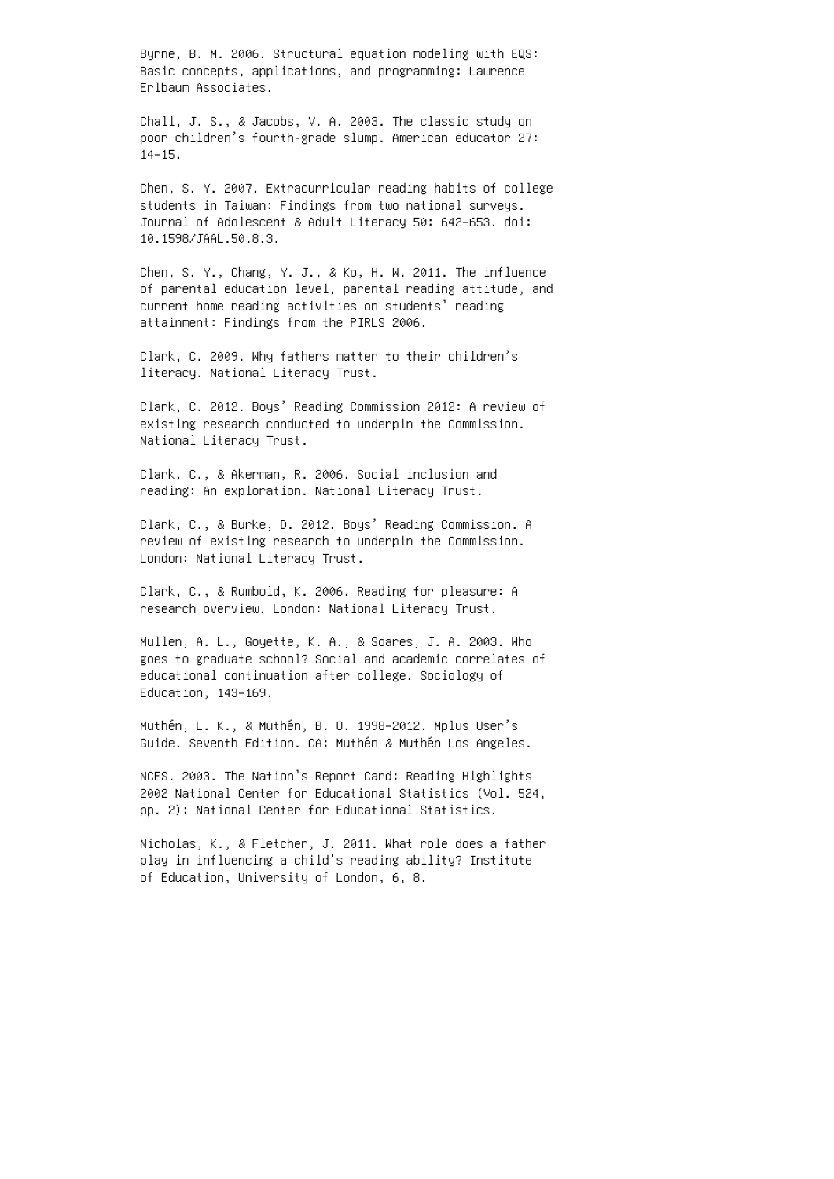Byrne, B. M. 2006. Structural equation modeling with EQS: Basic concepts, applications, and programming: Lawrence Erlbaum Associates.

Chall, J. S., & Jacobs, V. A. 2003. The classic study on poor children's fourth-grade slump. American educator 27: 14-15.

Chen, S. Y. 2007. Extracurricular reading habits of college students in Taiwan: Findings from two national surveys. Journal of Adolescent & Adult Literacy 50: 642-653. doi: 10.1598/JAAL.50.8.3.

Chen, S. Y., Chang, Y. J., & Ko, H. W. 2011. The influence of parental education level, parental reading attitude, and current home reading activities on students' reading attainment: Findings from the PIRLS 2006.

Clark, C. 2009. Why fathers matter to their children's literacy. National Literacy Trust.

Clark, C. 2012. Boys' Reading Commission 2012: A review of existing research conducted to underpin the Commission. National Literacy Trust.

Clark, C., & Akerman, R. 2006. Social inclusion and reading: An exploration. National Literacy Trust.

Clark, C., & Burke, D. 2012. Boys' Reading Commission. A review of existing research to underpin the Commission. London: National Literacy Trust.

Clark, C., & Rumbold, K. 2006. Reading for pleasure: A research overview. London: National Literacy Trust.

Mullen, A. L., Goyette, K. A., & Soares, J. A. 2003. Who goes to graduate school? Social and academic correlates of educational continuation after college. Sociology of Education, 143-169.

Muthén, L. K., & Muthén, B. O. 1998-2012. Mplus User's Guide. Seventh Edition. CA: Muthén & Muthén Los Angeles.

NCES. 2003. The Nation's Report Card: Reading Highlights 2002 National Center for Educational Statistics (Vol. 524, pp. 2): National Center for Educational Statistics.

Nicholas, K., & Fletcher, J. 2011. What role does a father play in influencing a child's reading ability? Institute of Education, University of London, 6, 8.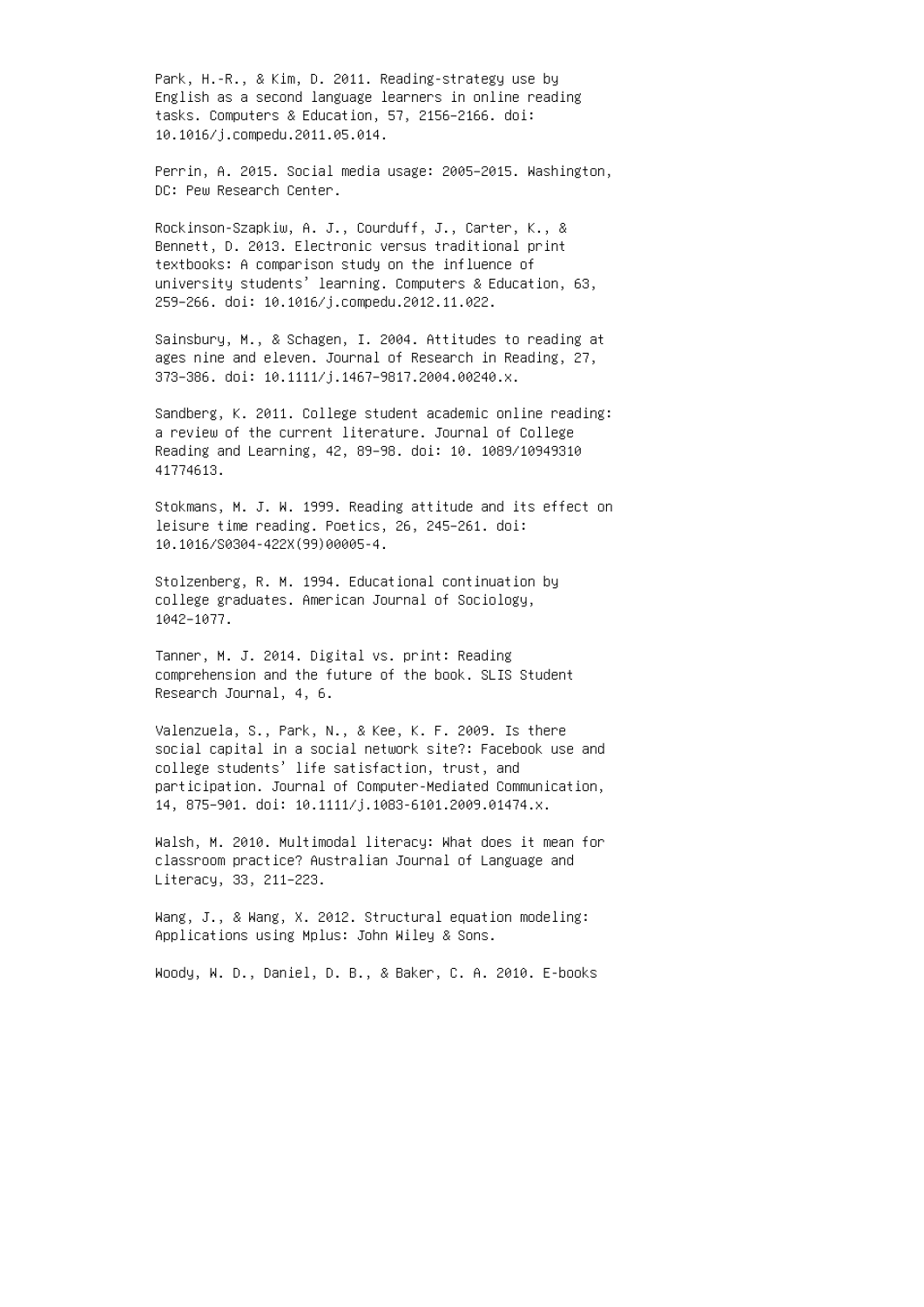Park, H.-R., & Kim, D. 2011. Reading-strategy use by English as a second language learners in online reading tasks. Computers & Education, 57, 2156–2166. doi: 10.1016/j.compedu.2011.05.014.

Perrin, A. 2015. Social media usage: 2005–2015. Washington, DC: Pew Research Center.

Rockinson-Szapkiw, A. J., Courduff, J., Carter, K., & Bennett, D. 2013. Electronic versus traditional print textbooks: A comparison study on the influence of university students' learning. Computers & Education, 63, 259–266. doi: 10.1016/j.compedu.2012.11.022.

Sainsbury, M., & Schagen, I. 2004. Attitudes to reading at ages nine and eleven. Journal of Research in Reading, 27, 373–386. doi: 10.1111/j.1467-9817.2004.00240.x.

Sandberg, K. 2011. College student academic online reading: a review of the current literature. Journal of College Reading and Learning, 42, 89–98. doi: 10. 1089/10949310 41774613.

Stokmans, M. J. W. 1999. Reading attitude and its effect on leisure time reading. Poetics, 26, 245–261. doi: 10.1016/S0304-422X(99)00005-4.

Stolzenberg, R. M. 1994. Educational continuation by college graduates. American Journal of Sociology, 1042–1077.

Tanner, M. J. 2014. Digital vs. print: Reading comprehension and the future of the book. SLIS Student Research Journal, 4, 6.

Valenzuela, S., Park, N., & Kee, K. F. 2009. Is there social capital in a social network site?: Facebook use and college students' life satisfaction, trust, and participation. Journal of Computer-Mediated Communication, 14, 875–901. doi: 10.1111/j.1083-6101.2009.01474.x.

Walsh, M. 2010. Multimodal literacy: What does it mean for classroom practice? Australian Journal of Language and Literacy, 33, 211–223.

Wang, J., & Wang, X. 2012. Structural equation modeling: Applications using Mplus: John Wiley & Sons.

Woody, W. D., Daniel, D. B., & Baker, C. A. 2010. E-books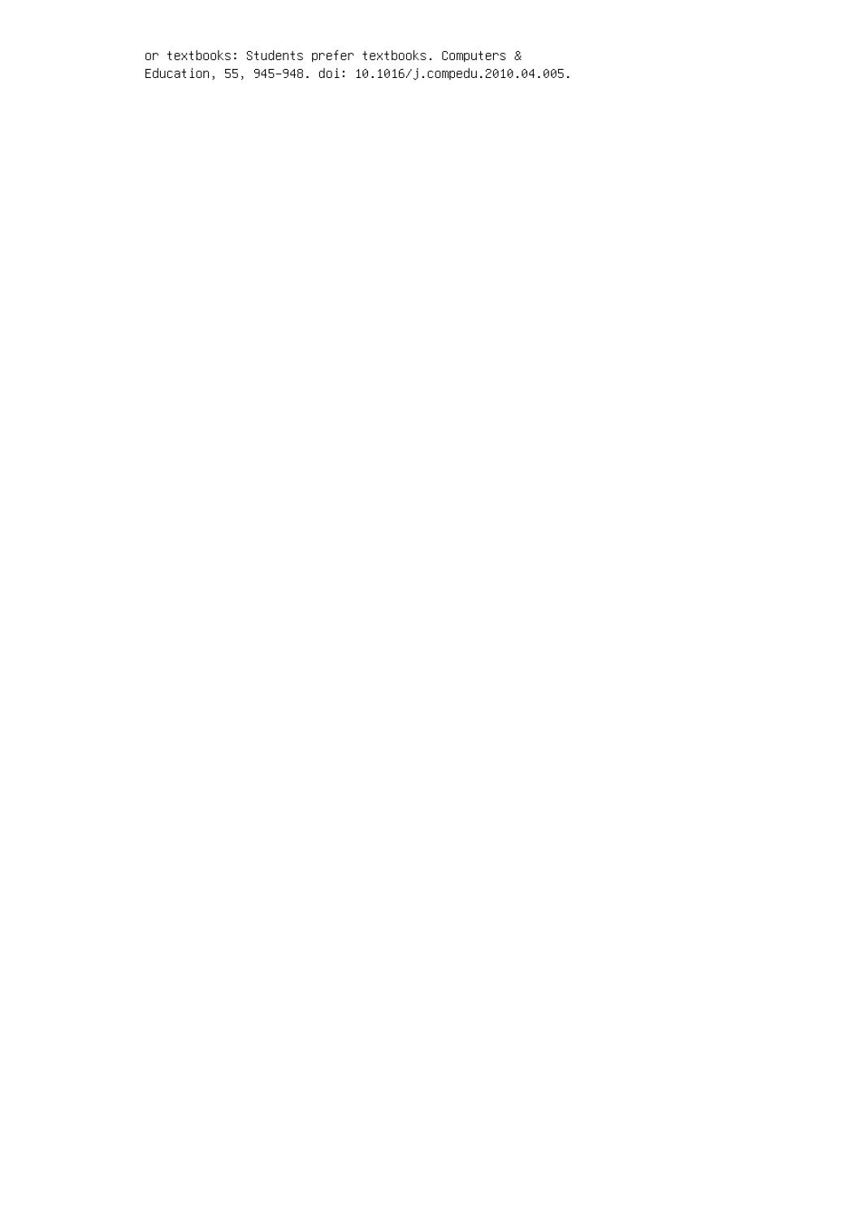or textbooks: Students prefer textbooks. Computers & Education, 55, 945–948. doi: 10.1016/j.compedu.2010.04.005.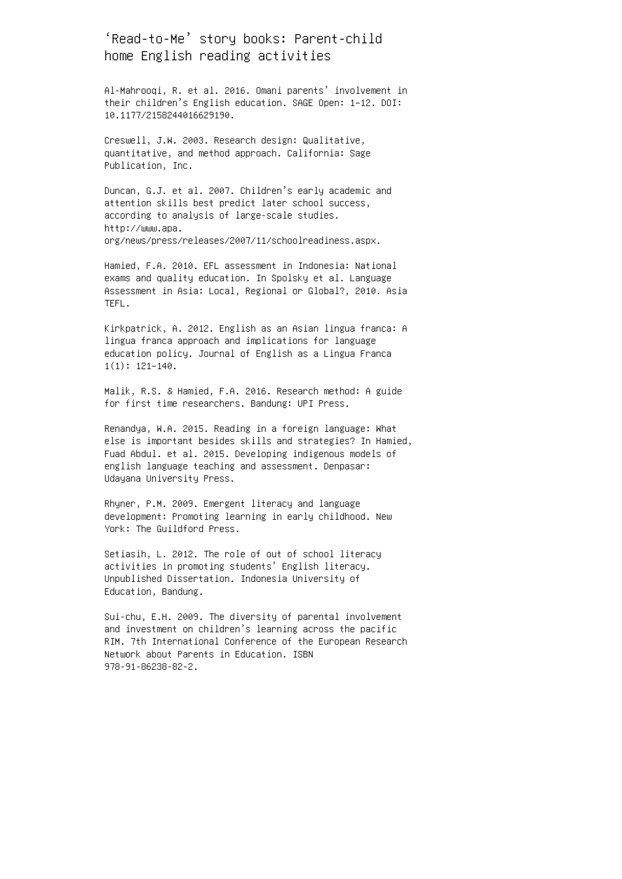# 'Read-to-Me' story books: Parent-child home English reading activities

Al-Mahrooqi, R. et al. 2016. Omani parents' involvement in their children's English education. SAGE Open: 1–12. DOI: 10.1177/2158244016629190.

Creswell, J.W. 2003. Research design: Qualitative, quantitative, and method approach. California: Sage Publication, Inc.

Duncan, G.J. et al. 2007. Children's early academic and attention skills best predict later school success, according to analysis of large-scale studies. http://www.apa.org/news/press/releases/2007/11/schoolreadiness.aspx.

Hamied, F.A. 2010. EFL assessment in Indonesia: National exams and quality education. In Spolsky et al. Language Assessment in Asia: Local, Regional or Global?, 2010. Asia TEFL.

Kirkpatrick, A. 2012. English as an Asian lingua franca: A lingua franca approach and implications for language education policy. Journal of English as a Lingua Franca 1(1): 121–140.

Malik, R.S. & Hamied, F.A. 2016. Research method: A guide for first time researchers. Bandung: UPI Press.

Renandya, W.A. 2015. Reading in a foreign language: What else is important besides skills and strategies? In Hamied, Fuad Abdul. et al. 2015. Developing indigenous models of english language teaching and assessment. Denpasar: Udayana University Press.

Rhyner, P.M. 2009. Emergent literacy and language development: Promoting learning in early childhood. New York: The Guildford Press.

Setiasih, L. 2012. The role of out of school literacy activities in promoting students' English literacy. Unpublished Dissertation. Indonesia University of Education, Bandung.

Sui-chu, E.H. 2009. The diversity of parental involvement and investment on children's learning across the pacific RIM. 7th International Conference of the European Research Network about Parents in Education. ISBN 978-91-86238-82-2.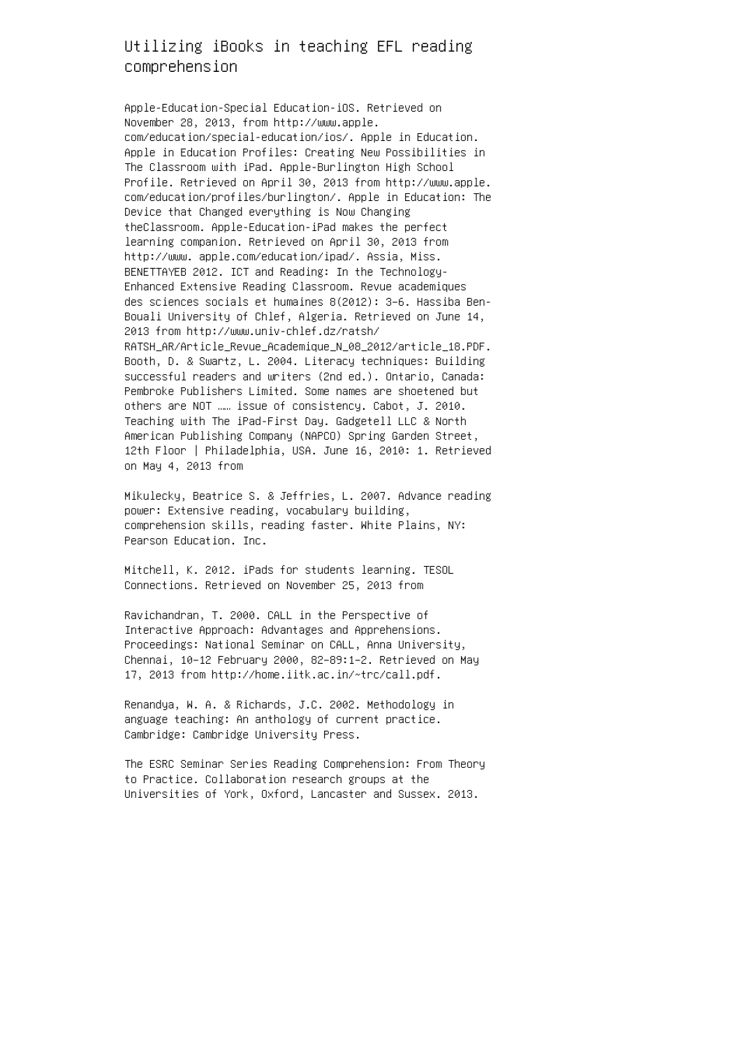# Utilizing iBooks in teaching EFL reading comprehension

Apple-Education-Special Education-iOS. Retrieved on November 28, 2013, from http://www.apple.com/education/special-education/ios/. Apple in Education. Apple in Education Profiles: Creating New Possibilities in The Classroom with iPad. Apple-Burlington High School Profile. Retrieved on April 30, 2013 from http://www.apple.com/education/profiles/burlington/. Apple in Education: The Device that Changed everything is Now Changing theClassroom. Apple-Education-iPad makes the perfect learning companion. Retrieved on April 30, 2013 from http://www. apple.com/education/ipad/. Assia, Miss. BENETTAYEB 2012. ICT and Reading: In the Technology-Enhanced Extensive Reading Classroom. Revue academiques des sciences socials et humaines 8(2012): 3–6. Hassiba Ben-Bouali University of Chlef, Algeria. Retrieved on June 14, 2013 from http://www.univ-chlef.dz/ratsh/RATSH_AR/Article_Revue_Academique_N_08_2012/article_18.PDF. Booth, D. & Swartz, L. 2004. Literacy techniques: Building successful readers and writers (2nd ed.). Ontario, Canada: Pembroke Publishers Limited. Some names are shoetened but others are NOT …… issue of consistency. Cabot, J. 2010. Teaching with The iPad-First Day. Gadgetell LLC & North American Publishing Company (NAPCO) Spring Garden Street, 12th Floor | Philadelphia, USA. June 16, 2010: 1. Retrieved on May 4, 2013 from

Mikulecky, Beatrice S. & Jeffries, L. 2007. Advance reading power: Extensive reading, vocabulary building, comprehension skills, reading faster. White Plains, NY: Pearson Education. Inc.

Mitchell, K. 2012. iPads for students learning. TESOL Connections. Retrieved on November 25, 2013 from

Ravichandran, T. 2000. CALL in the Perspective of Interactive Approach: Advantages and Apprehensions. Proceedings: National Seminar on CALL, Anna University, Chennai, 10–12 February 2000, 82–89:1–2. Retrieved on May 17, 2013 from http://home.iitk.ac.in/~trc/call.pdf.

Renandya, W. A. & Richards, J.C. 2002. Methodology in anguage teaching: An anthology of current practice. Cambridge: Cambridge University Press.

The ESRC Seminar Series Reading Comprehension: From Theory to Practice. Collaboration research groups at the Universities of York, Oxford, Lancaster and Sussex. 2013.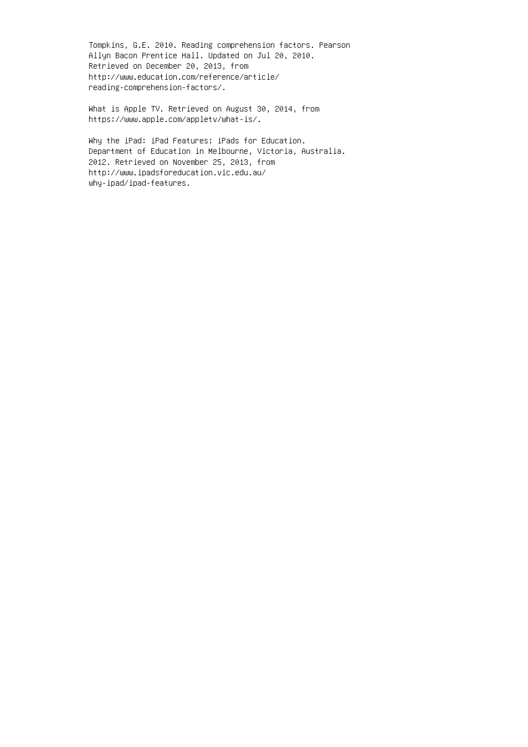Tompkins, G.E. 2010. Reading comprehension factors. Pearson Allyn Bacon Prentice Hall. Updated on Jul 20, 2010. Retrieved on December 20, 2013, from http://www.education.com/reference/article/reading-comprehension-factors/.

What is Apple TV. Retrieved on August 30, 2014, from https://www.apple.com/appletv/what-is/.

Why the iPad: iPad Features; iPads for Education. Department of Education in Melbourne, Victoria, Australia. 2012. Retrieved on November 25, 2013, from http://www.ipadsforeducation.vic.edu.au/why-ipad/ipad-features.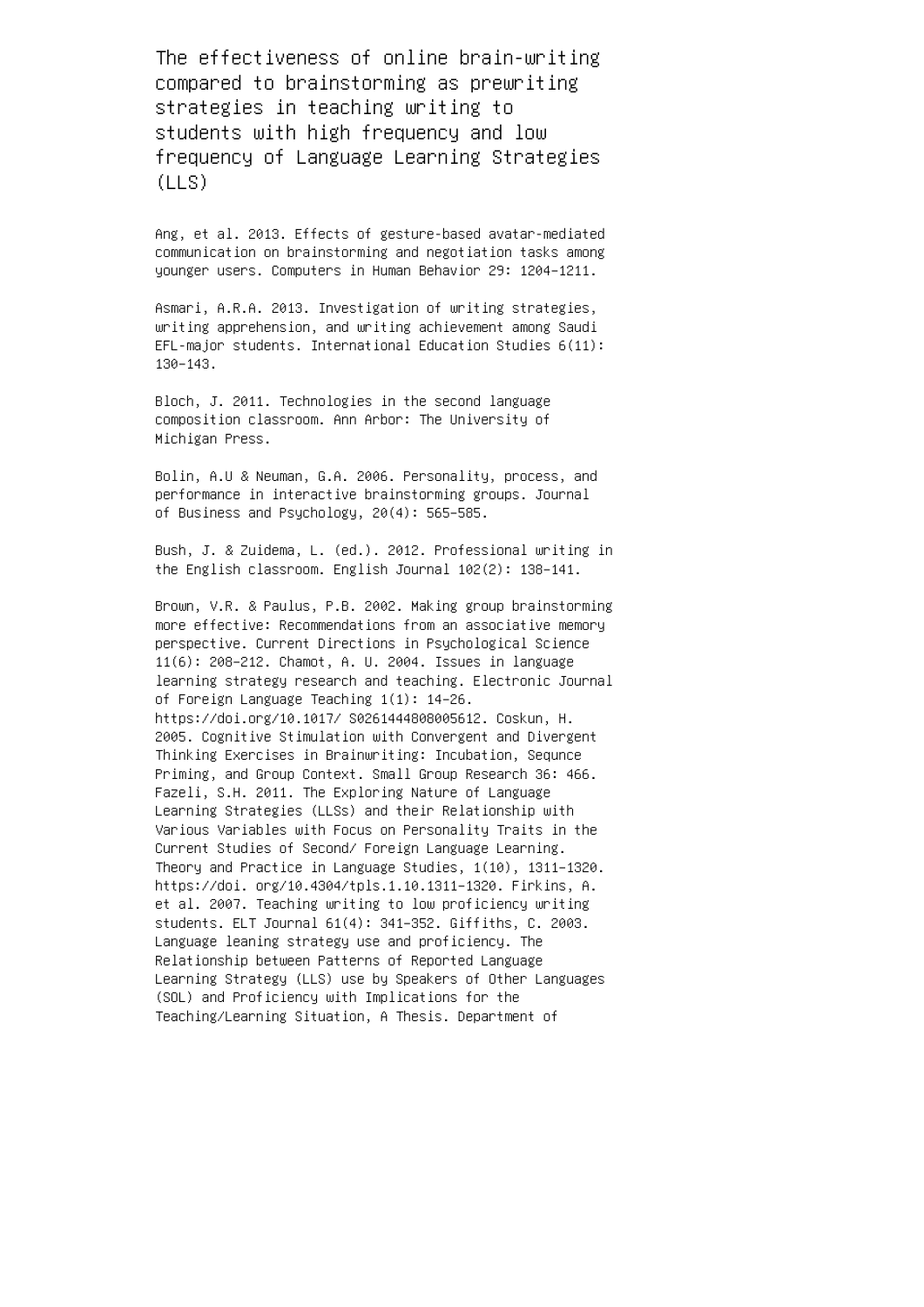# The effectiveness of online brain-writing compared to brainstorming as prewriting strategies in teaching writing to students with high frequency and low frequency of Language Learning Strategies (LLS)

Ang, et al. 2013. Effects of gesture-based avatar-mediated communication on brainstorming and negotiation tasks among younger users. Computers in Human Behavior 29: 1204–1211.

Asmari, A.R.A. 2013. Investigation of writing strategies, writing apprehension, and writing achievement among Saudi EFL-major students. International Education Studies 6(11): 130–143.

Bloch, J. 2011. Technologies in the second language composition classroom. Ann Arbor: The University of Michigan Press.

Bolin, A.U & Neuman, G.A. 2006. Personality, process, and performance in interactive brainstorming groups. Journal of Business and Psychology, 20(4): 565–585.

Bush, J. & Zuidema, L. (ed.). 2012. Professional writing in the English classroom. English Journal 102(2): 138–141.

Brown, V.R. & Paulus, P.B. 2002. Making group brainstorming more effective: Recommendations from an associative memory perspective. Current Directions in Psychological Science 11(6): 208–212. Chamot, A. U. 2004. Issues in language learning strategy research and teaching. Electronic Journal of Foreign Language Teaching 1(1): 14–26. https://doi.org/10.1017/ S0261444808005612. Coskun, H. 2005. Cognitive Stimulation with Convergent and Divergent Thinking Exercises in Brainwriting: Incubation, Sequnce Priming, and Group Context. Small Group Research 36: 466. Fazeli, S.H. 2011. The Exploring Nature of Language Learning Strategies (LLSs) and their Relationship with Various Variables with Focus on Personality Traits in the Current Studies of Second/ Foreign Language Learning. Theory and Practice in Language Studies, 1(10), 1311–1320. https://doi. org/10.4304/tpls.1.10.1311-1320. Firkins, A. et al. 2007. Teaching writing to low proficiency writing students. ELT Journal 61(4): 341–352. Giffiths, C. 2003. Language leaning strategy use and proficiency. The Relationship between Patterns of Reported Language Learning Strategy (LLS) use by Speakers of Other Languages (SOL) and Proficiency with Implications for the Teaching/Learning Situation, A Thesis. Department of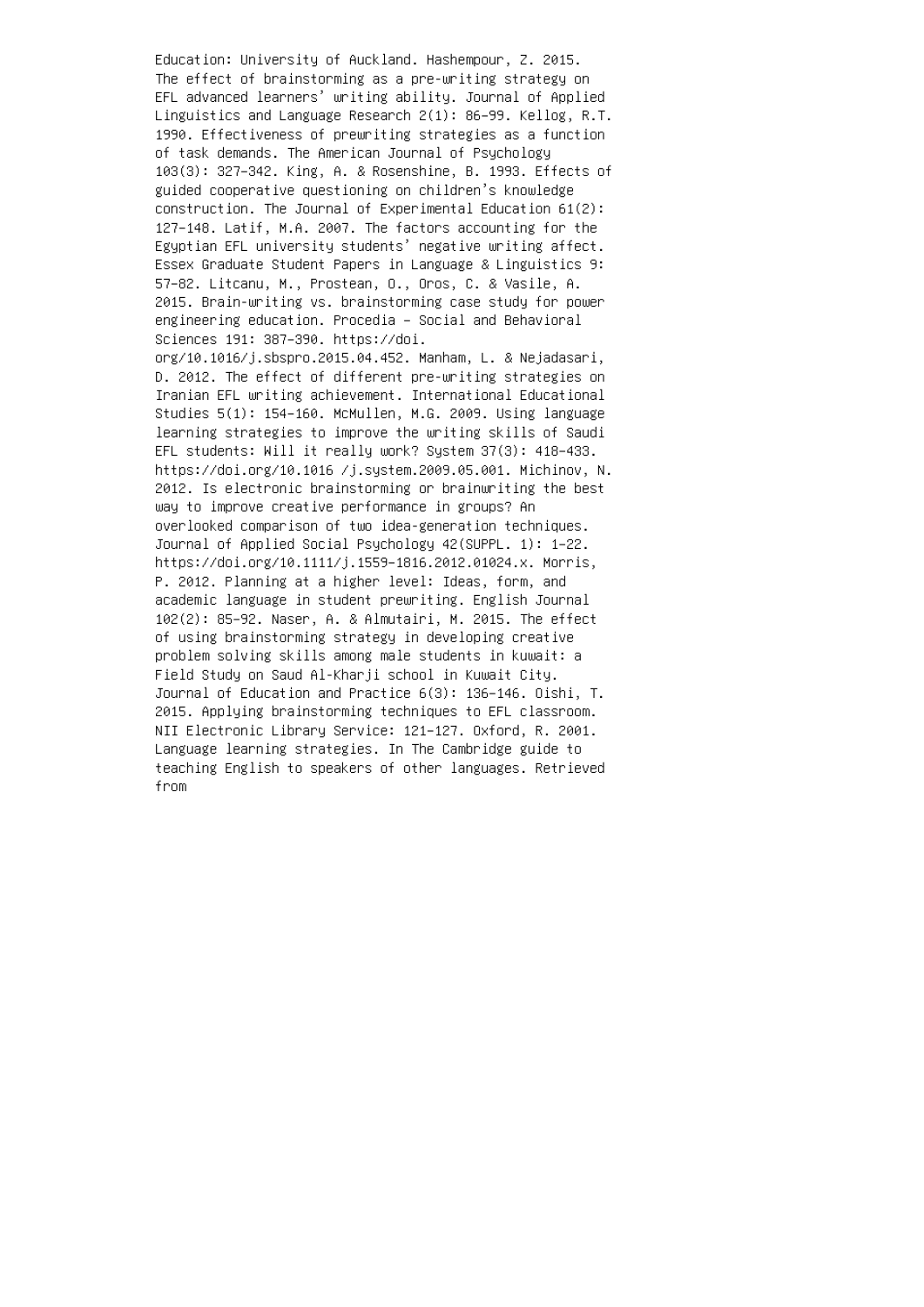Education: University of Auckland. Hashempour, Z. 2015. The effect of brainstorming as a pre-writing strategy on EFL advanced learners' writing ability. Journal of Applied Linguistics and Language Research 2(1): 86–99. Kellog, R.T. 1990. Effectiveness of prewriting strategies as a function of task demands. The American Journal of Psychology 103(3): 327–342. King, A. & Rosenshine, B. 1993. Effects of guided cooperative questioning on children's knowledge construction. The Journal of Experimental Education 61(2): 127–148. Latif, M.A. 2007. The factors accounting for the Egyptian EFL university students' negative writing affect. Essex Graduate Student Papers in Language & Linguistics 9: 57–82. Litcanu, M., Prostean, O., Oros, C. & Vasile, A. 2015. Brain-writing vs. brainstorming case study for power engineering education. Procedia – Social and Behavioral Sciences 191: 387–390. https://doi. org/10.1016/j.sbspro.2015.04.452. Manham, L. & Nejadasari, D. 2012. The effect of different pre-writing strategies on Iranian EFL writing achievement. International Educational Studies 5(1): 154–160. McMullen, M.G. 2009. Using language learning strategies to improve the writing skills of Saudi EFL students: Will it really work? System 37(3): 418–433. https://doi.org/10.1016 /j.system.2009.05.001. Michinov, N. 2012. Is electronic brainstorming or brainwriting the best way to improve creative performance in groups? An overlooked comparison of two idea-generation techniques. Journal of Applied Social Psychology 42(SUPPL. 1): 1–22. https://doi.org/10.1111/j.1559-1816.2012.01024.x. Morris, P. 2012. Planning at a higher level: Ideas, form, and academic language in student prewriting. English Journal 102(2): 85–92. Naser, A. & Almutairi, M. 2015. The effect of using brainstorming strategy in developing creative problem solving skills among male students in kuwait: a Field Study on Saud Al-Kharji school in Kuwait City. Journal of Education and Practice 6(3): 136–146. Oishi, T. 2015. Applying brainstorming techniques to EFL classroom. NII Electronic Library Service: 121–127. Oxford, R. 2001. Language learning strategies. In The Cambridge guide to teaching English to speakers of other languages. Retrieved from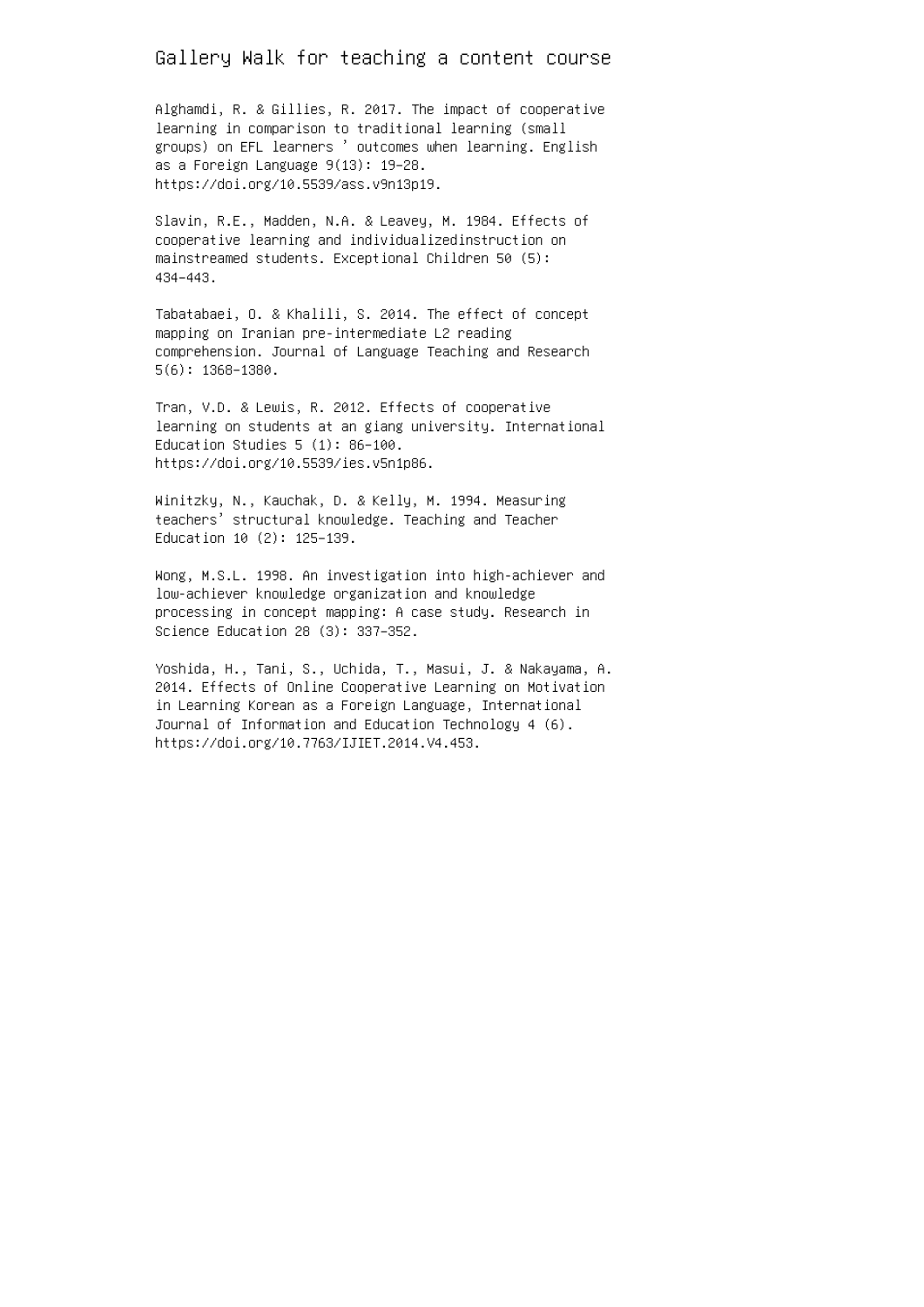Alghamdi, R. & Gillies, R. 2017. The impact of cooperative learning in comparison to traditional learning (small groups) on EFL learners ' outcomes when learning. English as a Foreign Language 9(13): 19–28. https://doi.org/10.5539/ass.v9n13p19.

Slavin, R.E., Madden, N.A. & Leavey, M. 1984. Effects of cooperative learning and individualizedinstruction on mainstreamed students. Exceptional Children 50 (5): 434–443.

Tabatabaei, O. & Khalili, S. 2014. The effect of concept mapping on Iranian pre-intermediate L2 reading comprehension. Journal of Language Teaching and Research 5(6): 1368–1380.

Tran, V.D. & Lewis, R. 2012. Effects of cooperative learning on students at an giang university. International Education Studies 5 (1): 86–100. https://doi.org/10.5539/ies.v5n1p86.

Winitzky, N., Kauchak, D. & Kelly, M. 1994. Measuring teachers' structural knowledge. Teaching and Teacher Education 10 (2): 125–139.

Wong, M.S.L. 1998. An investigation into high-achiever and low-achiever knowledge organization and knowledge processing in concept mapping: A case study. Research in Science Education 28 (3): 337–352.

Yoshida, H., Tani, S., Uchida, T., Masui, J. & Nakayama, A. 2014. Effects of Online Cooperative Learning on Motivation in Learning Korean as a Foreign Language, International Journal of Information and Education Technology 4 (6). https://doi.org/10.7763/IJIET.2014.V4.453.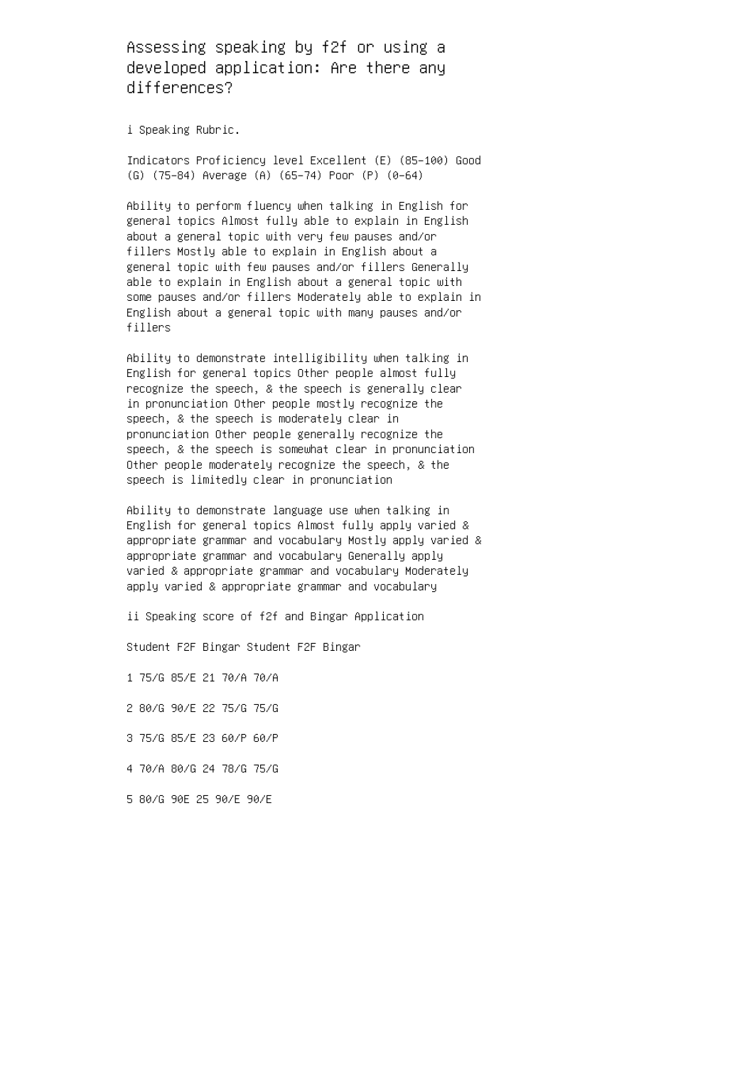# Assessing speaking by f2f or using a developed application: Are there any differences?

i Speaking Rubric.

| Indicators | Proficiency level | | | |
|---|---|---|---|---|
| | Excellent (E) (85–100) | Good (G) (75–84) | Average (A) (65–74) | Poor (P) (0–64) |
| Ability to perform fluency when talking in English for general topics | Almost fully able to explain in English about a general topic with very few pauses and/or fillers | Mostly able to explain in English about a general topic with few pauses and/or fillers | Generally able to explain in English about a general topic with some pauses and/or fillers | Moderately able to explain in English about a general topic with many pauses and/or fillers |
| Ability to demonstrate intelligibility when talking in English for general topics | Other people almost fully recognize the speech, & the speech is generally clear in pronunciation | Other people mostly recognize the speech, & the speech is moderately clear in pronunciation | Other people generally recognize the speech, & the speech is somewhat clear in pronunciation | Other people moderately recognize the speech, & the speech is limitedly clear in pronunciation |
| Ability to demonstrate language use when talking in English for general topics | Almost fully apply varied & appropriate grammar and vocabulary | Mostly apply varied & appropriate grammar and vocabulary | Generally apply varied & appropriate grammar and vocabulary | Moderately apply varied & appropriate grammar and vocabulary |

ii Speaking score of f2f and Bingar Application

| Student | F2F | Bingar | Student | F2F | Bingar |
|---|---|---|---|---|---|
| 1 | 75/G | 85/E | 21 | 70/A | 70/A |
| 2 | 80/G | 90/E | 22 | 75/G | 75/G |
| 3 | 75/G | 85/E | 23 | 60/P | 60/P |
| 4 | 70/A | 80/G | 24 | 78/G | 75/G |
| 5 | 80/G | 90E | 25 | 90/E | 90/E |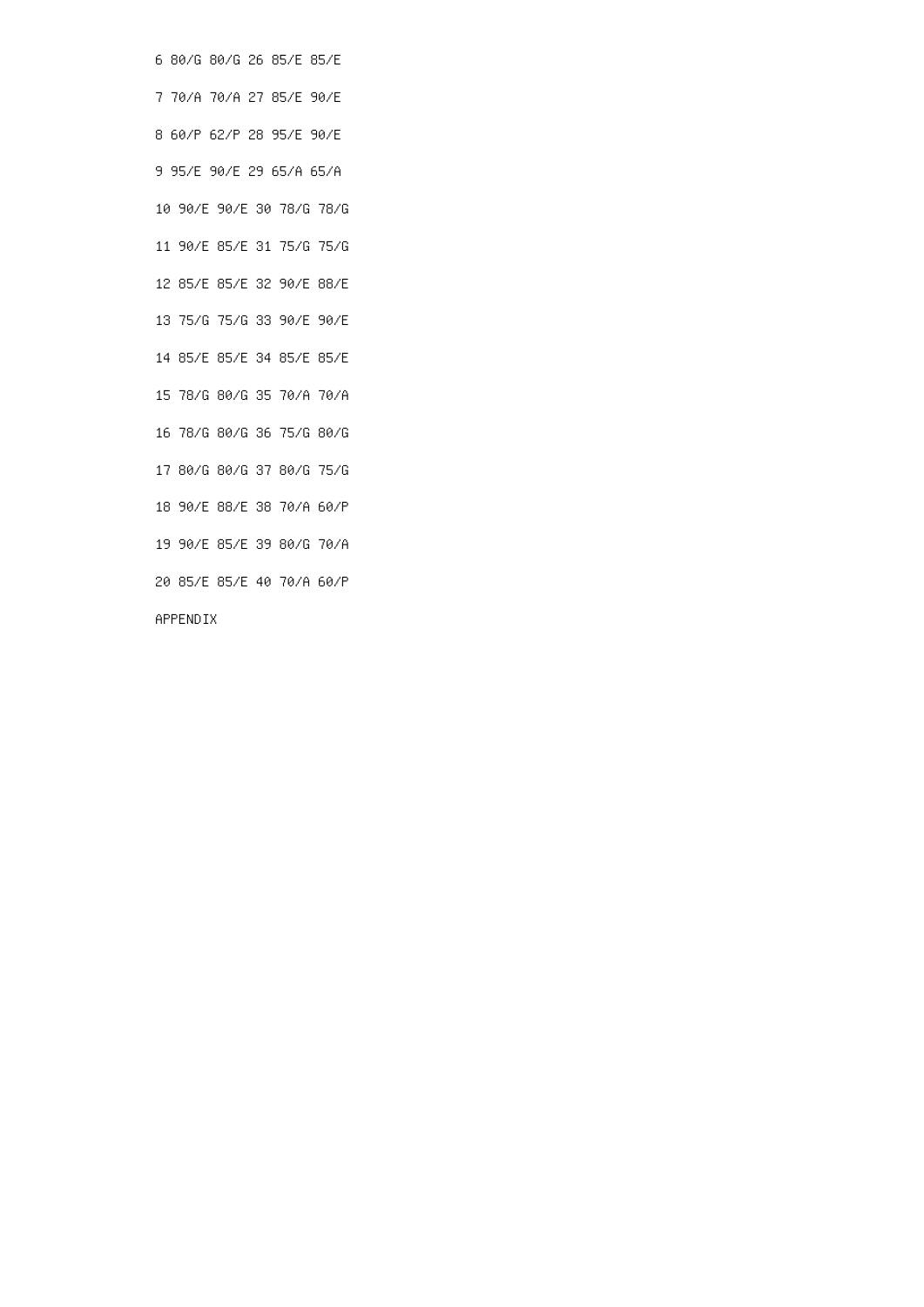| | | | | | |
|---|---|---|---|---|---|
| 6 | 80/G | 80/G | 26 | 85/E | 85/E |
| 7 | 70/A | 70/A | 27 | 85/E | 90/E |
| 8 | 60/P | 62/P | 28 | 95/E | 90/E |
| 9 | 95/E | 90/E | 29 | 65/A | 65/A |
| 10 | 90/E | 90/E | 30 | 78/G | 78/G |
| 11 | 90/E | 85/E | 31 | 75/G | 75/G |
| 12 | 85/E | 85/E | 32 | 90/E | 88/E |
| 13 | 75/G | 75/G | 33 | 90/E | 90/E |
| 14 | 85/E | 85/E | 34 | 85/E | 85/E |
| 15 | 78/G | 80/G | 35 | 70/A | 70/A |
| 16 | 78/G | 80/G | 36 | 75/G | 80/G |
| 17 | 80/G | 80/G | 37 | 80/G | 75/G |
| 18 | 90/E | 88/E | 38 | 70/A | 60/P |
| 19 | 90/E | 85/E | 39 | 80/G | 70/A |
| 20 | 85/E | 85/E | 40 | 70/A | 60/P |

APPENDIX